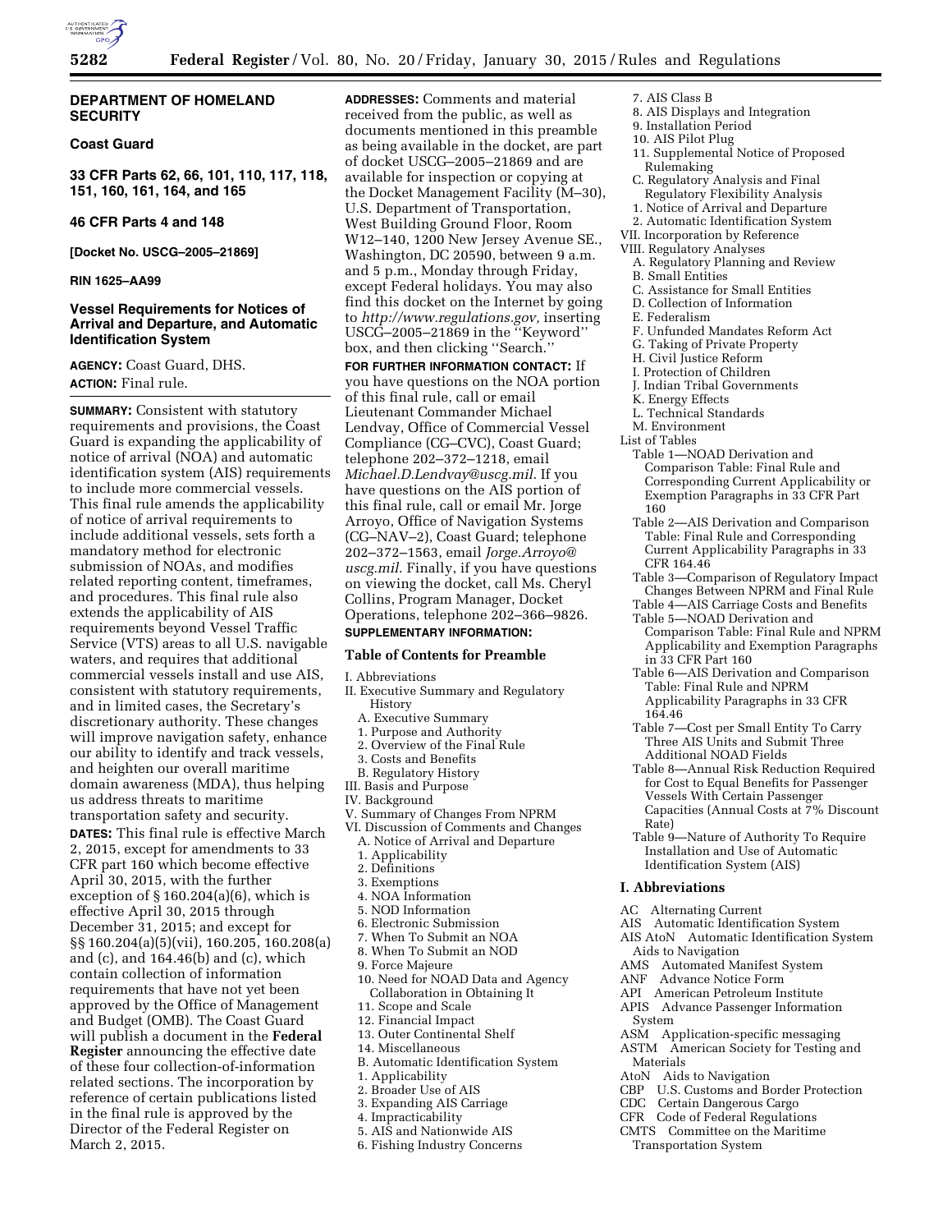**DEPARTMENT OF HOMELAND SECURITY**

**Coast Guard**

**33 CFR Parts 62, 66, 101, 110, 117, 118, 151, 160, 161, 164, and 165**

**46 CFR Parts 4 and 148**

**[Docket No. USCG–2005–21869]**

**RIN 1625–AA99**

# Vessel Requirements for Notices of Arrival and Departure, and Automatic Identification System

**AGENCY:** Coast Guard, DHS.

**ACTION:** Final rule.

**SUMMARY:** Consistent with statutory requirements and provisions, the Coast Guard is expanding the applicability of notice of arrival (NOA) and automatic identification system (AIS) requirements to include more commercial vessels. This final rule amends the applicability of notice of arrival requirements to include additional vessels, sets forth a mandatory method for electronic submission of NOAs, and modifies related reporting content, timeframes, and procedures. This final rule also extends the applicability of AIS requirements beyond Vessel Traffic Service (VTS) areas to all U.S. navigable waters, and requires that additional commercial vessels install and use AIS, consistent with statutory requirements, and in limited cases, the Secretary's discretionary authority. These changes will improve navigation safety, enhance our ability to identify and track vessels, and heighten our overall maritime domain awareness (MDA), thus helping us address threats to maritime transportation safety and security.

**DATES:** This final rule is effective March 2, 2015, except for amendments to 33 CFR part 160 which become effective April 30, 2015, with the further exception of § 160.204(a)(6), which is effective April 30, 2015 through December 31, 2015; and except for §§ 160.204(a)(5)(vii), 160.205, 160.208(a) and (c), and 164.46(b) and (c), which contain collection of information requirements that have not yet been approved by the Office of Management and Budget (OMB). The Coast Guard will publish a document in the **Federal Register** announcing the effective date of these four collection-of-information related sections. The incorporation by reference of certain publications listed in the final rule is approved by the Director of the Federal Register on March 2, 2015.

**ADDRESSES:** Comments and material received from the public, as well as documents mentioned in this preamble as being available in the docket, are part of docket USCG–2005–21869 and are available for inspection or copying at the Docket Management Facility (M–30), U.S. Department of Transportation, West Building Ground Floor, Room W12–140, 1200 New Jersey Avenue SE., Washington, DC 20590, between 9 a.m. and 5 p.m., Monday through Friday, except Federal holidays. You may also find this docket on the Internet by going to *http://www.regulations.gov,* inserting USCG–2005–21869 in the ''Keyword'' box, and then clicking ''Search.''

**FOR FURTHER INFORMATION CONTACT:** If you have questions on the NOA portion of this final rule, call or email Lieutenant Commander Michael Lendvay, Office of Commercial Vessel Compliance (CG–CVC), Coast Guard; telephone 202–372–1218, email *Michael.D.Lendvay@uscg.mil*. If you have questions on the AIS portion of this final rule, call or email Mr. Jorge Arroyo, Office of Navigation Systems (CG–NAV–2), Coast Guard; telephone 202–372–1563, email *Jorge.Arroyo@uscg.mil*. Finally, if you have questions on viewing the docket, call Ms. Cheryl Collins, Program Manager, Docket Operations, telephone 202–366–9826.

**SUPPLEMENTARY INFORMATION:**

## Table of Contents for Preamble

I. Abbreviations
II. Executive Summary and Regulatory History
 A. Executive Summary
 1. Purpose and Authority
 2. Overview of the Final Rule
 3. Costs and Benefits
 B. Regulatory History
III. Basis and Purpose
IV. Background
V. Summary of Changes From NPRM
VI. Discussion of Comments and Changes
 A. Notice of Arrival and Departure
 1. Applicability
 2. Definitions
 3. Exemptions
 4. NOA Information
 5. NOD Information
 6. Electronic Submission
 7. When To Submit an NOA
 8. When To Submit an NOD
 9. Force Majeure
 10. Need for NOAD Data and Agency Collaboration in Obtaining It
 11. Scope and Scale
 12. Financial Impact
 13. Outer Continental Shelf
 14. Miscellaneous
 B. Automatic Identification System
 1. Applicability
 2. Broader Use of AIS
 3. Expanding AIS Carriage
 4. Impracticability
 5. AIS and Nationwide AIS
 6. Fishing Industry Concerns
 7. AIS Class B
 8. AIS Displays and Integration
 9. Installation Period
 10. AIS Pilot Plug
 11. Supplemental Notice of Proposed Rulemaking
 C. Regulatory Analysis and Final Regulatory Flexibility Analysis
 1. Notice of Arrival and Departure
 2. Automatic Identification System
VII. Incorporation by Reference
VIII. Regulatory Analyses
 A. Regulatory Planning and Review
 B. Small Entities
 C. Assistance for Small Entities
 D. Collection of Information
 E. Federalism
 F. Unfunded Mandates Reform Act
 G. Taking of Private Property
 H. Civil Justice Reform
 I. Protection of Children
 J. Indian Tribal Governments
 K. Energy Effects
 L. Technical Standards
 M. Environment
List of Tables
 Table 1—NOAD Derivation and Comparison Table: Final Rule and Corresponding Current Applicability or Exemption Paragraphs in 33 CFR Part 160
 Table 2—AIS Derivation and Comparison Table: Final Rule and Corresponding Current Applicability Paragraphs in 33 CFR 164.46
 Table 3—Comparison of Regulatory Impact Changes Between NPRM and Final Rule
 Table 4—AIS Carriage Costs and Benefits
 Table 5—NOAD Derivation and Comparison Table: Final Rule and NPRM Applicability and Exemption Paragraphs in 33 CFR Part 160
 Table 6—AIS Derivation and Comparison Table: Final Rule and NPRM Applicability Paragraphs in 33 CFR 164.46
 Table 7—Cost per Small Entity To Carry Three AIS Units and Submit Three Additional NOAD Fields
 Table 8—Annual Risk Reduction Required for Cost to Equal Benefits for Passenger Vessels With Certain Passenger Capacities (Annual Costs at 7% Discount Rate)
 Table 9—Nature of Authority To Require Installation and Use of Automatic Identification System (AIS)

## I. Abbreviations

AC Alternating Current
AIS Automatic Identification System
AIS AtoN Automatic Identification System Aids to Navigation
AMS Automated Manifest System
ANF Advance Notice Form
API American Petroleum Institute
APIS Advance Passenger Information System
ASM Application-specific messaging
ASTM American Society for Testing and Materials
AtoN Aids to Navigation
CBP U.S. Customs and Border Protection
CDC Certain Dangerous Cargo
CFR Code of Federal Regulations
CMTS Committee on the Maritime Transportation System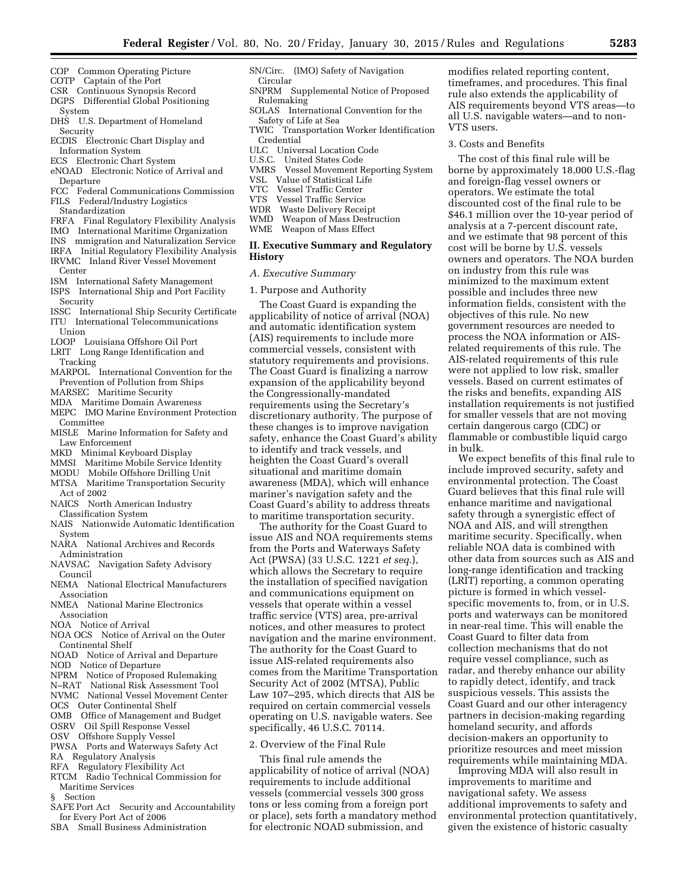COP Common Operating Picture
COTP Captain of the Port
CSR Continuous Synopsis Record
DGPS Differential Global Positioning System
DHS U.S. Department of Homeland Security
ECDIS Electronic Chart Display and Information System
ECS Electronic Chart System
eNOAD Electronic Notice of Arrival and Departure
FCC Federal Communications Commission
FILS Federal/Industry Logistics Standardization
FRFA Final Regulatory Flexibility Analysis
IMO International Maritime Organization
INS mmigration and Naturalization Service
IRFA Initial Regulatory Flexibility Analysis
IRVMC Inland River Vessel Movement Center
ISM International Safety Management
ISPS International Ship and Port Facility Security
ISSC International Ship Security Certificate
ITU International Telecommunications Union
LOOP Louisiana Offshore Oil Port
LRIT Long Range Identification and Tracking
MARPOL International Convention for the Prevention of Pollution from Ships
MARSEC Maritime Security
MDA Maritime Domain Awareness
MEPC IMO Marine Environment Protection Committee
MISLE Marine Information for Safety and Law Enforcement
MKD Minimal Keyboard Display
MMSI Maritime Mobile Service Identity
MODU Mobile Offshore Drilling Unit
MTSA Maritime Transportation Security Act of 2002
NAICS North American Industry Classification System
NAIS Nationwide Automatic Identification System
NARA National Archives and Records Administration
NAVSAC Navigation Safety Advisory Council
NEMA National Electrical Manufacturers Association
NMEA National Marine Electronics Association
NOA Notice of Arrival
NOA OCS Notice of Arrival on the Outer Continental Shelf
NOAD Notice of Arrival and Departure
NOD Notice of Departure
NPRM Notice of Proposed Rulemaking
N–RAT National Risk Assessment Tool
NVMC National Vessel Movement Center
OCS Outer Continental Shelf
OMB Office of Management and Budget
OSRV Oil Spill Response Vessel
OSV Offshore Supply Vessel
PWSA Ports and Waterways Safety Act
RA Regulatory Analysis
RFA Regulatory Flexibility Act
RTCM Radio Technical Commission for Maritime Services
§ Section
SAFE Port Act Security and Accountability for Every Port Act of 2006
SBA Small Business Administration
SN/Circ. (IMO) Safety of Navigation Circular
SNPRM Supplemental Notice of Proposed Rulemaking
SOLAS International Convention for the Safety of Life at Sea
TWIC Transportation Worker Identification Credential
ULC Universal Location Code
U.S.C. United States Code
VMRS Vessel Movement Reporting System
VSL Value of Statistical Life
VTC Vessel Traffic Center
VTS Vessel Traffic Service
WDR Waste Delivery Receipt
WMD Weapon of Mass Destruction
WME Weapon of Mass Effect

## II. Executive Summary and Regulatory History

### *A. Executive Summary*

#### 1. Purpose and Authority

The Coast Guard is expanding the applicability of notice of arrival (NOA) and automatic identification system (AIS) requirements to include more commercial vessels, consistent with statutory requirements and provisions. The Coast Guard is finalizing a narrow expansion of the applicability beyond the Congressionally-mandated requirements using the Secretary's discretionary authority. The purpose of these changes is to improve navigation safety, enhance the Coast Guard's ability to identify and track vessels, and heighten the Coast Guard's overall situational and maritime domain awareness (MDA), which will enhance mariner's navigation safety and the Coast Guard's ability to address threats to maritime transportation security.

The authority for the Coast Guard to issue AIS and NOA requirements stems from the Ports and Waterways Safety Act (PWSA) (33 U.S.C. 1221 *et seq.*), which allows the Secretary to require the installation of specified navigation and communications equipment on vessels that operate within a vessel traffic service (VTS) area, pre-arrival notices, and other measures to protect navigation and the marine environment. The authority for the Coast Guard to issue AIS-related requirements also comes from the Maritime Transportation Security Act of 2002 (MTSA), Public Law 107–295, which directs that AIS be required on certain commercial vessels operating on U.S. navigable waters. See specifically, 46 U.S.C. 70114.

#### 2. Overview of the Final Rule

This final rule amends the applicability of notice of arrival (NOA) requirements to include additional vessels (commercial vessels 300 gross tons or less coming from a foreign port or place), sets forth a mandatory method for electronic NOAD submission, and modifies related reporting content, timeframes, and procedures. This final rule also extends the applicability of AIS requirements beyond VTS areas—to all U.S. navigable waters—and to non-VTS users.

#### 3. Costs and Benefits

The cost of this final rule will be borne by approximately 18,000 U.S.-flag and foreign-flag vessel owners or operators. We estimate the total discounted cost of the final rule to be $46.1 million over the 10-year period of analysis at a 7-percent discount rate, and we estimate that 98 percent of this cost will be borne by U.S. vessels owners and operators. The NOA burden on industry from this rule was minimized to the maximum extent possible and includes three new information fields, consistent with the objectives of this rule. No new government resources are needed to process the NOA information or AIS-related requirements of this rule. The AIS-related requirements of this rule were not applied to low risk, smaller vessels. Based on current estimates of the risks and benefits, expanding AIS installation requirements is not justified for smaller vessels that are not moving certain dangerous cargo (CDC) or flammable or combustible liquid cargo in bulk.

We expect benefits of this final rule to include improved security, safety and environmental protection. The Coast Guard believes that this final rule will enhance maritime and navigational safety through a synergistic effect of NOA and AIS, and will strengthen maritime security. Specifically, when reliable NOA data is combined with other data from sources such as AIS and long-range identification and tracking (LRIT) reporting, a common operating picture is formed in which vessel-specific movements to, from, or in U.S. ports and waterways can be monitored in near-real time. This will enable the Coast Guard to filter data from collection mechanisms that do not require vessel compliance, such as radar, and thereby enhance our ability to rapidly detect, identify, and track suspicious vessels. This assists the Coast Guard and our other interagency partners in decision-making regarding homeland security, and affords decision-makers an opportunity to prioritize resources and meet mission requirements while maintaining MDA.

Improving MDA will also result in improvements to maritime and navigational safety. We assess additional improvements to safety and environmental protection quantitatively, given the existence of historic casualty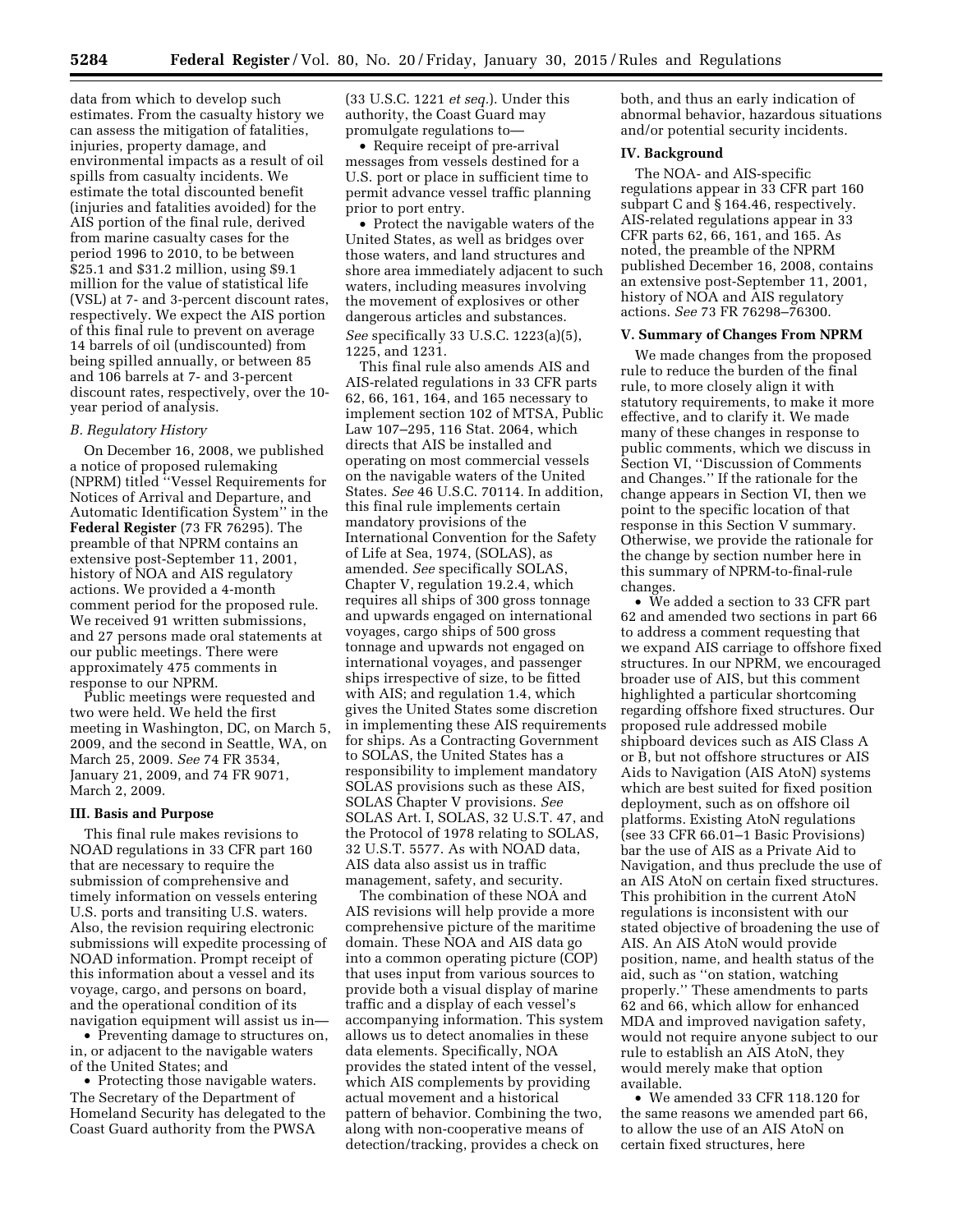data from which to develop such estimates. From the casualty history we can assess the mitigation of fatalities, injuries, property damage, and environmental impacts as a result of oil spills from casualty incidents. We estimate the total discounted benefit (injuries and fatalities avoided) for the AIS portion of the final rule, derived from marine casualty cases for the period 1996 to 2010, to be between $25.1 and $31.2 million, using $9.1 million for the value of statistical life (VSL) at 7- and 3-percent discount rates, respectively. We expect the AIS portion of this final rule to prevent on average 14 barrels of oil (undiscounted) from being spilled annually, or between 85 and 106 barrels at 7- and 3-percent discount rates, respectively, over the 10-year period of analysis.

### *B. Regulatory History*

On December 16, 2008, we published a notice of proposed rulemaking (NPRM) titled ''Vessel Requirements for Notices of Arrival and Departure, and Automatic Identification System'' in the **Federal Register** (73 FR 76295). The preamble of that NPRM contains an extensive post-September 11, 2001, history of NOA and AIS regulatory actions. We provided a 4-month comment period for the proposed rule. We received 91 written submissions, and 27 persons made oral statements at our public meetings. There were approximately 475 comments in response to our NPRM.

Public meetings were requested and two were held. We held the first meeting in Washington, DC, on March 5, 2009, and the second in Seattle, WA, on March 25, 2009. *See* 74 FR 3534, January 21, 2009, and 74 FR 9071, March 2, 2009.

## III. Basis and Purpose

This final rule makes revisions to NOAD regulations in 33 CFR part 160 that are necessary to require the submission of comprehensive and timely information on vessels entering U.S. ports and transiting U.S. waters. Also, the revision requiring electronic submissions will expedite processing of NOAD information. Prompt receipt of this information about a vessel and its voyage, cargo, and persons on board, and the operational condition of its navigation equipment will assist us in—

- Preventing damage to structures on, in, or adjacent to the navigable waters of the United States; and
- Protecting those navigable waters.

The Secretary of the Department of Homeland Security has delegated to the Coast Guard authority from the PWSA (33 U.S.C. 1221 *et seq.*). Under this authority, the Coast Guard may promulgate regulations to—

- Require receipt of pre-arrival messages from vessels destined for a U.S. port or place in sufficient time to permit advance vessel traffic planning prior to port entry.
- Protect the navigable waters of the United States, as well as bridges over those waters, and land structures and shore area immediately adjacent to such waters, including measures involving the movement of explosives or other dangerous articles and substances.

*See* specifically 33 U.S.C. 1223(a)(5), 1225, and 1231.

This final rule also amends AIS and AIS-related regulations in 33 CFR parts 62, 66, 161, 164, and 165 as necessary to implement section 102 of MTSA, Public Law 107–295, 116 Stat. 2064, which directs that AIS be installed and operating on most commercial vessels on the navigable waters of the United States. *See* 46 U.S.C. 70114. In addition, this final rule implements certain mandatory provisions of the International Convention for the Safety of Life at Sea, 1974, (SOLAS), as amended. *See* specifically SOLAS, Chapter V, regulation 19.2.4, which requires all ships of 300 gross tonnage and upwards engaged on international voyages, cargo ships of 500 gross tonnage and upwards not engaged on international voyages, and passenger ships irrespective of size, to be fitted with AIS; and regulation 1.4, which gives the United States some discretion in implementing these AIS requirements for ships. As a Contracting Government to SOLAS, the United States has a responsibility to implement mandatory SOLAS provisions such as these AIS, SOLAS Chapter V provisions. *See* SOLAS Art. I, SOLAS, 32 U.S.T. 47, and the Protocol of 1978 relating to SOLAS, 32 U.S.T. 5577. As with NOAD data, AIS data also assist us in traffic management, safety, and security.

The combination of these NOA and AIS revisions will help provide a more comprehensive picture of the maritime domain. These NOA and AIS data go into a common operating picture (COP) that uses input from various sources to provide both a visual display of marine traffic and a display of each vessel's accompanying information. This system allows us to detect anomalies in these data elements. Specifically, NOA provides the stated intent of the vessel, which AIS complements by providing actual movement and a historical pattern of behavior. Combining the two, along with non-cooperative means of detection/tracking, provides a check on both, and thus an early indication of abnormal behavior, hazardous situations and/or potential security incidents.

## IV. Background

The NOA- and AIS-specific regulations appear in 33 CFR part 160 subpart C and § 164.46, respectively. AIS-related regulations appear in 33 CFR parts 62, 66, 161, and 165. As noted, the preamble of the NPRM published December 16, 2008, contains an extensive post-September 11, 2001, history of NOA and AIS regulatory actions. *See* 73 FR 76298–76300.

## V. Summary of Changes From NPRM

We made changes from the proposed rule to reduce the burden of the final rule, to more closely align it with statutory requirements, to make it more effective, and to clarify it. We made many of these changes in response to public comments, which we discuss in Section VI, ''Discussion of Comments and Changes.'' If the rationale for the change appears in Section VI, then we point to the specific location of that response in this Section V summary. Otherwise, we provide the rationale for the change by section number here in this summary of NPRM-to-final-rule changes.

- We added a section to 33 CFR part 62 and amended two sections in part 66 to address a comment requesting that we expand AIS carriage to offshore fixed structures. In our NPRM, we encouraged broader use of AIS, but this comment highlighted a particular shortcoming regarding offshore fixed structures. Our proposed rule addressed mobile shipboard devices such as AIS Class A or B, but not offshore structures or AIS Aids to Navigation (AIS AtoN) systems which are best suited for fixed position deployment, such as on offshore oil platforms. Existing AtoN regulations (see 33 CFR 66.01–1 Basic Provisions) bar the use of AIS as a Private Aid to Navigation, and thus preclude the use of an AIS AtoN on certain fixed structures. This prohibition in the current AtoN regulations is inconsistent with our stated objective of broadening the use of AIS. An AIS AtoN would provide position, name, and health status of the aid, such as ''on station, watching properly.'' These amendments to parts 62 and 66, which allow for enhanced MDA and improved navigation safety, would not require anyone subject to our rule to establish an AIS AtoN, they would merely make that option available.
- We amended 33 CFR 118.120 for the same reasons we amended part 66, to allow the use of an AIS AtoN on certain fixed structures, here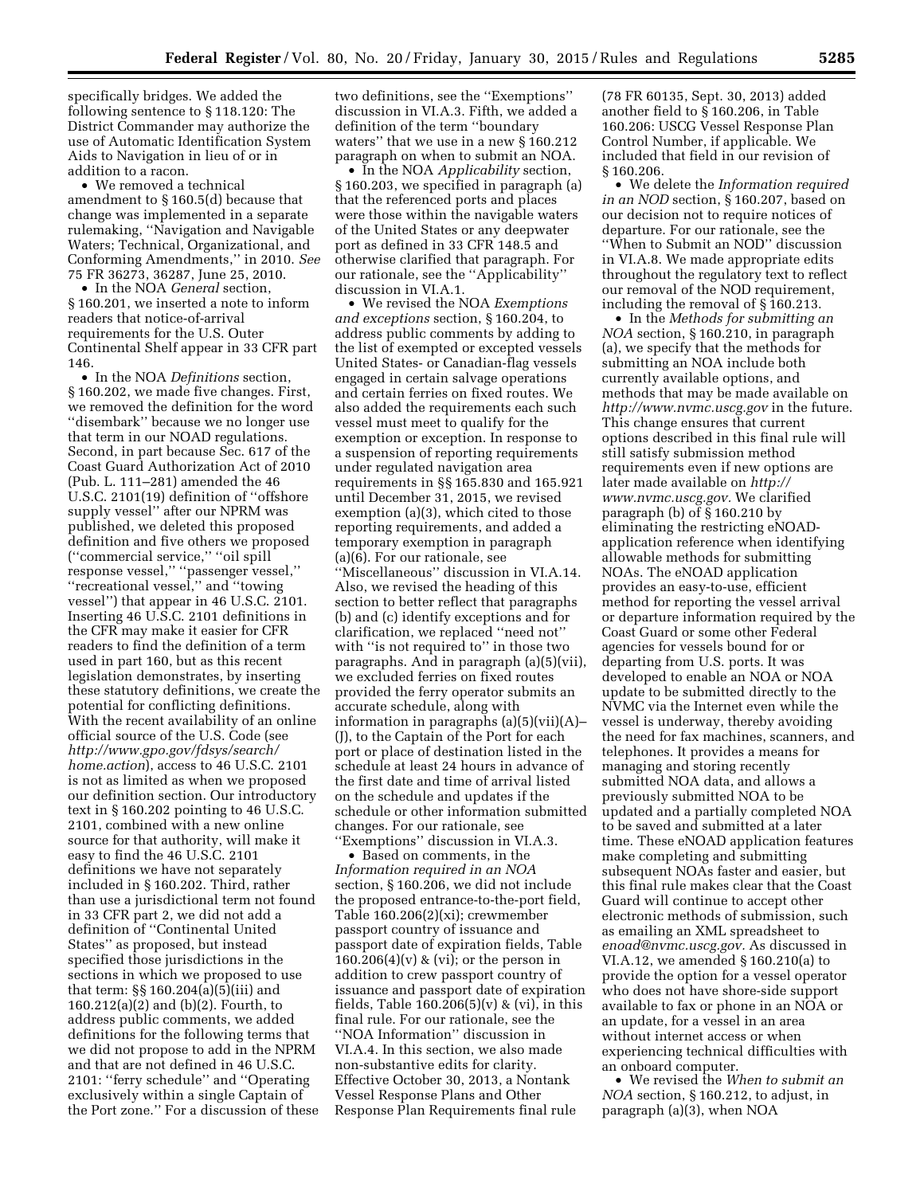specifically bridges. We added the following sentence to § 118.120: The District Commander may authorize the use of Automatic Identification System Aids to Navigation in lieu of or in addition to a racon.

- We removed a technical amendment to § 160.5(d) because that change was implemented in a separate rulemaking, ''Navigation and Navigable Waters; Technical, Organizational, and Conforming Amendments,'' in 2010. *See* 75 FR 36273, 36287, June 25, 2010.
- In the NOA *General* section, § 160.201, we inserted a note to inform readers that notice-of-arrival requirements for the U.S. Outer Continental Shelf appear in 33 CFR part 146.
- In the NOA *Definitions* section, § 160.202, we made five changes. First, we removed the definition for the word ''disembark'' because we no longer use that term in our NOAD regulations. Second, in part because Sec. 617 of the Coast Guard Authorization Act of 2010 (Pub. L. 111–281) amended the 46 U.S.C. 2101(19) definition of ''offshore supply vessel'' after our NPRM was published, we deleted this proposed definition and five others we proposed (''commercial service,'' ''oil spill response vessel,'' ''passenger vessel,'' ''recreational vessel,'' and ''towing vessel'') that appear in 46 U.S.C. 2101. Inserting 46 U.S.C. 2101 definitions in the CFR may make it easier for CFR readers to find the definition of a term used in part 160, but as this recent legislation demonstrates, by inserting these statutory definitions, we create the potential for conflicting definitions. With the recent availability of an online official source of the U.S. Code (see *http://www.gpo.gov/fdsys/search/home.action*), access to 46 U.S.C. 2101 is not as limited as when we proposed our definition section. Our introductory text in § 160.202 pointing to 46 U.S.C. 2101, combined with a new online source for that authority, will make it easy to find the 46 U.S.C. 2101 definitions we have not separately included in § 160.202. Third, rather than use a jurisdictional term not found in 33 CFR part 2, we did not add a definition of ''Continental United States'' as proposed, but instead specified those jurisdictions in the sections in which we proposed to use that term: §§ 160.204(a)(5)(iii) and 160.212(a)(2) and (b)(2). Fourth, to address public comments, we added definitions for the following terms that we did not propose to add in the NPRM and that are not defined in 46 U.S.C. 2101: ''ferry schedule'' and ''Operating exclusively within a single Captain of the Port zone.'' For a discussion of these two definitions, see the ''Exemptions'' discussion in VI.A.3. Fifth, we added a definition of the term ''boundary waters'' that we use in a new § 160.212 paragraph on when to submit an NOA.
- In the NOA *Applicability* section, § 160.203, we specified in paragraph (a) that the referenced ports and places were those within the navigable waters of the United States or any deepwater port as defined in 33 CFR 148.5 and otherwise clarified that paragraph. For our rationale, see the ''Applicability'' discussion in VI.A.1.
- We revised the NOA *Exemptions and exceptions* section, § 160.204, to address public comments by adding to the list of exempted or excepted vessels United States- or Canadian-flag vessels engaged in certain salvage operations and certain ferries on fixed routes. We also added the requirements each such vessel must meet to qualify for the exemption or exception. In response to a suspension of reporting requirements under regulated navigation area requirements in §§ 165.830 and 165.921 until December 31, 2015, we revised exemption (a)(3), which cited to those reporting requirements, and added a temporary exemption in paragraph (a)(6). For our rationale, see ''Miscellaneous'' discussion in VI.A.14. Also, we revised the heading of this section to better reflect that paragraphs (b) and (c) identify exceptions and for clarification, we replaced ''need not'' with ''is not required to'' in those two paragraphs. And in paragraph (a)(5)(vii), we excluded ferries on fixed routes provided the ferry operator submits an accurate schedule, along with information in paragraphs (a)(5)(vii)(A)–(J), to the Captain of the Port for each port or place of destination listed in the schedule at least 24 hours in advance of the first date and time of arrival listed on the schedule and updates if the schedule or other information submitted changes. For our rationale, see ''Exemptions'' discussion in VI.A.3.
- Based on comments, in the *Information required in an NOA* section, § 160.206, we did not include the proposed entrance-to-the-port field, Table 160.206(2)(xi); crewmember passport country of issuance and passport date of expiration fields, Table 160.206(4)(v) & (vi); or the person in addition to crew passport country of issuance and passport date of expiration fields, Table 160.206(5)(v) & (vi), in this final rule. For our rationale, see the ''NOA Information'' discussion in VI.A.4. In this section, we also made non-substantive edits for clarity. Effective October 30, 2013, a Nontank Vessel Response Plans and Other Response Plan Requirements final rule (78 FR 60135, Sept. 30, 2013) added another field to § 160.206, in Table 160.206: USCG Vessel Response Plan Control Number, if applicable. We included that field in our revision of § 160.206.
- We delete the *Information required in an NOD* section, § 160.207, based on our decision not to require notices of departure. For our rationale, see the ''When to Submit an NOD'' discussion in VI.A.8. We made appropriate edits throughout the regulatory text to reflect our removal of the NOD requirement, including the removal of § 160.213.
- In the *Methods for submitting an NOA* section, § 160.210, in paragraph (a), we specify that the methods for submitting an NOA include both currently available options, and methods that may be made available on *http://www.nvmc.uscg.gov* in the future. This change ensures that current options described in this final rule will still satisfy submission method requirements even if new options are later made available on *http://www.nvmc.uscg.gov.* We clarified paragraph (b) of § 160.210 by eliminating the restricting eNOAD-application reference when identifying allowable methods for submitting NOAs. The eNOAD application provides an easy-to-use, efficient method for reporting the vessel arrival or departure information required by the Coast Guard or some other Federal agencies for vessels bound for or departing from U.S. ports. It was developed to enable an NOA or NOA update to be submitted directly to the NVMC via the Internet even while the vessel is underway, thereby avoiding the need for fax machines, scanners, and telephones. It provides a means for managing and storing recently submitted NOA data, and allows a previously submitted NOA to be updated and a partially completed NOA to be saved and submitted at a later time. These eNOAD application features make completing and submitting subsequent NOAs faster and easier, but this final rule makes clear that the Coast Guard will continue to accept other electronic methods of submission, such as emailing an XML spreadsheet to *enoad@nvmc.uscg.gov.* As discussed in VI.A.12, we amended § 160.210(a) to provide the option for a vessel operator who does not have shore-side support available to fax or phone in an NOA or an update, for a vessel in an area without internet access or when experiencing technical difficulties with an onboard computer.
- We revised the *When to submit an NOA* section, § 160.212, to adjust, in paragraph (a)(3), when NOA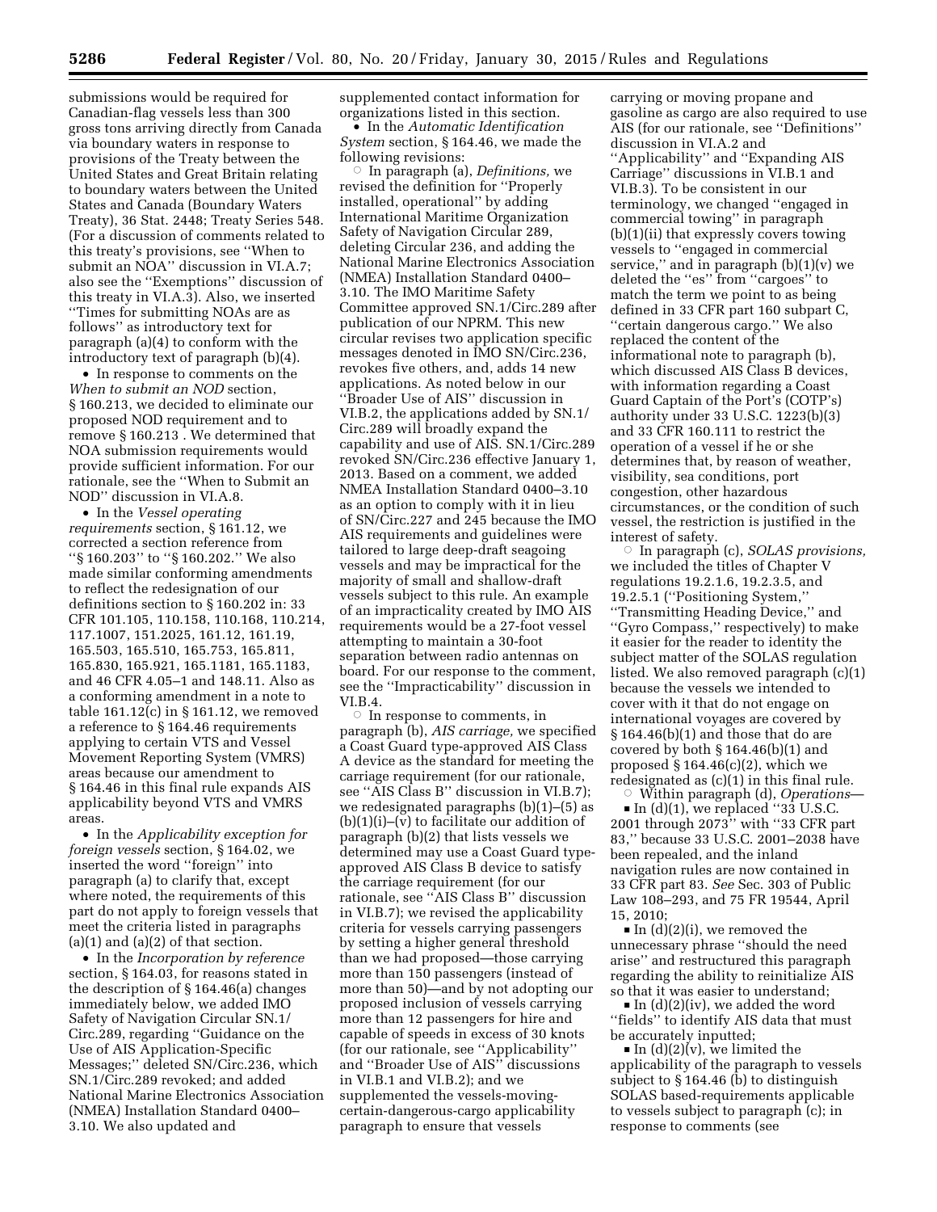submissions would be required for Canadian-flag vessels less than 300 gross tons arriving directly from Canada via boundary waters in response to provisions of the Treaty between the United States and Great Britain relating to boundary waters between the United States and Canada (Boundary Waters Treaty), 36 Stat. 2448; Treaty Series 548. (For a discussion of comments related to this treaty's provisions, see ''When to submit an NOA'' discussion in VI.A.7; also see the ''Exemptions'' discussion of this treaty in VI.A.3). Also, we inserted ''Times for submitting NOAs are as follows'' as introductory text for paragraph (a)(4) to conform with the introductory text of paragraph (b)(4).

- In response to comments on the *When to submit an NOD* section, § 160.213, we decided to eliminate our proposed NOD requirement and to remove § 160.213 . We determined that NOA submission requirements would provide sufficient information. For our rationale, see the ''When to Submit an NOD'' discussion in VI.A.8.
- In the *Vessel operating requirements* section, § 161.12, we corrected a section reference from ''§ 160.203'' to ''§ 160.202.'' We also made similar conforming amendments to reflect the redesignation of our definitions section to § 160.202 in: 33 CFR 101.105, 110.158, 110.168, 110.214, 117.1007, 151.2025, 161.12, 161.19, 165.503, 165.510, 165.753, 165.811, 165.830, 165.921, 165.1181, 165.1183, and 46 CFR 4.05–1 and 148.11. Also as a conforming amendment in a note to table 161.12(c) in § 161.12, we removed a reference to § 164.46 requirements applying to certain VTS and Vessel Movement Reporting System (VMRS) areas because our amendment to § 164.46 in this final rule expands AIS applicability beyond VTS and VMRS areas.
- In the *Applicability exception for foreign vessels* section, § 164.02, we inserted the word ''foreign'' into paragraph (a) to clarify that, except where noted, the requirements of this part do not apply to foreign vessels that meet the criteria listed in paragraphs (a)(1) and (a)(2) of that section.
- In the *Incorporation by reference* section, § 164.03, for reasons stated in the description of § 164.46(a) changes immediately below, we added IMO Safety of Navigation Circular SN.1/Circ.289, regarding ''Guidance on the Use of AIS Application-Specific Messages;'' deleted SN/Circ.236, which SN.1/Circ.289 revoked; and added National Marine Electronics Association (NMEA) Installation Standard 0400–3.10. We also updated and supplemented contact information for organizations listed in this section.
- In the *Automatic Identification System* section, § 164.46, we made the following revisions:
  - In paragraph (a), *Definitions,* we revised the definition for ''Properly installed, operational'' by adding International Maritime Organization Safety of Navigation Circular 289, deleting Circular 236, and adding the National Marine Electronics Association (NMEA) Installation Standard 0400–3.10. The IMO Maritime Safety Committee approved SN.1/Circ.289 after publication of our NPRM. This new circular revises two application specific messages denoted in IMO SN/Circ.236, revokes five others, and, adds 14 new applications. As noted below in our ''Broader Use of AIS'' discussion in VI.B.2, the applications added by SN.1/Circ.289 will broadly expand the capability and use of AIS. SN.1/Circ.289 revoked SN/Circ.236 effective January 1, 2013. Based on a comment, we added NMEA Installation Standard 0400–3.10 as an option to comply with it in lieu of SN/Circ.227 and 245 because the IMO AIS requirements and guidelines were tailored to large deep-draft seagoing vessels and may be impractical for the majority of small and shallow-draft vessels subject to this rule. An example of an impracticality created by IMO AIS requirements would be a 27-foot vessel attempting to maintain a 30-foot separation between radio antennas on board. For our response to the comment, see the ''Impracticability'' discussion in VI.B.4.
  - In response to comments, in paragraph (b), *AIS carriage,* we specified a Coast Guard type-approved AIS Class A device as the standard for meeting the carriage requirement (for our rationale, see ''AIS Class B'' discussion in VI.B.7); we redesignated paragraphs (b)(1)–(5) as (b)(1)(i)–(v) to facilitate our addition of paragraph (b)(2) that lists vessels we determined may use a Coast Guard type-approved AIS Class B device to satisfy the carriage requirement (for our rationale, see ''AIS Class B'' discussion in VI.B.7); we revised the applicability criteria for vessels carrying passengers by setting a higher general threshold than we had proposed—those carrying more than 150 passengers (instead of more than 50)—and by not adopting our proposed inclusion of vessels carrying more than 12 passengers for hire and capable of speeds in excess of 30 knots (for our rationale, see ''Applicability'' and ''Broader Use of AIS'' discussions in VI.B.1 and VI.B.2); and we supplemented the vessels-moving-certain-dangerous-cargo applicability paragraph to ensure that vessels carrying or moving propane and gasoline as cargo are also required to use AIS (for our rationale, see ''Definitions'' discussion in VI.A.2 and ''Applicability'' and ''Expanding AIS Carriage'' discussions in VI.B.1 and VI.B.3). To be consistent in our terminology, we changed ''engaged in commercial towing'' in paragraph (b)(1)(ii) that expressly covers towing vessels to ''engaged in commercial service,'' and in paragraph (b)(1)(v) we deleted the ''es'' from ''cargoes'' to match the term we point to as being defined in 33 CFR part 160 subpart C, ''certain dangerous cargo.'' We also replaced the content of the informational note to paragraph (b), which discussed AIS Class B devices, with information regarding a Coast Guard Captain of the Port's (COTP's) authority under 33 U.S.C. 1223(b)(3) and 33 CFR 160.111 to restrict the operation of a vessel if he or she determines that, by reason of weather, visibility, sea conditions, port congestion, other hazardous circumstances, or the condition of such vessel, the restriction is justified in the interest of safety.
  - In paragraph (c), *SOLAS provisions,* we included the titles of Chapter V regulations 19.2.1.6, 19.2.3.5, and 19.2.5.1 (''Positioning System,'' ''Transmitting Heading Device,'' and ''Gyro Compass,'' respectively) to make it easier for the reader to identify the subject matter of the SOLAS regulation listed. We also removed paragraph (c)(1) because the vessels we intended to cover with it that do not engage on international voyages are covered by § 164.46(b)(1) and those that do are covered by both § 164.46(b)(1) and proposed § 164.46(c)(2), which we redesignated as (c)(1) in this final rule.
  - Within paragraph (d), *Operations*—
    - In (d)(1), we replaced ''33 U.S.C. 2001 through 2073'' with ''33 CFR part 83,'' because 33 U.S.C. 2001–2038 have been repealed, and the inland navigation rules are now contained in 33 CFR part 83. *See* Sec. 303 of Public Law 108–293, and 75 FR 19544, April 15, 2010;
    - In (d)(2)(i), we removed the unnecessary phrase ''should the need arise'' and restructured this paragraph regarding the ability to reinitialize AIS so that it was easier to understand;
    - In (d)(2)(iv), we added the word ''fields'' to identify AIS data that must be accurately inputted;
    - In (d)(2)(v), we limited the applicability of the paragraph to vessels subject to § 164.46 (b) to distinguish SOLAS based-requirements applicable to vessels subject to paragraph (c); in response to comments (see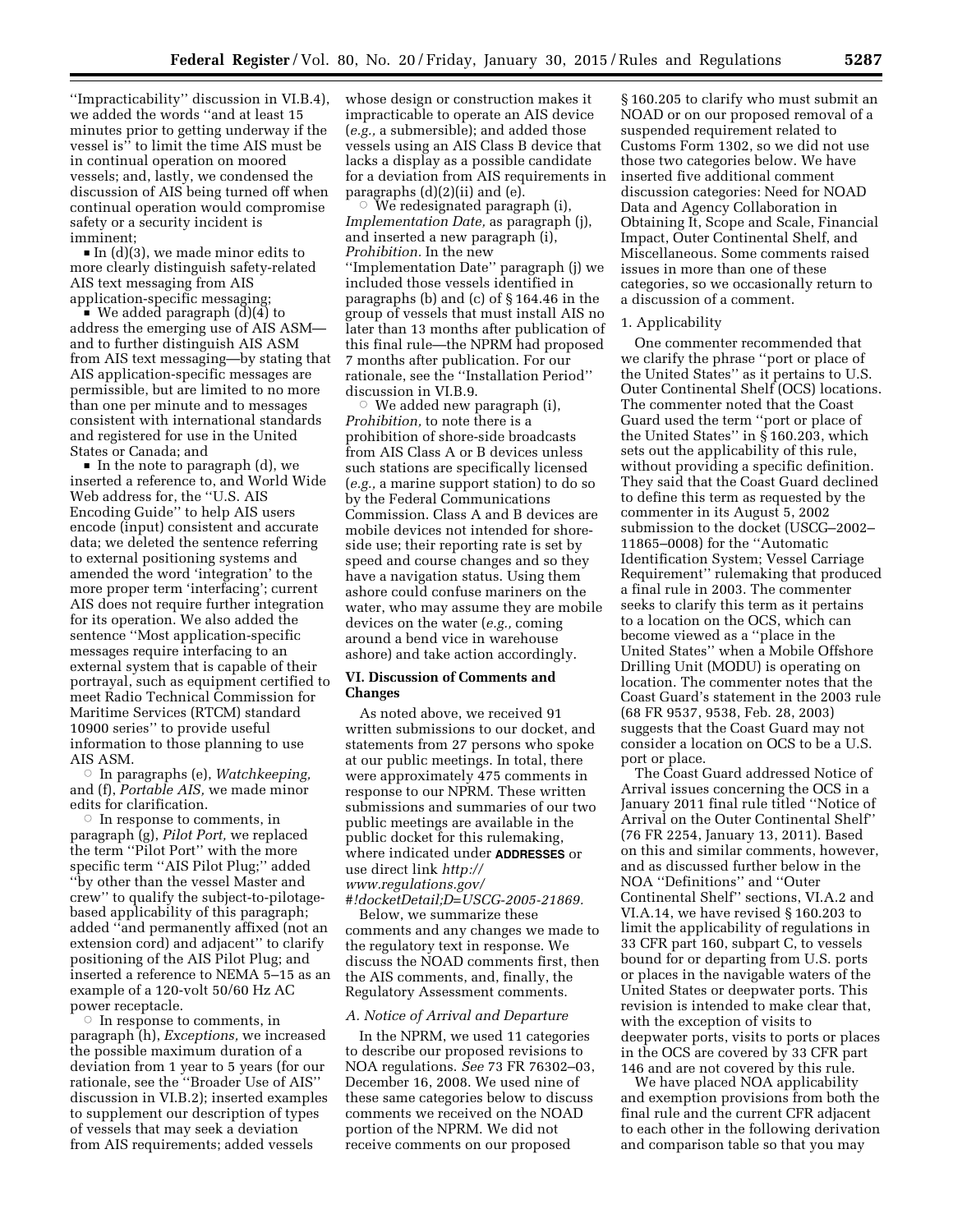''Impracticability'' discussion in VI.B.4), we added the words ''and at least 15 minutes prior to getting underway if the vessel is'' to limit the time AIS must be in continual operation on moored vessels; and, lastly, we condensed the discussion of AIS being turned off when continual operation would compromise safety or a security incident is imminent;

- In (d)(3), we made minor edits to more clearly distinguish safety-related AIS text messaging from AIS application-specific messaging;
- We added paragraph (d)(4) to address the emerging use of AIS ASM—and to further distinguish AIS ASM from AIS text messaging—by stating that AIS application-specific messages are permissible, but are limited to no more than one per minute and to messages consistent with international standards and registered for use in the United States or Canada; and
- In the note to paragraph (d), we inserted a reference to, and World Wide Web address for, the ''U.S. AIS Encoding Guide'' to help AIS users encode (input) consistent and accurate data; we deleted the sentence referring to external positioning systems and amended the word 'integration' to the more proper term 'interfacing'; current AIS does not require further integration for its operation. We also added the sentence ''Most application-specific messages require interfacing to an external system that is capable of their portrayal, such as equipment certified to meet Radio Technical Commission for Maritime Services (RTCM) standard 10900 series'' to provide useful information to those planning to use AIS ASM.

  - In paragraphs (e), *Watchkeeping,* and (f), *Portable AIS,* we made minor edits for clarification.
  - In response to comments, in paragraph (g), *Pilot Port,* we replaced the term ''Pilot Port'' with the more specific term ''AIS Pilot Plug;'' added ''by other than the vessel Master and crew'' to qualify the subject-to-pilotage-based applicability of this paragraph; added ''and permanently affixed (not an extension cord) and adjacent'' to clarify positioning of the AIS Pilot Plug; and inserted a reference to NEMA 5–15 as an example of a 120-volt 50/60 Hz AC power receptacle.
  - In response to comments, in paragraph (h), *Exceptions,* we increased the possible maximum duration of a deviation from 1 year to 5 years (for our rationale, see the ''Broader Use of AIS'' discussion in VI.B.2); inserted examples to supplement our description of types of vessels that may seek a deviation from AIS requirements; added vessels whose design or construction makes it impracticable to operate an AIS device (*e.g.,* a submersible); and added those vessels using an AIS Class B device that lacks a display as a possible candidate for a deviation from AIS requirements in paragraphs (d)(2)(ii) and (e).
  - We redesignated paragraph (i), *Implementation Date,* as paragraph (j), and inserted a new paragraph (i), *Prohibition.* In the new ''Implementation Date'' paragraph (j) we included those vessels identified in paragraphs (b) and (c) of § 164.46 in the group of vessels that must install AIS no later than 13 months after publication of this final rule—the NPRM had proposed 7 months after publication. For our rationale, see the ''Installation Period'' discussion in VI.B.9.
  - We added new paragraph (i), *Prohibition,* to note there is a prohibition of shore-side broadcasts from AIS Class A or B devices unless such stations are specifically licensed (*e.g.,* a marine support station) to do so by the Federal Communications Commission. Class A and B devices are mobile devices not intended for shore-side use; their reporting rate is set by speed and course changes and so they have a navigation status. Using them ashore could confuse mariners on the water, who may assume they are mobile devices on the water (*e.g.,* coming around a bend vice in warehouse ashore) and take action accordingly.

## VI. Discussion of Comments and Changes

As noted above, we received 91 written submissions to our docket, and statements from 27 persons who spoke at our public meetings. In total, there were approximately 475 comments in response to our NPRM. These written submissions and summaries of our two public meetings are available in the public docket for this rulemaking, where indicated under **ADDRESSES** or use direct link *http://www.regulations.gov/#!docketDetail;D=USCG-2005-21869.*

Below, we summarize these comments and any changes we made to the regulatory text in response. We discuss the NOAD comments first, then the AIS comments, and, finally, the Regulatory Assessment comments.

### *A. Notice of Arrival and Departure*

In the NPRM, we used 11 categories to describe our proposed revisions to NOA regulations. *See* 73 FR 76302–03, December 16, 2008. We used nine of these same categories below to discuss comments we received on the NOAD portion of the NPRM. We did not receive comments on our proposed § 160.205 to clarify who must submit an NOAD or on our proposed removal of a suspended requirement related to Customs Form 1302, so we did not use those two categories below. We have inserted five additional comment discussion categories: Need for NOAD Data and Agency Collaboration in Obtaining It, Scope and Scale, Financial Impact, Outer Continental Shelf, and Miscellaneous. Some comments raised issues in more than one of these categories, so we occasionally return to a discussion of a comment.

1. Applicability

One commenter recommended that we clarify the phrase ''port or place of the United States'' as it pertains to U.S. Outer Continental Shelf (OCS) locations. The commenter noted that the Coast Guard used the term ''port or place of the United States'' in § 160.203, which sets out the applicability of this rule, without providing a specific definition. They said that the Coast Guard declined to define this term as requested by the commenter in its August 5, 2002 submission to the docket (USCG–2002–11865–0008) for the ''Automatic Identification System; Vessel Carriage Requirement'' rulemaking that produced a final rule in 2003. The commenter seeks to clarify this term as it pertains to a location on the OCS, which can become viewed as a ''place in the United States'' when a Mobile Offshore Drilling Unit (MODU) is operating on location. The commenter notes that the Coast Guard's statement in the 2003 rule (68 FR 9537, 9538, Feb. 28, 2003) suggests that the Coast Guard may not consider a location on OCS to be a U.S. port or place.

The Coast Guard addressed Notice of Arrival issues concerning the OCS in a January 2011 final rule titled ''Notice of Arrival on the Outer Continental Shelf'' (76 FR 2254, January 13, 2011). Based on this and similar comments, however, and as discussed further below in the NOA ''Definitions'' and ''Outer Continental Shelf'' sections, VI.A.2 and VI.A.14, we have revised § 160.203 to limit the applicability of regulations in 33 CFR part 160, subpart C, to vessels bound for or departing from U.S. ports or places in the navigable waters of the United States or deepwater ports. This revision is intended to make clear that, with the exception of visits to deepwater ports, visits to ports or places in the OCS are covered by 33 CFR part 146 and are not covered by this rule.

We have placed NOA applicability and exemption provisions from both the final rule and the current CFR adjacent to each other in the following derivation and comparison table so that you may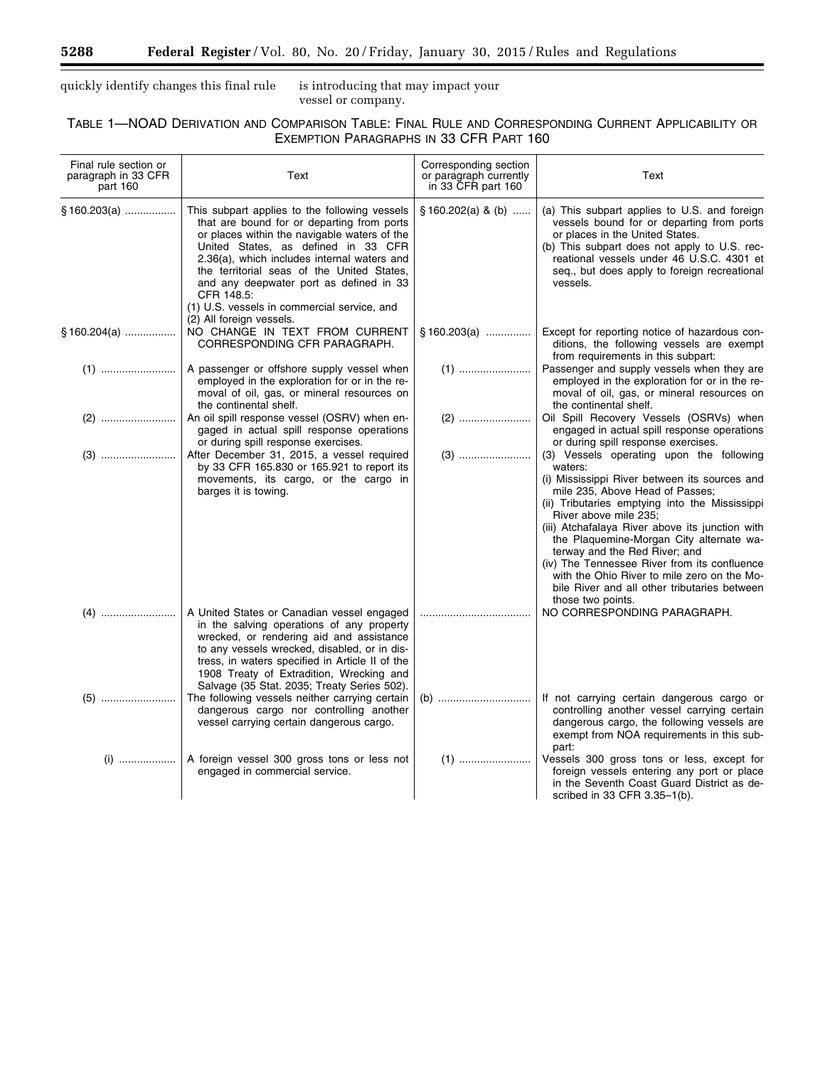quickly identify changes this final rule is introducing that may impact your vessel or company.

TABLE 1—NOAD DERIVATION AND COMPARISON TABLE: FINAL RULE AND CORRESPONDING CURRENT APPLICABILITY OR EXEMPTION PARAGRAPHS IN 33 CFR PART 160

| Final rule section or paragraph in 33 CFR part 160 | Text | Corresponding section or paragraph currently in 33 CFR part 160 | Text |
|---|---|---|---|
| § 160.203(a) | This subpart applies to the following vessels that are bound for or departing from ports or places within the navigable waters of the United States, as defined in 33 CFR 2.36(a), which includes internal waters and the territorial seas of the United States, and any deepwater port as defined in 33 CFR 148.5: (1) U.S. vessels in commercial service, and (2) All foreign vessels. | § 160.202(a) & (b) | (a) This subpart applies to U.S. and foreign vessels bound for or departing from ports or places in the United States. (b) This subpart does not apply to U.S. recreational vessels under 46 U.S.C. 4301 et seq., but does apply to foreign recreational vessels. |
| § 160.204(a) | NO CHANGE IN TEXT FROM CURRENT CORRESPONDING CFR PARAGRAPH. | § 160.203(a) | Except for reporting notice of hazardous conditions, the following vessels are exempt from requirements in this subpart: |
| (1) | A passenger or offshore supply vessel when employed in the exploration for or in the removal of oil, gas, or mineral resources on the continental shelf. | (1) | Passenger and supply vessels when they are employed in the exploration for or in the removal of oil, gas, or mineral resources on the continental shelf. |
| (2) | An oil spill response vessel (OSRV) when engaged in actual spill response operations or during spill response exercises. | (2) | Oil Spill Recovery Vessels (OSRVs) when engaged in actual spill response operations or during spill response exercises. |
| (3) | After December 31, 2015, a vessel required by 33 CFR 165.830 or 165.921 to report its movements, its cargo, or the cargo in barges it is towing. | (3) | (3) Vessels operating upon the following waters: (i) Mississippi River between its sources and mile 235, Above Head of Passes; (ii) Tributaries emptying into the Mississippi River above mile 235; (iii) Atchafalaya River above its junction with the Plaquemine-Morgan City alternate waterway and the Red River; and (iv) The Tennessee River from its confluence with the Ohio River to mile zero on the Mobile River and all other tributaries between those two points. |
| (4) | A United States or Canadian vessel engaged in the salving operations of any property wrecked, or rendering aid and assistance to any vessels wrecked, disabled, or in distress, in waters specified in Article II of the 1908 Treaty of Extradition, Wrecking and Salvage (35 Stat. 2035; Treaty Series 502). | | NO CORRESPONDING PARAGRAPH. |
| (5) | The following vessels neither carrying certain dangerous cargo nor controlling another vessel carrying certain dangerous cargo. | (b) | If not carrying certain dangerous cargo or controlling another vessel carrying certain dangerous cargo, the following vessels are exempt from NOA requirements in this subpart: |
| (i) | A foreign vessel 300 gross tons or less not engaged in commercial service. | (1) | Vessels 300 gross tons or less, except for foreign vessels entering any port or place in the Seventh Coast Guard District as described in 33 CFR 3.35–1(b). |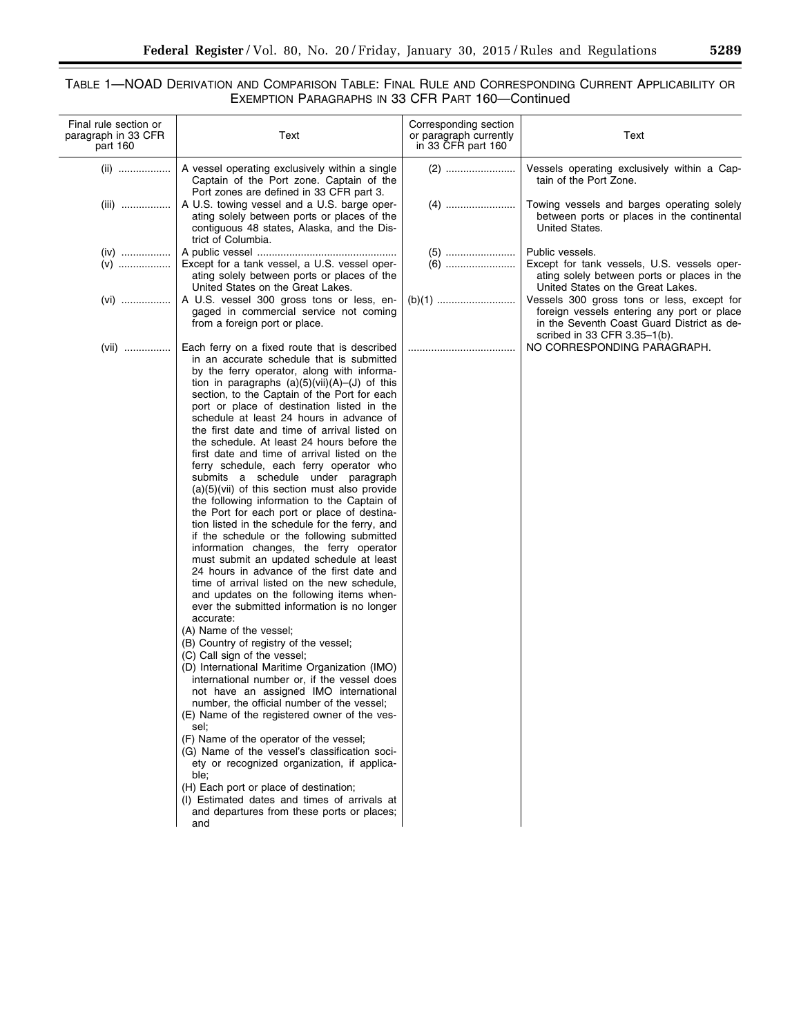TABLE 1—NOAD DERIVATION AND COMPARISON TABLE: FINAL RULE AND CORRESPONDING CURRENT APPLICABILITY OR EXEMPTION PARAGRAPHS IN 33 CFR PART 160—Continued

| Final rule section or paragraph in 33 CFR part 160 | Text | Corresponding section or paragraph currently in 33 CFR part 160 | Text |
|---|---|---|---|
| (ii) | A vessel operating exclusively within a single Captain of the Port zone. Captain of the Port zones are defined in 33 CFR part 3. | (2) | Vessels operating exclusively within a Captain of the Port Zone. |
| (iii) | A U.S. towing vessel and a U.S. barge operating solely between ports or places of the contiguous 48 states, Alaska, and the District of Columbia. | (4) | Towing vessels and barges operating solely between ports or places in the continental United States. |
| (iv) | A public vessel | (5) | Public vessels. |
| (v) | Except for a tank vessel, a U.S. vessel operating solely between ports or places of the United States on the Great Lakes. | (6) | Except for tank vessels, U.S. vessels operating solely between ports or places in the United States on the Great Lakes. |
| (vi) | A U.S. vessel 300 gross tons or less, engaged in commercial service not coming from a foreign port or place. | (b)(1) | Vessels 300 gross tons or less, except for foreign vessels entering any port or place in the Seventh Coast Guard District as described in 33 CFR 3.35–1(b). |
| (vii) | Each ferry on a fixed route that is described in an accurate schedule that is submitted by the ferry operator, along with information in paragraphs (a)(5)(vii)(A)–(J) of this section, to the Captain of the Port for each port or place of destination listed in the schedule at least 24 hours in advance of the first date and time of arrival listed on the schedule. At least 24 hours before the first date and time of arrival listed on the ferry schedule, each ferry operator who submits a schedule under paragraph (a)(5)(vii) of this section must also provide the following information to the Captain of the Port for each port or place of destination listed in the schedule for the ferry, and if the schedule or the following submitted information changes, the ferry operator must submit an updated schedule at least 24 hours in advance of the first date and time of arrival listed on the new schedule, and updates on the following items whenever the submitted information is no longer accurate:<br>(A) Name of the vessel;<br>(B) Country of registry of the vessel;<br>(C) Call sign of the vessel;<br>(D) International Maritime Organization (IMO) international number or, if the vessel does not have an assigned IMO international number, the official number of the vessel;<br>(E) Name of the registered owner of the vessel;<br>(F) Name of the operator of the vessel;<br>(G) Name of the vessel's classification society or recognized organization, if applicable;<br>(H) Each port or place of destination;<br>(I) Estimated dates and times of arrivals at and departures from these ports or places; and | | NO CORRESPONDING PARAGRAPH. |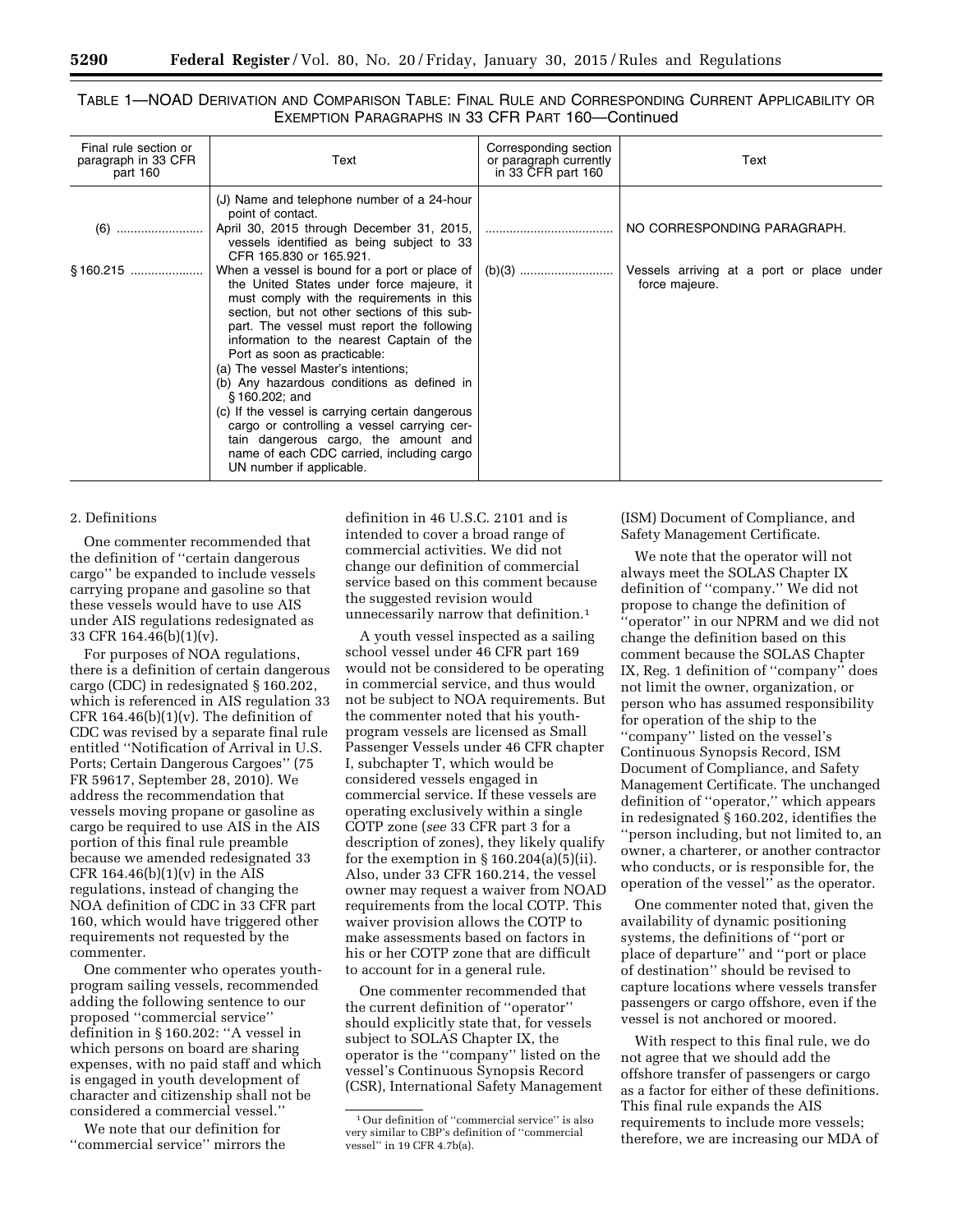TABLE 1—NOAD DERIVATION AND COMPARISON TABLE: FINAL RULE AND CORRESPONDING CURRENT APPLICABILITY OR EXEMPTION PARAGRAPHS IN 33 CFR PART 160—Continued

| Final rule section or paragraph in 33 CFR part 160 | Text | Corresponding section or paragraph currently in 33 CFR part 160 | Text |
|---|---|---|---|
| | (J) Name and telephone number of a 24-hour point of contact. | | |
| (6) ........................ | April 30, 2015 through December 31, 2015, vessels identified as being subject to 33 CFR 165.830 or 165.921. | .................................... | NO CORRESPONDING PARAGRAPH. |
| § 160.215 .................... | When a vessel is bound for a port or place of the United States under force majeure, it must comply with the requirements in this section, but not other sections of this subpart. The vessel must report the following information to the nearest Captain of the Port as soon as practicable: (a) The vessel Master's intentions; (b) Any hazardous conditions as defined in § 160.202; and (c) If the vessel is carrying certain dangerous cargo or controlling a vessel carrying certain dangerous cargo, the amount and name of each CDC carried, including cargo UN number if applicable. | (b)(3) .......................... | Vessels arriving at a port or place under force majeure. |

2. Definitions

One commenter recommended that the definition of ''certain dangerous cargo'' be expanded to include vessels carrying propane and gasoline so that these vessels would have to use AIS under AIS regulations redesignated as 33 CFR 164.46(b)(1)(v).

For purposes of NOA regulations, there is a definition of certain dangerous cargo (CDC) in redesignated § 160.202, which is referenced in AIS regulation 33 CFR 164.46(b)(1)(v). The definition of CDC was revised by a separate final rule entitled ''Notification of Arrival in U.S. Ports; Certain Dangerous Cargoes'' (75 FR 59617, September 28, 2010). We address the recommendation that vessels moving propane or gasoline as cargo be required to use AIS in the AIS portion of this final rule preamble because we amended redesignated 33 CFR 164.46(b)(1)(v) in the AIS regulations, instead of changing the NOA definition of CDC in 33 CFR part 160, which would have triggered other requirements not requested by the commenter.

One commenter who operates youth-program sailing vessels, recommended adding the following sentence to our proposed ''commercial service'' definition in § 160.202: ''A vessel in which persons on board are sharing expenses, with no paid staff and which is engaged in youth development of character and citizenship shall not be considered a commercial vessel.''

We note that our definition for ''commercial service'' mirrors the definition in 46 U.S.C. 2101 and is intended to cover a broad range of commercial activities. We did not change our definition of commercial service based on this comment because the suggested revision would unnecessarily narrow that definition.[1]

A youth vessel inspected as a sailing school vessel under 46 CFR part 169 would not be considered to be operating in commercial service, and thus would not be subject to NOA requirements. But the commenter noted that his youth-program vessels are licensed as Small Passenger Vessels under 46 CFR chapter I, subchapter T, which would be considered vessels engaged in commercial service. If these vessels are operating exclusively within a single COTP zone (*see* 33 CFR part 3 for a description of zones), they likely qualify for the exemption in § 160.204(a)(5)(ii). Also, under 33 CFR 160.214, the vessel owner may request a waiver from NOAD requirements from the local COTP. This waiver provision allows the COTP to make assessments based on factors in his or her COTP zone that are difficult to account for in a general rule.

One commenter recommended that the current definition of ''operator'' should explicitly state that, for vessels subject to SOLAS Chapter IX, the operator is the ''company'' listed on the vessel's Continuous Synopsis Record (CSR), International Safety Management (ISM) Document of Compliance, and Safety Management Certificate.

We note that the operator will not always meet the SOLAS Chapter IX definition of ''company.'' We did not propose to change the definition of ''operator'' in our NPRM and we did not change the definition based on this comment because the SOLAS Chapter IX, Reg. 1 definition of ''company'' does not limit the owner, organization, or person who has assumed responsibility for operation of the ship to the ''company'' listed on the vessel's Continuous Synopsis Record, ISM Document of Compliance, and Safety Management Certificate. The unchanged definition of ''operator,'' which appears in redesignated § 160.202, identifies the ''person including, but not limited to, an owner, a charterer, or another contractor who conducts, or is responsible for, the operation of the vessel'' as the operator.

One commenter noted that, given the availability of dynamic positioning systems, the definitions of ''port or place of departure'' and ''port or place of destination'' should be revised to capture locations where vessels transfer passengers or cargo offshore, even if the vessel is not anchored or moored.

With respect to this final rule, we do not agree that we should add the offshore transfer of passengers or cargo as a factor for either of these definitions. This final rule expands the AIS requirements to include more vessels; therefore, we are increasing our MDA of

[1] Our definition of ''commercial service'' is also very similar to CBP's definition of ''commercial vessel'' in 19 CFR 4.7b(a).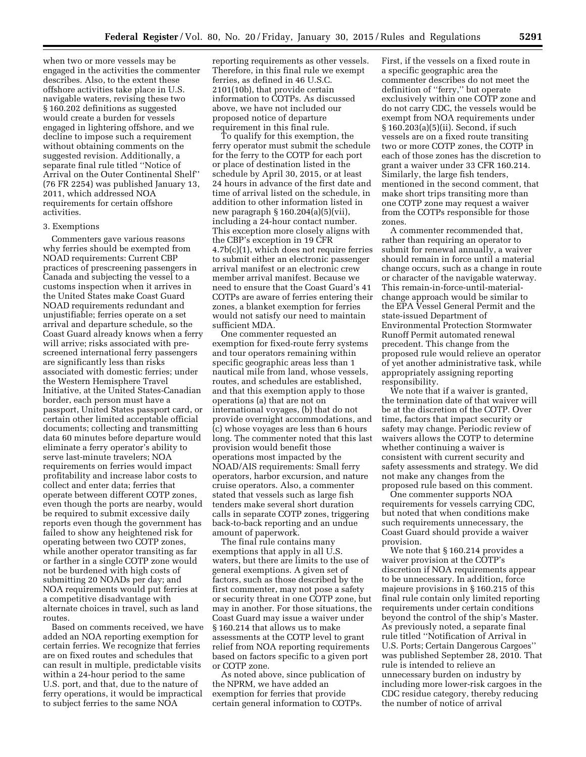when two or more vessels may be engaged in the activities the commenter describes. Also, to the extent these offshore activities take place in U.S. navigable waters, revising these two § 160.202 definitions as suggested would create a burden for vessels engaged in lightering offshore, and we decline to impose such a requirement without obtaining comments on the suggested revision. Additionally, a separate final rule titled "Notice of Arrival on the Outer Continental Shelf" (76 FR 2254) was published January 13, 2011, which addressed NOA requirements for certain offshore activities.

3. Exemptions

Commenters gave various reasons why ferries should be exempted from NOAD requirements: Current CBP practices of prescreening passengers in Canada and subjecting the vessel to a customs inspection when it arrives in the United States make Coast Guard NOAD requirements redundant and unjustifiable; ferries operate on a set arrival and departure schedule, so the Coast Guard already knows when a ferry will arrive; risks associated with pre-screened international ferry passengers are significantly less than risks associated with domestic ferries; under the Western Hemisphere Travel Initiative, at the United States-Canadian border, each person must have a passport, United States passport card, or certain other limited acceptable official documents; collecting and transmitting data 60 minutes before departure would eliminate a ferry operator's ability to serve last-minute travelers; NOA requirements on ferries would impact profitability and increase labor costs to collect and enter data; ferries that operate between different COTP zones, even though the ports are nearby, would be required to submit excessive daily reports even though the government has failed to show any heightened risk for operating between two COTP zones, while another operator transiting as far or farther in a single COTP zone would not be burdened with high costs of submitting 20 NOADs per day; and NOA requirements would put ferries at a competitive disadvantage with alternate choices in travel, such as land routes.

Based on comments received, we have added an NOA reporting exemption for certain ferries. We recognize that ferries are on fixed routes and schedules that can result in multiple, predictable visits within a 24-hour period to the same U.S. port, and that, due to the nature of ferry operations, it would be impractical to subject ferries to the same NOA reporting requirements as other vessels. Therefore, in this final rule we exempt ferries, as defined in 46 U.S.C. 2101(10b), that provide certain information to COTPs. As discussed above, we have not included our proposed notice of departure requirement in this final rule.

To qualify for this exemption, the ferry operator must submit the schedule for the ferry to the COTP for each port or place of destination listed in the schedule by April 30, 2015, or at least 24 hours in advance of the first date and time of arrival listed on the schedule, in addition to other information listed in new paragraph § 160.204(a)(5)(vii), including a 24-hour contact number. This exception more closely aligns with the CBP's exception in 19 CFR 4.7b(c)(1), which does not require ferries to submit either an electronic passenger arrival manifest or an electronic crew member arrival manifest. Because we need to ensure that the Coast Guard's 41 COTPs are aware of ferries entering their zones, a blanket exemption for ferries would not satisfy our need to maintain sufficient MDA.

One commenter requested an exemption for fixed-route ferry systems and tour operators remaining within specific geographic areas less than 1 nautical mile from land, whose vessels, routes, and schedules are established, and that this exemption apply to those operations (a) that are not on international voyages, (b) that do not provide overnight accommodations, and (c) whose voyages are less than 6 hours long. The commenter noted that this last provision would benefit those operations most impacted by the NOAD/AIS requirements: Small ferry operators, harbor excursion, and nature cruise operators. Also, a commenter stated that vessels such as large fish tenders make several short duration calls in separate COTP zones, triggering back-to-back reporting and an undue amount of paperwork.

The final rule contains many exemptions that apply in all U.S. waters, but there are limits to the use of general exemptions. A given set of factors, such as those described by the first commenter, may not pose a safety or security threat in one COTP zone, but may in another. For those situations, the Coast Guard may issue a waiver under § 160.214 that allows us to make assessments at the COTP level to grant relief from NOA reporting requirements based on factors specific to a given port or COTP zone.

As noted above, since publication of the NPRM, we have added an exemption for ferries that provide certain general information to COTPs. First, if the vessels on a fixed route in a specific geographic area the commenter describes do not meet the definition of "ferry," but operate exclusively within one COTP zone and do not carry CDC, the vessels would be exempt from NOA requirements under § 160.203(a)(5)(ii). Second, if such vessels are on a fixed route transiting two or more COTP zones, the COTP in each of those zones has the discretion to grant a waiver under 33 CFR 160.214. Similarly, the large fish tenders, mentioned in the second comment, that make short trips transiting more than one COTP zone may request a waiver from the COTPs responsible for those zones.

A commenter recommended that, rather than requiring an operator to submit for renewal annually, a waiver should remain in force until a material change occurs, such as a change in route or character of the navigable waterway. This remain-in-force-until-material-change approach would be similar to the EPA Vessel General Permit and the state-issued Department of Environmental Protection Stormwater Runoff Permit automated renewal precedent. This change from the proposed rule would relieve an operator of yet another administrative task, while appropriately assigning reporting responsibility.

We note that if a waiver is granted, the termination date of that waiver will be at the discretion of the COTP. Over time, factors that impact security or safety may change. Periodic review of waivers allows the COTP to determine whether continuing a waiver is consistent with current security and safety assessments and strategy. We did not make any changes from the proposed rule based on this comment.

One commenter supports NOA requirements for vessels carrying CDC, but noted that when conditions make such requirements unnecessary, the Coast Guard should provide a waiver provision.

We note that § 160.214 provides a waiver provision at the COTP's discretion if NOA requirements appear to be unnecessary. In addition, force majeure provisions in § 160.215 of this final rule contain only limited reporting requirements under certain conditions beyond the control of the ship's Master. As previously noted, a separate final rule titled "Notification of Arrival in U.S. Ports; Certain Dangerous Cargoes" was published September 28, 2010. That rule is intended to relieve an unnecessary burden on industry by including more lower-risk cargoes in the CDC residue category, thereby reducing the number of notice of arrival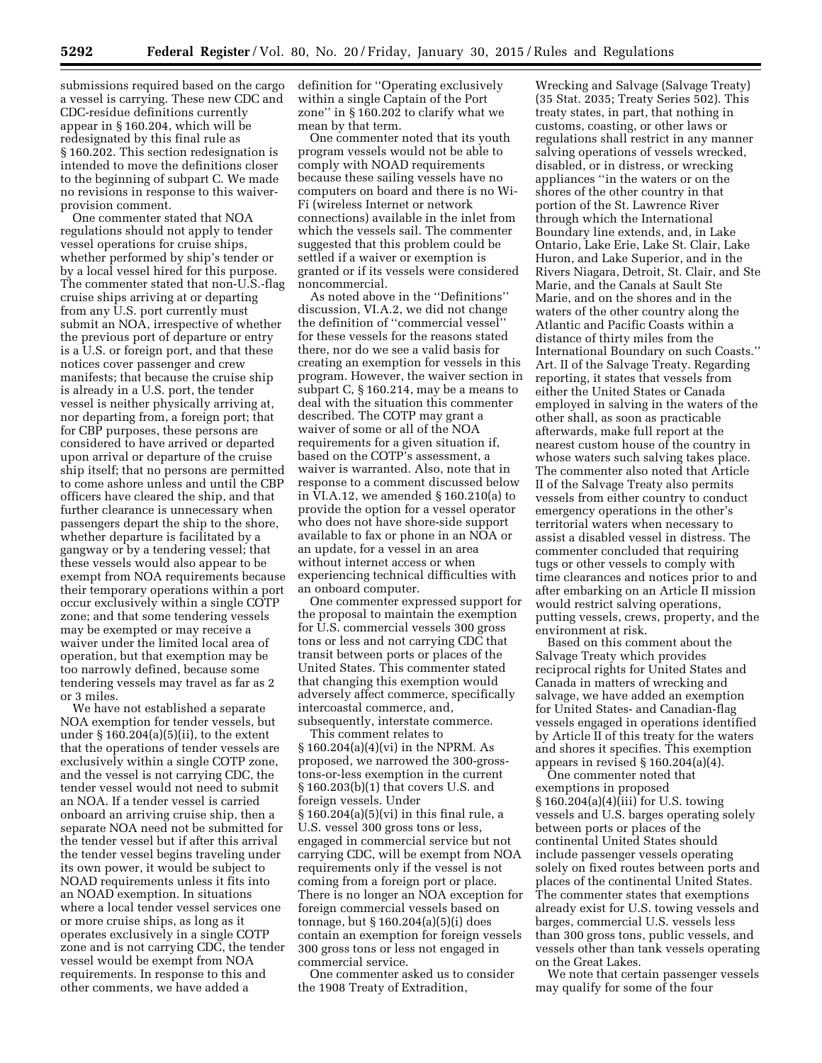submissions required based on the cargo a vessel is carrying. These new CDC and CDC-residue definitions currently appear in § 160.204, which will be redesignated by this final rule as § 160.202. This section redesignation is intended to move the definitions closer to the beginning of subpart C. We made no revisions in response to this waiver-provision comment.

One commenter stated that NOA regulations should not apply to tender vessel operations for cruise ships, whether performed by ship's tender or by a local vessel hired for this purpose. The commenter stated that non-U.S.-flag cruise ships arriving at or departing from any U.S. port currently must submit an NOA, irrespective of whether the previous port of departure or entry is a U.S. or foreign port, and that these notices cover passenger and crew manifests; that because the cruise ship is already in a U.S. port, the tender vessel is neither physically arriving at, nor departing from, a foreign port; that for CBP purposes, these persons are considered to have arrived or departed upon arrival or departure of the cruise ship itself; that no persons are permitted to come ashore unless and until the CBP officers have cleared the ship, and that further clearance is unnecessary when passengers depart the ship to the shore, whether departure is facilitated by a gangway or by a tendering vessel; that these vessels would also appear to be exempt from NOA requirements because their temporary operations within a port occur exclusively within a single COTP zone; and that some tendering vessels may be exempted or may receive a waiver under the limited local area of operation, but that exemption may be too narrowly defined, because some tendering vessels may travel as far as 2 or 3 miles.

We have not established a separate NOA exemption for tender vessels, but under § 160.204(a)(5)(ii), to the extent that the operations of tender vessels are exclusively within a single COTP zone, and the vessel is not carrying CDC, the tender vessel would not need to submit an NOA. If a tender vessel is carried onboard an arriving cruise ship, then a separate NOA need not be submitted for the tender vessel but if after this arrival the tender vessel begins traveling under its own power, it would be subject to NOAD requirements unless it fits into an NOAD exemption. In situations where a local tender vessel services one or more cruise ships, as long as it operates exclusively in a single COTP zone and is not carrying CDC, the tender vessel would be exempt from NOA requirements. In response to this and other comments, we have added a definition for ''Operating exclusively within a single Captain of the Port zone'' in § 160.202 to clarify what we mean by that term.

One commenter noted that its youth program vessels would not be able to comply with NOAD requirements because these sailing vessels have no computers on board and there is no Wi-Fi (wireless Internet or network connections) available in the inlet from which the vessels sail. The commenter suggested that this problem could be settled if a waiver or exemption is granted or if its vessels were considered noncommercial.

As noted above in the ''Definitions'' discussion, VI.A.2, we did not change the definition of ''commercial vessel'' for these vessels for the reasons stated there, nor do we see a valid basis for creating an exemption for vessels in this program. However, the waiver section in subpart C, § 160.214, may be a means to deal with the situation this commenter described. The COTP may grant a waiver of some or all of the NOA requirements for a given situation if, based on the COTP's assessment, a waiver is warranted. Also, note that in response to a comment discussed below in VI.A.12, we amended § 160.210(a) to provide the option for a vessel operator who does not have shore-side support available to fax or phone in an NOA or an update, for a vessel in an area without internet access or when experiencing technical difficulties with an onboard computer.

One commenter expressed support for the proposal to maintain the exemption for U.S. commercial vessels 300 gross tons or less and not carrying CDC that transit between ports or places of the United States. This commenter stated that changing this exemption would adversely affect commerce, specifically intercoastal commerce, and, subsequently, interstate commerce.

This comment relates to § 160.204(a)(4)(vi) in the NPRM. As proposed, we narrowed the 300-gross-tons-or-less exemption in the current § 160.203(b)(1) that covers U.S. and foreign vessels. Under § 160.204(a)(5)(vi) in this final rule, a U.S. vessel 300 gross tons or less, engaged in commercial service but not carrying CDC, will be exempt from NOA requirements only if the vessel is not coming from a foreign port or place. There is no longer an NOA exception for foreign commercial vessels based on tonnage, but § 160.204(a)(5)(i) does contain an exemption for foreign vessels 300 gross tons or less not engaged in commercial service.

One commenter asked us to consider the 1908 Treaty of Extradition, Wrecking and Salvage (Salvage Treaty) (35 Stat. 2035; Treaty Series 502). This treaty states, in part, that nothing in customs, coasting, or other laws or regulations shall restrict in any manner salving operations of vessels wrecked, disabled, or in distress, or wrecking appliances ''in the waters or on the shores of the other country in that portion of the St. Lawrence River through which the International Boundary line extends, and, in Lake Ontario, Lake Erie, Lake St. Clair, Lake Huron, and Lake Superior, and in the Rivers Niagara, Detroit, St. Clair, and Ste Marie, and the Canals at Sault Ste Marie, and on the shores and in the waters of the other country along the Atlantic and Pacific Coasts within a distance of thirty miles from the International Boundary on such Coasts.'' Art. II of the Salvage Treaty. Regarding reporting, it states that vessels from either the United States or Canada employed in salving in the waters of the other shall, as soon as practicable afterwards, make full report at the nearest custom house of the country in whose waters such salving takes place. The commenter also noted that Article II of the Salvage Treaty also permits vessels from either country to conduct emergency operations in the other's territorial waters when necessary to assist a disabled vessel in distress. The commenter concluded that requiring tugs or other vessels to comply with time clearances and notices prior to and after embarking on an Article II mission would restrict salving operations, putting vessels, crews, property, and the environment at risk.

Based on this comment about the Salvage Treaty which provides reciprocal rights for United States and Canada in matters of wrecking and salvage, we have added an exemption for United States- and Canadian-flag vessels engaged in operations identified by Article II of this treaty for the waters and shores it specifies. This exemption appears in revised § 160.204(a)(4).

One commenter noted that exemptions in proposed § 160.204(a)(4)(iii) for U.S. towing vessels and U.S. barges operating solely between ports or places of the continental United States should include passenger vessels operating solely on fixed routes between ports and places of the continental United States. The commenter states that exemptions already exist for U.S. towing vessels and barges, commercial U.S. vessels less than 300 gross tons, public vessels, and vessels other than tank vessels operating on the Great Lakes.

We note that certain passenger vessels may qualify for some of the four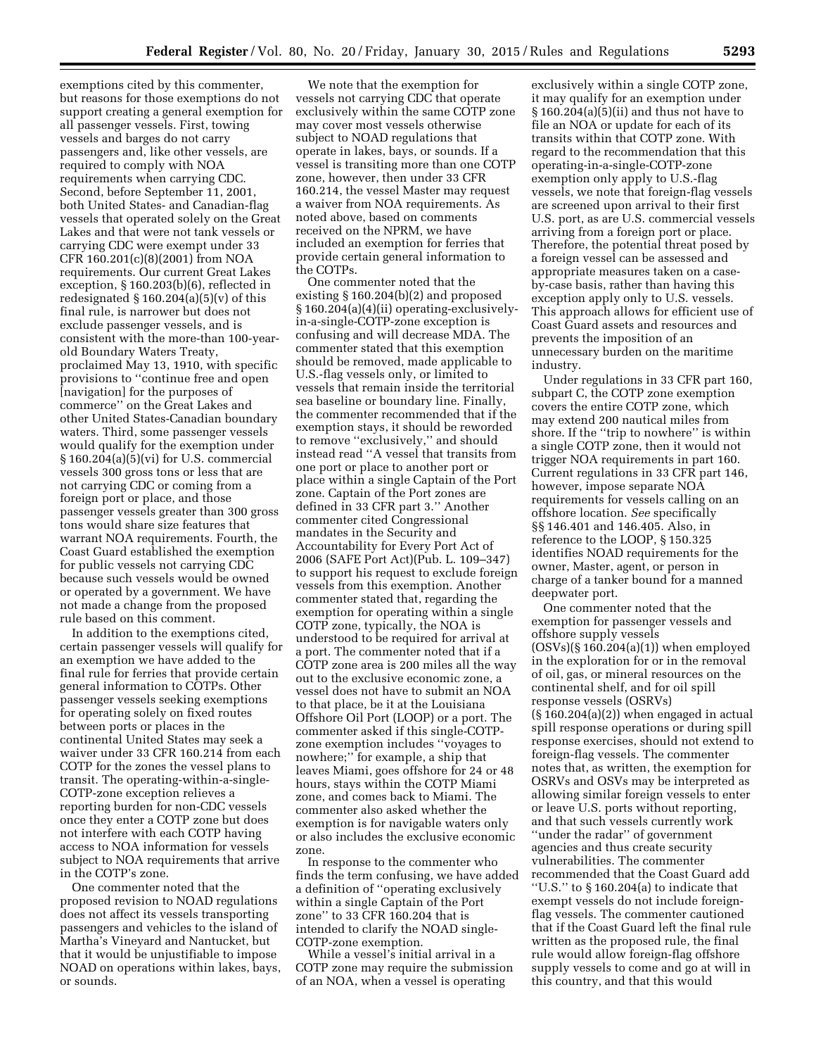exemptions cited by this commenter, but reasons for those exemptions do not support creating a general exemption for all passenger vessels. First, towing vessels and barges do not carry passengers and, like other vessels, are required to comply with NOA requirements when carrying CDC. Second, before September 11, 2001, both United States- and Canadian-flag vessels that operated solely on the Great Lakes and that were not tank vessels or carrying CDC were exempt under 33 CFR 160.201(c)(8)(2001) from NOA requirements. Our current Great Lakes exception, § 160.203(b)(6), reflected in redesignated § 160.204(a)(5)(v) of this final rule, is narrower but does not exclude passenger vessels, and is consistent with the more-than 100-year-old Boundary Waters Treaty, proclaimed May 13, 1910, with specific provisions to ''continue free and open [navigation] for the purposes of commerce'' on the Great Lakes and other United States-Canadian boundary waters. Third, some passenger vessels would qualify for the exemption under § 160.204(a)(5)(vi) for U.S. commercial vessels 300 gross tons or less that are not carrying CDC or coming from a foreign port or place, and those passenger vessels greater than 300 gross tons would share size features that warrant NOA requirements. Fourth, the Coast Guard established the exemption for public vessels not carrying CDC because such vessels would be owned or operated by a government. We have not made a change from the proposed rule based on this comment.

In addition to the exemptions cited, certain passenger vessels will qualify for an exemption we have added to the final rule for ferries that provide certain general information to COTPs. Other passenger vessels seeking exemptions for operating solely on fixed routes between ports or places in the continental United States may seek a waiver under 33 CFR 160.214 from each COTP for the zones the vessel plans to transit. The operating-within-a-single-COTP-zone exception relieves a reporting burden for non-CDC vessels once they enter a COTP zone but does not interfere with each COTP having access to NOA information for vessels subject to NOA requirements that arrive in the COTP's zone.

One commenter noted that the proposed revision to NOAD regulations does not affect its vessels transporting passengers and vehicles to the island of Martha's Vineyard and Nantucket, but that it would be unjustifiable to impose NOAD on operations within lakes, bays, or sounds.

We note that the exemption for vessels not carrying CDC that operate exclusively within the same COTP zone may cover most vessels otherwise subject to NOAD regulations that operate in lakes, bays, or sounds. If a vessel is transiting more than one COTP zone, however, then under 33 CFR 160.214, the vessel Master may request a waiver from NOA requirements. As noted above, based on comments received on the NPRM, we have included an exemption for ferries that provide certain general information to the COTPs.

One commenter noted that the existing § 160.204(b)(2) and proposed § 160.204(a)(4)(ii) operating-exclusively-in-a-single-COTP-zone exception is confusing and will decrease MDA. The commenter stated that this exemption should be removed, made applicable to U.S.-flag vessels only, or limited to vessels that remain inside the territorial sea baseline or boundary line. Finally, the commenter recommended that if the exemption stays, it should be reworded to remove ''exclusively,'' and should instead read ''A vessel that transits from one port or place to another port or place within a single Captain of the Port zone. Captain of the Port zones are defined in 33 CFR part 3.'' Another commenter cited Congressional mandates in the Security and Accountability for Every Port Act of 2006 (SAFE Port Act)(Pub. L. 109–347) to support his request to exclude foreign vessels from this exemption. Another commenter stated that, regarding the exemption for operating within a single COTP zone, typically, the NOA is understood to be required for arrival at a port. The commenter noted that if a COTP zone area is 200 miles all the way out to the exclusive economic zone, a vessel does not have to submit an NOA to that place, be it at the Louisiana Offshore Oil Port (LOOP) or a port. The commenter asked if this single-COTP-zone exemption includes ''voyages to nowhere;'' for example, a ship that leaves Miami, goes offshore for 24 or 48 hours, stays within the COTP Miami zone, and comes back to Miami. The commenter also asked whether the exemption is for navigable waters only or also includes the exclusive economic zone.

In response to the commenter who finds the term confusing, we have added a definition of ''operating exclusively within a single Captain of the Port zone'' to 33 CFR 160.204 that is intended to clarify the NOAD single-COTP-zone exemption.

While a vessel's initial arrival in a COTP zone may require the submission of an NOA, when a vessel is operating exclusively within a single COTP zone, it may qualify for an exemption under § 160.204(a)(5)(ii) and thus not have to file an NOA or update for each of its transits within that COTP zone. With regard to the recommendation that this operating-in-a-single-COTP-zone exemption only apply to U.S.-flag vessels, we note that foreign-flag vessels are screened upon arrival to their first U.S. port, as are U.S. commercial vessels arriving from a foreign port or place. Therefore, the potential threat posed by a foreign vessel can be assessed and appropriate measures taken on a case-by-case basis, rather than having this exception apply only to U.S. vessels. This approach allows for efficient use of Coast Guard assets and resources and prevents the imposition of an unnecessary burden on the maritime industry.

Under regulations in 33 CFR part 160, subpart C, the COTP zone exemption covers the entire COTP zone, which may extend 200 nautical miles from shore. If the ''trip to nowhere'' is within a single COTP zone, then it would not trigger NOA requirements in part 160. Current regulations in 33 CFR part 146, however, impose separate NOA requirements for vessels calling on an offshore location. *See* specifically §§ 146.401 and 146.405. Also, in reference to the LOOP, § 150.325 identifies NOAD requirements for the owner, Master, agent, or person in charge of a tanker bound for a manned deepwater port.

One commenter noted that the exemption for passenger vessels and offshore supply vessels (OSVs)(§ 160.204(a)(1)) when employed in the exploration for or in the removal of oil, gas, or mineral resources on the continental shelf, and for oil spill response vessels (OSRVs) (§ 160.204(a)(2)) when engaged in actual spill response operations or during spill response exercises, should not extend to foreign-flag vessels. The commenter notes that, as written, the exemption for OSRVs and OSVs may be interpreted as allowing similar foreign vessels to enter or leave U.S. ports without reporting, and that such vessels currently work ''under the radar'' of government agencies and thus create security vulnerabilities. The commenter recommended that the Coast Guard add ''U.S.'' to § 160.204(a) to indicate that exempt vessels do not include foreign-flag vessels. The commenter cautioned that if the Coast Guard left the final rule written as the proposed rule, the final rule would allow foreign-flag offshore supply vessels to come and go at will in this country, and that this would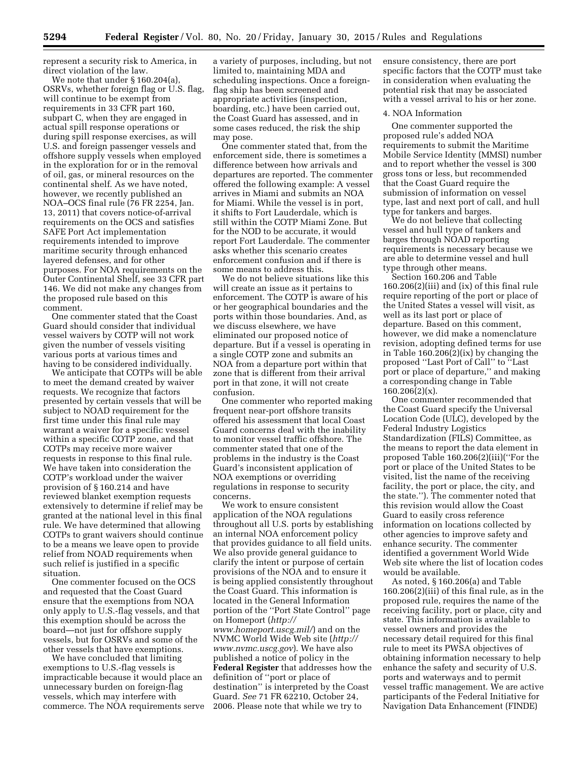represent a security risk to America, in direct violation of the law.

We note that under § 160.204(a), OSRVs, whether foreign flag or U.S. flag, will continue to be exempt from requirements in 33 CFR part 160, subpart C, when they are engaged in actual spill response operations or during spill response exercises, as will U.S. and foreign passenger vessels and offshore supply vessels when employed in the exploration for or in the removal of oil, gas, or mineral resources on the continental shelf. As we have noted, however, we recently published an NOA–OCS final rule (76 FR 2254, Jan. 13, 2011) that covers notice-of-arrival requirements on the OCS and satisfies SAFE Port Act implementation requirements intended to improve maritime security through enhanced layered defenses, and for other purposes. For NOA requirements on the Outer Continental Shelf, see 33 CFR part 146. We did not make any changes from the proposed rule based on this comment.

One commenter stated that the Coast Guard should consider that individual vessel waivers by COTP will not work given the number of vessels visiting various ports at various times and having to be considered individually.

We anticipate that COTPs will be able to meet the demand created by waiver requests. We recognize that factors presented by certain vessels that will be subject to NOAD requirement for the first time under this final rule may warrant a waiver for a specific vessel within a specific COTP zone, and that COTPs may receive more waiver requests in response to this final rule. We have taken into consideration the COTP's workload under the waiver provision of § 160.214 and have reviewed blanket exemption requests extensively to determine if relief may be granted at the national level in this final rule. We have determined that allowing COTPs to grant waivers should continue to be a means we leave open to provide relief from NOAD requirements when such relief is justified in a specific situation.

One commenter focused on the OCS and requested that the Coast Guard ensure that the exemptions from NOA only apply to U.S.-flag vessels, and that this exemption should be across the board—not just for offshore supply vessels, but for OSRVs and some of the other vessels that have exemptions.

We have concluded that limiting exemptions to U.S.-flag vessels is impracticable because it would place an unnecessary burden on foreign-flag vessels, which may interfere with commerce. The NOA requirements serve a variety of purposes, including, but not limited to, maintaining MDA and scheduling inspections. Once a foreign-flag ship has been screened and appropriate activities (inspection, boarding, etc.) have been carried out, the Coast Guard has assessed, and in some cases reduced, the risk the ship may pose.

One commenter stated that, from the enforcement side, there is sometimes a difference between how arrivals and departures are reported. The commenter offered the following example: A vessel arrives in Miami and submits an NOA for Miami. While the vessel is in port, it shifts to Fort Lauderdale, which is still within the COTP Miami Zone. But for the NOD to be accurate, it would report Fort Lauderdale. The commenter asks whether this scenario creates enforcement confusion and if there is some means to address this.

We do not believe situations like this will create an issue as it pertains to enforcement. The COTP is aware of his or her geographical boundaries and the ports within those boundaries. And, as we discuss elsewhere, we have eliminated our proposed notice of departure. But if a vessel is operating in a single COTP zone and submits an NOA from a departure port within that zone that is different from their arrival port in that zone, it will not create confusion.

One commenter who reported making frequent near-port offshore transits offered his assessment that local Coast Guard concerns deal with the inability to monitor vessel traffic offshore. The commenter stated that one of the problems in the industry is the Coast Guard's inconsistent application of NOA exemptions or overriding regulations in response to security concerns.

We work to ensure consistent application of the NOA regulations throughout all U.S. ports by establishing an internal NOA enforcement policy that provides guidance to all field units. We also provide general guidance to clarify the intent or purpose of certain provisions of the NOA and to ensure it is being applied consistently throughout the Coast Guard. This information is located in the General Information portion of the "Port State Control" page on Homeport (*http://www.homeport.uscg.mil/*) and on the NVMC World Wide Web site (*http://www.nvmc.uscg.gov*). We have also published a notice of policy in the **Federal Register** that addresses how the definition of "port or place of destination" is interpreted by the Coast Guard. *See* 71 FR 62210, October 24, 2006. Please note that while we try to ensure consistency, there are port specific factors that the COTP must take in consideration when evaluating the potential risk that may be associated with a vessel arrival to his or her zone.

4. NOA Information

One commenter supported the proposed rule's added NOA requirements to submit the Maritime Mobile Service Identity (MMSI) number and to report whether the vessel is 300 gross tons or less, but recommended that the Coast Guard require the submission of information on vessel type, last and next port of call, and hull type for tankers and barges.

We do not believe that collecting vessel and hull type of tankers and barges through NOAD reporting requirements is necessary because we are able to determine vessel and hull type through other means.

Section 160.206 and Table 160.206(2)(iii) and (ix) of this final rule require reporting of the port or place of the United States a vessel will visit, as well as its last port or place of departure. Based on this comment, however, we did make a nomenclature revision, adopting defined terms for use in Table 160.206(2)(ix) by changing the proposed "Last Port of Call" to "Last port or place of departure," and making a corresponding change in Table 160.206(2)(x).

One commenter recommended that the Coast Guard specify the Universal Location Code (ULC), developed by the Federal Industry Logistics Standardization (FILS) Committee, as the means to report the data element in proposed Table 160.206(2)(iii)("For the port or place of the United States to be visited, list the name of the receiving facility, the port or place, the city, and the state."). The commenter noted that this revision would allow the Coast Guard to easily cross reference information on locations collected by other agencies to improve safety and enhance security. The commenter identified a government World Wide Web site where the list of location codes would be available.

As noted, § 160.206(a) and Table 160.206(2)(iii) of this final rule, as in the proposed rule, requires the name of the receiving facility, port or place, city and state. This information is available to vessel owners and provides the necessary detail required for this final rule to meet its PWSA objectives of obtaining information necessary to help enhance the safety and security of U.S. ports and waterways and to permit vessel traffic management. We are active participants of the Federal Initiative for Navigation Data Enhancement (FINDE)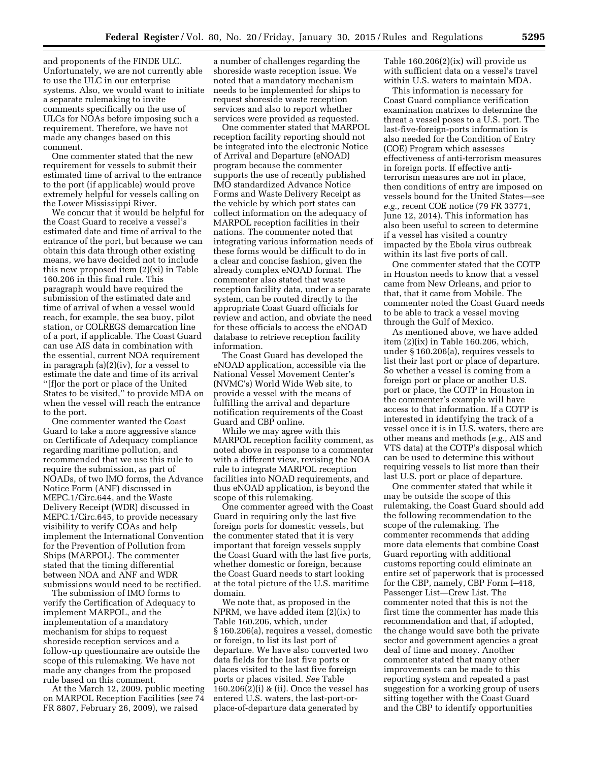and proponents of the FINDE ULC. Unfortunately, we are not currently able to use the ULC in our enterprise systems. Also, we would want to initiate a separate rulemaking to invite comments specifically on the use of ULCs for NOAs before imposing such a requirement. Therefore, we have not made any changes based on this comment.

One commenter stated that the new requirement for vessels to submit their estimated time of arrival to the entrance to the port (if applicable) would prove extremely helpful for vessels calling on the Lower Mississippi River.

We concur that it would be helpful for the Coast Guard to receive a vessel's estimated date and time of arrival to the entrance of the port, but because we can obtain this data through other existing means, we have decided not to include this new proposed item (2)(xi) in Table 160.206 in this final rule. This paragraph would have required the submission of the estimated date and time of arrival of when a vessel would reach, for example, the sea buoy, pilot station, or COLREGS demarcation line of a port, if applicable. The Coast Guard can use AIS data in combination with the essential, current NOA requirement in paragraph (a)(2)(iv), for a vessel to estimate the date and time of its arrival "[f]or the port or place of the United States to be visited," to provide MDA on when the vessel will reach the entrance to the port.

One commenter wanted the Coast Guard to take a more aggressive stance on Certificate of Adequacy compliance regarding maritime pollution, and recommended that we use this rule to require the submission, as part of NOADs, of two IMO forms, the Advance Notice Form (ANF) discussed in MEPC.1/Circ.644, and the Waste Delivery Receipt (WDR) discussed in MEPC.1/Circ.645, to provide necessary visibility to verify COAs and help implement the International Convention for the Prevention of Pollution from Ships (MARPOL). The commenter stated that the timing differential between NOA and ANF and WDR submissions would need to be rectified.

The submission of IMO forms to verify the Certification of Adequacy to implement MARPOL, and the implementation of a mandatory mechanism for ships to request shoreside reception services and a follow-up questionnaire are outside the scope of this rulemaking. We have not made any changes from the proposed rule based on this comment.

At the March 12, 2009, public meeting on MARPOL Reception Facilities (*see* 74 FR 8807, February 26, 2009), we raised a number of challenges regarding the shoreside waste reception issue. We noted that a mandatory mechanism needs to be implemented for ships to request shoreside waste reception services and also to report whether services were provided as requested.

One commenter stated that MARPOL reception facility reporting should not be integrated into the electronic Notice of Arrival and Departure (eNOAD) program because the commenter supports the use of recently published IMO standardized Advance Notice Forms and Waste Delivery Receipt as the vehicle by which port states can collect information on the adequacy of MARPOL reception facilities in their nations. The commenter noted that integrating various information needs of these forms would be difficult to do in a clear and concise fashion, given the already complex eNOAD format. The commenter also stated that waste reception facility data, under a separate system, can be routed directly to the appropriate Coast Guard officials for review and action, and obviate the need for these officials to access the eNOAD database to retrieve reception facility information.

The Coast Guard has developed the eNOAD application, accessible via the National Vessel Movement Center's (NVMC's) World Wide Web site, to provide a vessel with the means of fulfilling the arrival and departure notification requirements of the Coast Guard and CBP online.

While we may agree with this MARPOL reception facility comment, as noted above in response to a commenter with a different view, revising the NOA rule to integrate MARPOL reception facilities into NOAD requirements, and thus eNOAD application, is beyond the scope of this rulemaking.

One commenter agreed with the Coast Guard in requiring only the last five foreign ports for domestic vessels, but the commenter stated that it is very important that foreign vessels supply the Coast Guard with the last five ports, whether domestic or foreign, because the Coast Guard needs to start looking at the total picture of the U.S. maritime domain.

We note that, as proposed in the NPRM, we have added item (2)(ix) to Table 160.206, which, under § 160.206(a), requires a vessel, domestic or foreign, to list its last port of departure. We have also converted two data fields for the last five ports or places visited to the last five foreign ports or places visited. *See* Table 160.206(2)(i) & (ii). Once the vessel has entered U.S. waters, the last-port-or-place-of-departure data generated by Table 160.206(2)(ix) will provide us with sufficient data on a vessel's travel within U.S. waters to maintain MDA.

This information is necessary for Coast Guard compliance verification examination matrixes to determine the threat a vessel poses to a U.S. port. The last-five-foreign-ports information is also needed for the Condition of Entry (COE) Program which assesses effectiveness of anti-terrorism measures in foreign ports. If effective anti-terrorism measures are not in place, then conditions of entry are imposed on vessels bound for the United States—see *e.g.,* recent COE notice (79 FR 33771, June 12, 2014). This information has also been useful to screen to determine if a vessel has visited a country impacted by the Ebola virus outbreak within its last five ports of call.

One commenter stated that the COTP in Houston needs to know that a vessel came from New Orleans, and prior to that, that it came from Mobile. The commenter noted the Coast Guard needs to be able to track a vessel moving through the Gulf of Mexico.

As mentioned above, we have added item (2)(ix) in Table 160.206, which, under § 160.206(a), requires vessels to list their last port or place of departure. So whether a vessel is coming from a foreign port or place or another U.S. port or place, the COTP in Houston in the commenter's example will have access to that information. If a COTP is interested in identifying the track of a vessel once it is in U.S. waters, there are other means and methods (*e.g.,* AIS and VTS data) at the COTP's disposal which can be used to determine this without requiring vessels to list more than their last U.S. port or place of departure.

One commenter stated that while it may be outside the scope of this rulemaking, the Coast Guard should add the following recommendation to the scope of the rulemaking. The commenter recommends that adding more data elements that combine Coast Guard reporting with additional customs reporting could eliminate an entire set of paperwork that is processed for the CBP, namely, CBP Form I–418, Passenger List—Crew List. The commenter noted that this is not the first time the commenter has made this recommendation and that, if adopted, the change would save both the private sector and government agencies a great deal of time and money. Another commenter stated that many other improvements can be made to this reporting system and repeated a past suggestion for a working group of users sitting together with the Coast Guard and the CBP to identify opportunities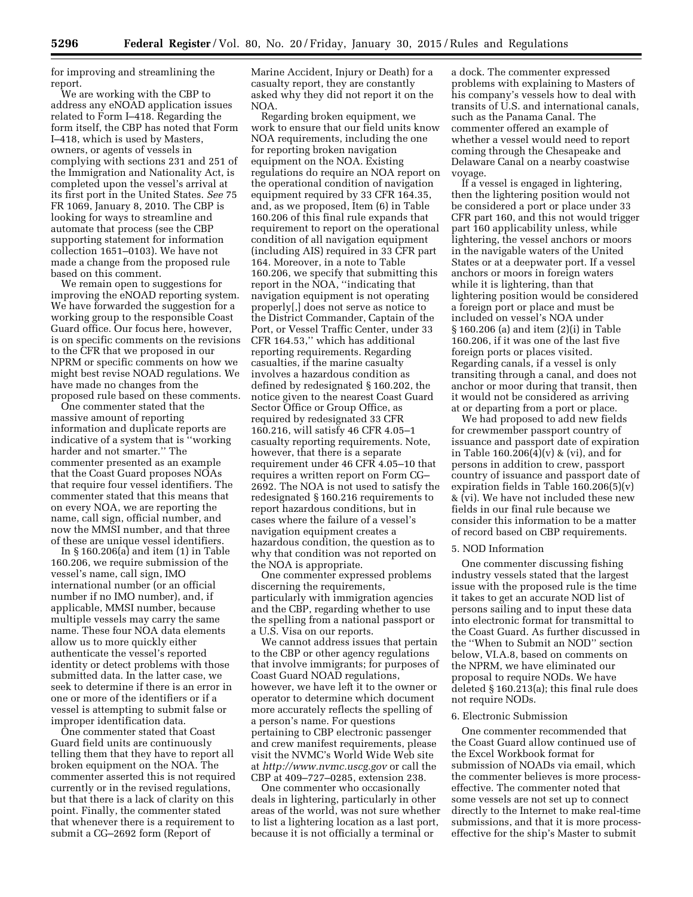for improving and streamlining the report.

We are working with the CBP to address any eNOAD application issues related to Form I–418. Regarding the form itself, the CBP has noted that Form I–418, which is used by Masters, owners, or agents of vessels in complying with sections 231 and 251 of the Immigration and Nationality Act, is completed upon the vessel's arrival at its first port in the United States. *See* 75 FR 1069, January 8, 2010. The CBP is looking for ways to streamline and automate that process (see the CBP supporting statement for information collection 1651–0103). We have not made a change from the proposed rule based on this comment.

We remain open to suggestions for improving the eNOAD reporting system. We have forwarded the suggestion for a working group to the responsible Coast Guard office. Our focus here, however, is on specific comments on the revisions to the CFR that we proposed in our NPRM or specific comments on how we might best revise NOAD regulations. We have made no changes from the proposed rule based on these comments.

One commenter stated that the massive amount of reporting information and duplicate reports are indicative of a system that is ''working harder and not smarter.'' The commenter presented as an example that the Coast Guard proposes NOAs that require four vessel identifiers. The commenter stated that this means that on every NOA, we are reporting the name, call sign, official number, and now the MMSI number, and that three of these are unique vessel identifiers.

In § 160.206(a) and item (1) in Table 160.206, we require submission of the vessel's name, call sign, IMO international number (or an official number if no IMO number), and, if applicable, MMSI number, because multiple vessels may carry the same name. These four NOA data elements allow us to more quickly either authenticate the vessel's reported identity or detect problems with those submitted data. In the latter case, we seek to determine if there is an error in one or more of the identifiers or if a vessel is attempting to submit false or improper identification data.

One commenter stated that Coast Guard field units are continuously telling them that they have to report all broken equipment on the NOA. The commenter asserted this is not required currently or in the revised regulations, but that there is a lack of clarity on this point. Finally, the commenter stated that whenever there is a requirement to submit a CG–2692 form (Report of Marine Accident, Injury or Death) for a casualty report, they are constantly asked why they did not report it on the NOA.

Regarding broken equipment, we work to ensure that our field units know NOA requirements, including the one for reporting broken navigation equipment on the NOA. Existing regulations do require an NOA report on the operational condition of navigation equipment required by 33 CFR 164.35, and, as we proposed, Item (6) in Table 160.206 of this final rule expands that requirement to report on the operational condition of all navigation equipment (including AIS) required in 33 CFR part 164. Moreover, in a note to Table 160.206, we specify that submitting this report in the NOA, ''indicating that navigation equipment is not operating properly[,] does not serve as notice to the District Commander, Captain of the Port, or Vessel Traffic Center, under 33 CFR 164.53,'' which has additional reporting requirements. Regarding casualties, if the marine casualty involves a hazardous condition as defined by redesignated § 160.202, the notice given to the nearest Coast Guard Sector Office or Group Office, as required by redesignated 33 CFR 160.216, will satisfy 46 CFR 4.05–1 casualty reporting requirements. Note, however, that there is a separate requirement under 46 CFR 4.05–10 that requires a written report on Form CG–2692. The NOA is not used to satisfy the redesignated § 160.216 requirements to report hazardous conditions, but in cases where the failure of a vessel's navigation equipment creates a hazardous condition, the question as to why that condition was not reported on the NOA is appropriate.

One commenter expressed problems discerning the requirements, particularly with immigration agencies and the CBP, regarding whether to use the spelling from a national passport or a U.S. Visa on our reports.

We cannot address issues that pertain to the CBP or other agency regulations that involve immigrants; for purposes of Coast Guard NOAD regulations, however, we have left it to the owner or operator to determine which document more accurately reflects the spelling of a person's name. For questions pertaining to CBP electronic passenger and crew manifest requirements, please visit the NVMC's World Wide Web site at *http://www.nvmc.uscg.gov* or call the CBP at 409–727–0285, extension 238.

One commenter who occasionally deals in lightering, particularly in other areas of the world, was not sure whether to list a lightering location as a last port, because it is not officially a terminal or a dock. The commenter expressed problems with explaining to Masters of his company's vessels how to deal with transits of U.S. and international canals, such as the Panama Canal. The commenter offered an example of whether a vessel would need to report coming through the Chesapeake and Delaware Canal on a nearby coastwise voyage.

If a vessel is engaged in lightering, then the lightering position would not be considered a port or place under 33 CFR part 160, and this not would trigger part 160 applicability unless, while lightering, the vessel anchors or moors in the navigable waters of the United States or at a deepwater port. If a vessel anchors or moors in foreign waters while it is lightering, than that lightering position would be considered a foreign port or place and must be included on vessel's NOA under § 160.206 (a) and item (2)(i) in Table 160.206, if it was one of the last five foreign ports or places visited. Regarding canals, if a vessel is only transiting through a canal, and does not anchor or moor during that transit, then it would not be considered as arriving at or departing from a port or place.

We had proposed to add new fields for crewmember passport country of issuance and passport date of expiration in Table 160.206(4)(v) & (vi), and for persons in addition to crew, passport country of issuance and passport date of expiration fields in Table 160.206(5)(v) & (vi). We have not included these new fields in our final rule because we consider this information to be a matter of record based on CBP requirements.

5. NOD Information

One commenter discussing fishing industry vessels stated that the largest issue with the proposed rule is the time it takes to get an accurate NOD list of persons sailing and to input these data into electronic format for transmittal to the Coast Guard. As further discussed in the ''When to Submit an NOD'' section below, VI.A.8, based on comments on the NPRM, we have eliminated our proposal to require NODs. We have deleted § 160.213(a); this final rule does not require NODs.

6. Electronic Submission

One commenter recommended that the Coast Guard allow continued use of the Excel Workbook format for submission of NOADs via email, which the commenter believes is more process-effective. The commenter noted that some vessels are not set up to connect directly to the Internet to make real-time submissions, and that it is more process-effective for the ship's Master to submit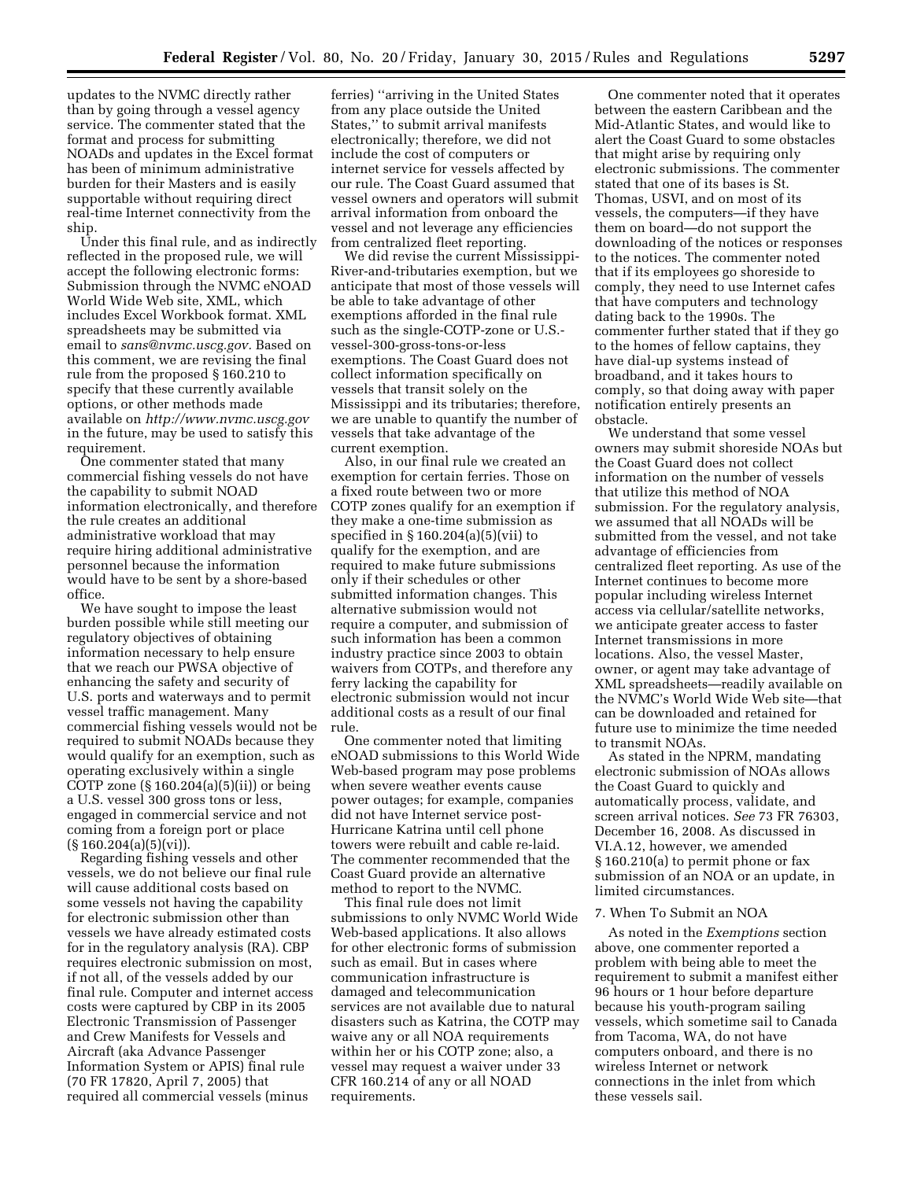updates to the NVMC directly rather than by going through a vessel agency service. The commenter stated that the format and process for submitting NOADs and updates in the Excel format has been of minimum administrative burden for their Masters and is easily supportable without requiring direct real-time Internet connectivity from the ship.

Under this final rule, and as indirectly reflected in the proposed rule, we will accept the following electronic forms: Submission through the NVMC eNOAD World Wide Web site, XML, which includes Excel Workbook format. XML spreadsheets may be submitted via email to *sans@nvmc.uscg.gov.* Based on this comment, we are revising the final rule from the proposed § 160.210 to specify that these currently available options, or other methods made available on *http://www.nvmc.uscg.gov* in the future, may be used to satisfy this requirement.

One commenter stated that many commercial fishing vessels do not have the capability to submit NOAD information electronically, and therefore the rule creates an additional administrative workload that may require hiring additional administrative personnel because the information would have to be sent by a shore-based office.

We have sought to impose the least burden possible while still meeting our regulatory objectives of obtaining information necessary to help ensure that we reach our PWSA objective of enhancing the safety and security of U.S. ports and waterways and to permit vessel traffic management. Many commercial fishing vessels would not be required to submit NOADs because they would qualify for an exemption, such as operating exclusively within a single COTP zone (§ 160.204(a)(5)(ii)) or being a U.S. vessel 300 gross tons or less, engaged in commercial service and not coming from a foreign port or place (§ 160.204(a)(5)(vi)).

Regarding fishing vessels and other vessels, we do not believe our final rule will cause additional costs based on some vessels not having the capability for electronic submission other than vessels we have already estimated costs for in the regulatory analysis (RA). CBP requires electronic submission on most, if not all, of the vessels added by our final rule. Computer and internet access costs were captured by CBP in its 2005 Electronic Transmission of Passenger and Crew Manifests for Vessels and Aircraft (aka Advance Passenger Information System or APIS) final rule (70 FR 17820, April 7, 2005) that required all commercial vessels (minus ferries) "arriving in the United States from any place outside the United States," to submit arrival manifests electronically; therefore, we did not include the cost of computers or internet service for vessels affected by our rule. The Coast Guard assumed that vessel owners and operators will submit arrival information from onboard the vessel and not leverage any efficiencies from centralized fleet reporting.

We did revise the current Mississippi-River-and-tributaries exemption, but we anticipate that most of those vessels will be able to take advantage of other exemptions afforded in the final rule such as the single-COTP-zone or U.S.-vessel-300-gross-tons-or-less exemptions. The Coast Guard does not collect information specifically on vessels that transit solely on the Mississippi and its tributaries; therefore, we are unable to quantify the number of vessels that take advantage of the current exemption.

Also, in our final rule we created an exemption for certain ferries. Those on a fixed route between two or more COTP zones qualify for an exemption if they make a one-time submission as specified in § 160.204(a)(5)(vii) to qualify for the exemption, and are required to make future submissions only if their schedules or other submitted information changes. This alternative submission would not require a computer, and submission of such information has been a common industry practice since 2003 to obtain waivers from COTPs, and therefore any ferry lacking the capability for electronic submission would not incur additional costs as a result of our final rule.

One commenter noted that limiting eNOAD submissions to this World Wide Web-based program may pose problems when severe weather events cause power outages; for example, companies did not have Internet service post-Hurricane Katrina until cell phone towers were rebuilt and cable re-laid. The commenter recommended that the Coast Guard provide an alternative method to report to the NVMC.

This final rule does not limit submissions to only NVMC World Wide Web-based applications. It also allows for other electronic forms of submission such as email. But in cases where communication infrastructure is damaged and telecommunication services are not available due to natural disasters such as Katrina, the COTP may waive any or all NOA requirements within her or his COTP zone; also, a vessel may request a waiver under 33 CFR 160.214 of any or all NOAD requirements.

One commenter noted that it operates between the eastern Caribbean and the Mid-Atlantic States, and would like to alert the Coast Guard to some obstacles that might arise by requiring only electronic submissions. The commenter stated that one of its bases is St. Thomas, USVI, and on most of its vessels, the computers—if they have them on board—do not support the downloading of the notices or responses to the notices. The commenter noted that if its employees go shoreside to comply, they need to use Internet cafes that have computers and technology dating back to the 1990s. The commenter further stated that if they go to the homes of fellow captains, they have dial-up systems instead of broadband, and it takes hours to comply, so that doing away with paper notification entirely presents an obstacle.

We understand that some vessel owners may submit shoreside NOADs but the Coast Guard does not collect information on the number of vessels that utilize this method of NOA submission. For the regulatory analysis, we assumed that all NOADs will be submitted from the vessel, and not take advantage of efficiencies from centralized fleet reporting. As use of the Internet continues to become more popular including wireless Internet access via cellular/satellite networks, we anticipate greater access to faster Internet transmissions in more locations. Also, the vessel Master, owner, or agent may take advantage of XML spreadsheets—readily available on the NVMC's World Wide Web site—that can be downloaded and retained for future use to minimize the time needed to transmit NOAs.

As stated in the NPRM, mandating electronic submission of NOAs allows the Coast Guard to quickly and automatically process, validate, and screen arrival notices. *See* 73 FR 76303, December 16, 2008. As discussed in VI.A.12, however, we amended § 160.210(a) to permit phone or fax submission of an NOA or an update, in limited circumstances.

7. When To Submit an NOA

As noted in the *Exemptions* section above, one commenter reported a problem with being able to meet the requirement to submit a manifest either 96 hours or 1 hour before departure because his youth-program sailing vessels, which sometime sail to Canada from Tacoma, WA, do not have computers onboard, and there is no wireless Internet or network connections in the inlet from which these vessels sail.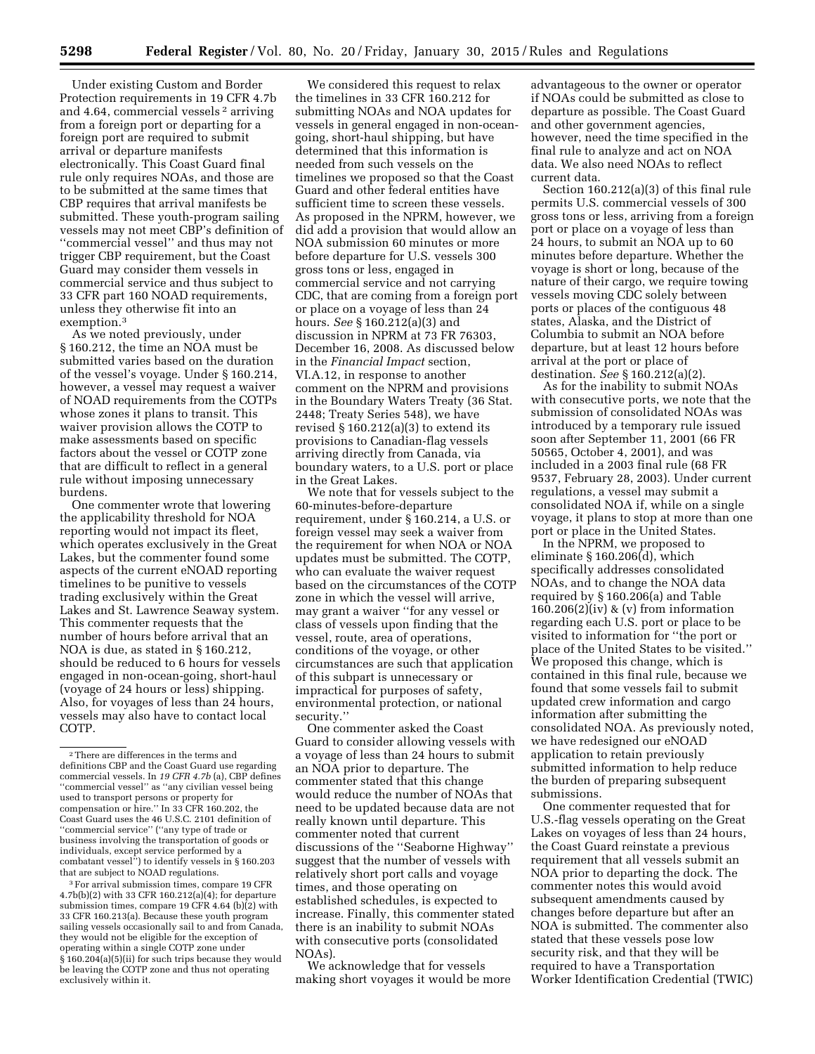Under existing Custom and Border Protection requirements in 19 CFR 4.7b and 4.64, commercial vessels [2] arriving from a foreign port or departing for a foreign port are required to submit arrival or departure manifests electronically. This Coast Guard final rule only requires NOAs, and those are to be submitted at the same times that CBP requires that arrival manifests be submitted. These youth-program sailing vessels may not meet CBP's definition of ''commercial vessel'' and thus may not trigger CBP requirement, but the Coast Guard may consider them vessels in commercial service and thus subject to 33 CFR part 160 NOAD requirements, unless they otherwise fit into an exemption.[3]

As we noted previously, under § 160.212, the time an NOA must be submitted varies based on the duration of the vessel's voyage. Under § 160.214, however, a vessel may request a waiver of NOAD requirements from the COTPs whose zones it plans to transit. This waiver provision allows the COTP to make assessments based on specific factors about the vessel or COTP zone that are difficult to reflect in a general rule without imposing unnecessary burdens.

One commenter wrote that lowering the applicability threshold for NOA reporting would not impact its fleet, which operates exclusively in the Great Lakes, but the commenter found some aspects of the current eNOAD reporting timelines to be punitive to vessels trading exclusively within the Great Lakes and St. Lawrence Seaway system. This commenter requests that the number of hours before arrival that an NOA is due, as stated in § 160.212, should be reduced to 6 hours for vessels engaged in non-ocean-going, short-haul (voyage of 24 hours or less) shipping. Also, for voyages of less than 24 hours, vessels may also have to contact local COTP.

We considered this request to relax the timelines in 33 CFR 160.212 for submitting NOAs and NOA updates for vessels in general engaged in non-ocean-going, short-haul shipping, but have determined that this information is needed from such vessels on the timelines we proposed so that the Coast Guard and other federal entities have sufficient time to screen these vessels. As proposed in the NPRM, however, we did add a provision that would allow an NOA submission 60 minutes or more before departure for U.S. vessels 300 gross tons or less, engaged in commercial service and not carrying CDC, that are coming from a foreign port or place on a voyage of less than 24 hours. *See* § 160.212(a)(3) and discussion in NPRM at 73 FR 76303, December 16, 2008. As discussed below in the *Financial Impact* section, VI.A.12, in response to another comment on the NPRM and provisions in the Boundary Waters Treaty (36 Stat. 2448; Treaty Series 548), we have revised § 160.212(a)(3) to extend its provisions to Canadian-flag vessels arriving directly from Canada, via boundary waters, to a U.S. port or place in the Great Lakes.

We note that for vessels subject to the 60-minutes-before-departure requirement, under § 160.214, a U.S. or foreign vessel may seek a waiver from the requirement for when NOA or NOA updates must be submitted. The COTP, who can evaluate the waiver request based on the circumstances of the COTP zone in which the vessel will arrive, may grant a waiver ''for any vessel or class of vessels upon finding that the vessel, route, area of operations, conditions of the voyage, or other circumstances are such that application of this subpart is unnecessary or impractical for purposes of safety, environmental protection, or national security.''

One commenter asked the Coast Guard to consider allowing vessels with a voyage of less than 24 hours to submit an NOA prior to departure. The commenter stated that this change would reduce the number of NOAs that need to be updated because data are not really known until departure. This commenter noted that current discussions of the ''Seaborne Highway'' suggest that the number of vessels with relatively short port calls and voyage times, and those operating on established schedules, is expected to increase. Finally, this commenter stated there is an inability to submit NOAs with consecutive ports (consolidated NOAs).

We acknowledge that for vessels making short voyages it would be more advantageous to the owner or operator if NOAs could be submitted as close to departure as possible. The Coast Guard and other government agencies, however, need the time specified in the final rule to analyze and act on NOA data. We also need NOAs to reflect current data.

Section 160.212(a)(3) of this final rule permits U.S. commercial vessels of 300 gross tons or less, arriving from a foreign port or place on a voyage of less than 24 hours, to submit an NOA up to 60 minutes before departure. Whether the voyage is short or long, because of the nature of their cargo, we require towing vessels moving CDC solely between ports or places of the contiguous 48 states, Alaska, and the District of Columbia to submit an NOA before departure, but at least 12 hours before arrival at the port or place of destination. *See* § 160.212(a)(2).

As for the inability to submit NOAs with consecutive ports, we note that the submission of consolidated NOAs was introduced by a temporary rule issued soon after September 11, 2001 (66 FR 50565, October 4, 2001), and was included in a 2003 final rule (68 FR 9537, February 28, 2003). Under current regulations, a vessel may submit a consolidated NOA if, while on a single voyage, it plans to stop at more than one port or place in the United States.

In the NPRM, we proposed to eliminate § 160.206(d), which specifically addresses consolidated NOAs, and to change the NOA data required by § 160.206(a) and Table 160.206(2)(iv) & (v) from information regarding each U.S. port or place to be visited to information for ''the port or place of the United States to be visited.'' We proposed this change, which is contained in this final rule, because we found that some vessels fail to submit updated crew information and cargo information after submitting the consolidated NOA. As previously noted, we have redesigned our eNOAD application to retain previously submitted information to help reduce the burden of preparing subsequent submissions.

One commenter requested that for U.S.-flag vessels operating on the Great Lakes on voyages of less than 24 hours, the Coast Guard reinstate a previous requirement that all vessels submit an NOA prior to departing the dock. The commenter notes this would avoid subsequent amendments caused by changes before departure but after an NOA is submitted. The commenter also stated that these vessels pose low security risk, and that they will be required to have a Transportation Worker Identification Credential (TWIC)

---

[2] There are differences in the terms and definitions CBP and the Coast Guard use regarding commercial vessels. In *19 CFR 4.7b* (a), CBP defines ''commercial vessel'' as ''any civilian vessel being used to transport persons or property for compensation or hire.'' In 33 CFR 160.202, the Coast Guard uses the 46 U.S.C. 2101 definition of ''commercial service'' (''any type of trade or business involving the transportation of goods or individuals, except service performed by a combatant vessel'') to identify vessels in § 160.203 that are subject to NOAD regulations.

[3] For arrival submission times, compare 19 CFR 4.7b(b)(2) with 33 CFR 160.212(a)(4); for departure submission times, compare 19 CFR 4.64 (b)(2) with 33 CFR 160.213(a). Because these youth program sailing vessels occasionally sail to and from Canada, they would not be eligible for the exception of operating within a single COTP zone under § 160.204(a)(5)(ii) for such trips because they would be leaving the COTP zone and thus not operating exclusively within it.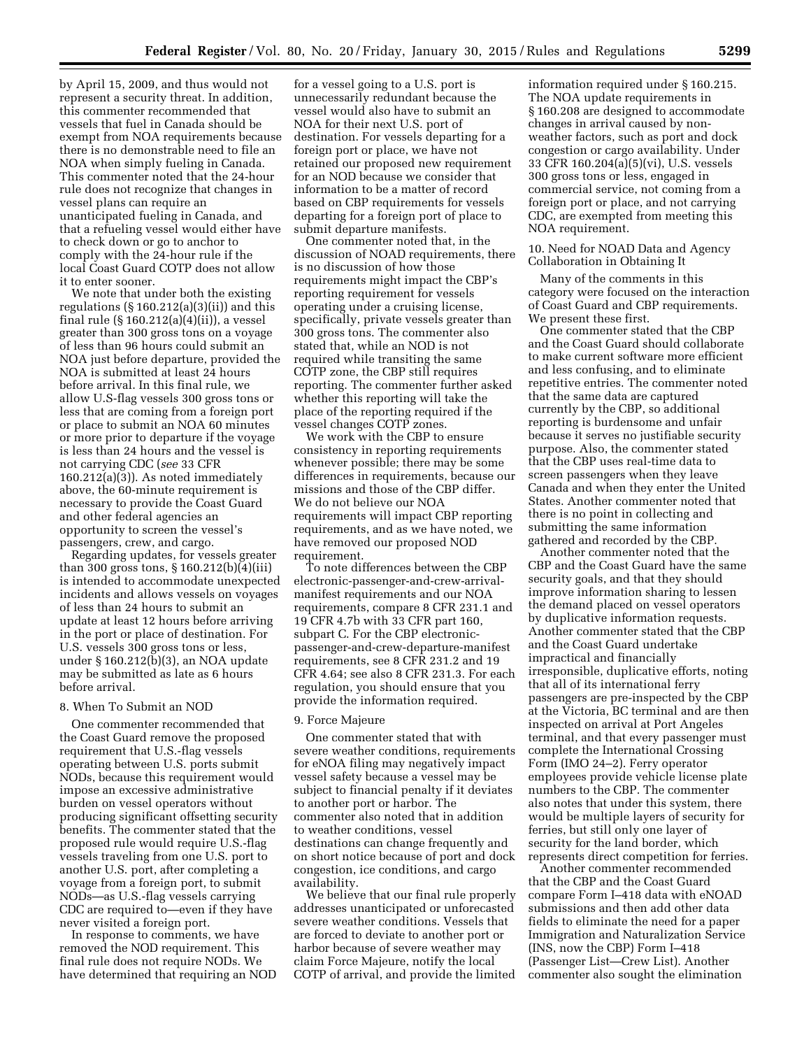by April 15, 2009, and thus would not represent a security threat. In addition, this commenter recommended that vessels that fuel in Canada should be exempt from NOA requirements because there is no demonstrable need to file an NOA when simply fueling in Canada. This commenter noted that the 24-hour rule does not recognize that changes in vessel plans can require an unanticipated fueling in Canada, and that a refueling vessel would either have to check down or go to anchor to comply with the 24-hour rule if the local Coast Guard COTP does not allow it to enter sooner.

We note that under both the existing regulations (§ 160.212(a)(3)(ii)) and this final rule (§ 160.212(a)(4)(ii)), a vessel greater than 300 gross tons on a voyage of less than 96 hours could submit an NOA just before departure, provided the NOA is submitted at least 24 hours before arrival. In this final rule, we allow U.S-flag vessels 300 gross tons or less that are coming from a foreign port or place to submit an NOA 60 minutes or more prior to departure if the voyage is less than 24 hours and the vessel is not carrying CDC (*see* 33 CFR 160.212(a)(3)). As noted immediately above, the 60-minute requirement is necessary to provide the Coast Guard and other federal agencies an opportunity to screen the vessel's passengers, crew, and cargo.

Regarding updates, for vessels greater than 300 gross tons, § 160.212(b)(4)(iii) is intended to accommodate unexpected incidents and allows vessels on voyages of less than 24 hours to submit an update at least 12 hours before arriving in the port or place of destination. For U.S. vessels 300 gross tons or less, under § 160.212(b)(3), an NOA update may be submitted as late as 6 hours before arrival.

8. When To Submit an NOD

One commenter recommended that the Coast Guard remove the proposed requirement that U.S.-flag vessels operating between U.S. ports submit NODs, because this requirement would impose an excessive administrative burden on vessel operators without producing significant offsetting security benefits. The commenter stated that the proposed rule would require U.S.-flag vessels traveling from one U.S. port to another U.S. port, after completing a voyage from a foreign port, to submit NODs—as U.S.-flag vessels carrying CDC are required to—even if they have never visited a foreign port.

In response to comments, we have removed the NOD requirement. This final rule does not require NODs. We have determined that requiring an NOD for a vessel going to a U.S. port is unnecessarily redundant because the vessel would also have to submit an NOA for their next U.S. port of destination. For vessels departing for a foreign port or place, we have not retained our proposed new requirement for an NOD because we consider that information to be a matter of record based on CBP requirements for vessels departing for a foreign port of place to submit departure manifests.

One commenter noted that, in the discussion of NOAD requirements, there is no discussion of how those requirements might impact the CBP's reporting requirement for vessels operating under a cruising license, specifically, private vessels greater than 300 gross tons. The commenter also stated that, while an NOD is not required while transiting the same COTP zone, the CBP still requires reporting. The commenter further asked whether this reporting will take the place of the reporting required if the vessel changes COTP zones.

We work with the CBP to ensure consistency in reporting requirements whenever possible; there may be some differences in requirements, because our missions and those of the CBP differ. We do not believe our NOA requirements will impact CBP reporting requirements, and as we have noted, we have removed our proposed NOD requirement.

To note differences between the CBP electronic-passenger-and-crew-arrival-manifest requirements and our NOA requirements, compare 8 CFR 231.1 and 19 CFR 4.7b with 33 CFR part 160, subpart C. For the CBP electronic-passenger-and-crew-departure-manifest requirements, see 8 CFR 231.2 and 19 CFR 4.64; see also 8 CFR 231.3. For each regulation, you should ensure that you provide the information required.

9. Force Majeure

One commenter stated that with severe weather conditions, requirements for eNOA filing may negatively impact vessel safety because a vessel may be subject to financial penalty if it deviates to another port or harbor. The commenter also noted that in addition to weather conditions, vessel destinations can change frequently and on short notice because of port and dock congestion, ice conditions, and cargo availability.

We believe that our final rule properly addresses unanticipated or unforecasted severe weather conditions. Vessels that are forced to deviate to another port or harbor because of severe weather may claim Force Majeure, notify the local COTP of arrival, and provide the limited information required under § 160.215. The NOA update requirements in § 160.208 are designed to accommodate changes in arrival caused by non-weather factors, such as port and dock congestion or cargo availability. Under 33 CFR 160.204(a)(5)(vi), U.S. vessels 300 gross tons or less, engaged in commercial service, not coming from a foreign port or place, and not carrying CDC, are exempted from meeting this NOA requirement.

10. Need for NOAD Data and Agency Collaboration in Obtaining It

Many of the comments in this category were focused on the interaction of Coast Guard and CBP requirements. We present these first.

One commenter stated that the CBP and the Coast Guard should collaborate to make current software more efficient and less confusing, and to eliminate repetitive entries. The commenter noted that the same data are captured currently by the CBP, so additional reporting is burdensome and unfair because it serves no justifiable security purpose. Also, the commenter stated that the CBP uses real-time data to screen passengers when they leave Canada and when they enter the United States. Another commenter noted that there is no point in collecting and submitting the same information gathered and recorded by the CBP.

Another commenter noted that the CBP and the Coast Guard have the same security goals, and that they should improve information sharing to lessen the demand placed on vessel operators by duplicative information requests. Another commenter stated that the CBP and the Coast Guard undertake impractical and financially irresponsible, duplicative efforts, noting that all of its international ferry passengers are pre-inspected by the CBP at the Victoria, BC terminal and are then inspected on arrival at Port Angeles terminal, and that every passenger must complete the International Crossing Form (IMO 24–2). Ferry operator employees provide vehicle license plate numbers to the CBP. The commenter also notes that under this system, there would be multiple layers of security for ferries, but still only one layer of security for the land border, which represents direct competition for ferries.

Another commenter recommended that the CBP and the Coast Guard compare Form I–418 data with eNOAD submissions and then add other data fields to eliminate the need for a paper Immigration and Naturalization Service (INS, now the CBP) Form I–418 (Passenger List—Crew List). Another commenter also sought the elimination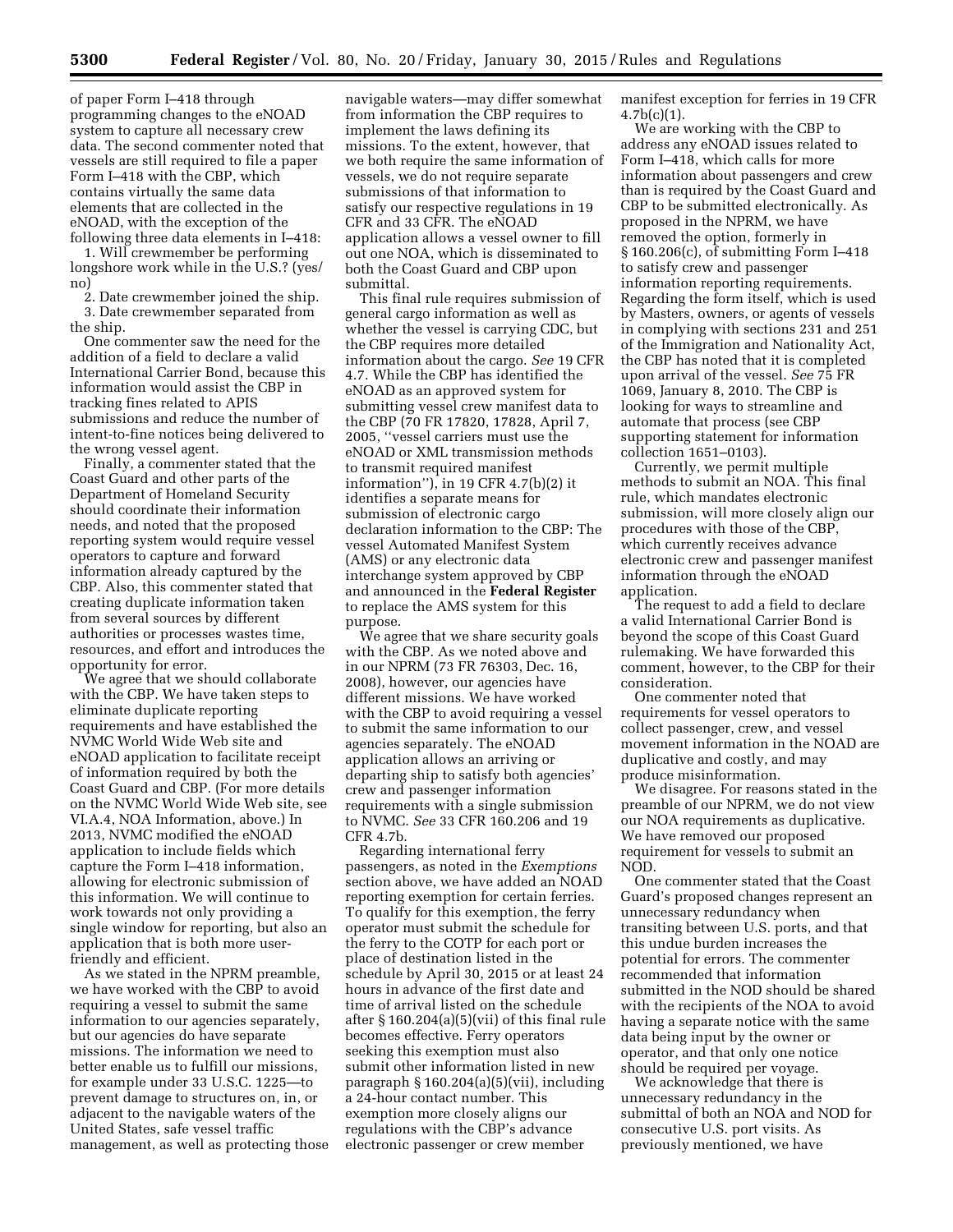of paper Form I–418 through programming changes to the eNOAD system to capture all necessary crew data. The second commenter noted that vessels are still required to file a paper Form I–418 with the CBP, which contains virtually the same data elements that are collected in the eNOAD, with the exception of the following three data elements in I–418:

1. Will crewmember be performing longshore work while in the U.S.? (yes/no)

2. Date crewmember joined the ship.

3. Date crewmember separated from the ship.

One commenter saw the need for the addition of a field to declare a valid International Carrier Bond, because this information would assist the CBP in tracking fines related to APIS submissions and reduce the number of intent-to-fine notices being delivered to the wrong vessel agent.

Finally, a commenter stated that the Coast Guard and other parts of the Department of Homeland Security should coordinate their information needs, and noted that the proposed reporting system would require vessel operators to capture and forward information already captured by the CBP. Also, this commenter stated that creating duplicate information taken from several sources by different authorities or processes wastes time, resources, and effort and introduces the opportunity for error.

We agree that we should collaborate with the CBP. We have taken steps to eliminate duplicate reporting requirements and have established the NVMC World Wide Web site and eNOAD application to facilitate receipt of information required by both the Coast Guard and CBP. (For more details on the NVMC World Wide Web site, see VI.A.4, NOA Information, above.) In 2013, NVMC modified the eNOAD application to include fields which capture the Form I–418 information, allowing for electronic submission of this information. We will continue to work towards not only providing a single window for reporting, but also an application that is both more user-friendly and efficient.

As we stated in the NPRM preamble, we have worked with the CBP to avoid requiring a vessel to submit the same information to our agencies separately, but our agencies do have separate missions. The information we need to better enable us to fulfill our missions, for example under 33 U.S.C. 1225—to prevent damage to structures on, in, or adjacent to the navigable waters of the United States, safe vessel traffic management, as well as protecting those navigable waters—may differ somewhat from information the CBP requires to implement the laws defining its missions. To the extent, however, that we both require the same information of vessels, we do not require separate submissions of that information to satisfy our respective regulations in 19 CFR and 33 CFR. The eNOAD application allows a vessel owner to fill out one NOA, which is disseminated to both the Coast Guard and CBP upon submittal.

This final rule requires submission of general cargo information as well as whether the vessel is carrying CDC, but the CBP requires more detailed information about the cargo. *See* 19 CFR 4.7. While the CBP has identified the eNOAD as an approved system for submitting vessel crew manifest data to the CBP (70 FR 17820, 17828, April 7, 2005, ''vessel carriers must use the eNOAD or XML transmission methods to transmit required manifest information''), in 19 CFR 4.7(b)(2) it identifies a separate means for submission of electronic cargo declaration information to the CBP: The vessel Automated Manifest System (AMS) or any electronic data interchange system approved by CBP and announced in the **Federal Register** to replace the AMS system for this purpose.

We agree that we share security goals with the CBP. As we noted above and in our NPRM (73 FR 76303, Dec. 16, 2008), however, our agencies have different missions. We have worked with the CBP to avoid requiring a vessel to submit the same information to our agencies separately. The eNOAD application allows an arriving or departing ship to satisfy both agencies' crew and passenger information requirements with a single submission to NVMC. *See* 33 CFR 160.206 and 19 CFR 4.7b.

Regarding international ferry passengers, as noted in the *Exemptions* section above, we have added an NOAD reporting exemption for certain ferries. To qualify for this exemption, the ferry operator must submit the schedule for the ferry to the COTP for each port or place of destination listed in the schedule by April 30, 2015 or at least 24 hours in advance of the first date and time of arrival listed on the schedule after § 160.204(a)(5)(vii) of this final rule becomes effective. Ferry operators seeking this exemption must also submit other information listed in new paragraph § 160.204(a)(5)(vii), including a 24-hour contact number. This exemption more closely aligns our regulations with the CBP's advance electronic passenger or crew member manifest exception for ferries in 19 CFR 4.7b(c)(1).

We are working with the CBP to address any eNOAD issues related to Form I–418, which calls for more information about passengers and crew than is required by the Coast Guard and CBP to be submitted electronically. As proposed in the NPRM, we have removed the option, formerly in § 160.206(c), of submitting Form I–418 to satisfy crew and passenger information reporting requirements. Regarding the form itself, which is used by Masters, owners, or agents of vessels in complying with sections 231 and 251 of the Immigration and Nationality Act, the CBP has noted that it is completed upon arrival of the vessel. *See* 75 FR 1069, January 8, 2010. The CBP is looking for ways to streamline and automate that process (see CBP supporting statement for information collection 1651–0103).

Currently, we permit multiple methods to submit an NOA. This final rule, which mandates electronic submission, will more closely align our procedures with those of the CBP, which currently receives advance electronic crew and passenger manifest information through the eNOAD application.

The request to add a field to declare a valid International Carrier Bond is beyond the scope of this Coast Guard rulemaking. We have forwarded this comment, however, to the CBP for their consideration.

One commenter noted that requirements for vessel operators to collect passenger, crew, and vessel movement information in the NOAD are duplicative and costly, and may produce misinformation.

We disagree. For reasons stated in the preamble of our NPRM, we do not view our NOA requirements as duplicative. We have removed our proposed requirement for vessels to submit an NOD.

One commenter stated that the Coast Guard's proposed changes represent an unnecessary redundancy when transiting between U.S. ports, and that this undue burden increases the potential for errors. The commenter recommended that information submitted in the NOD should be shared with the recipients of the NOA to avoid having a separate notice with the same data being input by the owner or operator, and that only one notice should be required per voyage.

We acknowledge that there is unnecessary redundancy in the submittal of both an NOA and NOD for consecutive U.S. port visits. As previously mentioned, we have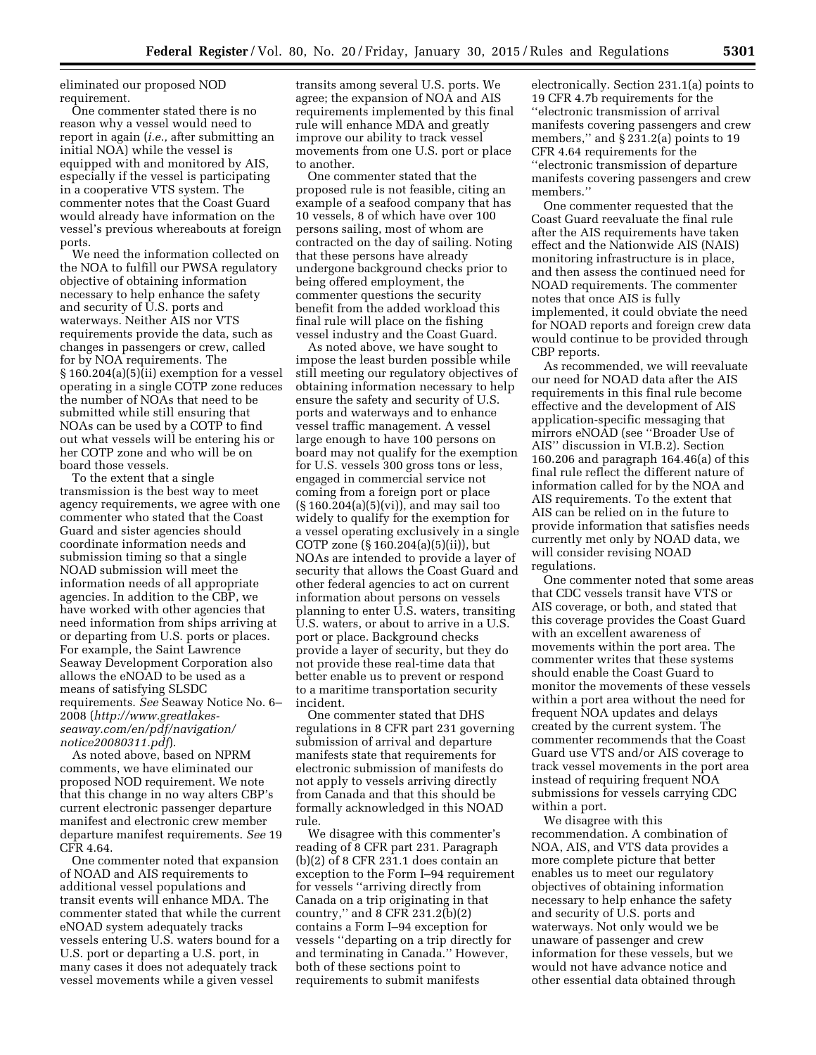eliminated our proposed NOD requirement.

One commenter stated there is no reason why a vessel would need to report in again (*i.e.,* after submitting an initial NOA) while the vessel is equipped with and monitored by AIS, especially if the vessel is participating in a cooperative VTS system. The commenter notes that the Coast Guard would already have information on the vessel's previous whereabouts at foreign ports.

We need the information collected on the NOA to fulfill our PWSA regulatory objective of obtaining information necessary to help enhance the safety and security of U.S. ports and waterways. Neither AIS nor VTS requirements provide the data, such as changes in passengers or crew, called for by NOA requirements. The § 160.204(a)(5)(ii) exemption for a vessel operating in a single COTP zone reduces the number of NOAs that need to be submitted while still ensuring that NOAs can be used by a COTP to find out what vessels will be entering his or her COTP zone and who will be on board those vessels.

To the extent that a single transmission is the best way to meet agency requirements, we agree with one commenter who stated that the Coast Guard and sister agencies should coordinate information needs and submission timing so that a single NOAD submission will meet the information needs of all appropriate agencies. In addition to the CBP, we have worked with other agencies that need information from ships arriving at or departing from U.S. ports or places. For example, the Saint Lawrence Seaway Development Corporation also allows the eNOAD to be used as a means of satisfying SLSDC requirements. *See* Seaway Notice No. 6–2008 (*http://www.greatlakes-seaway.com/en/pdf/navigation/notice20080311.pdf*).

As noted above, based on NPRM comments, we have eliminated our proposed NOD requirement. We note that this change in no way alters CBP's current electronic passenger departure manifest and electronic crew member departure manifest requirements. *See* 19 CFR 4.64.

One commenter noted that expansion of NOAD and AIS requirements to additional vessel populations and transit events will enhance MDA. The commenter stated that while the current eNOAD system adequately tracks vessels entering U.S. waters bound for a U.S. port or departing a U.S. port, in many cases it does not adequately track vessel movements while a given vessel transits among several U.S. ports. We agree; the expansion of NOA and AIS requirements implemented by this final rule will enhance MDA and greatly improve our ability to track vessel movements from one U.S. port or place to another.

One commenter stated that the proposed rule is not feasible, citing an example of a seafood company that has 10 vessels, 8 of which have over 100 persons sailing, most of whom are contracted on the day of sailing. Noting that these persons have already undergone background checks prior to being offered employment, the commenter questions the security benefit from the added workload this final rule will place on the fishing vessel industry and the Coast Guard.

As noted above, we have sought to impose the least burden possible while still meeting our regulatory objectives of obtaining information necessary to help ensure the safety and security of U.S. ports and waterways and to enhance vessel traffic management. A vessel large enough to have 100 persons on board may not qualify for the exemption for U.S. vessels 300 gross tons or less, engaged in commercial service not coming from a foreign port or place (§ 160.204(a)(5)(vi)), and may sail too widely to qualify for the exemption for a vessel operating exclusively in a single COTP zone (§ 160.204(a)(5)(ii)), but NOAs are intended to provide a layer of security that allows the Coast Guard and other federal agencies to act on current information about persons on vessels planning to enter U.S. waters, transiting U.S. waters, or about to arrive in a U.S. port or place. Background checks provide a layer of security, but they do not provide these real-time data that better enable us to prevent or respond to a maritime transportation security incident.

One commenter stated that DHS regulations in 8 CFR part 231 governing submission of arrival and departure manifests state that requirements for electronic submission of manifests do not apply to vessels arriving directly from Canada and that this should be formally acknowledged in this NOAD rule.

We disagree with this commenter's reading of 8 CFR part 231. Paragraph (b)(2) of 8 CFR 231.1 does contain an exception to the Form I–94 requirement for vessels ''arriving directly from Canada on a trip originating in that country,'' and 8 CFR 231.2(b)(2) contains a Form I–94 exception for vessels ''departing on a trip directly for and terminating in Canada.'' However, both of these sections point to requirements to submit manifests electronically. Section 231.1(a) points to 19 CFR 4.7b requirements for the ''electronic transmission of arrival manifests covering passengers and crew members,'' and § 231.2(a) points to 19 CFR 4.64 requirements for the ''electronic transmission of departure manifests covering passengers and crew members.''

One commenter requested that the Coast Guard reevaluate the final rule after the AIS requirements have taken effect and the Nationwide AIS (NAIS) monitoring infrastructure is in place, and then assess the continued need for NOAD requirements. The commenter notes that once AIS is fully implemented, it could obviate the need for NOAD reports and foreign crew data would continue to be provided through CBP reports.

As recommended, we will reevaluate our need for NOAD data after the AIS requirements in this final rule become effective and the development of AIS application-specific messaging that mirrors eNOAD (see ''Broader Use of AIS'' discussion in VI.B.2). Section 160.206 and paragraph 164.46(a) of this final rule reflect the different nature of information called for by the NOA and AIS requirements. To the extent that AIS can be relied on in the future to provide information that satisfies needs currently met only by NOAD data, we will consider revising NOAD regulations.

One commenter noted that some areas that CDC vessels transit have VTS or AIS coverage, or both, and stated that this coverage provides the Coast Guard with an excellent awareness of movements within the port area. The commenter writes that these systems should enable the Coast Guard to monitor the movements of these vessels within a port area without the need for frequent NOA updates and delays created by the current system. The commenter recommends that the Coast Guard use VTS and/or AIS coverage to track vessel movements in the port area instead of requiring frequent NOA submissions for vessels carrying CDC within a port.

We disagree with this recommendation. A combination of NOA, AIS, and VTS data provides a more complete picture that better enables us to meet our regulatory objectives of obtaining information necessary to help enhance the safety and security of U.S. ports and waterways. Not only would we be unaware of passenger and crew information for these vessels, but we would not have advance notice and other essential data obtained through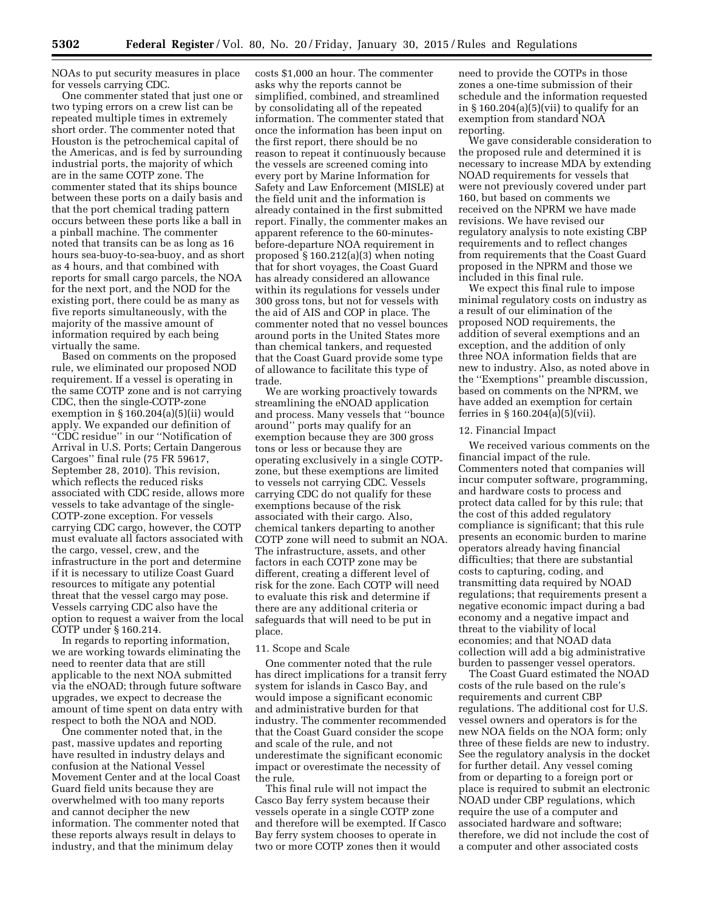NOAs to put security measures in place for vessels carrying CDC.

One commenter stated that just one or two typing errors on a crew list can be repeated multiple times in extremely short order. The commenter noted that Houston is the petrochemical capital of the Americas, and is fed by surrounding industrial ports, the majority of which are in the same COTP zone. The commenter stated that its ships bounce between these ports on a daily basis and that the port chemical trading pattern occurs between these ports like a ball in a pinball machine. The commenter noted that transits can be as long as 16 hours sea-buoy-to-sea-buoy, and as short as 4 hours, and that combined with reports for small cargo parcels, the NOA for the next port, and the NOD for the existing port, there could be as many as five reports simultaneously, with the majority of the massive amount of information required by each being virtually the same.

Based on comments on the proposed rule, we eliminated our proposed NOD requirement. If a vessel is operating in the same COTP zone and is not carrying CDC, then the single-COTP-zone exemption in § 160.204(a)(5)(ii) would apply. We expanded our definition of ''CDC residue'' in our ''Notification of Arrival in U.S. Ports; Certain Dangerous Cargoes'' final rule (75 FR 59617, September 28, 2010). This revision, which reflects the reduced risks associated with CDC reside, allows more vessels to take advantage of the single-COTP-zone exception. For vessels carrying CDC cargo, however, the COTP must evaluate all factors associated with the cargo, vessel, crew, and the infrastructure in the port and determine if it is necessary to utilize Coast Guard resources to mitigate any potential threat that the vessel cargo may pose. Vessels carrying CDC also have the option to request a waiver from the local COTP under § 160.214.

In regards to reporting information, we are working towards eliminating the need to reenter data that are still applicable to the next NOA submitted via the eNOAD; through future software upgrades, we expect to decrease the amount of time spent on data entry with respect to both the NOA and NOD.

One commenter noted that, in the past, massive updates and reporting have resulted in industry delays and confusion at the National Vessel Movement Center and at the local Coast Guard field units because they are overwhelmed with too many reports and cannot decipher the new information. The commenter noted that these reports always result in delays to industry, and that the minimum delay costs $1,000 an hour. The commenter asks why the reports cannot be simplified, combined, and streamlined by consolidating all of the repeated information. The commenter stated that once the information has been input on the first report, there should be no reason to repeat it continuously because the vessels are screened coming into every port by Marine Information for Safety and Law Enforcement (MISLE) at the field unit and the information is already contained in the first submitted report. Finally, the commenter makes an apparent reference to the 60-minutes-before-departure NOA requirement in proposed § 160.212(a)(3) when noting that for short voyages, the Coast Guard has already considered an allowance within its regulations for vessels under 300 gross tons, but not for vessels with the aid of AIS and COP in place. The commenter noted that no vessel bounces around ports in the United States more than chemical tankers, and requested that the Coast Guard provide some type of allowance to facilitate this type of trade.

We are working proactively towards streamlining the eNOAD application and process. Many vessels that ''bounce around'' ports may qualify for an exemption because they are 300 gross tons or less or because they are operating exclusively in a single COTP-zone, but these exemptions are limited to vessels not carrying CDC. Vessels carrying CDC do not qualify for these exemptions because of the risk associated with their cargo. Also, chemical tankers departing to another COTP zone will need to submit an NOA. The infrastructure, assets, and other factors in each COTP zone may be different, creating a different level of risk for the zone. Each COTP will need to evaluate this risk and determine if there are any additional criteria or safeguards that will need to be put in place.

11. Scope and Scale

One commenter noted that the rule has direct implications for a transit ferry system for islands in Casco Bay, and would impose a significant economic and administrative burden for that industry. The commenter recommended that the Coast Guard consider the scope and scale of the rule, and not underestimate the significant economic impact or overestimate the necessity of the rule.

This final rule will not impact the Casco Bay ferry system because their vessels operate in a single COTP zone and therefore will be exempted. If Casco Bay ferry system chooses to operate in two or more COTP zones then it would need to provide the COTPs in those zones a one-time submission of their schedule and the information requested in § 160.204(a)(5)(vii) to qualify for an exemption from standard NOA reporting.

We gave considerable consideration to the proposed rule and determined it is necessary to increase MDA by extending NOAD requirements for vessels that were not previously covered under part 160, but based on comments we received on the NPRM we have made revisions. We have revised our regulatory analysis to note existing CBP requirements and to reflect changes from requirements that the Coast Guard proposed in the NPRM and those we included in this final rule.

We expect this final rule to impose minimal regulatory costs on industry as a result of our elimination of the proposed NOD requirements, the addition of several exemptions and an exception, and the addition of only three NOA information fields that are new to industry. Also, as noted above in the ''Exemptions'' preamble discussion, based on comments on the NPRM, we have added an exemption for certain ferries in § 160.204(a)(5)(vii).

12. Financial Impact

We received various comments on the financial impact of the rule. Commenters noted that companies will incur computer software, programming, and hardware costs to process and protect data called for by this rule; that the cost of this added regulatory compliance is significant; that this rule presents an economic burden to marine operators already having financial difficulties; that there are substantial costs to capturing, coding, and transmitting data required by NOAD regulations; that requirements present a negative economic impact during a bad economy and a negative impact and threat to the viability of local economies; and that NOAD data collection will add a big administrative burden to passenger vessel operators.

The Coast Guard estimated the NOAD costs of the rule based on the rule's requirements and current CBP regulations. The additional cost for U.S. vessel owners and operators is for the new NOA fields on the NOA form; only three of these fields are new to industry. See the regulatory analysis in the docket for further detail. Any vessel coming from or departing to a foreign port or place is required to submit an electronic NOAD under CBP regulations, which require the use of a computer and associated hardware and software; therefore, we did not include the cost of a computer and other associated costs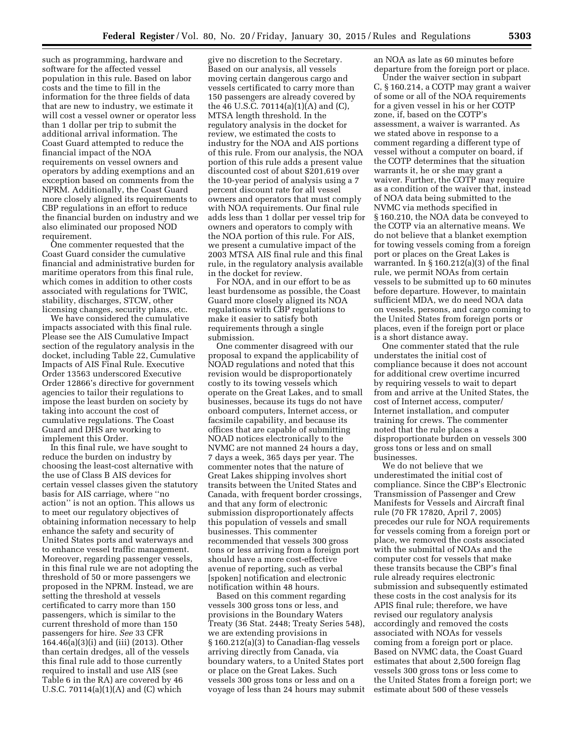such as programming, hardware and software for the affected vessel population in this rule. Based on labor costs and the time to fill in the information for the three fields of data that are new to industry, we estimate it will cost a vessel owner or operator less than 1 dollar per trip to submit the additional arrival information. The Coast Guard attempted to reduce the financial impact of the NOA requirements on vessel owners and operators by adding exemptions and an exception based on comments from the NPRM. Additionally, the Coast Guard more closely aligned its requirements to CBP regulations in an effort to reduce the financial burden on industry and we also eliminated our proposed NOD requirement.

One commenter requested that the Coast Guard consider the cumulative financial and administrative burden for maritime operators from this final rule, which comes in addition to other costs associated with regulations for TWIC, stability, discharges, STCW, other licensing changes, security plans, etc.

We have considered the cumulative impacts associated with this final rule. Please see the AIS Cumulative Impact section of the regulatory analysis in the docket, including Table 22, Cumulative Impacts of AIS Final Rule. Executive Order 13563 underscored Executive Order 12866's directive for government agencies to tailor their regulations to impose the least burden on society by taking into account the cost of cumulative regulations. The Coast Guard and DHS are working to implement this Order.

In this final rule, we have sought to reduce the burden on industry by choosing the least-cost alternative with the use of Class B AIS devices for certain vessel classes given the statutory basis for AIS carriage, where "no action" is not an option. This allows us to meet our regulatory objectives of obtaining information necessary to help enhance the safety and security of United States ports and waterways and to enhance vessel traffic management. Moreover, regarding passenger vessels, in this final rule we are not adopting the threshold of 50 or more passengers we proposed in the NPRM. Instead, we are setting the threshold at vessels certificated to carry more than 150 passengers, which is similar to the current threshold of more than 150 passengers for hire. *See* 33 CFR 164.46(a)(3)(i) and (iii) (2013). Other than certain dredges, all of the vessels this final rule add to those currently required to install and use AIS (see Table 6 in the RA) are covered by 46 U.S.C. 70114(a)(1)(A) and (C) which give no discretion to the Secretary. Based on our analysis, all vessels moving certain dangerous cargo and vessels certificated to carry more than 150 passengers are already covered by the 46 U.S.C. 70114(a)(1)(A) and (C), MTSA length threshold. In the regulatory analysis in the docket for review, we estimated the costs to industry for the NOA and AIS portions of this rule. From our analysis, the NOA portion of this rule adds a present value discounted cost of about $201,619 over the 10-year period of analysis using a 7 percent discount rate for all vessel owners and operators that must comply with NOA requirements. Our final rule adds less than 1 dollar per vessel trip for owners and operators to comply with the NOA portion of this rule. For AIS, we present a cumulative impact of the 2003 MTSA AIS final rule and this final rule, in the regulatory analysis available in the docket for review.

For NOA, and in our effort to be as least burdensome as possible, the Coast Guard more closely aligned its NOA regulations with CBP regulations to make it easier to satisfy both requirements through a single submission.

One commenter disagreed with our proposal to expand the applicability of NOAD regulations and noted that this revision would be disproportionately costly to its towing vessels which operate on the Great Lakes, and to small businesses, because its tugs do not have onboard computers, Internet access, or facsimile capability, and because its offices that are capable of submitting NOAD notices electronically to the NVMC are not manned 24 hours a day, 7 days a week, 365 days per year. The commenter notes that the nature of Great Lakes shipping involves short transits between the United States and Canada, with frequent border crossings, and that any form of electronic submission disproportionately affects this population of vessels and small businesses. This commenter recommended that vessels 300 gross tons or less arriving from a foreign port should have a more cost-effective avenue of reporting, such as verbal [spoken] notification and electronic notification within 48 hours.

Based on this comment regarding vessels 300 gross tons or less, and provisions in the Boundary Waters Treaty (36 Stat. 2448; Treaty Series 548), we are extending provisions in § 160.212(a)(3) to Canadian-flag vessels arriving directly from Canada, via boundary waters, to a United States port or place on the Great Lakes. Such vessels 300 gross tons or less and on a voyage of less than 24 hours may submit an NOA as late as 60 minutes before departure from the foreign port or place.

Under the waiver section in subpart C, § 160.214, a COTP may grant a waiver of some or all of the NOA requirements for a given vessel in his or her COTP zone, if, based on the COTP's assessment, a waiver is warranted. As we stated above in response to a comment regarding a different type of vessel without a computer on board, if the COTP determines that the situation warrants it, he or she may grant a waiver. Further, the COTP may require as a condition of the waiver that, instead of NOA data being submitted to the NVMC via methods specified in § 160.210, the NOA data be conveyed to the COTP via an alternative means. We do not believe that a blanket exemption for towing vessels coming from a foreign port or places on the Great Lakes is warranted. In § 160.212(a)(3) of the final rule, we permit NOAs from certain vessels to be submitted up to 60 minutes before departure. However, to maintain sufficient MDA, we do need NOA data on vessels, persons, and cargo coming to the United States from foreign ports or places, even if the foreign port or place is a short distance away.

One commenter stated that the rule understates the initial cost of compliance because it does not account for additional crew overtime incurred by requiring vessels to wait to depart from and arrive at the United States, the cost of Internet access, computer/Internet installation, and computer training for crews. The commenter noted that the rule places a disproportionate burden on vessels 300 gross tons or less and on small businesses.

We do not believe that we underestimated the initial cost of compliance. Since the CBP's Electronic Transmission of Passenger and Crew Manifests for Vessels and Aircraft final rule (70 FR 17820, April 7, 2005) precedes our rule for NOA requirements for vessels coming from a foreign port or place, we removed the costs associated with the submittal of NOAs and the computer cost for vessels that make these transits because the CBP's final rule already requires electronic submission and subsequently estimated these costs in the cost analysis for its APIS final rule; therefore, we have revised our regulatory analysis accordingly and removed the costs associated with NOAs for vessels coming from a foreign port or place. Based on NVMC data, the Coast Guard estimates that about 2,500 foreign flag vessels 300 gross tons or less come to the United States from a foreign port; we estimate about 500 of these vessels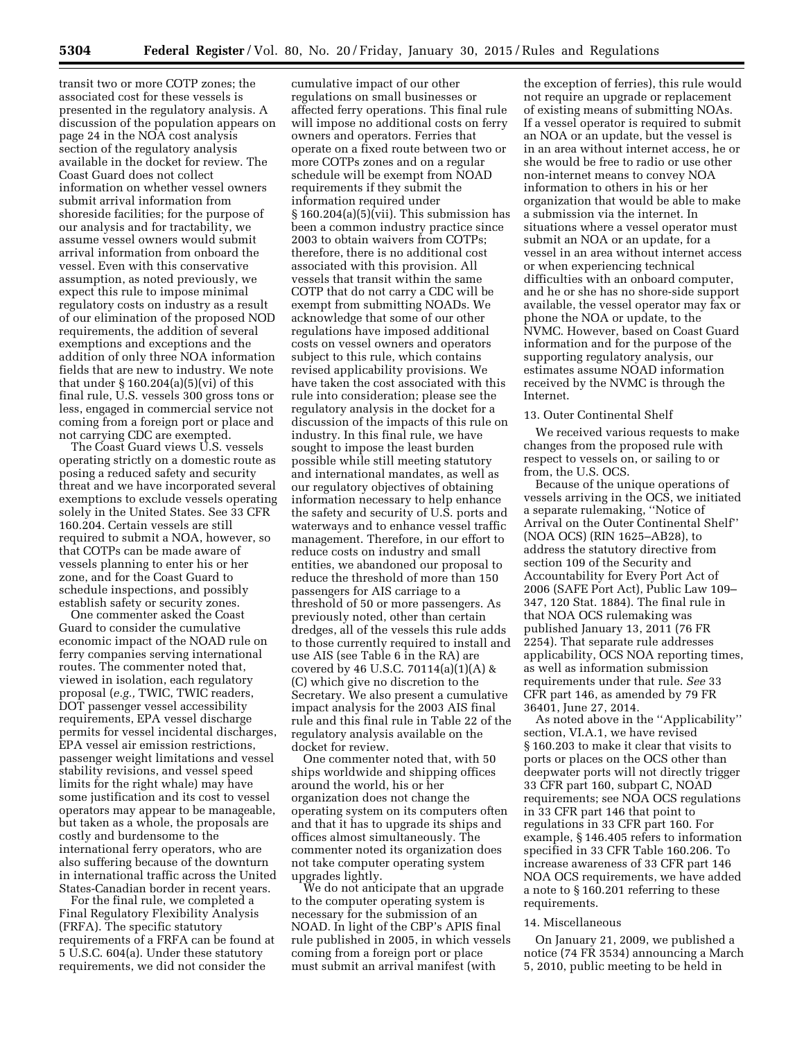transit two or more COTP zones; the associated cost for these vessels is presented in the regulatory analysis. A discussion of the population appears on page 24 in the NOA cost analysis section of the regulatory analysis available in the docket for review. The Coast Guard does not collect information on whether vessel owners submit arrival information from shoreside facilities; for the purpose of our analysis and for tractability, we assume vessel owners would submit arrival information from onboard the vessel. Even with this conservative assumption, as noted previously, we expect this rule to impose minimal regulatory costs on industry as a result of our elimination of the proposed NOD requirements, the addition of several exemptions and exceptions and the addition of only three NOA information fields that are new to industry. We note that under § 160.204(a)(5)(vi) of this final rule, U.S. vessels 300 gross tons or less, engaged in commercial service not coming from a foreign port or place and not carrying CDC are exempted.

The Coast Guard views U.S. vessels operating strictly on a domestic route as posing a reduced safety and security threat and we have incorporated several exemptions to exclude vessels operating solely in the United States. See 33 CFR 160.204. Certain vessels are still required to submit a NOA, however, so that COTPs can be made aware of vessels planning to enter his or her zone, and for the Coast Guard to schedule inspections, and possibly establish safety or security zones.

One commenter asked the Coast Guard to consider the cumulative economic impact of the NOAD rule on ferry companies serving international routes. The commenter noted that, viewed in isolation, each regulatory proposal (*e.g.,* TWIC, TWIC readers, DOT passenger vessel accessibility requirements, EPA vessel discharge permits for vessel incidental discharges, EPA vessel air emission restrictions, passenger weight limitations and vessel stability revisions, and vessel speed limits for the right whale) may have some justification and its cost to vessel operators may appear to be manageable, but taken as a whole, the proposals are costly and burdensome to the international ferry operators, who are also suffering because of the downturn in international traffic across the United States-Canadian border in recent years.

For the final rule, we completed a Final Regulatory Flexibility Analysis (FRFA). The specific statutory requirements of a FRFA can be found at 5 U.S.C. 604(a). Under these statutory requirements, we did not consider the cumulative impact of our other regulations on small businesses or affected ferry operations. This final rule will impose no additional costs on ferry owners and operators. Ferries that operate on a fixed route between two or more COTPs zones and on a regular schedule will be exempt from NOAD requirements if they submit the information required under § 160.204(a)(5)(vii). This submission has been a common industry practice since 2003 to obtain waivers from COTPs; therefore, there is no additional cost associated with this provision. All vessels that transit within the same COTP that do not carry a CDC will be exempt from submitting NOADs. We acknowledge that some of our other regulations have imposed additional costs on vessel owners and operators subject to this rule, which contains revised applicability provisions. We have taken the cost associated with this rule into consideration; please see the regulatory analysis in the docket for a discussion of the impacts of this rule on industry. In this final rule, we have sought to impose the least burden possible while still meeting statutory and international mandates, as well as our regulatory objectives of obtaining information necessary to help enhance the safety and security of U.S. ports and waterways and to enhance vessel traffic management. Therefore, in our effort to reduce costs on industry and small entities, we abandoned our proposal to reduce the threshold of more than 150 passengers for AIS carriage to a threshold of 50 or more passengers. As previously noted, other than certain dredges, all of the vessels this rule adds to those currently required to install and use AIS (see Table 6 in the RA) are covered by 46 U.S.C. 70114(a)(1)(A) & (C) which give no discretion to the Secretary. We also present a cumulative impact analysis for the 2003 AIS final rule and this final rule in Table 22 of the regulatory analysis available on the docket for review.

One commenter noted that, with 50 ships worldwide and shipping offices around the world, his or her organization does not change the operating system on its computers often and that it has to upgrade its ships and offices almost simultaneously. The commenter noted its organization does not take computer operating system upgrades lightly.

We do not anticipate that an upgrade to the computer operating system is necessary for the submission of an NOAD. In light of the CBP's APIS final rule published in 2005, in which vessels coming from a foreign port or place must submit an arrival manifest (with the exception of ferries), this rule would not require an upgrade or replacement of existing means of submitting NOAs. If a vessel operator is required to submit an NOA or an update, but the vessel is in an area without internet access, he or she would be free to radio or use other non-internet means to convey NOA information to others in his or her organization that would be able to make a submission via the internet. In situations where a vessel operator must submit an NOA or an update, for a vessel in an area without internet access or when experiencing technical difficulties with an onboard computer, and he or she has no shore-side support available, the vessel operator may fax or phone the NOA or update, to the NVMC. However, based on Coast Guard information and for the purpose of the supporting regulatory analysis, our estimates assume NOAD information received by the NVMC is through the Internet.

#### 13. Outer Continental Shelf

We received various requests to make changes from the proposed rule with respect to vessels on, or sailing to or from, the U.S. OCS.

Because of the unique operations of vessels arriving in the OCS, we initiated a separate rulemaking, "Notice of Arrival on the Outer Continental Shelf" (NOA OCS) (RIN 1625–AB28), to address the statutory directive from section 109 of the Security and Accountability for Every Port Act of 2006 (SAFE Port Act), Public Law 109–347, 120 Stat. 1884). The final rule in that NOA OCS rulemaking was published January 13, 2011 (76 FR 2254). That separate rule addresses applicability, OCS NOA reporting times, as well as information submission requirements under that rule. *See* 33 CFR part 146, as amended by 79 FR 36401, June 27, 2014.

As noted above in the "Applicability" section, VI.A.1, we have revised § 160.203 to make it clear that visits to ports or places on the OCS other than deepwater ports will not directly trigger 33 CFR part 160, subpart C, NOAD requirements; see NOA OCS regulations in 33 CFR part 146 that point to regulations in 33 CFR part 160. For example, § 146.405 refers to information specified in 33 CFR Table 160.206. To increase awareness of 33 CFR part 146 NOA OCS requirements, we have added a note to § 160.201 referring to these requirements.

#### 14. Miscellaneous

On January 21, 2009, we published a notice (74 FR 3534) announcing a March 5, 2010, public meeting to be held in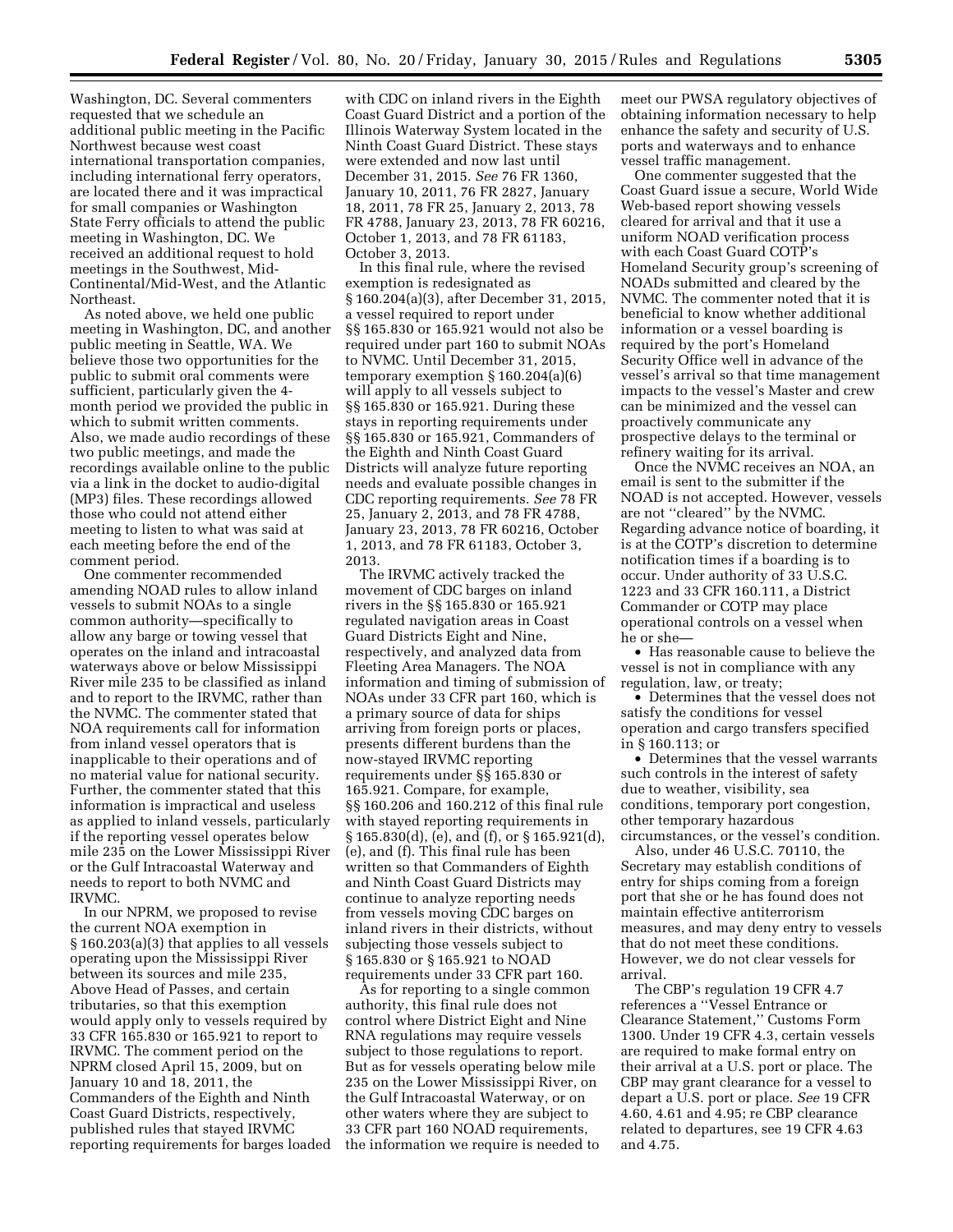Washington, DC. Several commenters requested that we schedule an additional public meeting in the Pacific Northwest because west coast international transportation companies, including international ferry operators, are located there and it was impractical for small companies or Washington State Ferry officials to attend the public meeting in Washington, DC. We received an additional request to hold meetings in the Southwest, Mid-Continental/Mid-West, and the Atlantic Northeast.

As noted above, we held one public meeting in Washington, DC, and another public meeting in Seattle, WA. We believe those two opportunities for the public to submit oral comments were sufficient, particularly given the 4-month period we provided the public in which to submit written comments. Also, we made audio recordings of these two public meetings, and made the recordings available online to the public via a link in the docket to audio-digital (MP3) files. These recordings allowed those who could not attend either meeting to listen to what was said at each meeting before the end of the comment period.

One commenter recommended amending NOAD rules to allow inland vessels to submit NOAs to a single common authority—specifically to allow any barge or towing vessel that operates on the inland and intracoastal waterways above or below Mississippi River mile 235 to be classified as inland and to report to the IRVMC, rather than the NVMC. The commenter stated that NOA requirements call for information from inland vessel operators that is inapplicable to their operations and of no material value for national security. Further, the commenter stated that this information is impractical and useless as applied to inland vessels, particularly if the reporting vessel operates below mile 235 on the Lower Mississippi River or the Gulf Intracoastal Waterway and needs to report to both NVMC and IRVMC.

In our NPRM, we proposed to revise the current NOA exemption in § 160.203(a)(3) that applies to all vessels operating upon the Mississippi River between its sources and mile 235, Above Head of Passes, and certain tributaries, so that this exemption would apply only to vessels required by 33 CFR 165.830 or 165.921 to report to IRVMC. The comment period on the NPRM closed April 15, 2009, but on January 10 and 18, 2011, the Commanders of the Eighth and Ninth Coast Guard Districts, respectively, published rules that stayed IRVMC reporting requirements for barges loaded with CDC on inland rivers in the Eighth Coast Guard District and a portion of the Illinois Waterway System located in the Ninth Coast Guard District. These stays were extended and now last until December 31, 2015. *See* 76 FR 1360, January 10, 2011, 76 FR 2827, January 18, 2011, 78 FR 25, January 2, 2013, 78 FR 4788, January 23, 2013, 78 FR 60216, October 1, 2013, and 78 FR 61183, October 3, 2013.

In this final rule, where the revised exemption is redesignated as § 160.204(a)(3), after December 31, 2015, a vessel required to report under §§ 165.830 or 165.921 would not also be required under part 160 to submit NOAs to NVMC. Until December 31, 2015, temporary exemption § 160.204(a)(6) will apply to all vessels subject to §§ 165.830 or 165.921. During these stays in reporting requirements under §§ 165.830 or 165.921, Commanders of the Eighth and Ninth Coast Guard Districts will analyze future reporting needs and evaluate possible changes in CDC reporting requirements. *See* 78 FR 25, January 2, 2013, and 78 FR 4788, January 23, 2013, 78 FR 60216, October 1, 2013, and 78 FR 61183, October 3, 2013.

The IRVMC actively tracked the movement of CDC barges on inland rivers in the §§ 165.830 or 165.921 regulated navigation areas in Coast Guard Districts Eight and Nine, respectively, and analyzed data from Fleeting Area Managers. The NOA information and timing of submission of NOAs under 33 CFR part 160, which is a primary source of data for ships arriving from foreign ports or places, presents different burdens than the now-stayed IRVMC reporting requirements under §§ 165.830 or 165.921. Compare, for example, §§ 160.206 and 160.212 of this final rule with stayed reporting requirements in § 165.830(d), (e), and (f), or § 165.921(d), (e), and (f). This final rule has been written so that Commanders of Eighth and Ninth Coast Guard Districts may continue to analyze reporting needs from vessels moving CDC barges on inland rivers in their districts, without subjecting those vessels subject to § 165.830 or § 165.921 to NOAD requirements under 33 CFR part 160.

As for reporting to a single common authority, this final rule does not control where District Eight and Nine RNA regulations may require vessels subject to those regulations to report. But as for vessels operating below mile 235 on the Lower Mississippi River, on the Gulf Intracoastal Waterway, or on other waters where they are subject to 33 CFR part 160 NOAD requirements, the information we require is needed to meet our PWSA regulatory objectives of obtaining information necessary to help enhance the safety and security of U.S. ports and waterways and to enhance vessel traffic management.

One commenter suggested that the Coast Guard issue a secure, World Wide Web-based report showing vessels cleared for arrival and that it use a uniform NOAD verification process with each Coast Guard COTP's Homeland Security group's screening of NOADs submitted and cleared by the NVMC. The commenter noted that it is beneficial to know whether additional information or a vessel boarding is required by the port's Homeland Security Office well in advance of the vessel's arrival so that time management impacts to the vessel's Master and crew can be minimized and the vessel can proactively communicate any prospective delays to the terminal or refinery waiting for its arrival.

Once the NVMC receives an NOA, an email is sent to the submitter if the NOAD is not accepted. However, vessels are not "cleared" by the NVMC. Regarding advance notice of boarding, it is at the COTP's discretion to determine notification times if a boarding is to occur. Under authority of 33 U.S.C. 1223 and 33 CFR 160.111, a District Commander or COTP may place operational controls on a vessel when he or she—

- Has reasonable cause to believe the vessel is not in compliance with any regulation, law, or treaty;
- Determines that the vessel does not satisfy the conditions for vessel operation and cargo transfers specified in § 160.113; or
- Determines that the vessel warrants such controls in the interest of safety due to weather, visibility, sea conditions, temporary port congestion, other temporary hazardous circumstances, or the vessel's condition.

Also, under 46 U.S.C. 70110, the Secretary may establish conditions of entry for ships coming from a foreign port that she or he has found does not maintain effective antiterrorism measures, and may deny entry to vessels that do not meet these conditions. However, we do not clear vessels for arrival.

The CBP's regulation 19 CFR 4.7 references a "Vessel Entrance or Clearance Statement," Customs Form 1300. Under 19 CFR 4.3, certain vessels are required to make formal entry on their arrival at a U.S. port or place. The CBP may grant clearance for a vessel to depart a U.S. port or place. *See* 19 CFR 4.60, 4.61 and 4.95; re CBP clearance related to departures, see 19 CFR 4.63 and 4.75.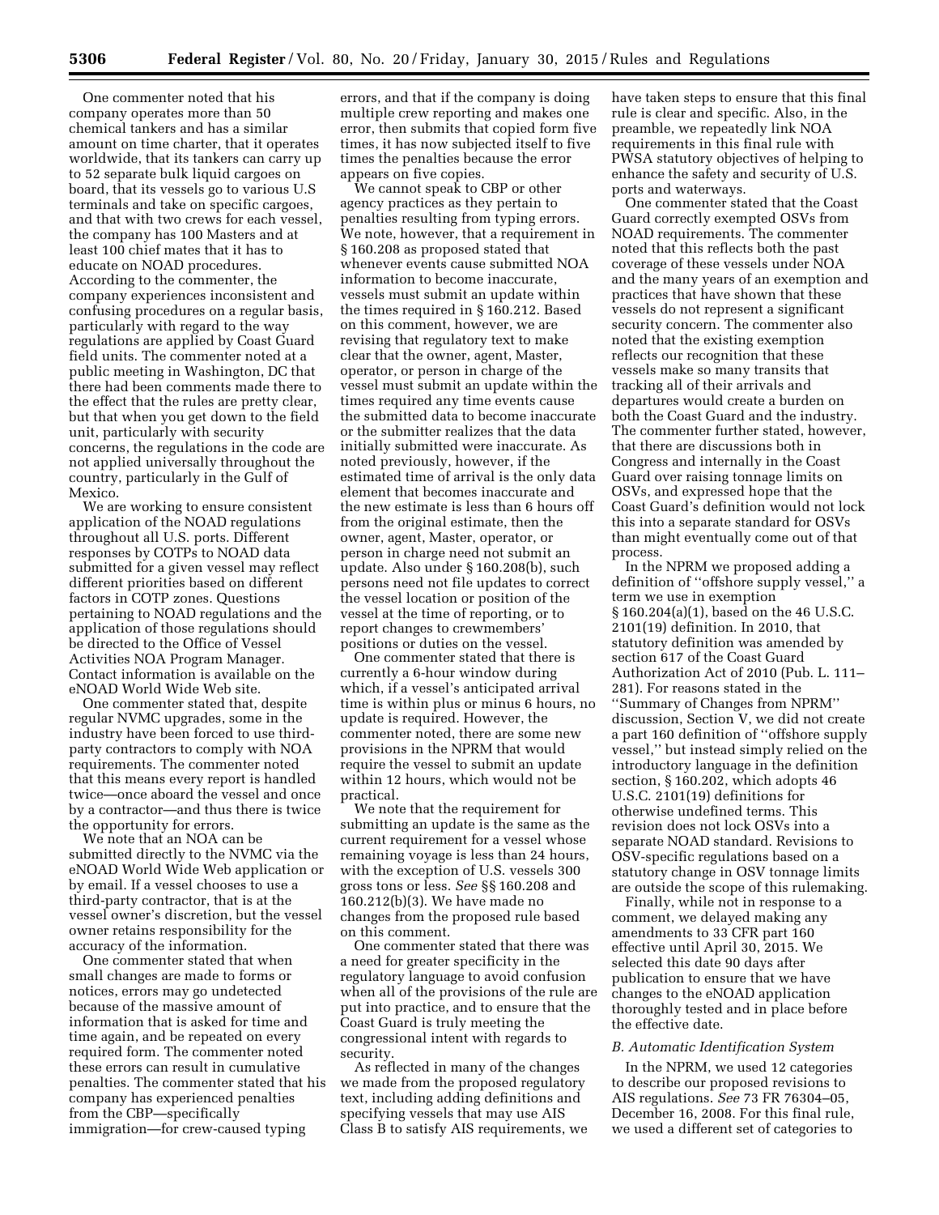One commenter noted that his company operates more than 50 chemical tankers and has a similar amount on time charter, that it operates worldwide, that its tankers can carry up to 52 separate bulk liquid cargoes on board, that its vessels go to various U.S terminals and take on specific cargoes, and that with two crews for each vessel, the company has 100 Masters and at least 100 chief mates that it has to educate on NOAD procedures. According to the commenter, the company experiences inconsistent and confusing procedures on a regular basis, particularly with regard to the way regulations are applied by Coast Guard field units. The commenter noted at a public meeting in Washington, DC that there had been comments made there to the effect that the rules are pretty clear, but that when you get down to the field unit, particularly with security concerns, the regulations in the code are not applied universally throughout the country, particularly in the Gulf of Mexico.

We are working to ensure consistent application of the NOAD regulations throughout all U.S. ports. Different responses by COTPs to NOAD data submitted for a given vessel may reflect different priorities based on different factors in COTP zones. Questions pertaining to NOAD regulations and the application of those regulations should be directed to the Office of Vessel Activities NOA Program Manager. Contact information is available on the eNOAD World Wide Web site.

One commenter stated that, despite regular NVMC upgrades, some in the industry have been forced to use third-party contractors to comply with NOA requirements. The commenter noted that this means every report is handled twice—once aboard the vessel and once by a contractor—and thus there is twice the opportunity for errors.

We note that an NOA can be submitted directly to the NVMC via the eNOAD World Wide Web application or by email. If a vessel chooses to use a third-party contractor, that is at the vessel owner's discretion, but the vessel owner retains responsibility for the accuracy of the information.

One commenter stated that when small changes are made to forms or notices, errors may go undetected because of the massive amount of information that is asked for time and time again, and be repeated on every required form. The commenter noted these errors can result in cumulative penalties. The commenter stated that his company has experienced penalties from the CBP—specifically immigration—for crew-caused typing errors, and that if the company is doing multiple crew reporting and makes one error, then submits that copied form five times, it has now subjected itself to five times the penalties because the error appears on five copies.

We cannot speak to CBP or other agency practices as they pertain to penalties resulting from typing errors. We note, however, that a requirement in § 160.208 as proposed stated that whenever events cause submitted NOA information to become inaccurate, vessels must submit an update within the times required in § 160.212. Based on this comment, however, we are revising that regulatory text to make clear that the owner, agent, Master, operator, or person in charge of the vessel must submit an update within the times required any time events cause the submitted data to become inaccurate or the submitter realizes that the data initially submitted were inaccurate. As noted previously, however, if the estimated time of arrival is the only data element that becomes inaccurate and the new estimate is less than 6 hours off from the original estimate, then the owner, agent, Master, operator, or person in charge need not submit an update. Also under § 160.208(b), such persons need not file updates to correct the vessel location or position of the vessel at the time of reporting, or to report changes to crewmembers' positions or duties on the vessel.

One commenter stated that there is currently a 6-hour window during which, if a vessel's anticipated arrival time is within plus or minus 6 hours, no update is required. However, the commenter noted, there are some new provisions in the NPRM that would require the vessel to submit an update within 12 hours, which would not be practical.

We note that the requirement for submitting an update is the same as the current requirement for a vessel whose remaining voyage is less than 24 hours, with the exception of U.S. vessels 300 gross tons or less. *See* §§ 160.208 and 160.212(b)(3). We have made no changes from the proposed rule based on this comment.

One commenter stated that there was a need for greater specificity in the regulatory language to avoid confusion when all of the provisions of the rule are put into practice, and to ensure that the Coast Guard is truly meeting the congressional intent with regards to security.

As reflected in many of the changes we made from the proposed regulatory text, including adding definitions and specifying vessels that may use AIS Class B to satisfy AIS requirements, we have taken steps to ensure that this final rule is clear and specific. Also, in the preamble, we repeatedly link NOA requirements in this final rule with PWSA statutory objectives of helping to enhance the safety and security of U.S. ports and waterways.

One commenter stated that the Coast Guard correctly exempted OSVs from NOAD requirements. The commenter noted that this reflects both the past coverage of these vessels under NOA and the many years of an exemption and practices that have shown that these vessels do not represent a significant security concern. The commenter also noted that the existing exemption reflects our recognition that these vessels make so many transits that tracking all of their arrivals and departures would create a burden on both the Coast Guard and the industry. The commenter further stated, however, that there are discussions both in Congress and internally in the Coast Guard over raising tonnage limits on OSVs, and expressed hope that the Coast Guard's definition would not lock this into a separate standard for OSVs than might eventually come out of that process.

In the NPRM we proposed adding a definition of ''offshore supply vessel,'' a term we use in exemption § 160.204(a)(1), based on the 46 U.S.C. 2101(19) definition. In 2010, that statutory definition was amended by section 617 of the Coast Guard Authorization Act of 2010 (Pub. L. 111–281). For reasons stated in the ''Summary of Changes from NPRM'' discussion, Section V, we did not create a part 160 definition of ''offshore supply vessel,'' but instead simply relied on the introductory language in the definition section, § 160.202, which adopts 46 U.S.C. 2101(19) definitions for otherwise undefined terms. This revision does not lock OSVs into a separate NOAD standard. Revisions to OSV-specific regulations based on a statutory change in OSV tonnage limits are outside the scope of this rulemaking.

Finally, while not in response to a comment, we delayed making any amendments to 33 CFR part 160 effective until April 30, 2015. We selected this date 90 days after publication to ensure that we have changes to the eNOAD application thoroughly tested and in place before the effective date.

### *B. Automatic Identification System*

In the NPRM, we used 12 categories to describe our proposed revisions to AIS regulations. *See* 73 FR 76304–05, December 16, 2008. For this final rule, we used a different set of categories to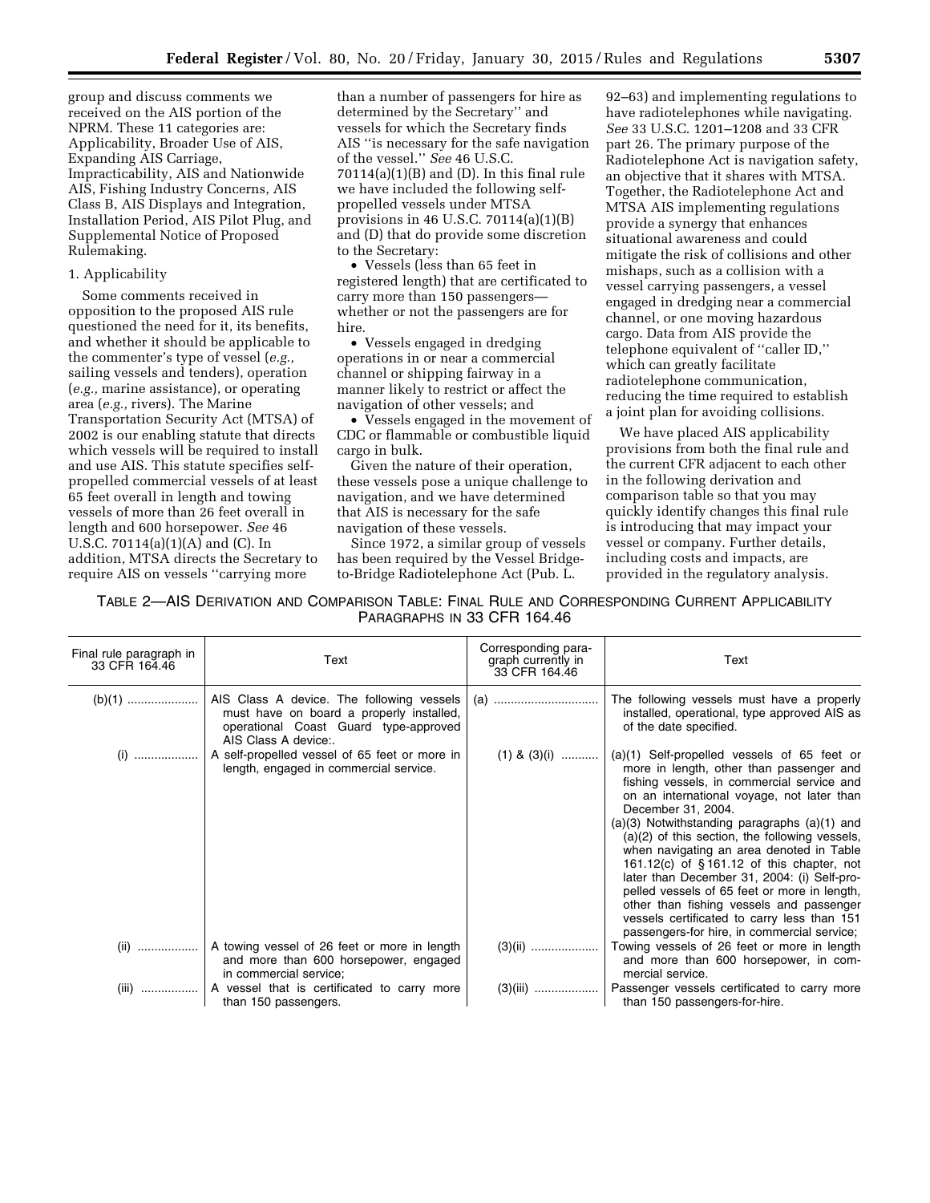group and discuss comments we received on the AIS portion of the NPRM. These 11 categories are: Applicability, Broader Use of AIS, Expanding AIS Carriage, Impracticability, AIS and Nationwide AIS, Fishing Industry Concerns, AIS Class B, AIS Displays and Integration, Installation Period, AIS Pilot Plug, and Supplemental Notice of Proposed Rulemaking.

1. Applicability

Some comments received in opposition to the proposed AIS rule questioned the need for it, its benefits, and whether it should be applicable to the commenter's type of vessel (*e.g.,* sailing vessels and tenders), operation (*e.g.,* marine assistance), or operating area (*e.g.,* rivers). The Marine Transportation Security Act (MTSA) of 2002 is our enabling statute that directs which vessels will be required to install and use AIS. This statute specifies self-propelled commercial vessels of at least 65 feet overall in length and towing vessels of more than 26 feet overall in length and 600 horsepower. *See* 46 U.S.C. 70114(a)(1)(A) and (C). In addition, MTSA directs the Secretary to require AIS on vessels ''carrying more than a number of passengers for hire as determined by the Secretary'' and vessels for which the Secretary finds AIS ''is necessary for the safe navigation of the vessel.'' *See* 46 U.S.C. 70114(a)(1)(B) and (D). In this final rule we have included the following self-propelled vessels under MTSA provisions in 46 U.S.C. 70114(a)(1)(B) and (D) that do provide some discretion to the Secretary:

- Vessels (less than 65 feet in registered length) that are certificated to carry more than 150 passengers—whether or not the passengers are for hire.
- Vessels engaged in dredging operations in or near a commercial channel or shipping fairway in a manner likely to restrict or affect the navigation of other vessels; and
- Vessels engaged in the movement of CDC or flammable or combustible liquid cargo in bulk.

Given the nature of their operation, these vessels pose a unique challenge to navigation, and we have determined that AIS is necessary for the safe navigation of these vessels.

Since 1972, a similar group of vessels has been required by the Vessel Bridge-to-Bridge Radiotelephone Act (Pub. L. 92–63) and implementing regulations to have radiotelephones while navigating. *See* 33 U.S.C. 1201–1208 and 33 CFR part 26. The primary purpose of the Radiotelephone Act is navigation safety, an objective that it shares with MTSA. Together, the Radiotelephone Act and MTSA AIS implementing regulations provide a synergy that enhances situational awareness and could mitigate the risk of collisions and other mishaps, such as a collision with a vessel carrying passengers, a vessel engaged in dredging near a commercial channel, or one moving hazardous cargo. Data from AIS provide the telephone equivalent of ''caller ID,'' which can greatly facilitate radiotelephone communication, reducing the time required to establish a joint plan for avoiding collisions.

We have placed AIS applicability provisions from both the final rule and the current CFR adjacent to each other in the following derivation and comparison table so that you may quickly identify changes this final rule is introducing that may impact your vessel or company. Further details, including costs and impacts, are provided in the regulatory analysis.

TABLE 2—AIS DERIVATION AND COMPARISON TABLE: FINAL RULE AND CORRESPONDING CURRENT APPLICABILITY PARAGRAPHS IN 33 CFR 164.46

| Final rule paragraph in 33 CFR 164.46 | Text | Corresponding paragraph currently in 33 CFR 164.46 | Text |
|---|---|---|---|
| (b)(1) | AIS Class A device. The following vessels must have on board a properly installed, operational Coast Guard type-approved AIS Class A device:. | (a) | The following vessels must have a properly installed, operational, type approved AIS as of the date specified. |
| (i) | A self-propelled vessel of 65 feet or more in length, engaged in commercial service. | (1) & (3)(i) | (a)(1) Self-propelled vessels of 65 feet or more in length, other than passenger and fishing vessels, in commercial service and on an international voyage, not later than December 31, 2004. (a)(3) Notwithstanding paragraphs (a)(1) and (a)(2) of this section, the following vessels, when navigating an area denoted in Table 161.12(c) of § 161.12 of this chapter, not later than December 31, 2004: (i) Self-propelled vessels of 65 feet or more in length, other than fishing vessels and passenger vessels certificated to carry less than 151 passengers-for-hire, in commercial service; |
| (ii) | A towing vessel of 26 feet or more in length and more than 600 horsepower, engaged in commercial service; | (3)(ii) | Towing vessels of 26 feet or more in length and more than 600 horsepower, in commercial service. |
| (iii) | A vessel that is certificated to carry more than 150 passengers. | (3)(iii) | Passenger vessels certificated to carry more than 150 passengers-for-hire. |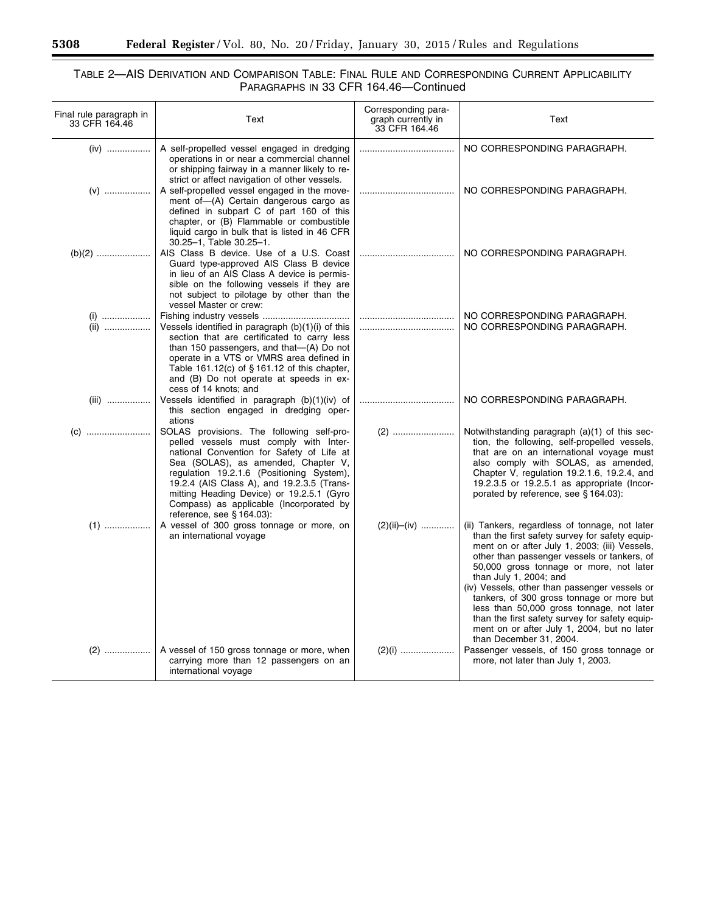TABLE 2—AIS DERIVATION AND COMPARISON TABLE: FINAL RULE AND CORRESPONDING CURRENT APPLICABILITY PARAGRAPHS IN 33 CFR 164.46—Continued

| Final rule paragraph in 33 CFR 164.46 | Text | Corresponding paragraph currently in 33 CFR 164.46 | Text |
|---|---|---|---|
| (iv) | A self-propelled vessel engaged in dredging operations in or near a commercial channel or shipping fairway in a manner likely to restrict or affect navigation of other vessels. | | NO CORRESPONDING PARAGRAPH. |
| (v) | A self-propelled vessel engaged in the movement of—(A) Certain dangerous cargo as defined in subpart C of part 160 of this chapter, or (B) Flammable or combustible liquid cargo in bulk that is listed in 46 CFR 30.25–1, Table 30.25–1. | | NO CORRESPONDING PARAGRAPH. |
| (b)(2) | AIS Class B device. Use of a U.S. Coast Guard type-approved AIS Class B device in lieu of an AIS Class A device is permissible on the following vessels if they are not subject to pilotage by other than the vessel Master or crew: | | NO CORRESPONDING PARAGRAPH. |
| (i) | Fishing industry vessels | | NO CORRESPONDING PARAGRAPH. |
| (ii) | Vessels identified in paragraph (b)(1)(i) of this section that are certificated to carry less than 150 passengers, and that—(A) Do not operate in a VTS or VMRS area defined in Table 161.12(c) of § 161.12 of this chapter, and (B) Do not operate at speeds in excess of 14 knots; and | | NO CORRESPONDING PARAGRAPH. |
| (iii) | Vessels identified in paragraph (b)(1)(iv) of this section engaged in dredging operations | | NO CORRESPONDING PARAGRAPH. |
| (c) | SOLAS provisions. The following self-propelled vessels must comply with International Convention for Safety of Life at Sea (SOLAS), as amended, Chapter V, regulation 19.2.1.6 (Positioning System), 19.2.4 (AIS Class A), and 19.2.3.5 (Transmitting Heading Device) or 19.2.5.1 (Gyro Compass) as applicable (Incorporated by reference, see § 164.03): | (2) | Notwithstanding paragraph (a)(1) of this section, the following, self-propelled vessels, that are on an international voyage must also comply with SOLAS, as amended, Chapter V, regulation 19.2.1.6, 19.2.4, and 19.2.3.5 or 19.2.5.1 as appropriate (Incorporated by reference, see § 164.03): |
| (1) | A vessel of 300 gross tonnage or more, on an international voyage | (2)(ii)–(iv) | (ii) Tankers, regardless of tonnage, not later than the first safety survey for safety equipment on or after July 1, 2003; (iii) Vessels, other than passenger vessels or tankers, of 50,000 gross tonnage or more, not later than July 1, 2004; and (iv) Vessels, other than passenger vessels or tankers, of 300 gross tonnage or more but less than 50,000 gross tonnage, not later than the first safety survey for safety equipment on or after July 1, 2004, but no later than December 31, 2004. |
| (2) | A vessel of 150 gross tonnage or more, when carrying more than 12 passengers on an international voyage | (2)(i) | Passenger vessels, of 150 gross tonnage or more, not later than July 1, 2003. |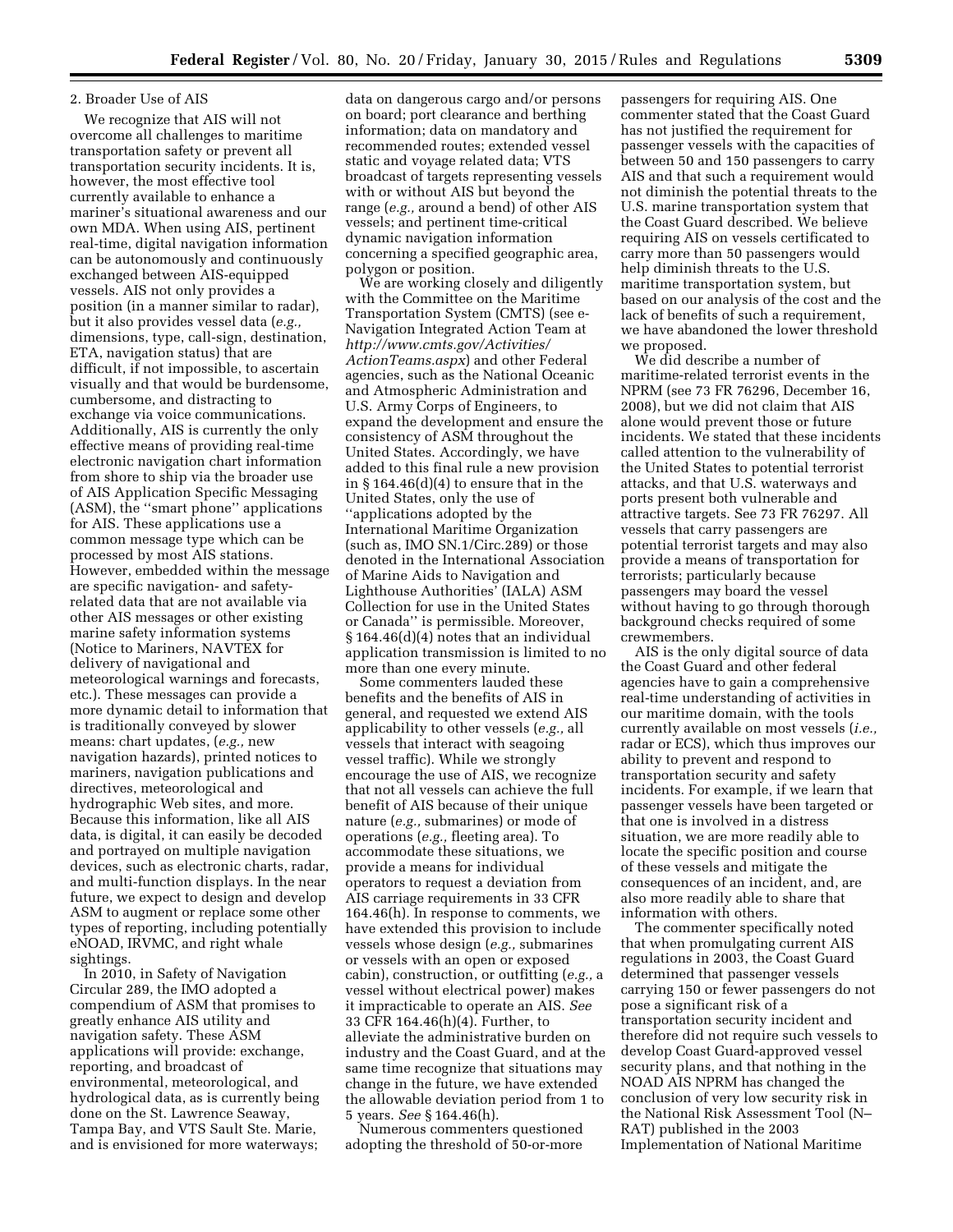2. Broader Use of AIS

We recognize that AIS will not overcome all challenges to maritime transportation safety or prevent all transportation security incidents. It is, however, the most effective tool currently available to enhance a mariner's situational awareness and our own MDA. When using AIS, pertinent real-time, digital navigation information can be autonomously and continuously exchanged between AIS-equipped vessels. AIS not only provides a position (in a manner similar to radar), but it also provides vessel data (*e.g.,* dimensions, type, call-sign, destination, ETA, navigation status) that are difficult, if not impossible, to ascertain visually and that would be burdensome, cumbersome, and distracting to exchange via voice communications. Additionally, AIS is currently the only effective means of providing real-time electronic navigation chart information from shore to ship via the broader use of AIS Application Specific Messaging (ASM), the ''smart phone'' applications for AIS. These applications use a common message type which can be processed by most AIS stations. However, embedded within the message are specific navigation- and safety-related data that are not available via other AIS messages or other existing marine safety information systems (Notice to Mariners, NAVTEX for delivery of navigational and meteorological warnings and forecasts, etc.). These messages can provide a more dynamic detail to information that is traditionally conveyed by slower means: chart updates, (*e.g.,* new navigation hazards), printed notices to mariners, navigation publications and directives, meteorological and hydrographic Web sites, and more. Because this information, like all AIS data, is digital, it can easily be decoded and portrayed on multiple navigation devices, such as electronic charts, radar, and multi-function displays. In the near future, we expect to design and develop ASM to augment or replace some other types of reporting, including potentially eNOAD, IRVMC, and right whale sightings.

In 2010, in Safety of Navigation Circular 289, the IMO adopted a compendium of ASM that promises to greatly enhance AIS utility and navigation safety. These ASM applications will provide: exchange, reporting, and broadcast of environmental, meteorological, and hydrological data, as is currently being done on the St. Lawrence Seaway, Tampa Bay, and VTS Sault Ste. Marie, and is envisioned for more waterways; data on dangerous cargo and/or persons on board; port clearance and berthing information; data on mandatory and recommended routes; extended vessel static and voyage related data; VTS broadcast of targets representing vessels with or without AIS but beyond the range (*e.g.,* around a bend) of other AIS vessels; and pertinent time-critical dynamic navigation information concerning a specified geographic area, polygon or position.

We are working closely and diligently with the Committee on the Maritime Transportation System (CMTS) (see e-Navigation Integrated Action Team at *http://www.cmts.gov/Activities/ActionTeams.aspx*) and other Federal agencies, such as the National Oceanic and Atmospheric Administration and U.S. Army Corps of Engineers, to expand the development and ensure the consistency of ASM throughout the United States. Accordingly, we have added to this final rule a new provision in § 164.46(d)(4) to ensure that in the United States, only the use of ''applications adopted by the International Maritime Organization (such as, IMO SN.1/Circ.289) or those denoted in the International Association of Marine Aids to Navigation and Lighthouse Authorities' (IALA) ASM Collection for use in the United States or Canada'' is permissible. Moreover, § 164.46(d)(4) notes that an individual application transmission is limited to no more than one every minute.

Some commenters lauded these benefits and the benefits of AIS in general, and requested we extend AIS applicability to other vessels (*e.g.,* all vessels that interact with seagoing vessel traffic). While we strongly encourage the use of AIS, we recognize that not all vessels can achieve the full benefit of AIS because of their unique nature (*e.g.,* submarines) or mode of operations (*e.g.,* fleeting area). To accommodate these situations, we provide a means for individual operators to request a deviation from AIS carriage requirements in 33 CFR 164.46(h). In response to comments, we have extended this provision to include vessels whose design (*e.g.,* submarines or vessels with an open or exposed cabin), construction, or outfitting (*e.g.,* a vessel without electrical power) makes it impracticable to operate an AIS. *See* 33 CFR 164.46(h)(4). Further, to alleviate the administrative burden on industry and the Coast Guard, and at the same time recognize that situations may change in the future, we have extended the allowable deviation period from 1 to 5 years. *See* § 164.46(h).

Numerous commenters questioned adopting the threshold of 50-or-more passengers for requiring AIS. One commenter stated that the Coast Guard has not justified the requirement for passenger vessels with the capacities of between 50 and 150 passengers to carry AIS and that such a requirement would not diminish the potential threats to the U.S. marine transportation system that the Coast Guard described. We believe requiring AIS on vessels certificated to carry more than 50 passengers would help diminish threats to the U.S. maritime transportation system, but based on our analysis of the cost and the lack of benefits of such a requirement, we have abandoned the lower threshold we proposed.

We did describe a number of maritime-related terrorist events in the NPRM (see 73 FR 76296, December 16, 2008), but we did not claim that AIS alone would prevent those or future incidents. We stated that these incidents called attention to the vulnerability of the United States to potential terrorist attacks, and that U.S. waterways and ports present both vulnerable and attractive targets. See 73 FR 76297. All vessels that carry passengers are potential terrorist targets and may also provide a means of transportation for terrorists; particularly because passengers may board the vessel without having to go through thorough background checks required of some crewmembers.

AIS is the only digital source of data the Coast Guard and other federal agencies have to gain a comprehensive real-time understanding of activities in our maritime domain, with the tools currently available on most vessels (*i.e.,* radar or ECS), which thus improves our ability to prevent and respond to transportation security and safety incidents. For example, if we learn that passenger vessels have been targeted or that one is involved in a distress situation, we are more readily able to locate the specific position and course of these vessels and mitigate the consequences of an incident, and, are also more readily able to share that information with others.

The commenter specifically noted that when promulgating current AIS regulations in 2003, the Coast Guard determined that passenger vessels carrying 150 or fewer passengers do not pose a significant risk of a transportation security incident and therefore did not require such vessels to develop Coast Guard-approved vessel security plans, and that nothing in the NOAD AIS NPRM has changed the conclusion of very low security risk in the National Risk Assessment Tool (N–RAT) published in the 2003 Implementation of National Maritime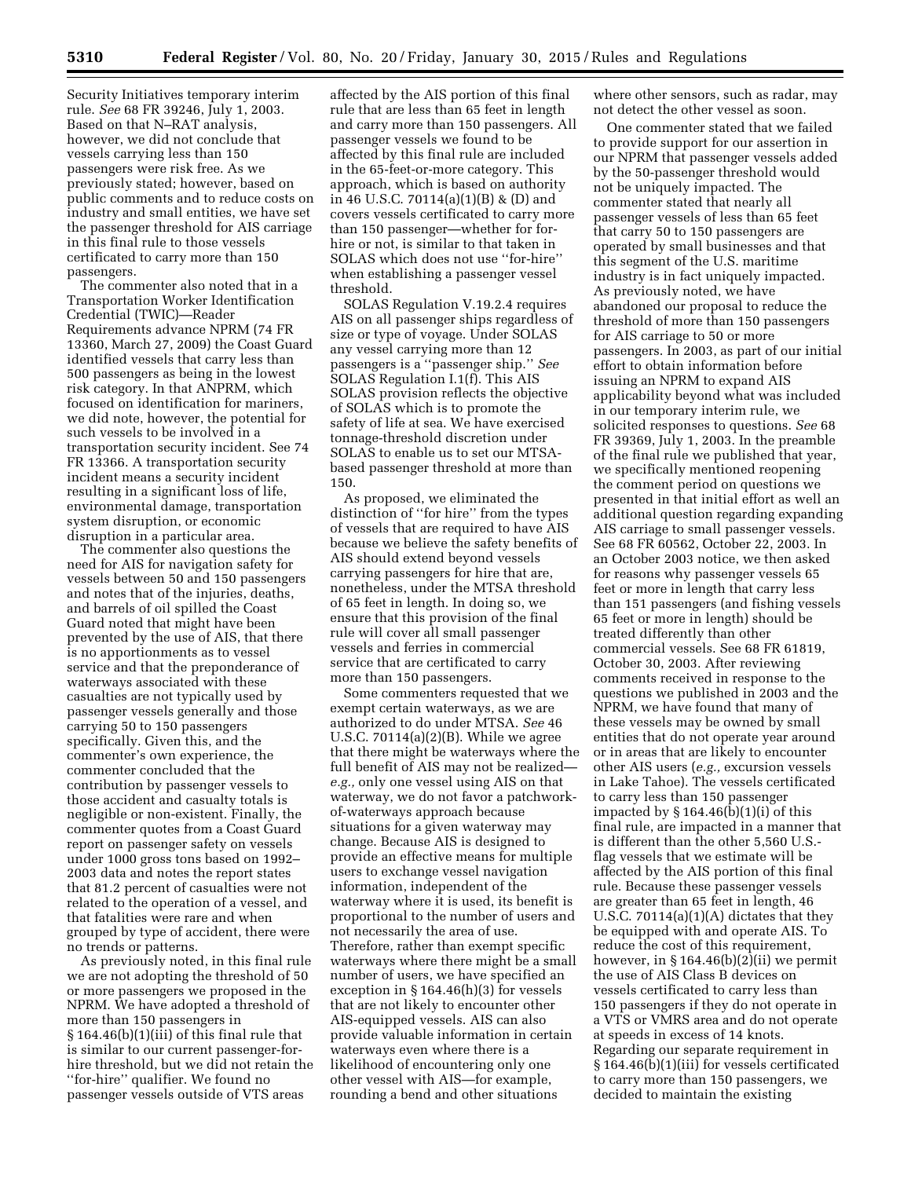Security Initiatives temporary interim rule. *See* 68 FR 39246, July 1, 2003. Based on that N–RAT analysis, however, we did not conclude that vessels carrying less than 150 passengers were risk free. As we previously stated; however, based on public comments and to reduce costs on industry and small entities, we have set the passenger threshold for AIS carriage in this final rule to those vessels certificated to carry more than 150 passengers.

The commenter also noted that in a Transportation Worker Identification Credential (TWIC)—Reader Requirements advance NPRM (74 FR 13360, March 27, 2009) the Coast Guard identified vessels that carry less than 500 passengers as being in the lowest risk category. In that ANPRM, which focused on identification for mariners, we did note, however, the potential for such vessels to be involved in a transportation security incident. See 74 FR 13366. A transportation security incident means a security incident resulting in a significant loss of life, environmental damage, transportation system disruption, or economic disruption in a particular area.

The commenter also questions the need for AIS for navigation safety for vessels between 50 and 150 passengers and notes that of the injuries, deaths, and barrels of oil spilled the Coast Guard noted that might have been prevented by the use of AIS, that there is no apportionments as to vessel service and that the preponderance of waterways associated with these casualties are not typically used by passenger vessels generally and those carrying 50 to 150 passengers specifically. Given this, and the commenter's own experience, the commenter concluded that the contribution by passenger vessels to those accident and casualty totals is negligible or non-existent. Finally, the commenter quotes from a Coast Guard report on passenger safety on vessels under 1000 gross tons based on 1992–2003 data and notes the report states that 81.2 percent of casualties were not related to the operation of a vessel, and that fatalities were rare and when grouped by type of accident, there were no trends or patterns.

As previously noted, in this final rule we are not adopting the threshold of 50 or more passengers we proposed in the NPRM. We have adopted a threshold of more than 150 passengers in § 164.46(b)(1)(iii) of this final rule that is similar to our current passenger-for-hire threshold, but we did not retain the ''for-hire'' qualifier. We found no passenger vessels outside of VTS areas affected by the AIS portion of this final rule that are less than 65 feet in length and carry more than 150 passengers. All passenger vessels we found to be affected by this final rule are included in the 65-feet-or-more category. This approach, which is based on authority in 46 U.S.C. 70114(a)(1)(B) & (D) and covers vessels certificated to carry more than 150 passenger—whether for for-hire or not, is similar to that taken in SOLAS which does not use ''for-hire'' when establishing a passenger vessel threshold.

SOLAS Regulation V.19.2.4 requires AIS on all passenger ships regardless of size or type of voyage. Under SOLAS any vessel carrying more than 12 passengers is a ''passenger ship.'' *See* SOLAS Regulation I.1(f). This AIS SOLAS provision reflects the objective of SOLAS which is to promote the safety of life at sea. We have exercised tonnage-threshold discretion under SOLAS to enable us to set our MTSA-based passenger threshold at more than 150.

As proposed, we eliminated the distinction of ''for hire'' from the types of vessels that are required to have AIS because we believe the safety benefits of AIS should extend beyond vessels carrying passengers for hire that are, nonetheless, under the MTSA threshold of 65 feet in length. In doing so, we ensure that this provision of the final rule will cover all small passenger vessels and ferries in commercial service that are certificated to carry more than 150 passengers.

Some commenters requested that we exempt certain waterways, as we are authorized to do under MTSA. *See* 46 U.S.C. 70114(a)(2)(B). While we agree that there might be waterways where the full benefit of AIS may not be realized—*e.g.,* only one vessel using AIS on that waterway, we do not favor a patchwork-of-waterways approach because situations for a given waterway may change. Because AIS is designed to provide an effective means for multiple users to exchange vessel navigation information, independent of the waterway where it is used, its benefit is proportional to the number of users and not necessarily the area of use. Therefore, rather than exempt specific waterways where there might be a small number of users, we have specified an exception in § 164.46(h)(3) for vessels that are not likely to encounter other AIS-equipped vessels. AIS can also provide valuable information in certain waterways even where there is a likelihood of encountering only one other vessel with AIS—for example, rounding a bend and other situations where other sensors, such as radar, may not detect the other vessel as soon.

One commenter stated that we failed to provide support for our assertion in our NPRM that passenger vessels added by the 50-passenger threshold would not be uniquely impacted. The commenter stated that nearly all passenger vessels of less than 65 feet that carry 50 to 150 passengers are operated by small businesses and that this segment of the U.S. maritime industry is in fact uniquely impacted. As previously noted, we have abandoned our proposal to reduce the threshold of more than 150 passengers for AIS carriage to 50 or more passengers. In 2003, as part of our initial effort to obtain information before issuing an NPRM to expand AIS applicability beyond what was included in our temporary interim rule, we solicited responses to questions. *See* 68 FR 39369, July 1, 2003. In the preamble of the final rule we published that year, we specifically mentioned reopening the comment period on questions we presented in that initial effort as well an additional question regarding expanding AIS carriage to small passenger vessels. See 68 FR 60562, October 22, 2003. In an October 2003 notice, we then asked for reasons why passenger vessels 65 feet or more in length that carry less than 151 passengers (and fishing vessels 65 feet or more in length) should be treated differently than other commercial vessels. See 68 FR 61819, October 30, 2003. After reviewing comments received in response to the questions we published in 2003 and the NPRM, we have found that many of these vessels may be owned by small entities that do not operate year around or in areas that are likely to encounter other AIS users (*e.g.,* excursion vessels in Lake Tahoe). The vessels certificated to carry less than 150 passenger impacted by § 164.46(b)(1)(i) of this final rule, are impacted in a manner that is different than the other 5,560 U.S.-flag vessels that we estimate will be affected by the AIS portion of this final rule. Because these passenger vessels are greater than 65 feet in length, 46 U.S.C. 70114(a)(1)(A) dictates that they be equipped with and operate AIS. To reduce the cost of this requirement, however, in § 164.46(b)(2)(ii) we permit the use of AIS Class B devices on vessels certificated to carry less than 150 passengers if they do not operate in a VTS or VMRS area and do not operate at speeds in excess of 14 knots. Regarding our separate requirement in § 164.46(b)(1)(iii) for vessels certificated to carry more than 150 passengers, we decided to maintain the existing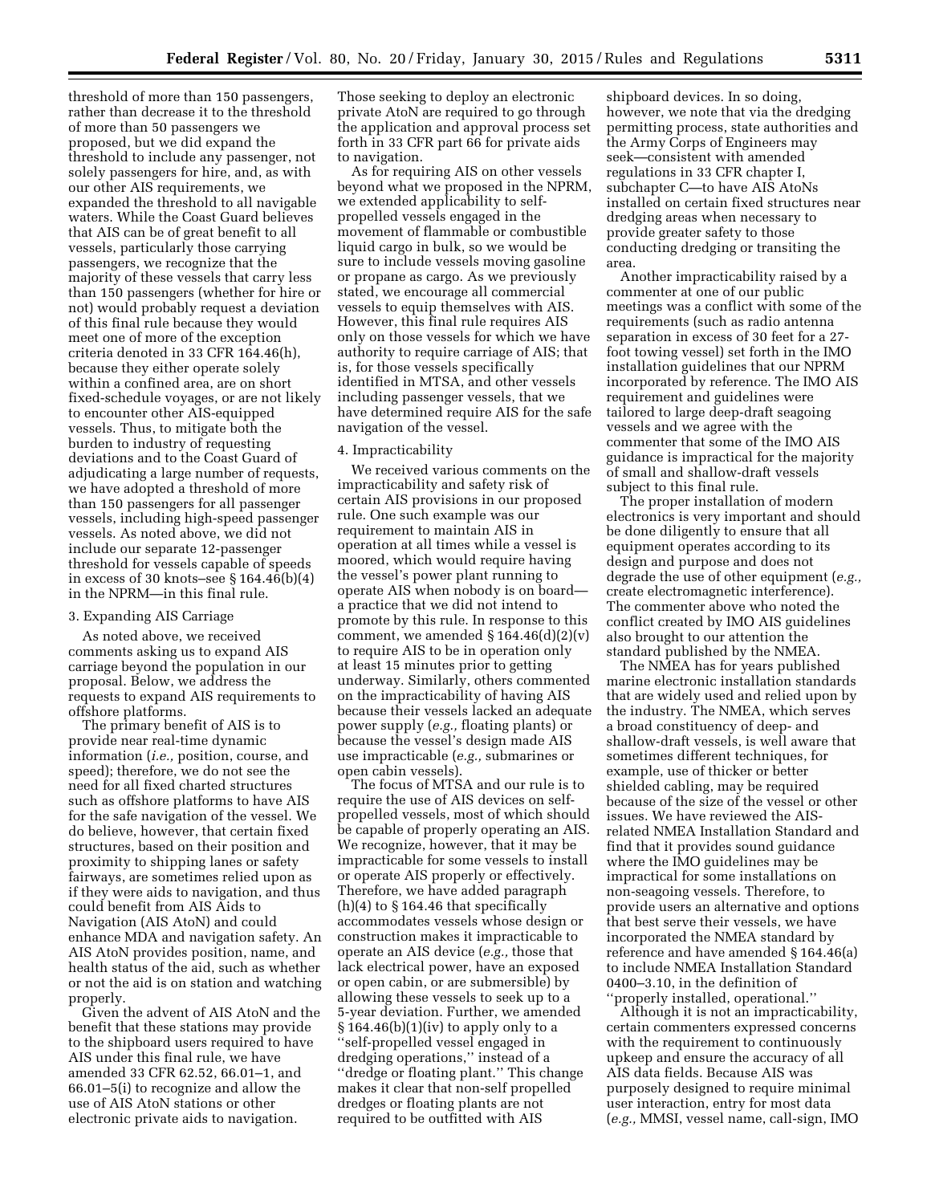threshold of more than 150 passengers, rather than decrease it to the threshold of more than 50 passengers we proposed, but we did expand the threshold to include any passenger, not solely passengers for hire, and, as with our other AIS requirements, we expanded the threshold to all navigable waters. While the Coast Guard believes that AIS can be of great benefit to all vessels, particularly those carrying passengers, we recognize that the majority of these vessels that carry less than 150 passengers (whether for hire or not) would probably request a deviation of this final rule because they would meet one of more of the exception criteria denoted in 33 CFR 164.46(h), because they either operate solely within a confined area, are on short fixed-schedule voyages, or are not likely to encounter other AIS-equipped vessels. Thus, to mitigate both the burden to industry of requesting deviations and to the Coast Guard of adjudicating a large number of requests, we have adopted a threshold of more than 150 passengers for all passenger vessels, including high-speed passenger vessels. As noted above, we did not include our separate 12-passenger threshold for vessels capable of speeds in excess of 30 knots–see § 164.46(b)(4) in the NPRM—in this final rule.

3. Expanding AIS Carriage

As noted above, we received comments asking us to expand AIS carriage beyond the population in our proposal. Below, we address the requests to expand AIS requirements to offshore platforms.

The primary benefit of AIS is to provide near real-time dynamic information (*i.e.,* position, course, and speed); therefore, we do not see the need for all fixed charted structures such as offshore platforms to have AIS for the safe navigation of the vessel. We do believe, however, that certain fixed structures, based on their position and proximity to shipping lanes or safety fairways, are sometimes relied upon as if they were aids to navigation, and thus could benefit from AIS Aids to Navigation (AIS AtoN) and could enhance MDA and navigation safety. An AIS AtoN provides position, name, and health status of the aid, such as whether or not the aid is on station and watching properly.

Given the advent of AIS AtoN and the benefit that these stations may provide to the shipboard users required to have AIS under this final rule, we have amended 33 CFR 62.52, 66.01–1, and 66.01–5(i) to recognize and allow the use of AIS AtoN stations or other electronic private aids to navigation. Those seeking to deploy an electronic private AtoN are required to go through the application and approval process set forth in 33 CFR part 66 for private aids to navigation.

As for requiring AIS on other vessels beyond what we proposed in the NPRM, we extended applicability to self-propelled vessels engaged in the movement of flammable or combustible liquid cargo in bulk, so we would be sure to include vessels moving gasoline or propane as cargo. As we previously stated, we encourage all commercial vessels to equip themselves with AIS. However, this final rule requires AIS only on those vessels for which we have authority to require carriage of AIS; that is, for those vessels specifically identified in MTSA, and other vessels including passenger vessels, that we have determined require AIS for the safe navigation of the vessel.

4. Impracticability

We received various comments on the impracticability and safety risk of certain AIS provisions in our proposed rule. One such example was our requirement to maintain AIS in operation at all times while a vessel is moored, which would require having the vessel's power plant running to operate AIS when nobody is on board—a practice that we did not intend to promote by this rule. In response to this comment, we amended § 164.46(d)(2)(v) to require AIS to be in operation only at least 15 minutes prior to getting underway. Similarly, others commented on the impracticability of having AIS because their vessels lacked an adequate power supply (*e.g.,* floating plants) or because the vessel's design made AIS use impracticable (*e.g.,* submarines or open cabin vessels).

The focus of MTSA and our rule is to require the use of AIS devices on self-propelled vessels, most of which should be capable of properly operating an AIS. We recognize, however, that it may be impracticable for some vessels to install or operate AIS properly or effectively. Therefore, we have added paragraph (h)(4) to § 164.46 that specifically accommodates vessels whose design or construction makes it impracticable to operate an AIS device (*e.g.,* those that lack electrical power, have an exposed or open cabin, or are submersible) by allowing these vessels to seek up to a 5-year deviation. Further, we amended § 164.46(b)(1)(iv) to apply only to a ''self-propelled vessel engaged in dredging operations,'' instead of a ''dredge or floating plant.'' This change makes it clear that non-self propelled dredges or floating plants are not required to be outfitted with AIS shipboard devices. In so doing, however, we note that via the dredging permitting process, state authorities and the Army Corps of Engineers may seek—consistent with amended regulations in 33 CFR chapter I, subchapter C—to have AIS AtoNs installed on certain fixed structures near dredging areas when necessary to provide greater safety to those conducting dredging or transiting the area.

Another impracticability raised by a commenter at one of our public meetings was a conflict with some of the requirements (such as radio antenna separation in excess of 30 feet for a 27-foot towing vessel) set forth in the IMO installation guidelines that our NPRM incorporated by reference. The IMO AIS requirement and guidelines were tailored to large deep-draft seagoing vessels and we agree with the commenter that some of the IMO AIS guidance is impractical for the majority of small and shallow-draft vessels subject to this final rule.

The proper installation of modern electronics is very important and should be done diligently to ensure that all equipment operates according to its design and purpose and does not degrade the use of other equipment (*e.g.,* create electromagnetic interference). The commenter above who noted the conflict created by IMO AIS guidelines also brought to our attention the standard published by the NMEA.

The NMEA has for years published marine electronic installation standards that are widely used and relied upon by the industry. The NMEA, which serves a broad constituency of deep- and shallow-draft vessels, is well aware that sometimes different techniques, for example, use of thicker or better shielded cabling, may be required because of the size of the vessel or other issues. We have reviewed the AIS-related NMEA Installation Standard and find that it provides sound guidance where the IMO guidelines may be impractical for some installations on non-seagoing vessels. Therefore, to provide users an alternative and options that best serve their vessels, we have incorporated the NMEA standard by reference and have amended § 164.46(a) to include NMEA Installation Standard 0400–3.10, in the definition of ''properly installed, operational.''

Although it is not an impracticability, certain commenters expressed concerns with the requirement to continuously upkeep and ensure the accuracy of all AIS data fields. Because AIS was purposely designed to require minimal user interaction, entry for most data (*e.g.,* MMSI, vessel name, call-sign, IMO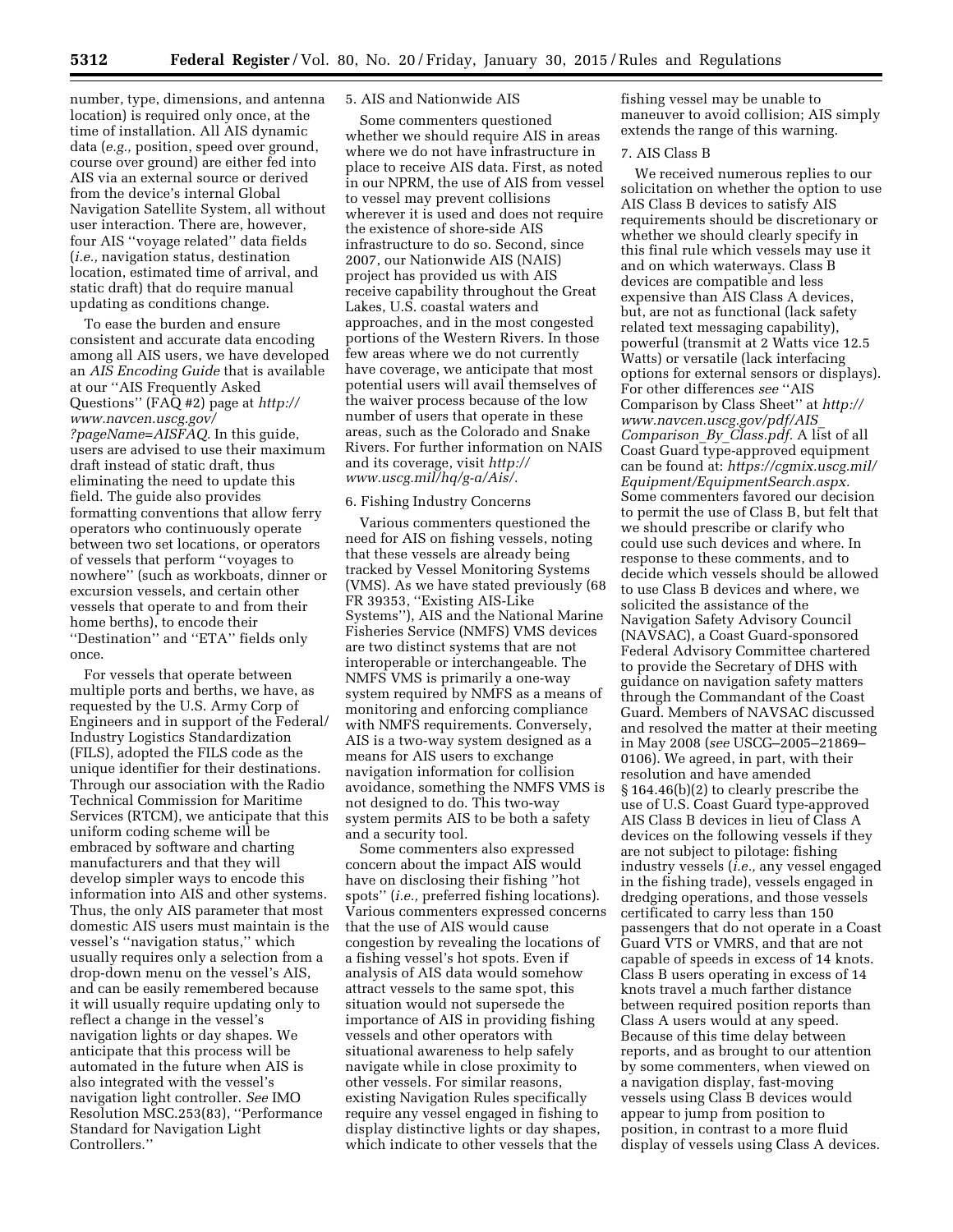number, type, dimensions, and antenna location) is required only once, at the time of installation. All AIS dynamic data (*e.g.,* position, speed over ground, course over ground) are either fed into AIS via an external source or derived from the device's internal Global Navigation Satellite System, all without user interaction. There are, however, four AIS ''voyage related'' data fields (*i.e.,* navigation status, destination location, estimated time of arrival, and static draft) that do require manual updating as conditions change.

To ease the burden and ensure consistent and accurate data encoding among all AIS users, we have developed an *AIS Encoding Guide* that is available at our ''AIS Frequently Asked Questions'' (FAQ #2) page at *http://www.navcen.uscg.gov/?pageName=AISFAQ.* In this guide, users are advised to use their maximum draft instead of static draft, thus eliminating the need to update this field. The guide also provides formatting conventions that allow ferry operators who continuously operate between two set locations, or operators of vessels that perform ''voyages to nowhere'' (such as workboats, dinner or excursion vessels, and certain other vessels that operate to and from their home berths), to encode their ''Destination'' and ''ETA'' fields only once.

For vessels that operate between multiple ports and berths, we have, as requested by the U.S. Army Corp of Engineers and in support of the Federal/Industry Logistics Standardization (FILS), adopted the FILS code as the unique identifier for their destinations. Through our association with the Radio Technical Commission for Maritime Services (RTCM), we anticipate that this uniform coding scheme will be embraced by software and charting manufacturers and that they will develop simpler ways to encode this information into AIS and other systems. Thus, the only AIS parameter that most domestic AIS users must maintain is the vessel's ''navigation status,'' which usually requires only a selection from a drop-down menu on the vessel's AIS, and can be easily remembered because it will usually require updating only to reflect a change in the vessel's navigation lights or day shapes. We anticipate that this process will be automated in the future when AIS is also integrated with the vessel's navigation light controller. *See* IMO Resolution MSC.253(83), ''Performance Standard for Navigation Light Controllers.''

5. AIS and Nationwide AIS

Some commenters questioned whether we should require AIS in areas where we do not have infrastructure in place to receive AIS data. First, as noted in our NPRM, the use of AIS from vessel to vessel may prevent collisions wherever it is used and does not require the existence of shore-side AIS infrastructure to do so. Second, since 2007, our Nationwide AIS (NAIS) project has provided us with AIS receive capability throughout the Great Lakes, U.S. coastal waters and approaches, and in the most congested portions of the Western Rivers. In those few areas where we do not currently have coverage, we anticipate that most potential users will avail themselves of the waiver process because of the low number of users that operate in these areas, such as the Colorado and Snake Rivers. For further information on NAIS and its coverage, visit *http://www.uscg.mil/hq/g-a/Ais/.*

6. Fishing Industry Concerns

Various commenters questioned the need for AIS on fishing vessels, noting that these vessels are already being tracked by Vessel Monitoring Systems (VMS). As we have stated previously (68 FR 39353, ''Existing AIS-Like Systems''), AIS and the National Marine Fisheries Service (NMFS) VMS devices are two distinct systems that are not interoperable or interchangeable. The NMFS VMS is primarily a one-way system required by NMFS as a means of monitoring and enforcing compliance with NMFS requirements. Conversely, AIS is a two-way system designed as a means for AIS users to exchange navigation information for collision avoidance, something the NMFS VMS is not designed to do. This two-way system permits AIS to be both a safety and a security tool.

Some commenters also expressed concern about the impact AIS would have on disclosing their fishing ''hot spots'' (*i.e.,* preferred fishing locations). Various commenters expressed concerns that the use of AIS would cause congestion by revealing the locations of a fishing vessel's hot spots. Even if analysis of AIS data would somehow attract vessels to the same spot, this situation would not supersede the importance of AIS in providing fishing vessels and other operators with situational awareness to help safely navigate while in close proximity to other vessels. For similar reasons, existing Navigation Rules specifically require any vessel engaged in fishing to display distinctive lights or day shapes, which indicate to other vessels that the fishing vessel may be unable to maneuver to avoid collision; AIS simply extends the range of this warning.

7. AIS Class B

We received numerous replies to our solicitation on whether the option to use AIS Class B devices to satisfy AIS requirements should be discretionary or whether we should clearly specify in this final rule which vessels may use it and on which waterways. Class B devices are compatible and less expensive than AIS Class A devices, but, are not as functional (lack safety related text messaging capability), powerful (transmit at 2 Watts vice 12.5 Watts) or versatile (lack interfacing options for external sensors or displays). For other differences *see* ''AIS Comparison by Class Sheet'' at *http://www.navcen.uscg.gov/pdf/AIS_Comparison_By_Class.pdf.* A list of all Coast Guard type-approved equipment can be found at: *https://cgmix.uscg.mil/Equipment/EquipmentSearch.aspx.* Some commenters favored our decision to permit the use of Class B, but felt that we should prescribe or clarify who could use such devices and where. In response to these comments, and to decide which vessels should be allowed to use Class B devices and where, we solicited the assistance of the Navigation Safety Advisory Council (NAVSAC), a Coast Guard-sponsored Federal Advisory Committee chartered to provide the Secretary of DHS with guidance on navigation safety matters through the Commandant of the Coast Guard. Members of NAVSAC discussed and resolved the matter at their meeting in May 2008 (*see* USCG–2005–21869–0106). We agreed, in part, with their resolution and have amended § 164.46(b)(2) to clearly prescribe the use of U.S. Coast Guard type-approved AIS Class B devices in lieu of Class A devices on the following vessels if they are not subject to pilotage: fishing industry vessels (*i.e.,* any vessel engaged in the fishing trade), vessels engaged in dredging operations, and those vessels certificated to carry less than 150 passengers that do not operate in a Coast Guard VTS or VMRS, and that are not capable of speeds in excess of 14 knots. Class B users operating in excess of 14 knots travel a much farther distance between required position reports than Class A users would at any speed. Because of this time delay between reports, and as brought to our attention by some commenters, when viewed on a navigation display, fast-moving vessels using Class B devices would appear to jump from position to position, in contrast to a more fluid display of vessels using Class A devices.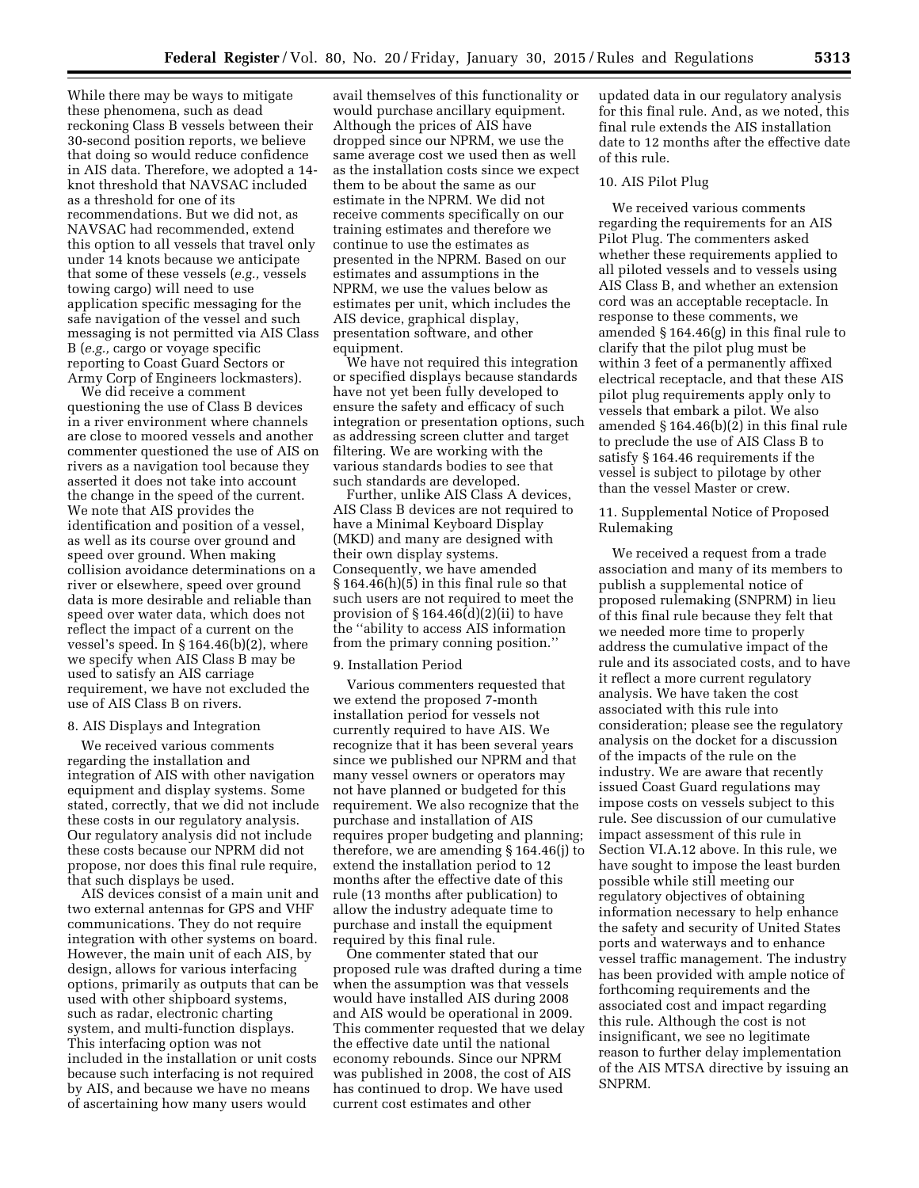While there may be ways to mitigate these phenomena, such as dead reckoning Class B vessels between their 30-second position reports, we believe that doing so would reduce confidence in AIS data. Therefore, we adopted a 14-knot threshold that NAVSAC included as a threshold for one of its recommendations. But we did not, as NAVSAC had recommended, extend this option to all vessels that travel only under 14 knots because we anticipate that some of these vessels (*e.g.,* vessels towing cargo) will need to use application specific messaging for the safe navigation of the vessel and such messaging is not permitted via AIS Class B (*e.g.,* cargo or voyage specific reporting to Coast Guard Sectors or Army Corp of Engineers lockmasters).

We did receive a comment questioning the use of Class B devices in a river environment where channels are close to moored vessels and another commenter questioned the use of AIS on rivers as a navigation tool because they asserted it does not take into account the change in the speed of the current. We note that AIS provides the identification and position of a vessel, as well as its course over ground and speed over ground. When making collision avoidance determinations on a river or elsewhere, speed over ground data is more desirable and reliable than speed over water data, which does not reflect the impact of a current on the vessel's speed. In § 164.46(b)(2), where we specify when AIS Class B may be used to satisfy an AIS carriage requirement, we have not excluded the use of AIS Class B on rivers.

8. AIS Displays and Integration

We received various comments regarding the installation and integration of AIS with other navigation equipment and display systems. Some stated, correctly, that we did not include these costs in our regulatory analysis. Our regulatory analysis did not include these costs because our NPRM did not propose, nor does this final rule require, that such displays be used.

AIS devices consist of a main unit and two external antennas for GPS and VHF communications. They do not require integration with other systems on board. However, the main unit of each AIS, by design, allows for various interfacing options, primarily as outputs that can be used with other shipboard systems, such as radar, electronic charting system, and multi-function displays. This interfacing option was not included in the installation or unit costs because such interfacing is not required by AIS, and because we have no means of ascertaining how many users would avail themselves of this functionality or would purchase ancillary equipment. Although the prices of AIS have dropped since our NPRM, we use the same average cost we used then as well as the installation costs since we expect them to be about the same as our estimate in the NPRM. We did not receive comments specifically on our training estimates and therefore we continue to use the estimates as presented in the NPRM. Based on our estimates and assumptions in the NPRM, we use the values below as estimates per unit, which includes the AIS device, graphical display, presentation software, and other equipment.

We have not required this integration or specified displays because standards have not yet been fully developed to ensure the safety and efficacy of such integration or presentation options, such as addressing screen clutter and target filtering. We are working with the various standards bodies to see that such standards are developed.

Further, unlike AIS Class A devices, AIS Class B devices are not required to have a Minimal Keyboard Display (MKD) and many are designed with their own display systems. Consequently, we have amended § 164.46(h)(5) in this final rule so that such users are not required to meet the provision of § 164.46(d)(2)(ii) to have the ''ability to access AIS information from the primary conning position.''

9. Installation Period

Various commenters requested that we extend the proposed 7-month installation period for vessels not currently required to have AIS. We recognize that it has been several years since we published our NPRM and that many vessel owners or operators may not have planned or budgeted for this requirement. We also recognize that the purchase and installation of AIS requires proper budgeting and planning; therefore, we are amending § 164.46(j) to extend the installation period to 12 months after the effective date of this rule (13 months after publication) to allow the industry adequate time to purchase and install the equipment required by this final rule.

One commenter stated that our proposed rule was drafted during a time when the assumption was that vessels would have installed AIS during 2008 and AIS would be operational in 2009. This commenter requested that we delay the effective date until the national economy rebounds. Since our NPRM was published in 2008, the cost of AIS has continued to drop. We have used current cost estimates and other updated data in our regulatory analysis for this final rule. And, as we noted, this final rule extends the AIS installation date to 12 months after the effective date of this rule.

10. AIS Pilot Plug

We received various comments regarding the requirements for an AIS Pilot Plug. The commenters asked whether these requirements applied to all piloted vessels and to vessels using AIS Class B, and whether an extension cord was an acceptable receptacle. In response to these comments, we amended § 164.46(g) in this final rule to clarify that the pilot plug must be within 3 feet of a permanently affixed electrical receptacle, and that these AIS pilot plug requirements apply only to vessels that embark a pilot. We also amended § 164.46(b)(2) in this final rule to preclude the use of AIS Class B to satisfy § 164.46 requirements if the vessel is subject to pilotage by other than the vessel Master or crew.

11. Supplemental Notice of Proposed Rulemaking

We received a request from a trade association and many of its members to publish a supplemental notice of proposed rulemaking (SNPRM) in lieu of this final rule because they felt that we needed more time to properly address the cumulative impact of the rule and its associated costs, and to have it reflect a more current regulatory analysis. We have taken the cost associated with this rule into consideration; please see the regulatory analysis on the docket for a discussion of the impacts of the rule on the industry. We are aware that recently issued Coast Guard regulations may impose costs on vessels subject to this rule. See discussion of our cumulative impact assessment of this rule in Section VI.A.12 above. In this rule, we have sought to impose the least burden possible while still meeting our regulatory objectives of obtaining information necessary to help enhance the safety and security of United States ports and waterways and to enhance vessel traffic management. The industry has been provided with ample notice of forthcoming requirements and the associated cost and impact regarding this rule. Although the cost is not insignificant, we see no legitimate reason to further delay implementation of the AIS MTSA directive by issuing an SNPRM.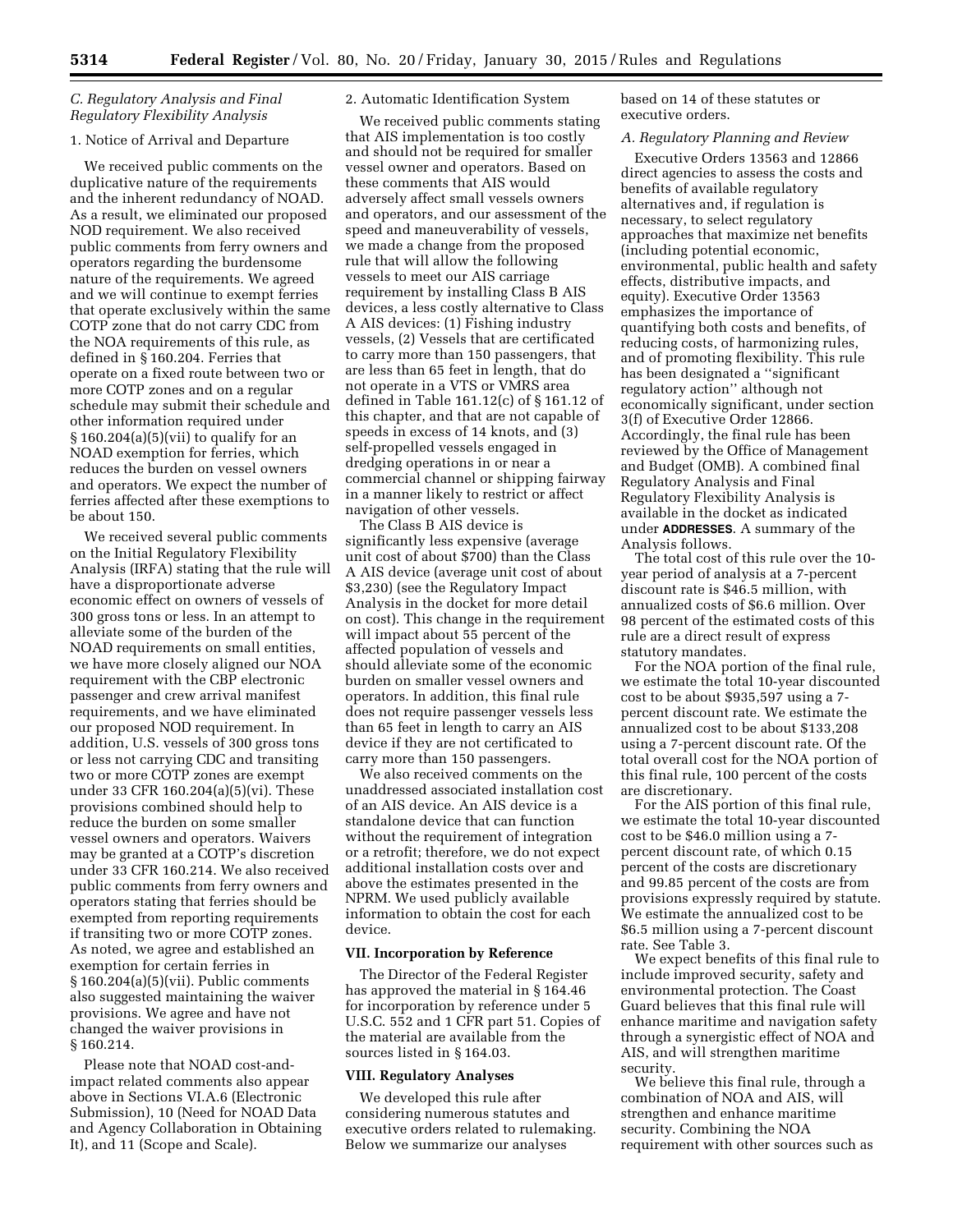### C. Regulatory Analysis and Final Regulatory Flexibility Analysis

#### 1. Notice of Arrival and Departure

We received public comments on the duplicative nature of the requirements and the inherent redundancy of NOAD. As a result, we eliminated our proposed NOD requirement. We also received public comments from ferry owners and operators regarding the burdensome nature of the requirements. We agreed and we will continue to exempt ferries that operate exclusively within the same COTP zone that do not carry CDC from the NOA requirements of this rule, as defined in § 160.204. Ferries that operate on a fixed route between two or more COTP zones and on a regular schedule may submit their schedule and other information required under § 160.204(a)(5)(vii) to qualify for an NOAD exemption for ferries, which reduces the burden on vessel owners and operators. We expect the number of ferries affected after these exemptions to be about 150.

We received several public comments on the Initial Regulatory Flexibility Analysis (IRFA) stating that the rule will have a disproportionate adverse economic effect on owners of vessels of 300 gross tons or less. In an attempt to alleviate some of the burden of the NOAD requirements on small entities, we have more closely aligned our NOA requirement with the CBP electronic passenger and crew arrival manifest requirements, and we have eliminated our proposed NOD requirement. In addition, U.S. vessels of 300 gross tons or less not carrying CDC and transiting two or more COTP zones are exempt under 33 CFR 160.204(a)(5)(vi). These provisions combined should help to reduce the burden on some smaller vessel owners and operators. Waivers may be granted at a COTP's discretion under 33 CFR 160.214. We also received public comments from ferry owners and operators stating that ferries should be exempted from reporting requirements if transiting two or more COTP zones. As noted, we agree and established an exemption for certain ferries in § 160.204(a)(5)(vii). Public comments also suggested maintaining the waiver provisions. We agree and have not changed the waiver provisions in § 160.214.

Please note that NOAD cost-and-impact related comments also appear above in Sections VI.A.6 (Electronic Submission), 10 (Need for NOAD Data and Agency Collaboration in Obtaining It), and 11 (Scope and Scale).

#### 2. Automatic Identification System

We received public comments stating that AIS implementation is too costly and should not be required for smaller vessel owner and operators. Based on these comments that AIS would adversely affect small vessels owners and operators, and our assessment of the speed and maneuverability of vessels, we made a change from the proposed rule that will allow the following vessels to meet our AIS carriage requirement by installing Class B AIS devices, a less costly alternative to Class A AIS devices: (1) Fishing industry vessels, (2) Vessels that are certificated to carry more than 150 passengers, that are less than 65 feet in length, that do not operate in a VTS or VMRS area defined in Table 161.12(c) of § 161.12 of this chapter, and that are not capable of speeds in excess of 14 knots, and (3) self-propelled vessels engaged in dredging operations in or near a commercial channel or shipping fairway in a manner likely to restrict or affect navigation of other vessels.

The Class B AIS device is significantly less expensive (average unit cost of about $700) than the Class A AIS device (average unit cost of about $3,230) (see the Regulatory Impact Analysis in the docket for more detail on cost). This change in the requirement will impact about 55 percent of the affected population of vessels and should alleviate some of the economic burden on smaller vessel owners and operators. In addition, this final rule does not require passenger vessels less than 65 feet in length to carry an AIS device if they are not certificated to carry more than 150 passengers.

We also received comments on the unaddressed associated installation cost of an AIS device. An AIS device is a standalone device that can function without the requirement of integration or a retrofit; therefore, we do not expect additional installation costs over and above the estimates presented in the NPRM. We used publicly available information to obtain the cost for each device.

## VII. Incorporation by Reference

The Director of the Federal Register has approved the material in § 164.46 for incorporation by reference under 5 U.S.C. 552 and 1 CFR part 51. Copies of the material are available from the sources listed in § 164.03.

## VIII. Regulatory Analyses

We developed this rule after considering numerous statutes and executive orders related to rulemaking. Below we summarize our analyses based on 14 of these statutes or executive orders.

### A. Regulatory Planning and Review

Executive Orders 13563 and 12866 direct agencies to assess the costs and benefits of available regulatory alternatives and, if regulation is necessary, to select regulatory approaches that maximize net benefits (including potential economic, environmental, public health and safety effects, distributive impacts, and equity). Executive Order 13563 emphasizes the importance of quantifying both costs and benefits, of reducing costs, of harmonizing rules, and of promoting flexibility. This rule has been designated a "significant regulatory action" although not economically significant, under section 3(f) of Executive Order 12866. Accordingly, the final rule has been reviewed by the Office of Management and Budget (OMB). A combined final Regulatory Analysis and Final Regulatory Flexibility Analysis is available in the docket as indicated under **ADDRESSES**. A summary of the Analysis follows.

The total cost of this rule over the 10-year period of analysis at a 7-percent discount rate is $46.5 million, with annualized costs of $6.6 million. Over 98 percent of the estimated costs of this rule are a direct result of express statutory mandates.

For the NOA portion of the final rule, we estimate the total 10-year discounted cost to be about $935,597 using a 7-percent discount rate. We estimate the annualized cost to be about $133,208 using a 7-percent discount rate. Of the total overall cost for the NOA portion of this final rule, 100 percent of the costs are discretionary.

For the AIS portion of this final rule, we estimate the total 10-year discounted cost to be $46.0 million using a 7-percent discount rate, of which 0.15 percent of the costs are discretionary and 99.85 percent of the costs are from provisions expressly required by statute. We estimate the annualized cost to be $6.5 million using a 7-percent discount rate. See Table 3.

We expect benefits of this final rule to include improved security, safety and environmental protection. The Coast Guard believes that this final rule will enhance maritime and navigation safety through a synergistic effect of NOA and AIS, and will strengthen maritime security.

We believe this final rule, through a combination of NOA and AIS, will strengthen and enhance maritime security. Combining the NOA requirement with other sources such as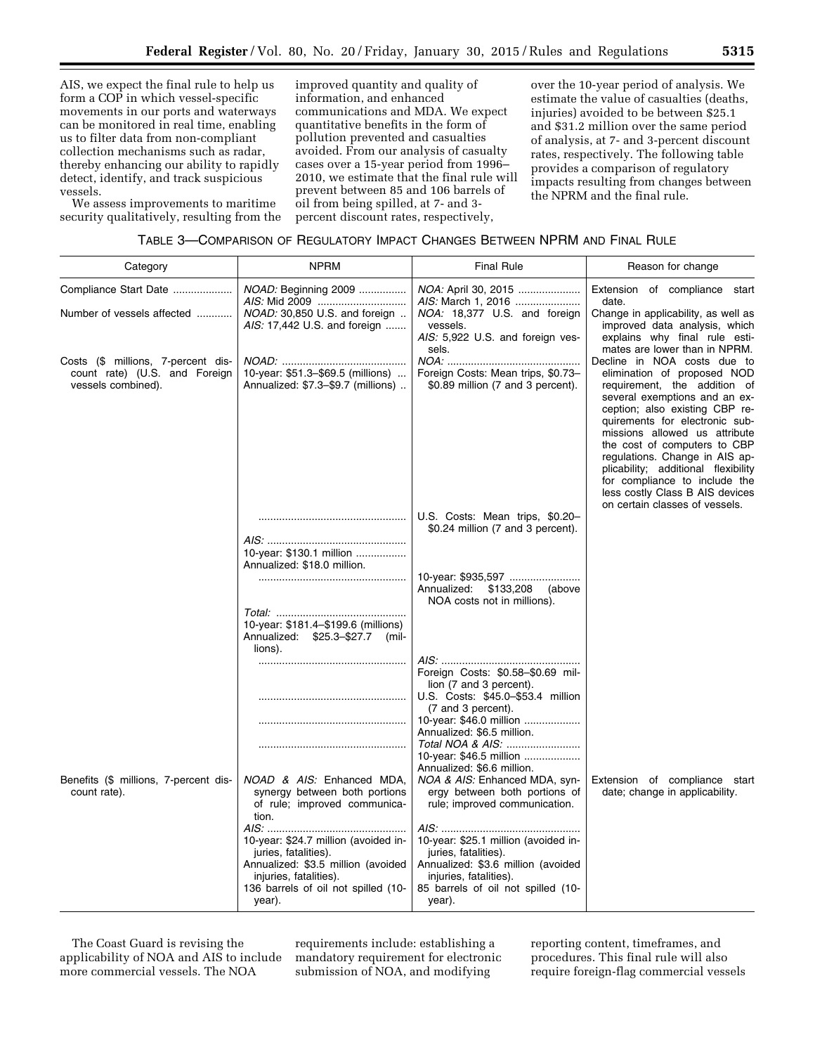AIS, we expect the final rule to help us form a COP in which vessel-specific movements in our ports and waterways can be monitored in real time, enabling us to filter data from non-compliant collection mechanisms such as radar, thereby enhancing our ability to rapidly detect, identify, and track suspicious vessels.

We assess improvements to maritime security qualitatively, resulting from the improved quantity and quality of information, and enhanced communications and MDA. We expect quantitative benefits in the form of pollution prevented and casualties avoided. From our analysis of casualty cases over a 15-year period from 1996–2010, we estimate that the final rule will prevent between 85 and 106 barrels of oil from being spilled, at 7- and 3-percent discount rates, respectively, over the 10-year period of analysis. We estimate the value of casualties (deaths, injuries) avoided to be between $25.1 and $31.2 million over the same period of analysis, at 7- and 3-percent discount rates, respectively. The following table provides a comparison of regulatory impacts resulting from changes between the NPRM and the final rule.

TABLE 3—COMPARISON OF REGULATORY IMPACT CHANGES BETWEEN NPRM AND FINAL RULE

| Category | NPRM | Final Rule | Reason for change |
|---|---|---|---|
| Compliance Start Date | *NOAD:* Beginning 2009<br>*AIS:* Mid 2009 | *NOA:* April 30, 2015<br>*AIS:* March 1, 2016 | Extension of compliance start date. |
| Number of vessels affected | *NOAD:* 30,850 U.S. and foreign<br>*AIS:* 17,442 U.S. and foreign | *NOA:* 18,377 U.S. and foreign vessels.<br>*AIS:* 5,922 U.S. and foreign vessels. | Change in applicability, as well as improved data analysis, which explains why final rule estimates are lower than in NPRM. |
| Costs ($ millions, 7-percent discount rate) (U.S. and Foreign vessels combined). | *NOAD:*<br>10-year: $51.3–$69.5 (millions)<br>Annualized: $7.3–$9.7 (millions) | *NOA:*<br>Foreign Costs: Mean trips, $0.73–$0.89 million (7 and 3 percent). | Decline in NOA costs due to elimination of proposed NOD requirement, the addition of several exemptions and an exception; also existing CBP requirements for electronic submissions allowed us attribute the cost of computers to CBP regulations. Change in AIS applicability; additional flexibility for compliance to include the less costly Class B AIS devices on certain classes of vessels. |
| | | U.S. Costs: Mean trips, $0.20–$0.24 million (7 and 3 percent). | |
| | *AIS:*<br>10-year: $130.1 million<br>Annualized: $18.0 million. | | |
| | | 10-year: $935,597<br>Annualized: $133,208 (above NOA costs not in millions). | |
| | *Total:*<br>10-year: $181.4–$199.6 (millions)<br>Annualized: $25.3–$27.7 (millions). | | |
| | | *AIS:*<br>Foreign Costs: $0.58–$0.69 million (7 and 3 percent). | |
| | | U.S. Costs: $45.0–$53.4 million (7 and 3 percent). | |
| | | 10-year: $46.0 million<br>Annualized: $6.5 million. | |
| | | *Total NOA & AIS:*<br>10-year: $46.5 million<br>Annualized: $6.6 million. | |
| Benefits ($ millions, 7-percent discount rate). | *NOAD & AIS:* Enhanced MDA, synergy between both portions of rule; improved communication. | *NOA & AIS:* Enhanced MDA, synergy between both portions of rule; improved communication. | Extension of compliance start date; change in applicability. |
| | *AIS:*<br>10-year: $24.7 million (avoided injuries, fatalities).<br>Annualized: $3.5 million (avoided injuries, fatalities).<br>136 barrels of oil not spilled (10-year). | *AIS:*<br>10-year: $25.1 million (avoided injuries, fatalities).<br>Annualized: $3.6 million (avoided injuries, fatalities).<br>85 barrels of oil not spilled (10-year). | |

The Coast Guard is revising the applicability of NOA and AIS to include more commercial vessels. The NOA requirements include: establishing a mandatory requirement for electronic submission of NOA, and modifying reporting content, timeframes, and procedures. This final rule will also require foreign-flag commercial vessels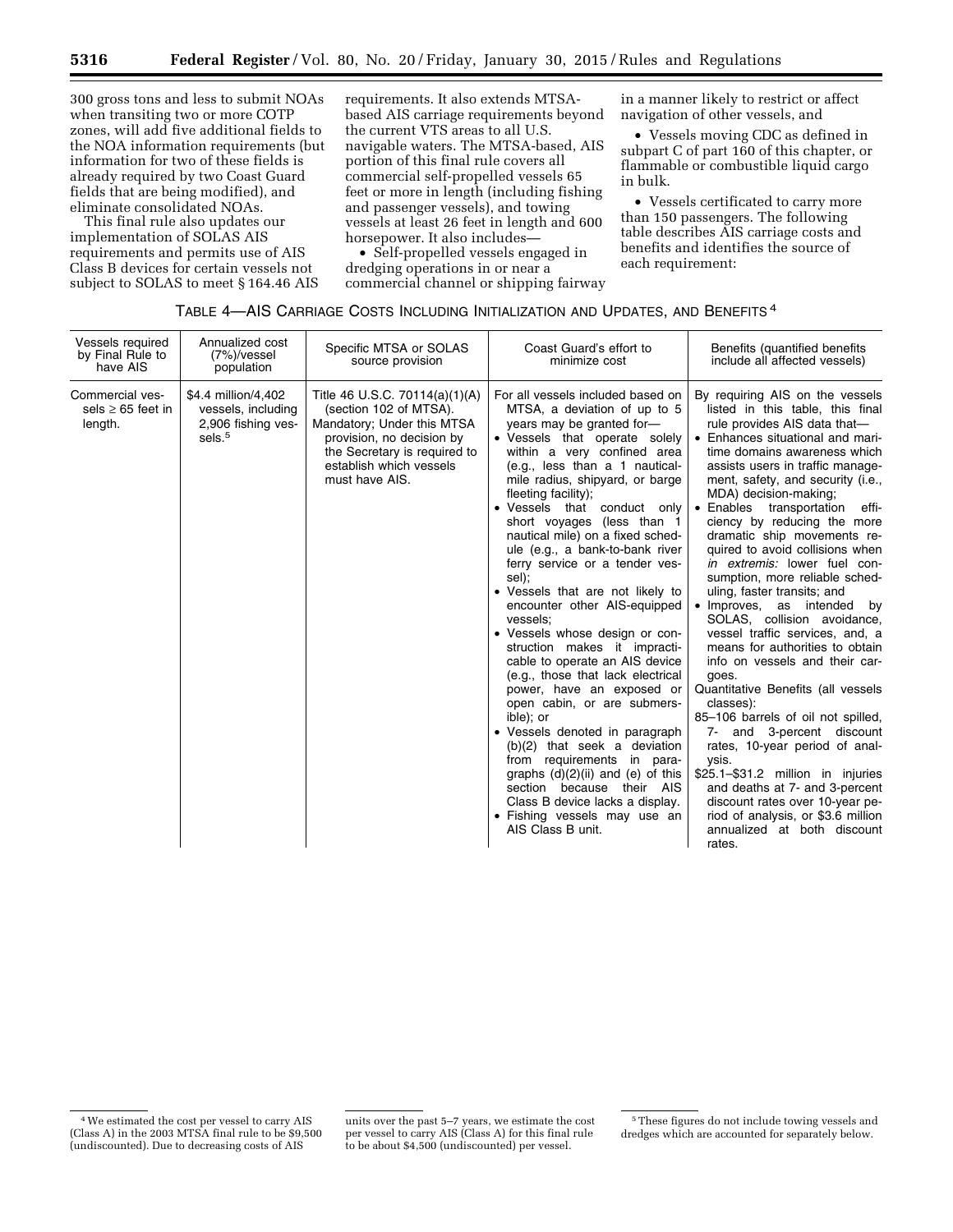300 gross tons and less to submit NOAs when transiting two or more COTP zones, will add five additional fields to the NOA information requirements (but information for two of these fields is already required by two Coast Guard fields that are being modified), and eliminate consolidated NOAs.

This final rule also updates our implementation of SOLAS AIS requirements and permits use of AIS Class B devices for certain vessels not subject to SOLAS to meet § 164.46 AIS requirements. It also extends MTSA-based AIS carriage requirements beyond the current VTS areas to all U.S. navigable waters. The MTSA-based, AIS portion of this final rule covers all commercial self-propelled vessels 65 feet or more in length (including fishing and passenger vessels), and towing vessels at least 26 feet in length and 600 horsepower. It also includes—

- Self-propelled vessels engaged in dredging operations in or near a commercial channel or shipping fairway in a manner likely to restrict or affect navigation of other vessels, and
- Vessels moving CDC as defined in subpart C of part 160 of this chapter, or flammable or combustible liquid cargo in bulk.
- Vessels certificated to carry more than 150 passengers. The following table describes AIS carriage costs and benefits and identifies the source of each requirement:

TABLE 4—AIS CARRIAGE COSTS INCLUDING INITIALIZATION AND UPDATES, AND BENEFITS [4]

| Vessels required by Final Rule to have AIS | Annualized cost (7%)/vessel population | Specific MTSA or SOLAS source provision | Coast Guard's effort to minimize cost | Benefits (quantified benefits include all affected vessels) |
|---|---|---|---|---|
| Commercial vessels ≥ 65 feet in length. | $4.4 million/4,402 vessels, including 2,906 fishing vessels.[5] | Title 46 U.S.C. 70114(a)(1)(A) (section 102 of MTSA). Mandatory; Under this MTSA provision, no decision by the Secretary is required to establish which vessels must have AIS. | For all vessels included based on MTSA, a deviation of up to 5 years may be granted for— • Vessels that operate solely within a very confined area (e.g., less than a 1 nautical-mile radius, shipyard, or barge fleeting facility); • Vessels that conduct only short voyages (less than 1 nautical mile) on a fixed schedule (e.g., a bank-to-bank river ferry service or a tender vessel); • Vessels that are not likely to encounter other AIS-equipped vessels; • Vessels whose design or construction makes it impracticable to operate an AIS device (e.g., those that lack electrical power, have an exposed or open cabin, or are submersible); or • Vessels denoted in paragraph (b)(2) that seek a deviation from requirements in paragraphs (d)(2)(ii) and (e) of this section because their AIS Class B device lacks a display. • Fishing vessels may use an AIS Class B unit. | By requiring AIS on the vessels listed in this table, this final rule provides AIS data that— • Enhances situational and maritime domains awareness which assists users in traffic management, safety, and security (i.e., MDA) decision-making; • Enables transportation efficiency by reducing the more dramatic ship movements required to avoid collisions when *in extremis:* lower fuel consumption, more reliable scheduling, faster transits; and • Improves, as intended by SOLAS, collision avoidance, vessel traffic services, and, a means for authorities to obtain info on vessels and their cargoes. Quantitative Benefits (all vessels classes): 85–106 barrels of oil not spilled, 7- and 3-percent discount rates, 10-year period of analysis. $25.1–$31.2 million in injuries and deaths at 7- and 3-percent discount rates over 10-year period of analysis, or $3.6 million annualized at both discount rates. |

[4] We estimated the cost per vessel to carry AIS (Class A) in the 2003 MTSA final rule to be $9,500 (undiscounted). Due to decreasing costs of AIS units over the past 5–7 years, we estimate the cost per vessel to carry AIS (Class A) for this final rule to be about $4,500 (undiscounted) per vessel.

[5] These figures do not include towing vessels and dredges which are accounted for separately below.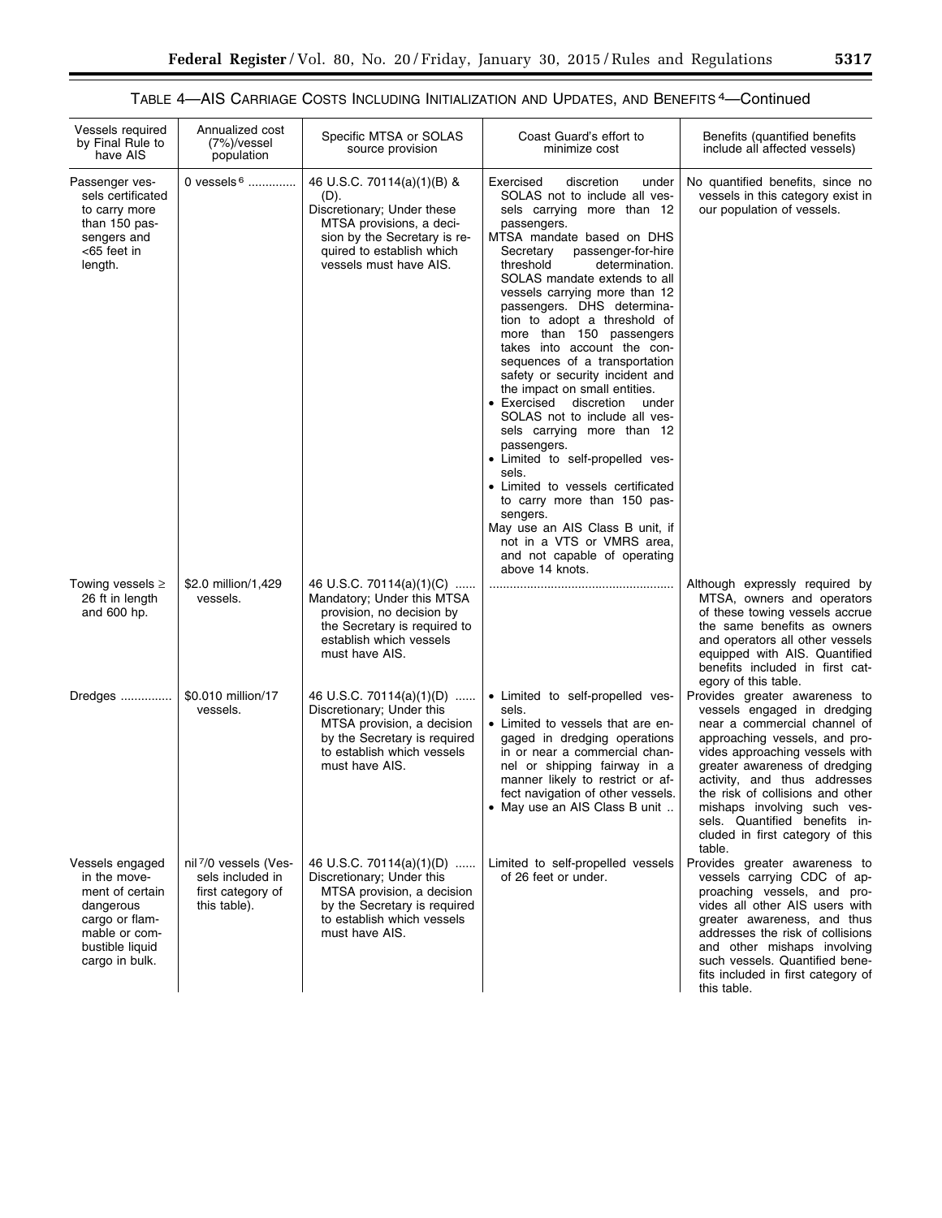TABLE 4—AIS CARRIAGE COSTS INCLUDING INITIALIZATION AND UPDATES, AND BENEFITS [4]—Continued

| Vessels required by Final Rule to have AIS | Annualized cost (7%)/vessel population | Specific MTSA or SOLAS source provision | Coast Guard's effort to minimize cost | Benefits (quantified benefits include all affected vessels) |
| --- | --- | --- | --- | --- |
| Passenger vessels certificated to carry more than 150 passengers and <65 feet in length. | 0 vessels [6] | 46 U.S.C. 70114(a)(1)(B) & (D). Discretionary; Under these MTSA provisions, a decision by the Secretary is required to establish which vessels must have AIS. | Exercised discretion under SOLAS not to include all vessels carrying more than 12 passengers. MTSA mandate based on DHS Secretary passenger-for-hire threshold determination. SOLAS mandate extends to all vessels carrying more than 12 passengers. DHS determination to adopt a threshold of more than 150 passengers takes into account the consequences of a transportation safety or security incident and the impact on small entities. • Exercised discretion under SOLAS not to include all vessels carrying more than 12 passengers. • Limited to self-propelled vessels. • Limited to vessels certificated to carry more than 150 passengers. May use an AIS Class B unit, if not in a VTS or VMRS area, and not capable of operating above 14 knots. | No quantified benefits, since no vessels in this category exist in our population of vessels. |
| Towing vessels ≥ 26 ft in length and 600 hp. | $2.0 million/1,429 vessels. | 46 U.S.C. 70114(a)(1)(C) Mandatory; Under this MTSA provision, no decision by the Secretary is required to establish which vessels must have AIS. | | Although expressly required by MTSA, owners and operators of these towing vessels accrue the same benefits as owners and operators all other vessels equipped with AIS. Quantified benefits included in first category of this table. |
| Dredges | $0.010 million/17 vessels. | 46 U.S.C. 70114(a)(1)(D) Discretionary; Under this MTSA provision, a decision by the Secretary is required to establish which vessels must have AIS. | • Limited to self-propelled vessels. • Limited to vessels that are engaged in dredging operations in or near a commercial channel or shipping fairway in a manner likely to restrict or affect navigation of other vessels. • May use an AIS Class B unit. | Provides greater awareness to vessels engaged in dredging near a commercial channel of approaching vessels, and provides approaching vessels with greater awareness of dredging activity, and thus addresses the risk of collisions and other mishaps involving such vessels. Quantified benefits included in first category of this table. |
| Vessels engaged in the movement of certain dangerous cargo or flammable or combustible liquid cargo in bulk. | nil [7]/0 vessels (Vessels included in first category of this table). | 46 U.S.C. 70114(a)(1)(D) Discretionary; Under this MTSA provision, a decision by the Secretary is required to establish which vessels must have AIS. | Limited to self-propelled vessels of 26 feet or under. | Provides greater awareness to vessels carrying CDC of approaching vessels, and provides all other AIS users with greater awareness, and thus addresses the risk of collisions and other mishaps involving such vessels. Quantified benefits included in first category of this table. |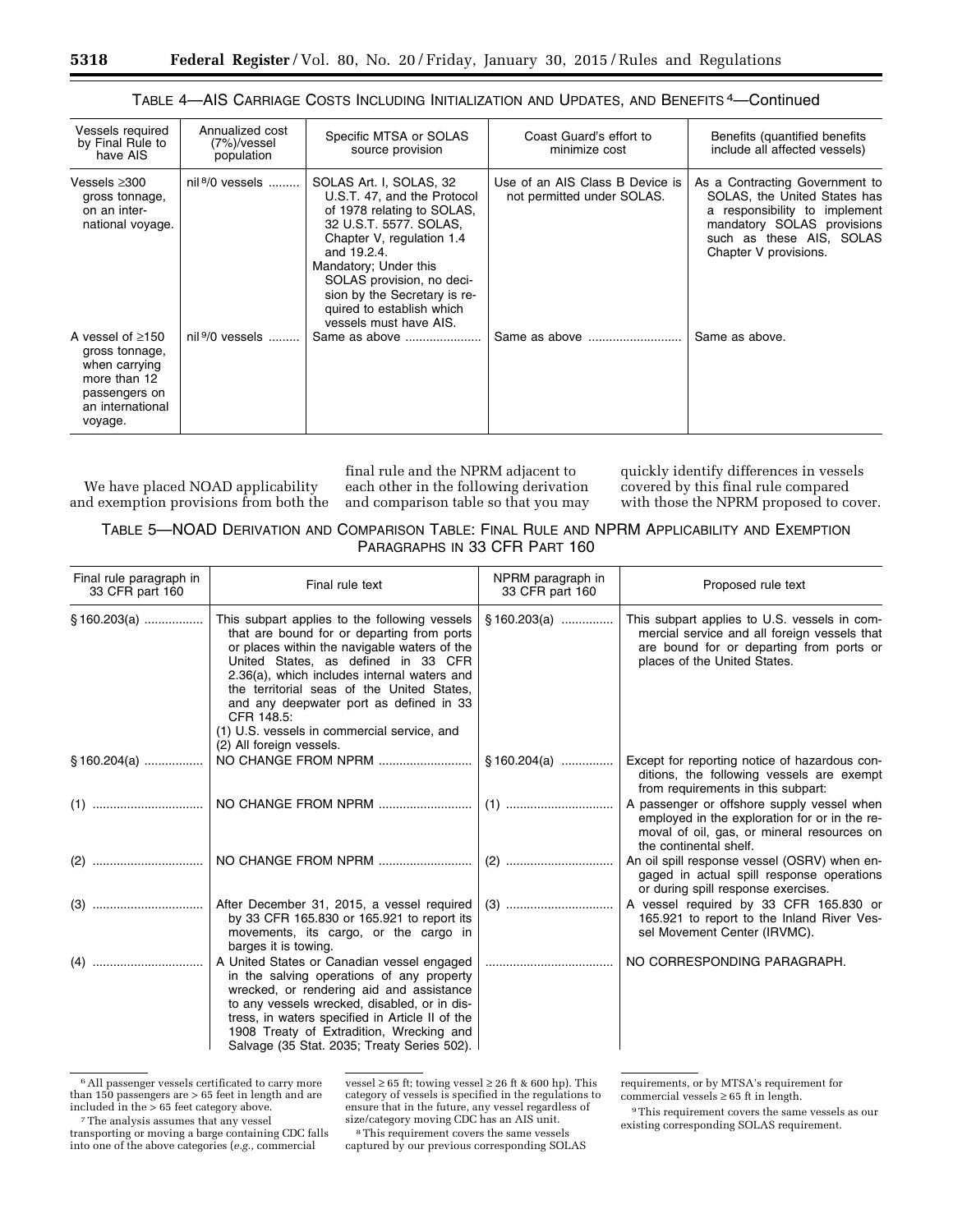TABLE 4—AIS CARRIAGE COSTS INCLUDING INITIALIZATION AND UPDATES, AND BENEFITS [4]—Continued

| Vessels required by Final Rule to have AIS | Annualized cost (7%)/vessel population | Specific MTSA or SOLAS source provision | Coast Guard's effort to minimize cost | Benefits (quantified benefits include all affected vessels) |
| --- | --- | --- | --- | --- |
| Vessels ≥300 gross tonnage, on an international voyage. | nil [8]/0 vessels | SOLAS Art. I, SOLAS, 32 U.S.T. 47, and the Protocol of 1978 relating to SOLAS, 32 U.S.T. 5577. SOLAS, Chapter V, regulation 1.4 and 19.2.4. Mandatory; Under this SOLAS provision, no decision by the Secretary is required to establish which vessels must have AIS. | Use of an AIS Class B Device is not permitted under SOLAS. | As a Contracting Government to SOLAS, the United States has a responsibility to implement mandatory SOLAS provisions such as these AIS, SOLAS Chapter V provisions. |
| A vessel of ≥150 gross tonnage, when carrying more than 12 passengers on an international voyage. | nil [9]/0 vessels | Same as above | Same as above | Same as above. |

We have placed NOAD applicability and exemption provisions from both the final rule and the NPRM adjacent to each other in the following derivation and comparison table so that you may quickly identify differences in vessels covered by this final rule compared with those the NPRM proposed to cover.

TABLE 5—NOAD DERIVATION AND COMPARISON TABLE: FINAL RULE AND NPRM APPLICABILITY AND EXEMPTION PARAGRAPHS IN 33 CFR PART 160

| Final rule paragraph in 33 CFR part 160 | Final rule text | NPRM paragraph in 33 CFR part 160 | Proposed rule text |
| --- | --- | --- | --- |
| § 160.203(a) | This subpart applies to the following vessels that are bound for or departing from ports or places within the navigable waters of the United States, as defined in 33 CFR 2.36(a), which includes internal waters and the territorial seas of the United States, and any deepwater port as defined in 33 CFR 148.5: (1) U.S. vessels in commercial service, and (2) All foreign vessels. | § 160.203(a) | This subpart applies to U.S. vessels in commercial service and all foreign vessels that are bound for or departing from ports or places of the United States. |
| § 160.204(a) | NO CHANGE FROM NPRM | § 160.204(a) | Except for reporting notice of hazardous conditions, the following vessels are exempt from requirements in this subpart: |
| (1) | NO CHANGE FROM NPRM | (1) | A passenger or offshore supply vessel when employed in the exploration for or in the removal of oil, gas, or mineral resources on the continental shelf. |
| (2) | NO CHANGE FROM NPRM | (2) | An oil spill response vessel (OSRV) when engaged in actual spill response operations or during spill response exercises. |
| (3) | After December 31, 2015, a vessel required by 33 CFR 165.830 or 165.921 to report its movements, its cargo, or the cargo in barges it is towing. | (3) | A vessel required by 33 CFR 165.830 or 165.921 to report to the Inland River Vessel Movement Center (IRVMC). |
| (4) | A United States or Canadian vessel engaged in the salving operations of any property wrecked, or rendering aid and assistance to any vessels wrecked, disabled, or in distress, in waters specified in Article II of the 1908 Treaty of Extradition, Wrecking and Salvage (35 Stat. 2035; Treaty Series 502). | | NO CORRESPONDING PARAGRAPH. |

[6] All passenger vessels certificated to carry more than 150 passengers are > 65 feet in length and are included in the > 65 feet category above.

[7] The analysis assumes that any vessel transporting or moving a barge containing CDC falls into one of the above categories (*e.g.*, commercial vessel ≥ 65 ft; towing vessel ≥ 26 ft & 600 hp). This category of vessels is specified in the regulations to ensure that in the future, any vessel regardless of size/category moving CDC has an AIS unit.

[8] This requirement covers the same vessels captured by our previous corresponding SOLAS requirements, or by MTSA's requirement for commercial vessels ≥ 65 ft in length.

[9] This requirement covers the same vessels as our existing corresponding SOLAS requirement.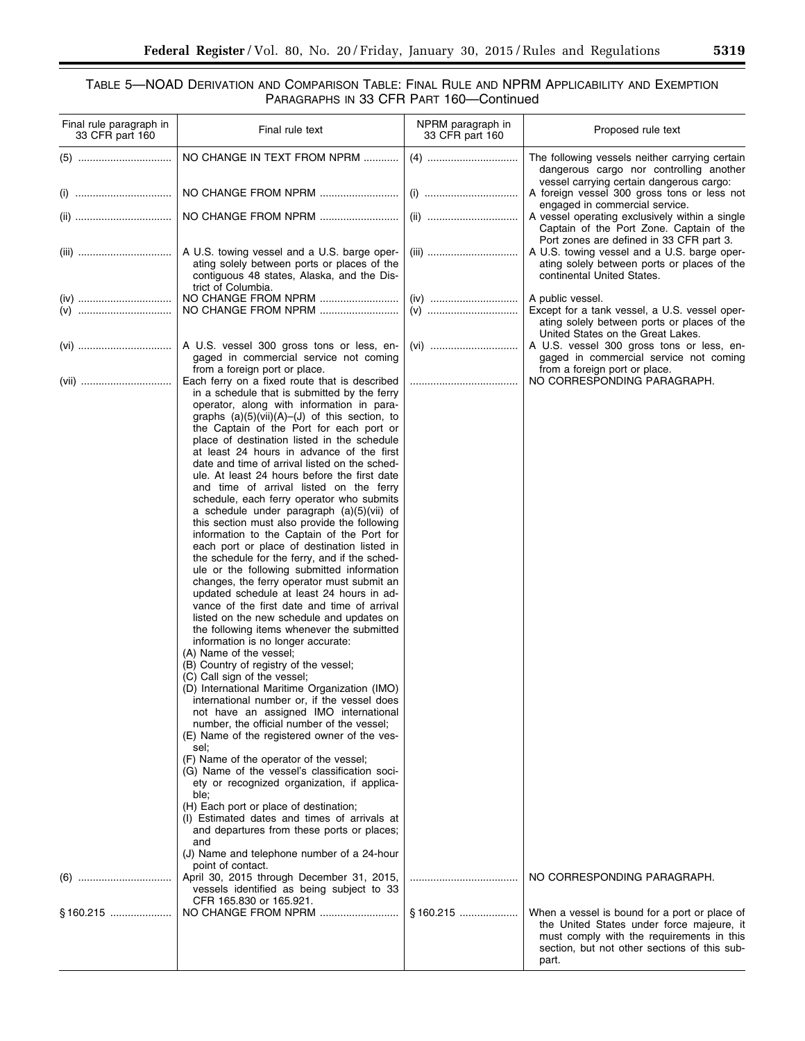TABLE 5—NOAD DERIVATION AND COMPARISON TABLE: FINAL RULE AND NPRM APPLICABILITY AND EXEMPTION PARAGRAPHS IN 33 CFR PART 160—Continued

| Final rule paragraph in 33 CFR part 160 | Final rule text | NPRM paragraph in 33 CFR part 160 | Proposed rule text |
| --- | --- | --- | --- |
| (5) | NO CHANGE IN TEXT FROM NPRM | (4) | The following vessels neither carrying certain dangerous cargo nor controlling another vessel carrying certain dangerous cargo: |
| (i) | NO CHANGE FROM NPRM | (i) | A foreign vessel 300 gross tons or less not engaged in commercial service. |
| (ii) | NO CHANGE FROM NPRM | (ii) | A vessel operating exclusively within a single Captain of the Port Zone. Captain of the Port zones are defined in 33 CFR part 3. |
| (iii) | A U.S. towing vessel and a U.S. barge operating solely between ports or places of the contiguous 48 states, Alaska, and the District of Columbia. | (iii) | A U.S. towing vessel and a U.S. barge operating solely between ports or places of the continental United States. |
| (iv) | NO CHANGE FROM NPRM | (iv) | A public vessel. |
| (v) | NO CHANGE FROM NPRM | (v) | Except for a tank vessel, a U.S. vessel operating solely between ports or places of the United States on the Great Lakes. |
| (vi) | A U.S. vessel 300 gross tons or less, engaged in commercial service not coming from a foreign port or place. | (vi) | A U.S. vessel 300 gross tons or less, engaged in commercial service not coming from a foreign port or place. |
| (vii) | Each ferry on a fixed route that is described in a schedule that is submitted by the ferry operator, along with information in paragraphs (a)(5)(vii)(A)–(J) of this section, to the Captain of the Port for each port or place of destination listed in the schedule at least 24 hours in advance of the first date and time of arrival listed on the schedule. At least 24 hours before the first date and time of arrival listed on the ferry schedule, each ferry operator who submits a schedule under paragraph (a)(5)(vii) of this section must also provide the following information to the Captain of the Port for each port or place of destination listed in the schedule for the ferry, and if the schedule or the following submitted information changes, the ferry operator must submit an updated schedule at least 24 hours in advance of the first date and time of arrival listed on the new schedule and updates on the following items whenever the submitted information is no longer accurate:<br>(A) Name of the vessel;<br>(B) Country of registry of the vessel;<br>(C) Call sign of the vessel;<br>(D) International Maritime Organization (IMO) international number or, if the vessel does not have an assigned IMO international number, the official number of the vessel;<br>(E) Name of the registered owner of the vessel;<br>(F) Name of the operator of the vessel;<br>(G) Name of the vessel's classification society or recognized organization, if applicable;<br>(H) Each port or place of destination;<br>(I) Estimated dates and times of arrivals at and departures from these ports or places; and<br>(J) Name and telephone number of a 24-hour point of contact. | | NO CORRESPONDING PARAGRAPH. |
| (6) | April 30, 2015 through December 31, 2015, vessels identified as being subject to 33 CFR 165.830 or 165.921. | | NO CORRESPONDING PARAGRAPH. |
| § 160.215 | NO CHANGE FROM NPRM | § 160.215 | When a vessel is bound for a port or place of the United States under force majeure, it must comply with the requirements in this section, but not other sections of this subpart. |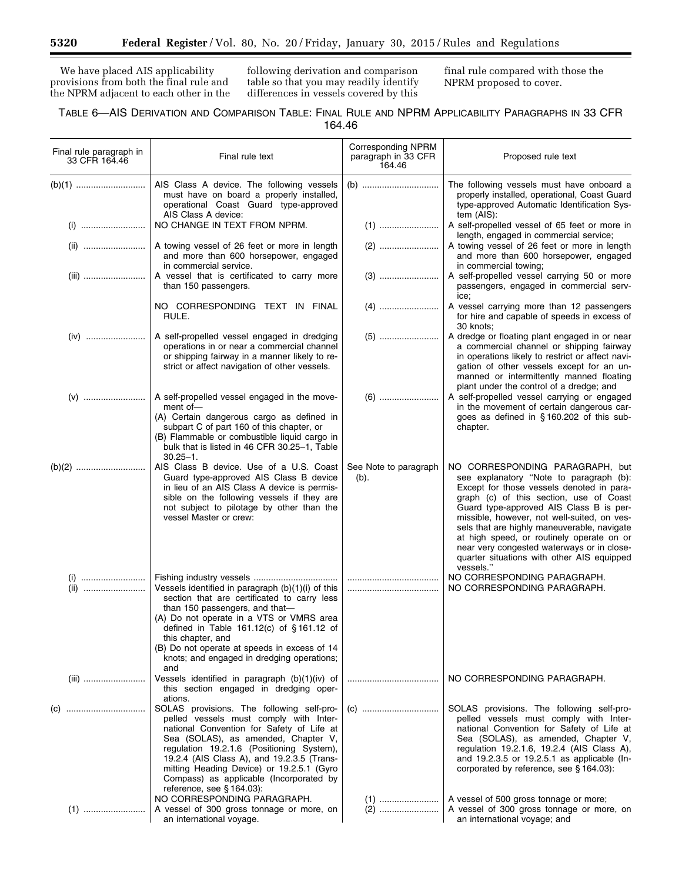We have placed AIS applicability provisions from both the final rule and the NPRM adjacent to each other in the following derivation and comparison table so that you may readily identify differences in vessels covered by this final rule compared with those the NPRM proposed to cover.

TABLE 6—AIS DERIVATION AND COMPARISON TABLE: FINAL RULE AND NPRM APPLICABILITY PARAGRAPHS IN 33 CFR 164.46

| Final rule paragraph in 33 CFR 164.46 | Final rule text | Corresponding NPRM paragraph in 33 CFR 164.46 | Proposed rule text |
|---|---|---|---|
| (b)(1) | AIS Class A device. The following vessels must have on board a properly installed, operational Coast Guard type-approved AIS Class A device: | (b) | The following vessels must have onboard a properly installed, operational, Coast Guard type-approved Automatic Identification System (AIS): |
| (i) | NO CHANGE IN TEXT FROM NPRM. | (1) | A self-propelled vessel of 65 feet or more in length, engaged in commercial service; |
| (ii) | A towing vessel of 26 feet or more in length and more than 600 horsepower, engaged in commercial service. | (2) | A towing vessel of 26 feet or more in length and more than 600 horsepower, engaged in commercial towing; |
| (iii) | A vessel that is certificated to carry more than 150 passengers. | (3) | A self-propelled vessel carrying 50 or more passengers, engaged in commercial service; |
| | NO CORRESPONDING TEXT IN FINAL RULE. | (4) | A vessel carrying more than 12 passengers for hire and capable of speeds in excess of 30 knots; |
| (iv) | A self-propelled vessel engaged in dredging operations in or near a commercial channel or shipping fairway in a manner likely to restrict or affect navigation of other vessels. | (5) | A dredge or floating plant engaged in or near a commercial channel or shipping fairway in operations likely to restrict or affect navigation of other vessels except for an unmanned or intermittently manned floating plant under the control of a dredge; and |
| (v) | A self-propelled vessel engaged in the movement of— (A) Certain dangerous cargo as defined in subpart C of part 160 of this chapter, or (B) Flammable or combustible liquid cargo in bulk that is listed in 46 CFR 30.25–1, Table 30.25–1. | (6) | A self-propelled vessel carrying or engaged in the movement of certain dangerous cargoes as defined in § 160.202 of this subchapter. |
| (b)(2) | AIS Class B device. Use of a U.S. Coast Guard type-approved AIS Class B device in lieu of an AIS Class A device is permissible on the following vessels if they are not subject to pilotage by other than the vessel Master or crew: | See Note to paragraph (b). | NO CORRESPONDING PARAGRAPH, but see explanatory "Note to paragraph (b): Except for those vessels denoted in paragraph (c) of this section, use of Coast Guard type-approved AIS Class B is permissible, however, not well-suited, on vessels that are highly maneuverable, navigate at high speed, or routinely operate on or near very congested waterways or in close-quarter situations with other AIS equipped vessels." |
| (i) | Fishing industry vessels | | NO CORRESPONDING PARAGRAPH. |
| (ii) | Vessels identified in paragraph (b)(1)(i) of this section that are certificated to carry less than 150 passengers, and that— (A) Do not operate in a VTS or VMRS area defined in Table 161.12(c) of § 161.12 of this chapter, and (B) Do not operate at speeds in excess of 14 knots; and engaged in dredging operations; and | | NO CORRESPONDING PARAGRAPH. |
| (iii) | Vessels identified in paragraph (b)(1)(iv) of this section engaged in dredging operations. | | NO CORRESPONDING PARAGRAPH. |
| (c) | SOLAS provisions. The following self-propelled vessels must comply with International Convention for Safety of Life at Sea (SOLAS), as amended, Chapter V, regulation 19.2.1.6 (Positioning System), 19.2.4 (AIS Class A), and 19.2.3.5 (Transmitting Heading Device) or 19.2.5.1 (Gyro Compass) as applicable (Incorporated by reference, see § 164.03): | (c) | SOLAS provisions. The following self-propelled vessels must comply with International Convention for Safety of Life at Sea (SOLAS), as amended, Chapter V, regulation 19.2.1.6, 19.2.4 (AIS Class A), and 19.2.3.5 or 19.2.5.1 as applicable (Incorporated by reference, see § 164.03): |
| | NO CORRESPONDING PARAGRAPH. | (1) | A vessel of 500 gross tonnage or more; |
| (1) | A vessel of 300 gross tonnage or more, on an international voyage. | (2) | A vessel of 300 gross tonnage or more, on an international voyage; and |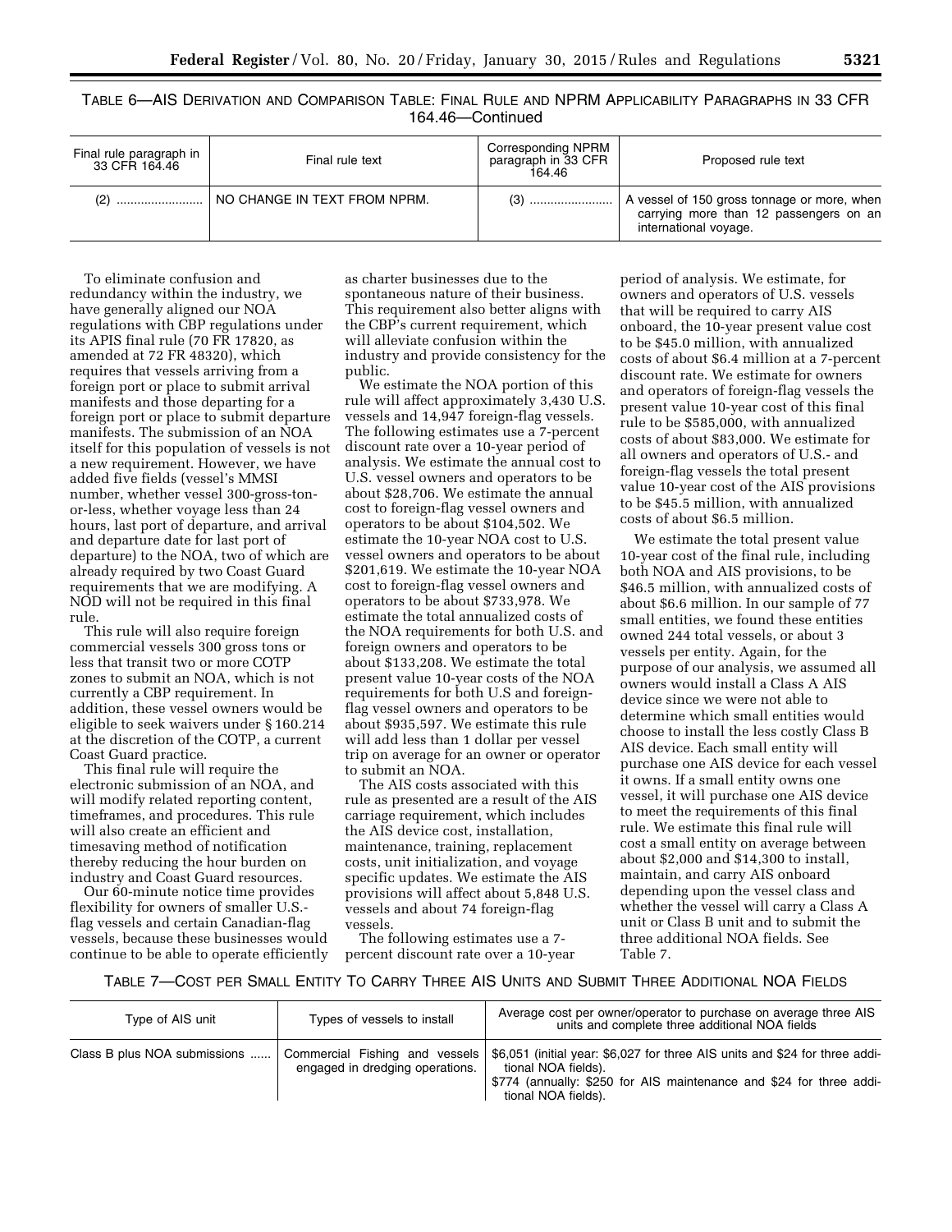TABLE 6—AIS DERIVATION AND COMPARISON TABLE: FINAL RULE AND NPRM APPLICABILITY PARAGRAPHS IN 33 CFR 164.46—Continued

| Final rule paragraph in 33 CFR 164.46 | Final rule text | Corresponding NPRM paragraph in 33 CFR 164.46 | Proposed rule text |
|---|---|---|---|
| (2) | NO CHANGE IN TEXT FROM NPRM. | (3) | A vessel of 150 gross tonnage or more, when carrying more than 12 passengers on an international voyage. |

To eliminate confusion and redundancy within the industry, we have generally aligned our NOA regulations with CBP regulations under its APIS final rule (70 FR 17820, as amended at 72 FR 48320), which requires that vessels arriving from a foreign port or place to submit arrival manifests and those departing for a foreign port or place to submit departure manifests. The submission of an NOA itself for this population of vessels is not a new requirement. However, we have added five fields (vessel's MMSI number, whether vessel 300-gross-ton-or-less, whether voyage less than 24 hours, last port of departure, and arrival and departure date for last port of departure) to the NOA, two of which are already required by two Coast Guard requirements that we are modifying. A NOD will not be required in this final rule.

This rule will also require foreign commercial vessels 300 gross tons or less that transit two or more COTP zones to submit an NOA, which is not currently a CBP requirement. In addition, these vessel owners would be eligible to seek waivers under § 160.214 at the discretion of the COTP, a current Coast Guard practice.

This final rule will require the electronic submission of an NOA, and will modify related reporting content, timeframes, and procedures. This rule will also create an efficient and timesaving method of notification thereby reducing the hour burden on industry and Coast Guard resources.

Our 60-minute notice time provides flexibility for owners of smaller U.S.-flag vessels and certain Canadian-flag vessels, because these businesses would continue to be able to operate efficiently as charter businesses due to the spontaneous nature of their business. This requirement also better aligns with the CBP's current requirement, which will alleviate confusion within the industry and provide consistency for the public.

We estimate the NOA portion of this rule will affect approximately 3,430 U.S. vessels and 14,947 foreign-flag vessels. The following estimates use a 7-percent discount rate over a 10-year period of analysis. We estimate the annual cost to U.S. vessel owners and operators to be about $28,706. We estimate the annual cost to foreign-flag vessel owners and operators to be about $104,502. We estimate the 10-year NOA cost to U.S. vessel owners and operators to be about $201,619. We estimate the 10-year NOA cost to foreign-flag vessel owners and operators to be about $733,978. We estimate the total annualized costs of the NOA requirements for both U.S. and foreign owners and operators to be about $133,208. We estimate the total present value 10-year costs of the NOA requirements for both U.S and foreign-flag vessel owners and operators to be about $935,597. We estimate this rule will add less than 1 dollar per vessel trip on average for an owner or operator to submit an NOA.

The AIS costs associated with this rule as presented are a result of the AIS carriage requirement, which includes the AIS device cost, installation, maintenance, training, replacement costs, unit initialization, and voyage specific updates. We estimate the AIS provisions will affect about 5,848 U.S. vessels and about 74 foreign-flag vessels.

The following estimates use a 7-percent discount rate over a 10-year period of analysis. We estimate, for owners and operators of U.S. vessels that will be required to carry AIS onboard, the 10-year present value cost to be $45.0 million, with annualized costs of about $6.4 million at a 7-percent discount rate. We estimate for owners and operators of foreign-flag vessels the present value 10-year cost of this final rule to be $585,000, with annualized costs of about $83,000. We estimate for all owners and operators of U.S.- and foreign-flag vessels the total present value 10-year cost of the AIS provisions to be $45.5 million, with annualized costs of about $6.5 million.

We estimate the total present value 10-year cost of the final rule, including both NOA and AIS provisions, to be $46.5 million, with annualized costs of about $6.6 million. In our sample of 77 small entities, we found these entities owned 244 total vessels, or about 3 vessels per entity. Again, for the purpose of our analysis, we assumed all owners would install a Class A AIS device since we were not able to determine which small entities would choose to install the less costly Class B AIS device. Each small entity will purchase one AIS device for each vessel it owns. If a small entity owns one vessel, it will purchase one AIS device to meet the requirements of this final rule. We estimate this final rule will cost a small entity on average between about $2,000 and $14,300 to install, maintain, and carry AIS onboard depending upon the vessel class and whether the vessel will carry a Class A unit or Class B unit and to submit the three additional NOA fields. See Table 7.

TABLE 7—COST PER SMALL ENTITY TO CARRY THREE AIS UNITS AND SUBMIT THREE ADDITIONAL NOA FIELDS

| Type of AIS unit | Types of vessels to install | Average cost per owner/operator to purchase on average three AIS units and complete three additional NOA fields |
|---|---|---|
| Class B plus NOA submissions | Commercial Fishing and vessels engaged in dredging operations. | $6,051 (initial year: $6,027 for three AIS units and $24 for three additional NOA fields).<br>$774 (annually: $250 for AIS maintenance and $24 for three additional NOA fields). |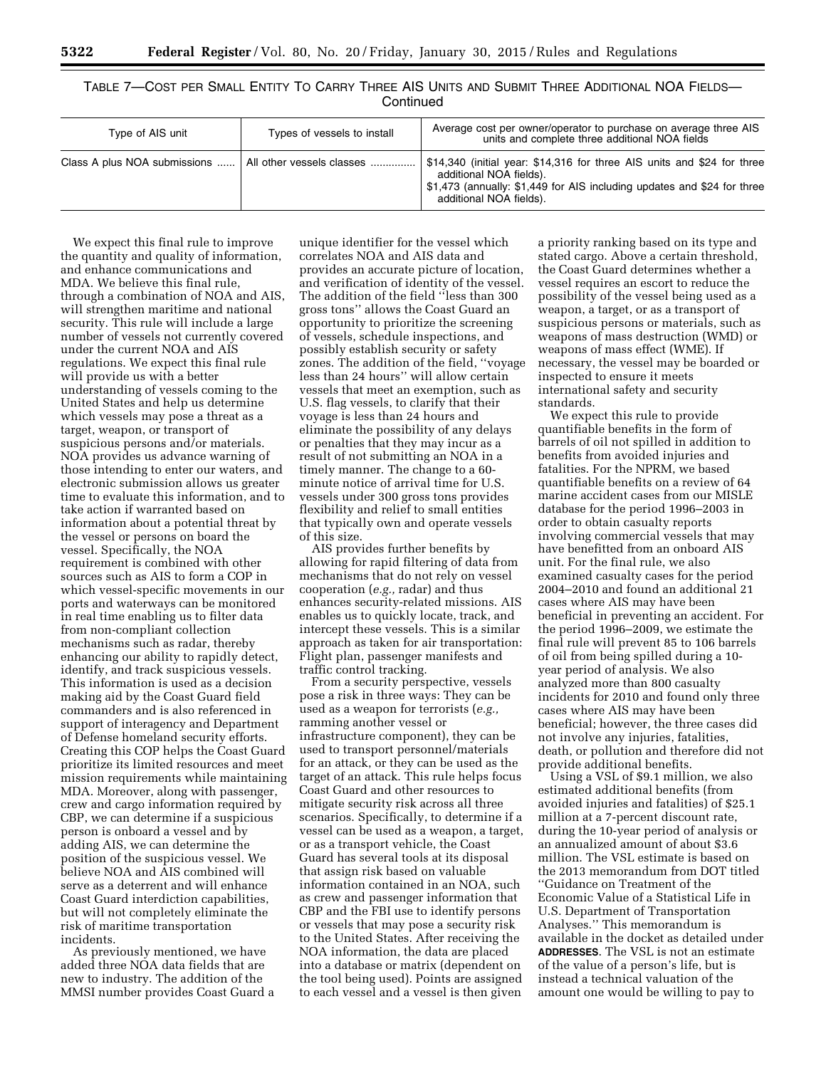TABLE 7—COST PER SMALL ENTITY TO CARRY THREE AIS UNITS AND SUBMIT THREE ADDITIONAL NOA FIELDS—Continued

| Type of AIS unit | Types of vessels to install | Average cost per owner/operator to purchase on average three AIS units and complete three additional NOA fields |
| --- | --- | --- |
| Class A plus NOA submissions | All other vessels classes | $14,340 (initial year: $14,316 for three AIS units and $24 for three additional NOA fields). $1,473 (annually: $1,449 for AIS including updates and $24 for three additional NOA fields). |

We expect this final rule to improve the quantity and quality of information, and enhance communications and MDA. We believe this final rule, through a combination of NOA and AIS, will strengthen maritime and national security. This rule will include a large number of vessels not currently covered under the current NOA and AIS regulations. We expect this final rule will provide us with a better understanding of vessels coming to the United States and help us determine which vessels may pose a threat as a target, weapon, or transport of suspicious persons and/or materials. NOA provides us advance warning of those intending to enter our waters, and electronic submission allows us greater time to evaluate this information, and to take action if warranted based on information about a potential threat by the vessel or persons on board the vessel. Specifically, the NOA requirement is combined with other sources such as AIS to form a COP in which vessel-specific movements in our ports and waterways can be monitored in real time enabling us to filter data from non-compliant collection mechanisms such as radar, thereby enhancing our ability to rapidly detect, identify, and track suspicious vessels. This information is used as a decision making aid by the Coast Guard field commanders and is also referenced in support of interagency and Department of Defense homeland security efforts. Creating this COP helps the Coast Guard prioritize its limited resources and meet mission requirements while maintaining MDA. Moreover, along with passenger, crew and cargo information required by CBP, we can determine if a suspicious person is onboard a vessel and by adding AIS, we can determine the position of the suspicious vessel. We believe NOA and AIS combined will serve as a deterrent and will enhance Coast Guard interdiction capabilities, but will not completely eliminate the risk of maritime transportation incidents.

As previously mentioned, we have added three NOA data fields that are new to industry. The addition of the MMSI number provides Coast Guard a unique identifier for the vessel which correlates NOA and AIS data and provides an accurate picture of location, and verification of identity of the vessel. The addition of the field "less than 300 gross tons" allows the Coast Guard an opportunity to prioritize the screening of vessels, schedule inspections, and possibly establish security or safety zones. The addition of the field, "voyage less than 24 hours" will allow certain vessels that meet an exemption, such as U.S. flag vessels, to clarify that their voyage is less than 24 hours and eliminate the possibility of any delays or penalties that they may incur as a result of not submitting an NOA in a timely manner. The change to a 60-minute notice of arrival time for U.S. vessels under 300 gross tons provides flexibility and relief to small entities that typically own and operate vessels of this size.

AIS provides further benefits by allowing for rapid filtering of data from mechanisms that do not rely on vessel cooperation (*e.g.,* radar) and thus enhances security-related missions. AIS enables us to quickly locate, track, and intercept these vessels. This is a similar approach as taken for air transportation: Flight plan, passenger manifests and traffic control tracking.

From a security perspective, vessels pose a risk in three ways: They can be used as a weapon for terrorists (*e.g.,* ramming another vessel or infrastructure component), they can be used to transport personnel/materials for an attack, or they can be used as the target of an attack. This rule helps focus Coast Guard and other resources to mitigate security risk across all three scenarios. Specifically, to determine if a vessel can be used as a weapon, a target, or as a transport vehicle, the Coast Guard has several tools at its disposal that assign risk based on valuable information contained in an NOA, such as crew and passenger information that CBP and the FBI use to identify persons or vessels that may pose a security risk to the United States. After receiving the NOA information, the data are placed into a database or matrix (dependent on the tool being used). Points are assigned to each vessel and a vessel is then given a priority ranking based on its type and stated cargo. Above a certain threshold, the Coast Guard determines whether a vessel requires an escort to reduce the possibility of the vessel being used as a weapon, a target, or as a transport of suspicious persons or materials, such as weapons of mass destruction (WMD) or weapons of mass effect (WME). If necessary, the vessel may be boarded or inspected to ensure it meets international safety and security standards.

We expect this rule to provide quantifiable benefits in the form of barrels of oil not spilled in addition to benefits from avoided injuries and fatalities. For the NPRM, we based quantifiable benefits on a review of 64 marine accident cases from our MISLE database for the period 1996–2003 in order to obtain casualty reports involving commercial vessels that may have benefitted from an onboard AIS unit. For the final rule, we also examined casualty cases for the period 2004–2010 and found an additional 21 cases where AIS may have been beneficial in preventing an accident. For the period 1996–2009, we estimate the final rule will prevent 85 to 106 barrels of oil from being spilled during a 10-year period of analysis. We also analyzed more than 800 casualty incidents for 2010 and found only three cases where AIS may have been beneficial; however, the three cases did not involve any injuries, fatalities, death, or pollution and therefore did not provide additional benefits.

Using a VSL of $9.1 million, we also estimated additional benefits (from avoided injuries and fatalities) of $25.1 million at a 7-percent discount rate, during the 10-year period of analysis or an annualized amount of about $3.6 million. The VSL estimate is based on the 2013 memorandum from DOT titled "Guidance on Treatment of the Economic Value of a Statistical Life in U.S. Department of Transportation Analyses." This memorandum is available in the docket as detailed under **ADDRESSES**. The VSL is not an estimate of the value of a person's life, but is instead a technical valuation of the amount one would be willing to pay to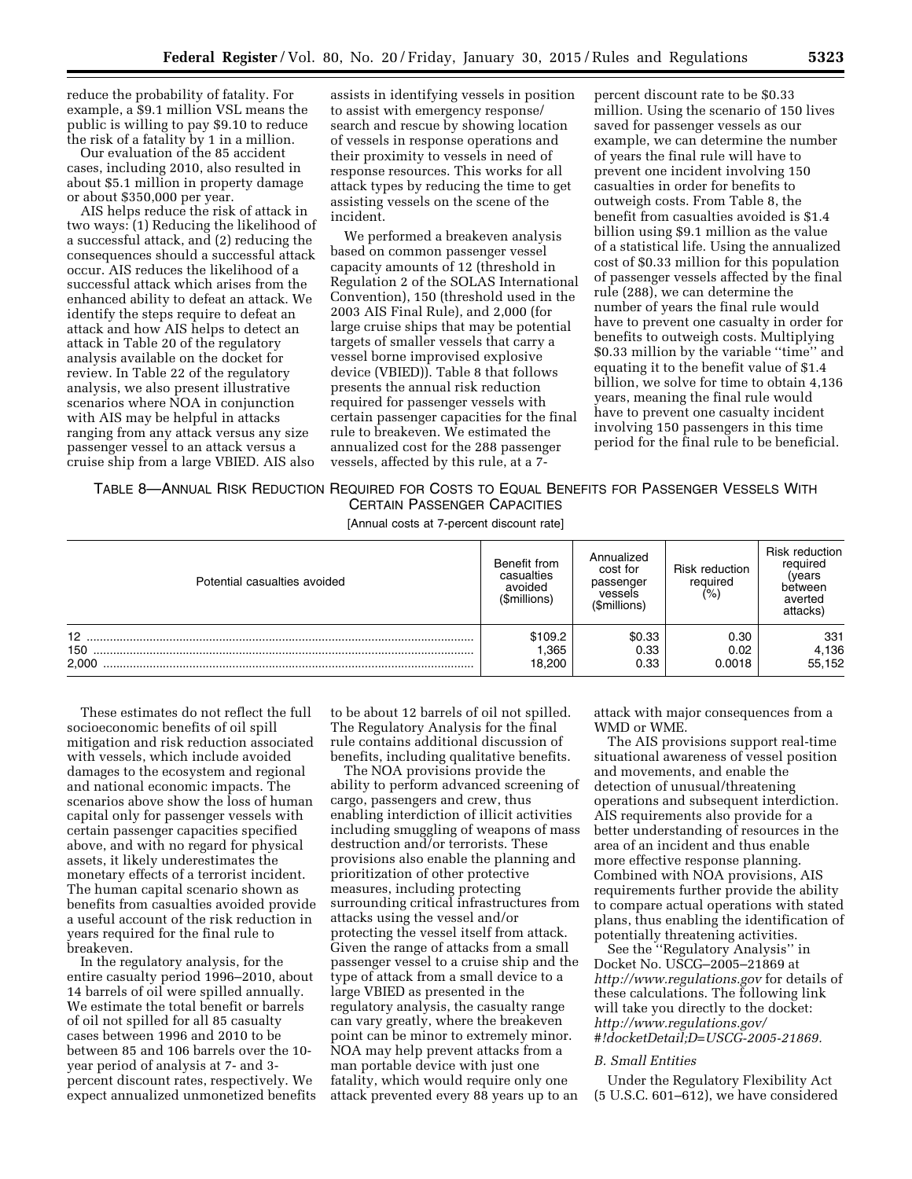reduce the probability of fatality. For example, a $9.1 million VSL means the public is willing to pay $9.10 to reduce the risk of a fatality by 1 in a million.

Our evaluation of the 85 accident cases, including 2010, also resulted in about $5.1 million in property damage or about $350,000 per year.

AIS helps reduce the risk of attack in two ways: (1) Reducing the likelihood of a successful attack, and (2) reducing the consequences should a successful attack occur. AIS reduces the likelihood of a successful attack which arises from the enhanced ability to defeat an attack. We identify the steps require to defeat an attack and how AIS helps to detect an attack in Table 20 of the regulatory analysis available on the docket for review. In Table 22 of the regulatory analysis, we also present illustrative scenarios where NOA in conjunction with AIS may be helpful in attacks ranging from any attack versus any size passenger vessel to an attack versus a cruise ship from a large VBIED. AIS also assists in identifying vessels in position to assist with emergency response/ search and rescue by showing location of vessels in response operations and their proximity to vessels in need of response resources. This works for all attack types by reducing the time to get assisting vessels on the scene of the incident.

We performed a breakeven analysis based on common passenger vessel capacity amounts of 12 (threshold in Regulation 2 of the SOLAS International Convention), 150 (threshold used in the 2003 AIS Final Rule), and 2,000 (for large cruise ships that may be potential targets of smaller vessels that carry a vessel borne improvised explosive device (VBIED)). Table 8 that follows presents the annual risk reduction required for passenger vessels with certain passenger capacities for the final rule to breakeven. We estimated the annualized cost for the 288 passenger vessels, affected by this rule, at a 7-percent discount rate to be $0.33 million. Using the scenario of 150 lives saved for passenger vessels as our example, we can determine the number of years the final rule will have to prevent one incident involving 150 casualties in order for benefits to outweigh costs. From Table 8, the benefit from casualties avoided is $1.4 billion using $9.1 million as the value of a statistical life. Using the annualized cost of $0.33 million for this population of passenger vessels affected by the final rule (288), we can determine the number of years the final rule would have to prevent one casualty in order for benefits to outweigh costs. Multiplying $0.33 million by the variable "time" and equating it to the benefit value of $1.4 billion, we solve for time to obtain 4,136 years, meaning the final rule would have to prevent one casualty incident involving 150 passengers in this time period for the final rule to be beneficial.

TABLE 8—ANNUAL RISK REDUCTION REQUIRED FOR COSTS TO EQUAL BENEFITS FOR PASSENGER VESSELS WITH CERTAIN PASSENGER CAPACITIES

[Annual costs at 7-percent discount rate]

| Potential casualties avoided | Benefit from casualties avoided ($millions) | Annualized cost for passenger vessels ($millions) | Risk reduction required (%) | Risk reduction required (years between averted attacks) |
|---|---|---|---|---|
| 12 | $109.2 | $0.33 | 0.30 | 331 |
| 150 | 1,365 | 0.33 | 0.02 | 4,136 |
| 2,000 | 18,200 | 0.33 | 0.0018 | 55,152 |

These estimates do not reflect the full socioeconomic benefits of oil spill mitigation and risk reduction associated with vessels, which include avoided damages to the ecosystem and regional and national economic impacts. The scenarios above show the loss of human capital only for passenger vessels with certain passenger capacities specified above, and with no regard for physical assets, it likely underestimates the monetary effects of a terrorist incident. The human capital scenario shown as benefits from casualties avoided provide a useful account of the risk reduction in years required for the final rule to breakeven.

In the regulatory analysis, for the entire casualty period 1996–2010, about 14 barrels of oil were spilled annually. We estimate the total benefit or barrels of oil not spilled for all 85 casualty cases between 1996 and 2010 to be between 85 and 106 barrels over the 10-year period of analysis at 7- and 3-percent discount rates, respectively. We expect annualized unmonetized benefits to be about 12 barrels of oil not spilled. The Regulatory Analysis for the final rule contains additional discussion of benefits, including qualitative benefits.

The NOA provisions provide the ability to perform advanced screening of cargo, passengers and crew, thus enabling interdiction of illicit activities including smuggling of weapons of mass destruction and/or terrorists. These provisions also enable the planning and prioritization of other protective measures, including protecting surrounding critical infrastructures from attacks using the vessel and/or protecting the vessel itself from attack. Given the range of attacks from a small passenger vessel to a cruise ship and the type of attack from a small device to a large VBIED as presented in the regulatory analysis, the casualty range can vary greatly, where the breakeven point can be minor to extremely minor. NOA may help prevent attacks from a man portable device with just one fatality, which would require only one attack prevented every 88 years up to an attack with major consequences from a WMD or WME.

The AIS provisions support real-time situational awareness of vessel position and movements, and enable the detection of unusual/threatening operations and subsequent interdiction. AIS requirements also provide for a better understanding of resources in the area of an incident and thus enable more effective response planning. Combined with NOA provisions, AIS requirements further provide the ability to compare actual operations with stated plans, thus enabling the identification of potentially threatening activities.

See the "Regulatory Analysis" in Docket No. USCG–2005–21869 at *http://www.regulations.gov* for details of these calculations. The following link will take you directly to the docket: *http://www.regulations.gov/#!docketDetail;D=USCG-2005-21869.*

*B. Small Entities*

Under the Regulatory Flexibility Act (5 U.S.C. 601–612), we have considered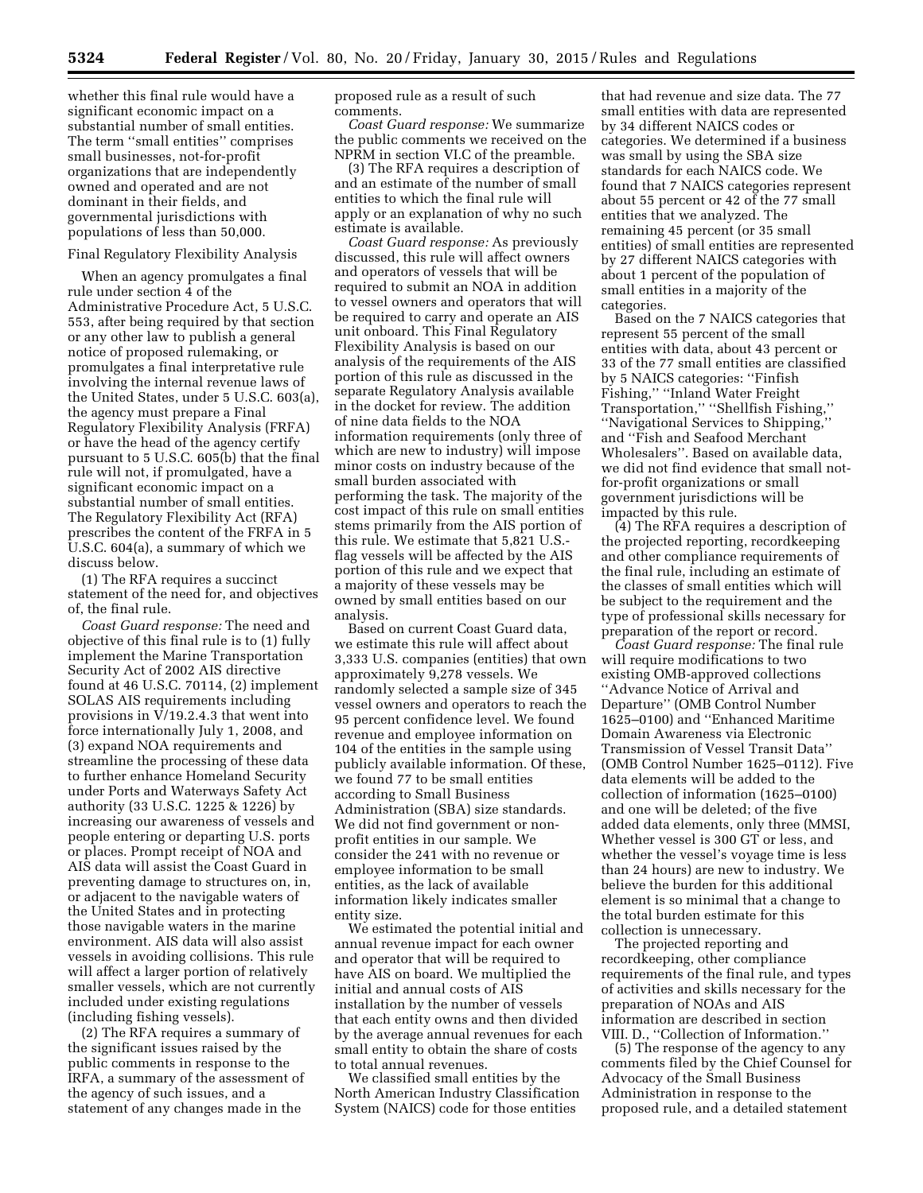whether this final rule would have a significant economic impact on a substantial number of small entities. The term ''small entities'' comprises small businesses, not-for-profit organizations that are independently owned and operated and are not dominant in their fields, and governmental jurisdictions with populations of less than 50,000.

Final Regulatory Flexibility Analysis

When an agency promulgates a final rule under section 4 of the Administrative Procedure Act, 5 U.S.C. 553, after being required by that section or any other law to publish a general notice of proposed rulemaking, or promulgates a final interpretative rule involving the internal revenue laws of the United States, under 5 U.S.C. 603(a), the agency must prepare a Final Regulatory Flexibility Analysis (FRFA) or have the head of the agency certify pursuant to 5 U.S.C. 605(b) that the final rule will not, if promulgated, have a significant economic impact on a substantial number of small entities. The Regulatory Flexibility Act (RFA) prescribes the content of the FRFA in 5 U.S.C. 604(a), a summary of which we discuss below.

(1) The RFA requires a succinct statement of the need for, and objectives of, the final rule.

*Coast Guard response:* The need and objective of this final rule is to (1) fully implement the Marine Transportation Security Act of 2002 AIS directive found at 46 U.S.C. 70114, (2) implement SOLAS AIS requirements including provisions in V/19.2.4.3 that went into force internationally July 1, 2008, and (3) expand NOA requirements and streamline the processing of these data to further enhance Homeland Security under Ports and Waterways Safety Act authority (33 U.S.C. 1225 & 1226) by increasing our awareness of vessels and people entering or departing U.S. ports or places. Prompt receipt of NOA and AIS data will assist the Coast Guard in preventing damage to structures on, in, or adjacent to the navigable waters of the United States and in protecting those navigable waters in the marine environment. AIS data will also assist vessels in avoiding collisions. This rule will affect a larger portion of relatively smaller vessels, which are not currently included under existing regulations (including fishing vessels).

(2) The RFA requires a summary of the significant issues raised by the public comments in response to the IRFA, a summary of the assessment of the agency of such issues, and a statement of any changes made in the proposed rule as a result of such comments.

*Coast Guard response:* We summarize the public comments we received on the NPRM in section VI.C of the preamble.

(3) The RFA requires a description of and an estimate of the number of small entities to which the final rule will apply or an explanation of why no such estimate is available.

*Coast Guard response:* As previously discussed, this rule will affect owners and operators of vessels that will be required to submit an NOA in addition to vessel owners and operators that will be required to carry and operate an AIS unit onboard. This Final Regulatory Flexibility Analysis is based on our analysis of the requirements of the AIS portion of this rule as discussed in the separate Regulatory Analysis available in the docket for review. The addition of nine data fields to the NOA information requirements (only three of which are new to industry) will impose minor costs on industry because of the small burden associated with performing the task. The majority of the cost impact of this rule on small entities stems primarily from the AIS portion of this rule. We estimate that 5,821 U.S.-flag vessels will be affected by the AIS portion of this rule and we expect that a majority of these vessels may be owned by small entities based on our analysis.

Based on current Coast Guard data, we estimate this rule will affect about 3,333 U.S. companies (entities) that own approximately 9,278 vessels. We randomly selected a sample size of 345 vessel owners and operators to reach the 95 percent confidence level. We found revenue and employee information on 104 of the entities in the sample using publicly available information. Of these, we found 77 to be small entities according to Small Business Administration (SBA) size standards. We did not find government or non-profit entities in our sample. We consider the 241 with no revenue or employee information to be small entities, as the lack of available information likely indicates smaller entity size.

We estimated the potential initial and annual revenue impact for each owner and operator that will be required to have AIS on board. We multiplied the initial and annual costs of AIS installation by the number of vessels that each entity owns and then divided by the average annual revenues for each small entity to obtain the share of costs to total annual revenues.

We classified small entities by the North American Industry Classification System (NAICS) code for those entities that had revenue and size data. The 77 small entities with data are represented by 34 different NAICS codes or categories. We determined if a business was small by using the SBA size standards for each NAICS code. We found that 7 NAICS categories represent about 55 percent or 42 of the 77 small entities that we analyzed. The remaining 45 percent (or 35 small entities) of small entities are represented by 27 different NAICS categories with about 1 percent of the population of small entities in a majority of the categories.

Based on the 7 NAICS categories that represent 55 percent of the small entities with data, about 43 percent or 33 of the 77 small entities are classified by 5 NAICS categories: ''Finfish Fishing,'' ''Inland Water Freight Transportation,'' ''Shellfish Fishing,'' ''Navigational Services to Shipping,'' and ''Fish and Seafood Merchant Wholesalers''. Based on available data, we did not find evidence that small not-for-profit organizations or small government jurisdictions will be impacted by this rule.

(4) The RFA requires a description of the projected reporting, recordkeeping and other compliance requirements of the final rule, including an estimate of the classes of small entities which will be subject to the requirement and the type of professional skills necessary for preparation of the report or record.

*Coast Guard response:* The final rule will require modifications to two existing OMB-approved collections ''Advance Notice of Arrival and Departure'' (OMB Control Number 1625–0100) and ''Enhanced Maritime Domain Awareness via Electronic Transmission of Vessel Transit Data'' (OMB Control Number 1625–0112). Five data elements will be added to the collection of information (1625–0100) and one will be deleted; of the five added data elements, only three (MMSI, Whether vessel is 300 GT or less, and whether the vessel's voyage time is less than 24 hours) are new to industry. We believe the burden for this additional element is so minimal that a change to the total burden estimate for this collection is unnecessary.

The projected reporting and recordkeeping, other compliance requirements of the final rule, and types of activities and skills necessary for the preparation of NOAs and AIS information are described in section VIII. D., ''Collection of Information.''

(5) The response of the agency to any comments filed by the Chief Counsel for Advocacy of the Small Business Administration in response to the proposed rule, and a detailed statement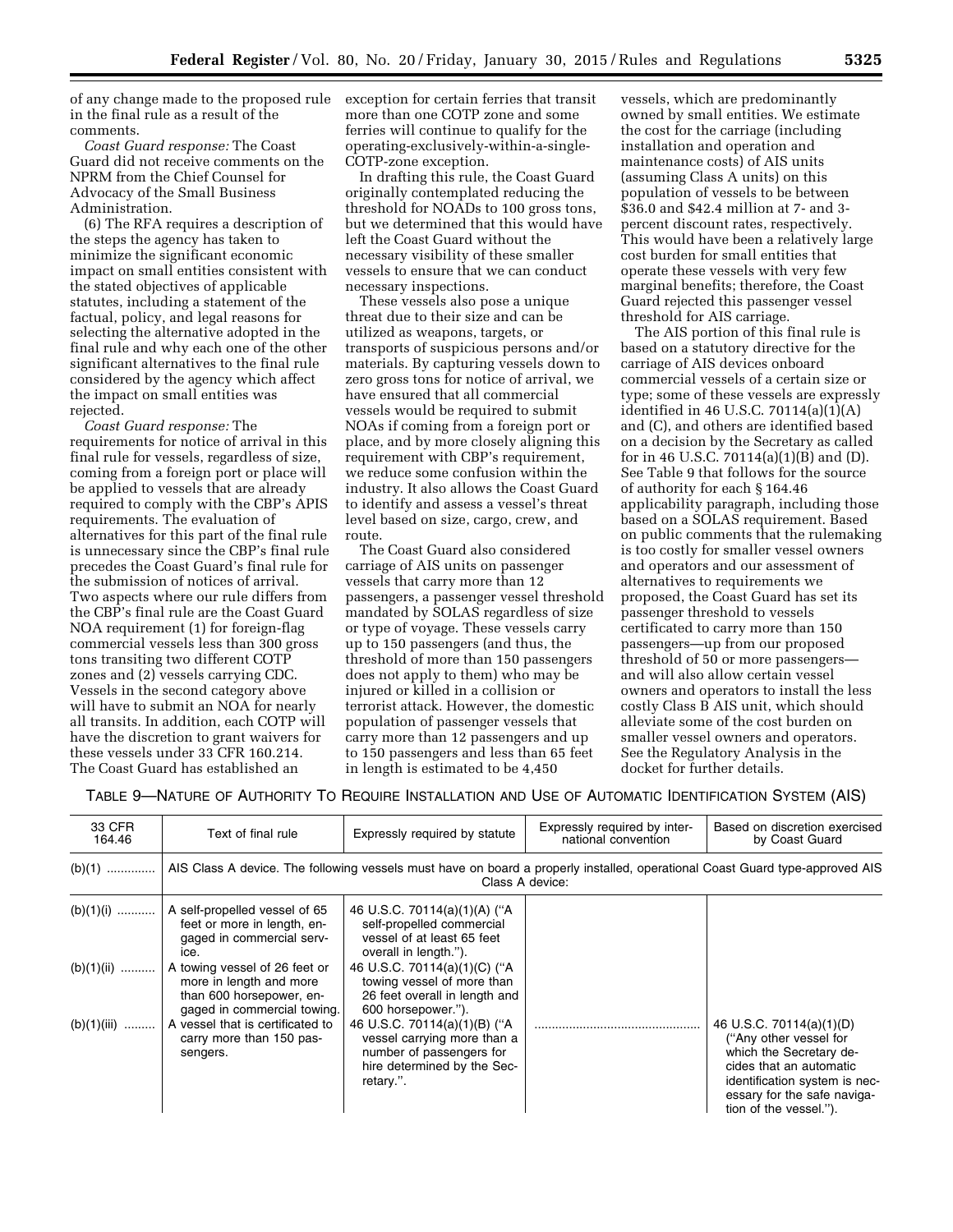of any change made to the proposed rule in the final rule as a result of the comments.

*Coast Guard response:* The Coast Guard did not receive comments on the NPRM from the Chief Counsel for Advocacy of the Small Business Administration.

(6) The RFA requires a description of the steps the agency has taken to minimize the significant economic impact on small entities consistent with the stated objectives of applicable statutes, including a statement of the factual, policy, and legal reasons for selecting the alternative adopted in the final rule and why each one of the other significant alternatives to the final rule considered by the agency which affect the impact on small entities was rejected.

*Coast Guard response:* The requirements for notice of arrival in this final rule for vessels, regardless of size, coming from a foreign port or place will be applied to vessels that are already required to comply with the CBP's APIS requirements. The evaluation of alternatives for this part of the final rule is unnecessary since the CBP's final rule precedes the Coast Guard's final rule for the submission of notices of arrival. Two aspects where our rule differs from the CBP's final rule are the Coast Guard NOA requirement (1) for foreign-flag commercial vessels less than 300 gross tons transiting two different COTP zones and (2) vessels carrying CDC. Vessels in the second category above will have to submit an NOA for nearly all transits. In addition, each COTP will have the discretion to grant waivers for these vessels under 33 CFR 160.214. The Coast Guard has established an exception for certain ferries that transit more than one COTP zone and some ferries will continue to qualify for the operating-exclusively-within-a-single-COTP-zone exception.

In drafting this rule, the Coast Guard originally contemplated reducing the threshold for NOADs to 100 gross tons, but we determined that this would have left the Coast Guard without the necessary visibility of these smaller vessels to ensure that we can conduct necessary inspections.

These vessels also pose a unique threat due to their size and can be utilized as weapons, targets, or transports of suspicious persons and/or materials. By capturing vessels down to zero gross tons for notice of arrival, we have ensured that all commercial vessels would be required to submit NOAs if coming from a foreign port or place, and by more closely aligning this requirement with CBP's requirement, we reduce some confusion within the industry. It also allows the Coast Guard to identify and assess a vessel's threat level based on size, cargo, crew, and route.

The Coast Guard also considered carriage of AIS units on passenger vessels that carry more than 12 passengers, a passenger vessel threshold mandated by SOLAS regardless of size or type of voyage. These vessels carry up to 150 passengers (and thus, the threshold of more than 150 passengers does not apply to them) who may be injured or killed in a collision or terrorist attack. However, the domestic population of passenger vessels that carry more than 12 passengers and up to 150 passengers and less than 65 feet in length is estimated to be 4,450 vessels, which are predominantly owned by small entities. We estimate the cost for the carriage (including installation and operation and maintenance costs) of AIS units (assuming Class A units) on this population of vessels to be between \$36.0 and \$42.4 million at 7- and 3-percent discount rates, respectively. This would have been a relatively large cost burden for small entities that operate these vessels with very few marginal benefits; therefore, the Coast Guard rejected this passenger vessel threshold for AIS carriage.

The AIS portion of this final rule is based on a statutory directive for the carriage of AIS devices onboard commercial vessels of a certain size or type; some of these vessels are expressly identified in 46 U.S.C. 70114(a)(1)(A) and (C), and others are identified based on a decision by the Secretary as called for in 46 U.S.C. 70114(a)(1)(B) and (D). See Table 9 that follows for the source of authority for each § 164.46 applicability paragraph, including those based on a SOLAS requirement. Based on public comments that the rulemaking is too costly for smaller vessel owners and operators and our assessment of alternatives to requirements we proposed, the Coast Guard has set its passenger threshold to vessels certificated to carry more than 150 passengers—up from our proposed threshold of 50 or more passengers—and will also allow certain vessel owners and operators to install the less costly Class B AIS unit, which should alleviate some of the cost burden on smaller vessel owners and operators. See the Regulatory Analysis in the docket for further details.

TABLE 9—NATURE OF AUTHORITY TO REQUIRE INSTALLATION AND USE OF AUTOMATIC IDENTIFICATION SYSTEM (AIS)

| 33 CFR 164.46 | Text of final rule | Expressly required by statute | Expressly required by international convention | Based on discretion exercised by Coast Guard |
|---|---|---|---|---|
| (b)(1) | AIS Class A device. The following vessels must have on board a properly installed, operational Coast Guard type-approved AIS Class A device: | | | |
| (b)(1)(i) | A self-propelled vessel of 65 feet or more in length, engaged in commercial service. | 46 U.S.C. 70114(a)(1)(A) ("A self-propelled commercial vessel of at least 65 feet overall in length."). | | |
| (b)(1)(ii) | A towing vessel of 26 feet or more in length and more than 600 horsepower, engaged in commercial towing. | 46 U.S.C. 70114(a)(1)(C) ("A towing vessel of more than 26 feet overall in length and 600 horsepower."). | | |
| (b)(1)(iii) | A vessel that is certificated to carry more than 150 passengers. | 46 U.S.C. 70114(a)(1)(B) ("A vessel carrying more than a number of passengers for hire determined by the Secretary.". | | 46 U.S.C. 70114(a)(1)(D) ("Any other vessel for which the Secretary decides that an automatic identification system is necessary for the safe navigation of the vessel."). |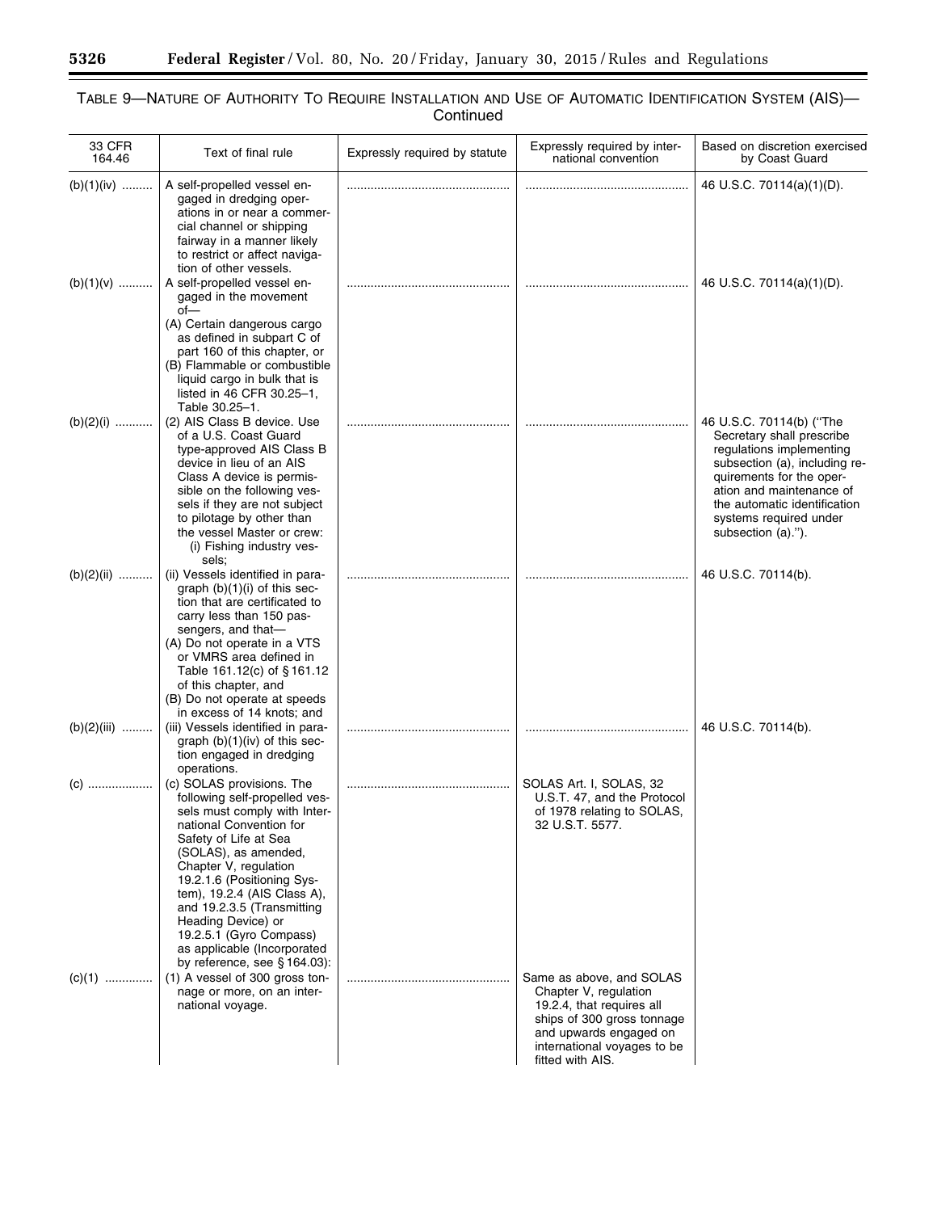TABLE 9—NATURE OF AUTHORITY TO REQUIRE INSTALLATION AND USE OF AUTOMATIC IDENTIFICATION SYSTEM (AIS)—Continued

| 33 CFR 164.46 | Text of final rule | Expressly required by statute | Expressly required by international convention | Based on discretion exercised by Coast Guard |
|---|---|---|---|---|
| (b)(1)(iv) | A self-propelled vessel engaged in dredging operations in or near a commercial channel or shipping fairway in a manner likely to restrict or affect navigation of other vessels. | | | 46 U.S.C. 70114(a)(1)(D). |
| (b)(1)(v) | A self-propelled vessel engaged in the movement of— (A) Certain dangerous cargo as defined in subpart C of part 160 of this chapter, or (B) Flammable or combustible liquid cargo in bulk that is listed in 46 CFR 30.25–1, Table 30.25–1. | | | 46 U.S.C. 70114(a)(1)(D). |
| (b)(2)(i) | (2) AIS Class B device. Use of a U.S. Coast Guard type-approved AIS Class B device in lieu of an AIS Class A device is permissible on the following vessels if they are not subject to pilotage by other than the vessel Master or crew: (i) Fishing industry vessels; | | | 46 U.S.C. 70114(b) ("The Secretary shall prescribe regulations implementing subsection (a), including requirements for the operation and maintenance of the automatic identification systems required under subsection (a)."). |
| (b)(2)(ii) | (ii) Vessels identified in paragraph (b)(1)(i) of this section that are certificated to carry less than 150 passengers, and that— (A) Do not operate in a VTS or VMRS area defined in Table 161.12(c) of § 161.12 of this chapter, and (B) Do not operate at speeds in excess of 14 knots; and | | | 46 U.S.C. 70114(b). |
| (b)(2)(iii) | (iii) Vessels identified in paragraph (b)(1)(iv) of this section engaged in dredging operations. | | | 46 U.S.C. 70114(b). |
| (c) | (c) SOLAS provisions. The following self-propelled vessels must comply with International Convention for Safety of Life at Sea (SOLAS), as amended, Chapter V, regulation 19.2.1.6 (Positioning System), 19.2.4 (AIS Class A), and 19.2.3.5 (Transmitting Heading Device) or 19.2.5.1 (Gyro Compass) as applicable (Incorporated by reference, see § 164.03): | | SOLAS Art. I, SOLAS, 32 U.S.T. 47, and the Protocol of 1978 relating to SOLAS, 32 U.S.T. 5577. | |
| (c)(1) | (1) A vessel of 300 gross tonnage or more, on an international voyage. | | Same as above, and SOLAS Chapter V, regulation 19.2.4, that requires all ships of 300 gross tonnage and upwards engaged on international voyages to be fitted with AIS. | |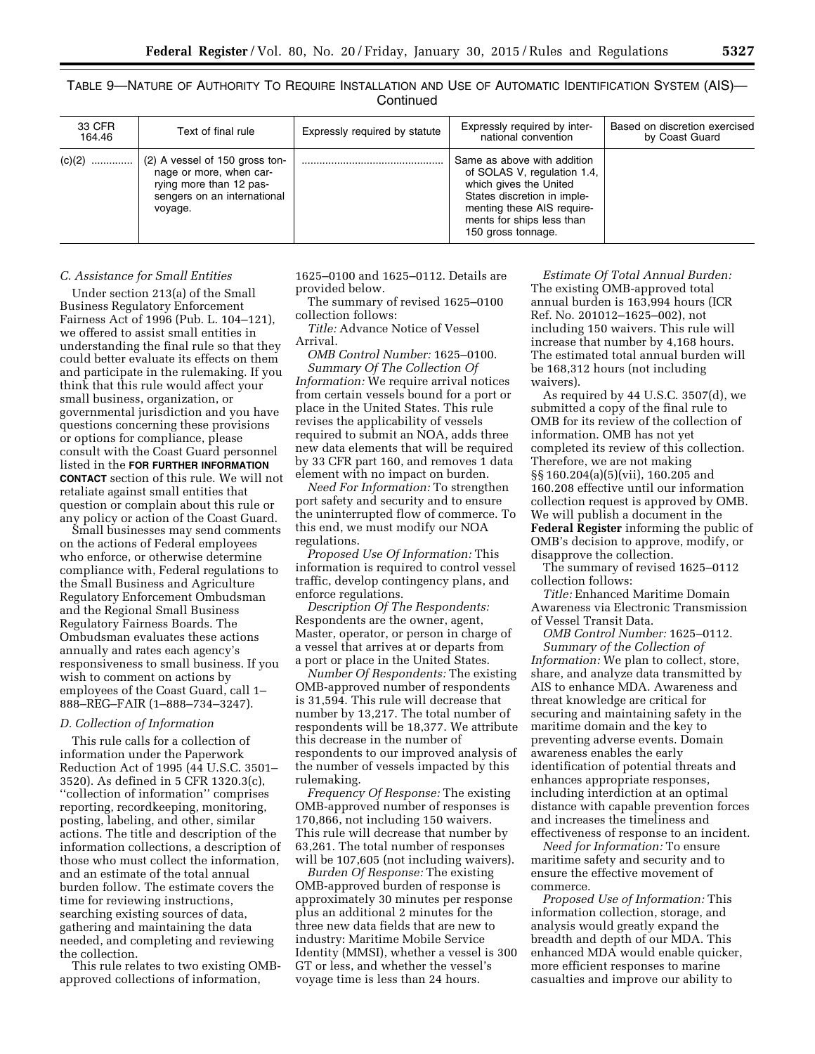TABLE 9—NATURE OF AUTHORITY TO REQUIRE INSTALLATION AND USE OF AUTOMATIC IDENTIFICATION SYSTEM (AIS)—Continued

| 33 CFR 164.46 | Text of final rule | Expressly required by statute | Expressly required by international convention | Based on discretion exercised by Coast Guard |
|---|---|---|---|---|
| (c)(2) ............. | (2) A vessel of 150 gross tonnage or more, when carrying more than 12 passengers on an international voyage. | ............................................... | Same as above with addition of SOLAS V, regulation 1.4, which gives the United States discretion in implementing these AIS requirements for ships less than 150 gross tonnage. | |

### C. Assistance for Small Entities

Under section 213(a) of the Small Business Regulatory Enforcement Fairness Act of 1996 (Pub. L. 104–121), we offered to assist small entities in understanding the final rule so that they could better evaluate its effects on them and participate in the rulemaking. If you think that this rule would affect your small business, organization, or governmental jurisdiction and you have questions concerning these provisions or options for compliance, please consult with the Coast Guard personnel listed in the **FOR FURTHER INFORMATION CONTACT** section of this rule. We will not retaliate against small entities that question or complain about this rule or any policy or action of the Coast Guard.

Small businesses may send comments on the actions of Federal employees who enforce, or otherwise determine compliance with, Federal regulations to the Small Business and Agriculture Regulatory Enforcement Ombudsman and the Regional Small Business Regulatory Fairness Boards. The Ombudsman evaluates these actions annually and rates each agency's responsiveness to small business. If you wish to comment on actions by employees of the Coast Guard, call 1–888–REG–FAIR (1–888–734–3247).

### D. Collection of Information

This rule calls for a collection of information under the Paperwork Reduction Act of 1995 (44 U.S.C. 3501–3520). As defined in 5 CFR 1320.3(c), ''collection of information'' comprises reporting, recordkeeping, monitoring, posting, labeling, and other, similar actions. The title and description of the information collections, a description of those who must collect the information, and an estimate of the total annual burden follow. The estimate covers the time for reviewing instructions, searching existing sources of data, gathering and maintaining the data needed, and completing and reviewing the collection.

This rule relates to two existing OMB-approved collections of information, 1625–0100 and 1625–0112. Details are provided below.

The summary of revised 1625–0100 collection follows:

*Title:* Advance Notice of Vessel Arrival.

*OMB Control Number:* 1625–0100.

*Summary Of The Collection Of Information:* We require arrival notices from certain vessels bound for a port or place in the United States. This rule revises the applicability of vessels required to submit an NOA, adds three new data elements that will be required by 33 CFR part 160, and removes 1 data element with no impact on burden.

*Need For Information:* To strengthen port safety and security and to ensure the uninterrupted flow of commerce. To this end, we must modify our NOA regulations.

*Proposed Use Of Information:* This information is required to control vessel traffic, develop contingency plans, and enforce regulations.

*Description Of The Respondents:* Respondents are the owner, agent, Master, operator, or person in charge of a vessel that arrives at or departs from a port or place in the United States.

*Number Of Respondents:* The existing OMB-approved number of respondents is 31,594. This rule will decrease that number by 13,217. The total number of respondents will be 18,377. We attribute this decrease in the number of respondents to our improved analysis of the number of vessels impacted by this rulemaking.

*Frequency Of Response:* The existing OMB-approved number of responses is 170,866, not including 150 waivers. This rule will decrease that number by 63,261. The total number of responses will be 107,605 (not including waivers).

*Burden Of Response:* The existing OMB-approved burden of response is approximately 30 minutes per response plus an additional 2 minutes for the three new data fields that are new to industry: Maritime Mobile Service Identity (MMSI), whether a vessel is 300 GT or less, and whether the vessel's voyage time is less than 24 hours.

*Estimate Of Total Annual Burden:* The existing OMB-approved total annual burden is 163,994 hours (ICR Ref. No. 201012–1625–002), not including 150 waivers. This rule will increase that number by 4,168 hours. The estimated total annual burden will be 168,312 hours (not including waivers).

As required by 44 U.S.C. 3507(d), we submitted a copy of the final rule to OMB for its review of the collection of information. OMB has not yet completed its review of this collection. Therefore, we are not making §§ 160.204(a)(5)(vii), 160.205 and 160.208 effective until our information collection request is approved by OMB. We will publish a document in the **Federal Register** informing the public of OMB's decision to approve, modify, or disapprove the collection.

The summary of revised 1625–0112 collection follows:

*Title:* Enhanced Maritime Domain Awareness via Electronic Transmission of Vessel Transit Data.

*OMB Control Number:* 1625–0112.

*Summary of the Collection of Information:* We plan to collect, store, share, and analyze data transmitted by AIS to enhance MDA. Awareness and threat knowledge are critical for securing and maintaining safety in the maritime domain and the key to preventing adverse events. Domain awareness enables the early identification of potential threats and enhances appropriate responses, including interdiction at an optimal distance with capable prevention forces and increases the timeliness and effectiveness of response to an incident.

*Need for Information:* To ensure maritime safety and security and to ensure the effective movement of commerce.

*Proposed Use of Information:* This information collection, storage, and analysis would greatly expand the breadth and depth of our MDA. This enhanced MDA would enable quicker, more efficient responses to marine casualties and improve our ability to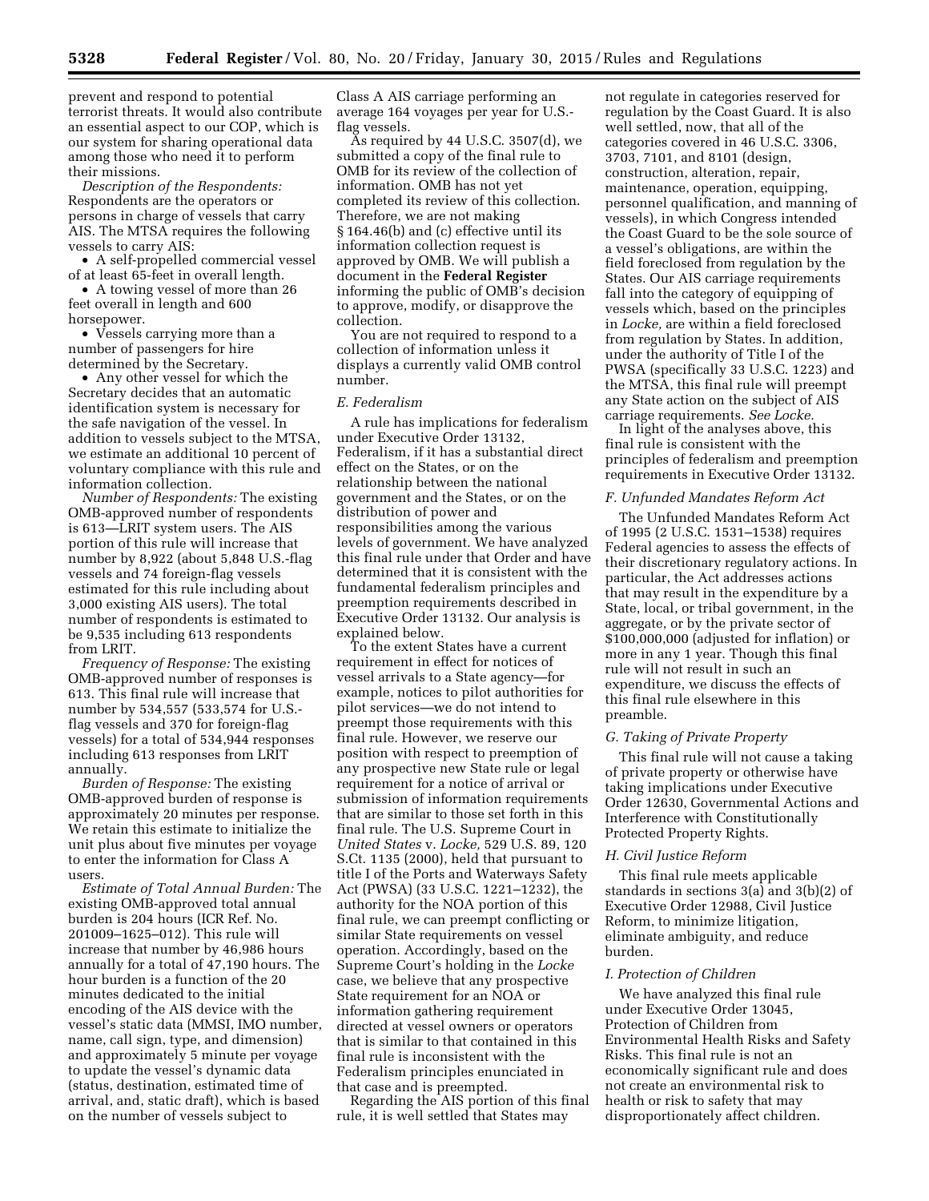prevent and respond to potential terrorist threats. It would also contribute an essential aspect to our COP, which is our system for sharing operational data among those who need it to perform their missions.

*Description of the Respondents:* Respondents are the operators or persons in charge of vessels that carry AIS. The MTSA requires the following vessels to carry AIS:

- A self-propelled commercial vessel of at least 65-feet in overall length.
- A towing vessel of more than 26 feet overall in length and 600 horsepower.
- Vessels carrying more than a number of passengers for hire determined by the Secretary.
- Any other vessel for which the Secretary decides that an automatic identification system is necessary for the safe navigation of the vessel. In addition to vessels subject to the MTSA, we estimate an additional 10 percent of voluntary compliance with this rule and information collection.

*Number of Respondents:* The existing OMB-approved number of respondents is 613—LRIT system users. The AIS portion of this rule will increase that number by 8,922 (about 5,848 U.S.-flag vessels and 74 foreign-flag vessels estimated for this rule including about 3,000 existing AIS users). The total number of respondents is estimated to be 9,535 including 613 respondents from LRIT.

*Frequency of Response:* The existing OMB-approved number of responses is 613. This final rule will increase that number by 534,557 (533,574 for U.S.-flag vessels and 370 for foreign-flag vessels) for a total of 534,944 responses including 613 responses from LRIT annually.

*Burden of Response:* The existing OMB-approved burden of response is approximately 20 minutes per response. We retain this estimate to initialize the unit plus about five minutes per voyage to enter the information for Class A users.

*Estimate of Total Annual Burden:* The existing OMB-approved total annual burden is 204 hours (ICR Ref. No. 201009–1625–012). This rule will increase that number by 46,986 hours annually for a total of 47,190 hours. The hour burden is a function of the 20 minutes dedicated to the initial encoding of the AIS device with the vessel's static data (MMSI, IMO number, name, call sign, type, and dimension) and approximately 5 minute per voyage to update the vessel's dynamic data (status, destination, estimated time of arrival, and, static draft), which is based on the number of vessels subject to Class A AIS carriage performing an average 164 voyages per year for U.S.-flag vessels.

As required by 44 U.S.C. 3507(d), we submitted a copy of the final rule to OMB for its review of the collection of information. OMB has not yet completed its review of this collection. Therefore, we are not making § 164.46(b) and (c) effective until its information collection request is approved by OMB. We will publish a document in the **Federal Register** informing the public of OMB's decision to approve, modify, or disapprove the collection.

You are not required to respond to a collection of information unless it displays a currently valid OMB control number.

### *E. Federalism*

A rule has implications for federalism under Executive Order 13132, Federalism, if it has a substantial direct effect on the States, or on the relationship between the national government and the States, or on the distribution of power and responsibilities among the various levels of government. We have analyzed this final rule under that Order and have determined that it is consistent with the fundamental federalism principles and preemption requirements described in Executive Order 13132. Our analysis is explained below.

To the extent States have a current requirement in effect for notices of vessel arrivals to a State agency—for example, notices to pilot authorities for pilot services—we do not intend to preempt those requirements with this final rule. However, we reserve our position with respect to preemption of any prospective new State rule or legal requirement for a notice of arrival or submission of information requirements that are similar to those set forth in this final rule. The U.S. Supreme Court in *United States* v. *Locke,* 529 U.S. 89, 120 S.Ct. 1135 (2000), held that pursuant to title I of the Ports and Waterways Safety Act (PWSA) (33 U.S.C. 1221–1232), the authority for the NOA portion of this final rule, we can preempt conflicting or similar State requirements on vessel operation. Accordingly, based on the Supreme Court's holding in the *Locke* case, we believe that any prospective State requirement for an NOA or information gathering requirement directed at vessel owners or operators that is similar to that contained in this final rule is inconsistent with the Federalism principles enunciated in that case and is preempted.

Regarding the AIS portion of this final rule, it is well settled that States may not regulate in categories reserved for regulation by the Coast Guard. It is also well settled, now, that all of the categories covered in 46 U.S.C. 3306, 3703, 7101, and 8101 (design, construction, alteration, repair, maintenance, operation, equipping, personnel qualification, and manning of vessels), in which Congress intended the Coast Guard to be the sole source of a vessel's obligations, are within the field foreclosed from regulation by the States. Our AIS carriage requirements fall into the category of equipping of vessels which, based on the principles in *Locke,* are within a field foreclosed from regulation by States. In addition, under the authority of Title I of the PWSA (specifically 33 U.S.C. 1223) and the MTSA, this final rule will preempt any State action on the subject of AIS carriage requirements. *See Locke.*

In light of the analyses above, this final rule is consistent with the principles of federalism and preemption requirements in Executive Order 13132.

### *F. Unfunded Mandates Reform Act*

The Unfunded Mandates Reform Act of 1995 (2 U.S.C. 1531–1538) requires Federal agencies to assess the effects of their discretionary regulatory actions. In particular, the Act addresses actions that may result in the expenditure by a State, local, or tribal government, in the aggregate, or by the private sector of $100,000,000 (adjusted for inflation) or more in any 1 year. Though this final rule will not result in such an expenditure, we discuss the effects of this final rule elsewhere in this preamble.

### *G. Taking of Private Property*

This final rule will not cause a taking of private property or otherwise have taking implications under Executive Order 12630, Governmental Actions and Interference with Constitutionally Protected Property Rights.

### *H. Civil Justice Reform*

This final rule meets applicable standards in sections 3(a) and 3(b)(2) of Executive Order 12988, Civil Justice Reform, to minimize litigation, eliminate ambiguity, and reduce burden.

### *I. Protection of Children*

We have analyzed this final rule under Executive Order 13045, Protection of Children from Environmental Health Risks and Safety Risks. This final rule is not an economically significant rule and does not create an environmental risk to health or risk to safety that may disproportionately affect children.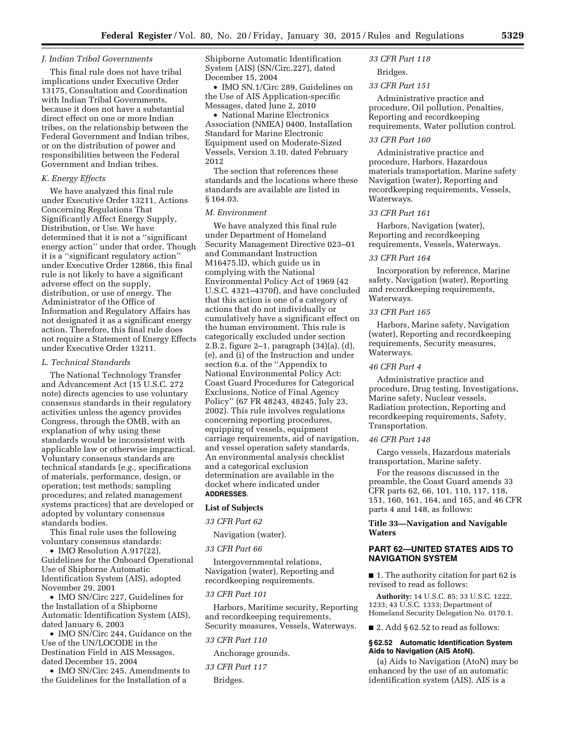### J. Indian Tribal Governments

This final rule does not have tribal implications under Executive Order 13175, Consultation and Coordination with Indian Tribal Governments, because it does not have a substantial direct effect on one or more Indian tribes, on the relationship between the Federal Government and Indian tribes, or on the distribution of power and responsibilities between the Federal Government and Indian tribes.

### K. Energy Effects

We have analyzed this final rule under Executive Order 13211, Actions Concerning Regulations That Significantly Affect Energy Supply, Distribution, or Use. We have determined that it is not a ''significant energy action'' under that order. Though it is a ''significant regulatory action'' under Executive Order 12866, this final rule is not likely to have a significant adverse effect on the supply, distribution, or use of energy. The Administrator of the Office of Information and Regulatory Affairs has not designated it as a significant energy action. Therefore, this final rule does not require a Statement of Energy Effects under Executive Order 13211.

### L. Technical Standards

The National Technology Transfer and Advancement Act (15 U.S.C. 272 note) directs agencies to use voluntary consensus standards in their regulatory activities unless the agency provides Congress, through the OMB, with an explanation of why using these standards would be inconsistent with applicable law or otherwise impractical. Voluntary consensus standards are technical standards (*e.g.,* specifications of materials, performance, design, or operation; test methods; sampling procedures; and related management systems practices) that are developed or adopted by voluntary consensus standards bodies.

This final rule uses the following voluntary consensus standards:

- IMO Resolution A.917(22), Guidelines for the Onboard Operational Use of Shipborne Automatic Identification System (AIS), adopted November 29, 2001
- IMO SN/Circ 227, Guidelines for the Installation of a Shipborne Automatic Identification System (AIS), dated January 6, 2003
- IMO SN/Circ 244, Guidance on the Use of the UN/LOCODE in the Destination Field in AIS Messages, dated December 15, 2004
- IMO SN/Circ 245, Amendments to the Guidelines for the Installation of a Shipborne Automatic Identification System (AIS) (SN/Circ.227), dated December 15, 2004
- IMO SN.1/Circ 289, Guidelines on the Use of AIS Application-specific Messages, dated June 2, 2010
- National Marine Electronics Association (NMEA) 0400, Installation Standard for Marine Electronic Equipment used on Moderate-Sized Vessels, Version 3.10, dated February 2012

The section that references these standards and the locations where these standards are available are listed in § 164.03.

### M. Environment

We have analyzed this final rule under Department of Homeland Security Management Directive 023–01 and Commandant Instruction M16475.lD, which guide us in complying with the National Environmental Policy Act of 1969 (42 U.S.C. 4321–4370f), and have concluded that this action is one of a category of actions that do not individually or cumulatively have a significant effect on the human environment. This rule is categorically excluded under section 2.B.2, figure 2–1, paragraph (34)(a), (d), (e), and (i) of the Instruction and under section 6.a. of the ''Appendix to National Environmental Policy Act: Coast Guard Procedures for Categorical Exclusions, Notice of Final Agency Policy'' (67 FR 48243, 48245, July 23, 2002). This rule involves regulations concerning reporting procedures, equipping of vessels, equipment carriage requirements, aid of navigation, and vessel operation safety standards. An environmental analysis checklist and a categorical exclusion determination are available in the docket where indicated under **ADDRESSES**.

**List of Subjects**

*33 CFR Part 62*

Navigation (water).

*33 CFR Part 66*

Intergovernmental relations, Navigation (water), Reporting and recordkeeping requirements.

*33 CFR Part 101*

Harbors, Maritime security, Reporting and recordkeeping requirements, Security measures, Vessels, Waterways.

*33 CFR Part 110*

Anchorage grounds.

*33 CFR Part 117*

Bridges.

*33 CFR Part 118*

Bridges.

*33 CFR Part 151*

Administrative practice and procedure, Oil pollution, Penalties, Reporting and recordkeeping requirements, Water pollution control.

*33 CFR Part 160*

Administrative practice and procedure, Harbors, Hazardous materials transportation, Marine safety Navigation (water), Reporting and recordkeeping requirements, Vessels, Waterways.

*33 CFR Part 161*

Harbors, Navigation (water), Reporting and recordkeeping requirements, Vessels, Waterways.

*33 CFR Part 164*

Incorporation by reference, Marine safety, Navigation (water), Reporting and recordkeeping requirements, Waterways.

*33 CFR Part 165*

Harbors, Marine safety, Navigation (water), Reporting and recordkeeping requirements, Security measures, Waterways.

*46 CFR Part 4*

Administrative practice and procedure, Drug testing, Investigations, Marine safety, Nuclear vessels, Radiation protection, Reporting and recordkeeping requirements, Safety, Transportation.

*46 CFR Part 148*

Cargo vessels, Hazardous materials transportation, Marine safety.

For the reasons discussed in the preamble, the Coast Guard amends 33 CFR parts 62, 66, 101, 110, 117, 118, 151, 160, 161, 164, and 165, and 46 CFR parts 4 and 148, as follows:

**Title 33—Navigation and Navigable Waters**

## PART 62—UNITED STATES AIDS TO NAVIGATION SYSTEM

■ 1. The authority citation for part 62 is revised to read as follows:

**Authority:** 14 U.S.C. 85; 33 U.S.C. 1222, 1233; 43 U.S.C. 1333; Department of Homeland Security Delegation No. 0170.1.

■ 2. Add § 62.52 to read as follows:

#### § 62.52 Automatic Identification System Aids to Navigation (AIS AtoN).

(a) Aids to Navigation (AtoN) may be enhanced by the use of an automatic identification system (AIS). AIS is a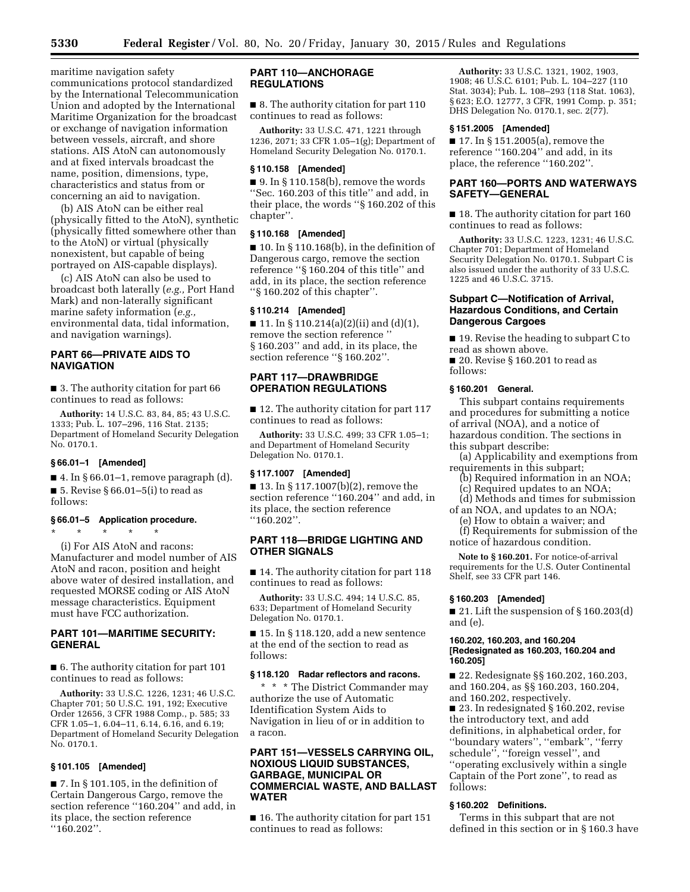maritime navigation safety communications protocol standardized by the International Telecommunication Union and adopted by the International Maritime Organization for the broadcast or exchange of navigation information between vessels, aircraft, and shore stations. AIS AtoN can autonomously and at fixed intervals broadcast the name, position, dimensions, type, characteristics and status from or concerning an aid to navigation.

(b) AIS AtoN can be either real (physically fitted to the AtoN), synthetic (physically fitted somewhere other than to the AtoN) or virtual (physically nonexistent, but capable of being portrayed on AIS-capable displays).

(c) AIS AtoN can also be used to broadcast both laterally (*e.g.,* Port Hand Mark) and non-laterally significant marine safety information (*e.g.,* environmental data, tidal information, and navigation warnings).

## PART 66—PRIVATE AIDS TO NAVIGATION

■ 3. The authority citation for part 66 continues to read as follows:

**Authority:** 14 U.S.C. 83, 84, 85; 43 U.S.C. 1333; Pub. L. 107–296, 116 Stat. 2135; Department of Homeland Security Delegation No. 0170.1.

### § 66.01–1 [Amended]

■ 4. In § 66.01–1, remove paragraph (d).

■ 5. Revise § 66.01–5(i) to read as follows:

### § 66.01–5 Application procedure.

\* \* \* \* \*

(i) For AIS AtoN and racons: Manufacturer and model number of AIS AtoN and racon, position and height above water of desired installation, and requested MORSE coding or AIS AtoN message characteristics. Equipment must have FCC authorization.

## PART 101—MARITIME SECURITY: GENERAL

■ 6. The authority citation for part 101 continues to read as follows:

**Authority:** 33 U.S.C. 1226, 1231; 46 U.S.C. Chapter 701; 50 U.S.C. 191, 192; Executive Order 12656, 3 CFR 1988 Comp., p. 585; 33 CFR 1.05–1, 6.04–11, 6.14, 6.16, and 6.19; Department of Homeland Security Delegation No. 0170.1.

### § 101.105 [Amended]

■ 7. In § 101.105, in the definition of Certain Dangerous Cargo, remove the section reference ''160.204'' and add, in its place, the section reference ''160.202''.

## PART 110—ANCHORAGE REGULATIONS

■ 8. The authority citation for part 110 continues to read as follows:

**Authority:** 33 U.S.C. 471, 1221 through 1236, 2071; 33 CFR 1.05–1(g); Department of Homeland Security Delegation No. 0170.1.

### § 110.158 [Amended]

■ 9. In § 110.158(b), remove the words ''Sec. 160.203 of this title'' and add, in their place, the words ''§ 160.202 of this chapter''.

### § 110.168 [Amended]

■ 10. In § 110.168(b), in the definition of Dangerous cargo, remove the section reference ''§ 160.204 of this title'' and add, in its place, the section reference ''§ 160.202 of this chapter''.

### § 110.214 [Amended]

■ 11. In § 110.214(a)(2)(ii) and (d)(1), remove the section reference '' § 160.203'' and add, in its place, the section reference ''§ 160.202''.

## PART 117—DRAWBRIDGE OPERATION REGULATIONS

■ 12. The authority citation for part 117 continues to read as follows:

**Authority:** 33 U.S.C. 499; 33 CFR 1.05–1; and Department of Homeland Security Delegation No. 0170.1.

### § 117.1007 [Amended]

■ 13. In § 117.1007(b)(2), remove the section reference ''160.204'' and add, in its place, the section reference ''160.202''.

## PART 118—BRIDGE LIGHTING AND OTHER SIGNALS

■ 14. The authority citation for part 118 continues to read as follows:

**Authority:** 33 U.S.C. 494; 14 U.S.C. 85, 633; Department of Homeland Security Delegation No. 0170.1.

■ 15. In § 118.120, add a new sentence at the end of the section to read as follows:

### § 118.120 Radar reflectors and racons.

\* \* \* The District Commander may authorize the use of Automatic Identification System Aids to Navigation in lieu of or in addition to a racon.

## PART 151—VESSELS CARRYING OIL, NOXIOUS LIQUID SUBSTANCES, GARBAGE, MUNICIPAL OR COMMERCIAL WASTE, AND BALLAST WATER

■ 16. The authority citation for part 151 continues to read as follows:

**Authority:** 33 U.S.C. 1321, 1902, 1903, 1908; 46 U.S.C. 6101; Pub. L. 104–227 (110 Stat. 3034); Pub. L. 108–293 (118 Stat. 1063), § 623; E.O. 12777, 3 CFR, 1991 Comp. p. 351; DHS Delegation No. 0170.1, sec. 2(77).

### § 151.2005 [Amended]

■ 17. In § 151.2005(a), remove the reference ''160.204'' and add, in its place, the reference ''160.202''.

## PART 160—PORTS AND WATERWAYS SAFETY—GENERAL

■ 18. The authority citation for part 160 continues to read as follows:

**Authority:** 33 U.S.C. 1223, 1231; 46 U.S.C. Chapter 701; Department of Homeland Security Delegation No. 0170.1. Subpart C is also issued under the authority of 33 U.S.C. 1225 and 46 U.S.C. 3715.

### Subpart C—Notification of Arrival, Hazardous Conditions, and Certain Dangerous Cargoes

■ 19. Revise the heading to subpart C to read as shown above.

■ 20. Revise § 160.201 to read as follows:

### § 160.201 General.

This subpart contains requirements and procedures for submitting a notice of arrival (NOA), and a notice of hazardous condition. The sections in this subpart describe:

(a) Applicability and exemptions from requirements in this subpart;

(b) Required information in an NOA;

(c) Required updates to an NOA;

(d) Methods and times for submission of an NOA, and updates to an NOA;

(e) How to obtain a waiver; and

(f) Requirements for submission of the notice of hazardous condition.

**Note to § 160.201.** For notice-of-arrival requirements for the U.S. Outer Continental Shelf, see 33 CFR part 146.

### § 160.203 [Amended]

■ 21. Lift the suspension of § 160.203(d) and (e).

### 160.202, 160.203, and 160.204 [Redesignated as 160.203, 160.204 and 160.205]

■ 22. Redesignate §§ 160.202, 160.203, and 160.204, as §§ 160.203, 160.204, and 160.202, respectively.

■ 23. In redesignated § 160.202, revise the introductory text, and add definitions, in alphabetical order, for ''boundary waters'', ''embark'', ''ferry schedule'', ''foreign vessel'', and ''operating exclusively within a single Captain of the Port zone'', to read as follows:

### § 160.202 Definitions.

Terms in this subpart that are not defined in this section or in § 160.3 have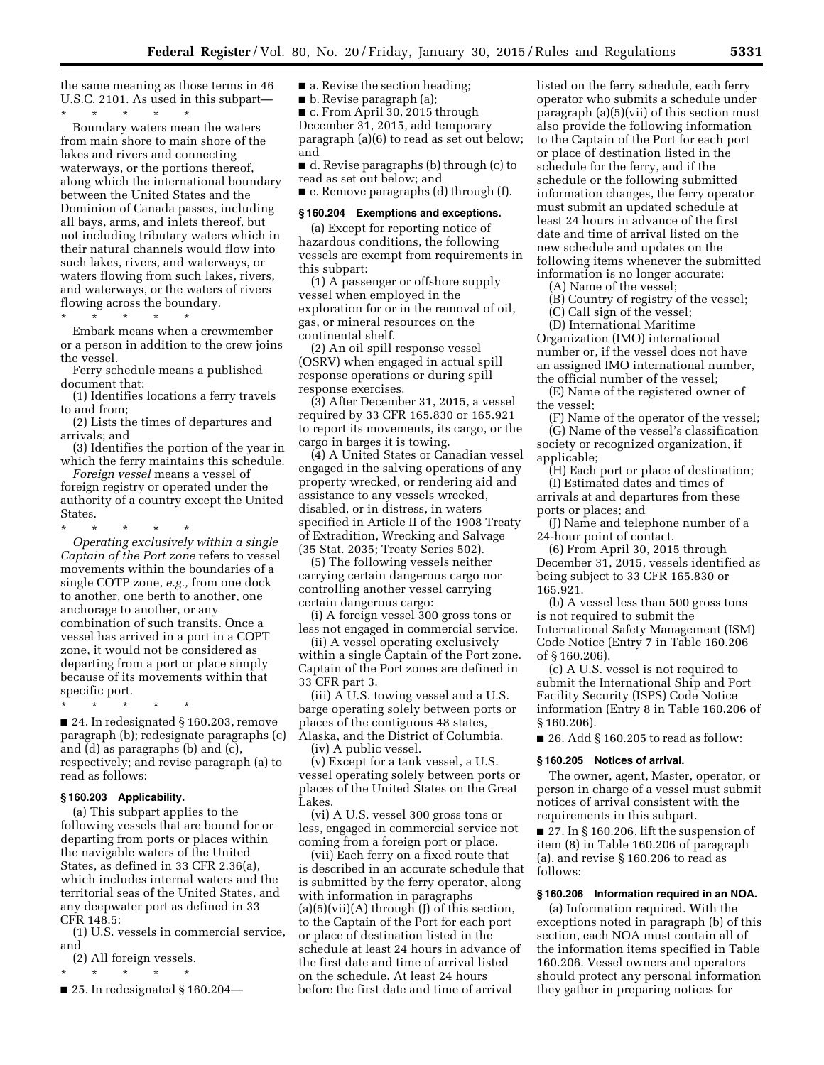the same meaning as those terms in 46 U.S.C. 2101. As used in this subpart—

\* \* \* \* \*

Boundary waters mean the waters from main shore to main shore of the lakes and rivers and connecting waterways, or the portions thereof, along which the international boundary between the United States and the Dominion of Canada passes, including all bays, arms, and inlets thereof, but not including tributary waters which in their natural channels would flow into such lakes, rivers, and waterways, or waters flowing from such lakes, rivers, and waterways, or the waters of rivers flowing across the boundary.

\* \* \* \* \*

Embark means when a crewmember or a person in addition to the crew joins the vessel.

Ferry schedule means a published document that:

(1) Identifies locations a ferry travels to and from;

(2) Lists the times of departures and arrivals; and

(3) Identifies the portion of the year in which the ferry maintains this schedule.

*Foreign vessel* means a vessel of foreign registry or operated under the authority of a country except the United States.

\* \* \* \* \*

*Operating exclusively within a single Captain of the Port zone* refers to vessel movements within the boundaries of a single COTP zone, *e.g.,* from one dock to another, one berth to another, one anchorage to another, or any combination of such transits. Once a vessel has arrived in a port in a COPT zone, it would not be considered as departing from a port or place simply because of its movements within that specific port.

\* \* \* \* \*

■ 24. In redesignated § 160.203, remove paragraph (b); redesignate paragraphs (c) and (d) as paragraphs (b) and (c), respectively; and revise paragraph (a) to read as follows:

**§ 160.203 Applicability.**

(a) This subpart applies to the following vessels that are bound for or departing from ports or places within the navigable waters of the United States, as defined in 33 CFR 2.36(a), which includes internal waters and the territorial seas of the United States, and any deepwater port as defined in 33 CFR 148.5:

(1) U.S. vessels in commercial service, and

(2) All foreign vessels.

\* \* \* \* \*

■ 25. In redesignated § 160.204—

■ a. Revise the section heading;

■ b. Revise paragraph (a);

■ c. From April 30, 2015 through December 31, 2015, add temporary paragraph (a)(6) to read as set out below; and

■ d. Revise paragraphs (b) through (c) to read as set out below; and

■ e. Remove paragraphs (d) through (f).

**§ 160.204 Exemptions and exceptions.**

(a) Except for reporting notice of hazardous conditions, the following vessels are exempt from requirements in this subpart:

(1) A passenger or offshore supply vessel when employed in the exploration for or in the removal of oil, gas, or mineral resources on the continental shelf.

(2) An oil spill response vessel (OSRV) when engaged in actual spill response operations or during spill response exercises.

(3) After December 31, 2015, a vessel required by 33 CFR 165.830 or 165.921 to report its movements, its cargo, or the cargo in barges it is towing.

(4) A United States or Canadian vessel engaged in the salving operations of any property wrecked, or rendering aid and assistance to any vessels wrecked, disabled, or in distress, in waters specified in Article II of the 1908 Treaty of Extradition, Wrecking and Salvage (35 Stat. 2035; Treaty Series 502).

(5) The following vessels neither carrying certain dangerous cargo nor controlling another vessel carrying certain dangerous cargo:

(i) A foreign vessel 300 gross tons or less not engaged in commercial service.

(ii) A vessel operating exclusively within a single Captain of the Port zone. Captain of the Port zones are defined in 33 CFR part 3.

(iii) A U.S. towing vessel and a U.S. barge operating solely between ports or places of the contiguous 48 states, Alaska, and the District of Columbia.

(iv) A public vessel.

(v) Except for a tank vessel, a U.S. vessel operating solely between ports or places of the United States on the Great Lakes.

(vi) A U.S. vessel 300 gross tons or less, engaged in commercial service not coming from a foreign port or place.

(vii) Each ferry on a fixed route that is described in an accurate schedule that is submitted by the ferry operator, along with information in paragraphs (a)(5)(vii)(A) through (J) of this section, to the Captain of the Port for each port or place of destination listed in the schedule at least 24 hours in advance of the first date and time of arrival listed on the schedule. At least 24 hours before the first date and time of arrival listed on the ferry schedule, each ferry operator who submits a schedule under paragraph (a)(5)(vii) of this section must also provide the following information to the Captain of the Port for each port or place of destination listed in the schedule for the ferry, and if the schedule or the following submitted information changes, the ferry operator must submit an updated schedule at least 24 hours in advance of the first date and time of arrival listed on the new schedule and updates on the following items whenever the submitted information is no longer accurate:

(A) Name of the vessel;

(B) Country of registry of the vessel;

(C) Call sign of the vessel;

(D) International Maritime Organization (IMO) international number or, if the vessel does not have an assigned IMO international number, the official number of the vessel;

(E) Name of the registered owner of the vessel;

(F) Name of the operator of the vessel;

(G) Name of the vessel's classification society or recognized organization, if applicable;

(H) Each port or place of destination;

(I) Estimated dates and times of arrivals at and departures from these ports or places; and

(J) Name and telephone number of a 24-hour point of contact.

(6) From April 30, 2015 through December 31, 2015, vessels identified as being subject to 33 CFR 165.830 or 165.921.

(b) A vessel less than 500 gross tons is not required to submit the International Safety Management (ISM) Code Notice (Entry 7 in Table 160.206 of § 160.206).

(c) A U.S. vessel is not required to submit the International Ship and Port Facility Security (ISPS) Code Notice information (Entry 8 in Table 160.206 of § 160.206).

■ 26. Add § 160.205 to read as follow:

**§ 160.205 Notices of arrival.**

The owner, agent, Master, operator, or person in charge of a vessel must submit notices of arrival consistent with the requirements in this subpart.

■ 27. In § 160.206, lift the suspension of item (8) in Table 160.206 of paragraph (a), and revise § 160.206 to read as follows:

**§ 160.206 Information required in an NOA.**

(a) Information required. With the exceptions noted in paragraph (b) of this section, each NOA must contain all of the information items specified in Table 160.206. Vessel owners and operators should protect any personal information they gather in preparing notices for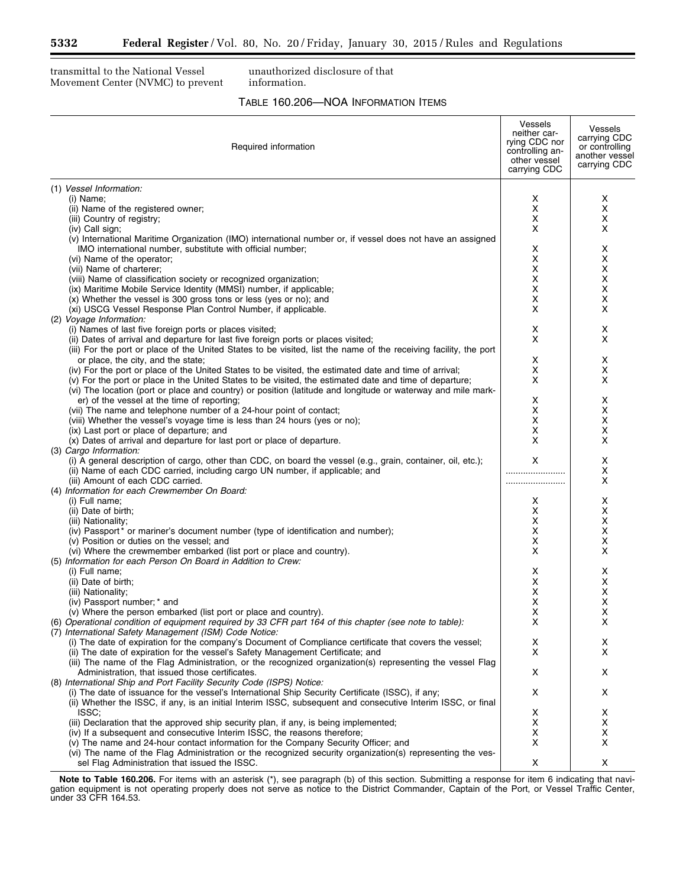transmittal to the National Vessel Movement Center (NVMC) to prevent unauthorized disclosure of that information.

TABLE 160.206—NOA INFORMATION ITEMS

| Required information | Vessels neither carrying CDC nor controlling another vessel carrying CDC | Vessels carrying CDC or controlling another vessel carrying CDC |
|---|---|---|
| (1) *Vessel Information:* | | |
| (i) Name; | X | X |
| (ii) Name of the registered owner; | X | X |
| (iii) Country of registry; | X | X |
| (iv) Call sign; | X | X |
| (v) International Maritime Organization (IMO) international number or, if vessel does not have an assigned IMO international number, substitute with official number; | X | X |
| (vi) Name of the operator; | X | X |
| (vii) Name of charterer; | X | X |
| (viii) Name of classification society or recognized organization; | X | X |
| (ix) Maritime Mobile Service Identity (MMSI) number, if applicable; | X | X |
| (x) Whether the vessel is 300 gross tons or less (yes or no); and | X | X |
| (xi) USCG Vessel Response Plan Control Number, if applicable. | X | X |
| (2) *Voyage Information:* | | |
| (i) Names of last five foreign ports or places visited; | X | X |
| (ii) Dates of arrival and departure for last five foreign ports or places visited; | X | X |
| (iii) For the port or place of the United States to be visited, list the name of the receiving facility, the port or place, the city, and the state; | X | X |
| (iv) For the port or place of the United States to be visited, the estimated date and time of arrival; | X | X |
| (v) For the port or place in the United States to be visited, the estimated date and time of departure; | X | X |
| (vi) The location (port or place and country) or position (latitude and longitude or waterway and mile marker) of the vessel at the time of reporting; | X | X |
| (vii) The name and telephone number of a 24-hour point of contact; | X | X |
| (viii) Whether the vessel's voyage time is less than 24 hours (yes or no); | X | X |
| (ix) Last port or place of departure; and | X | X |
| (x) Dates of arrival and departure for last port or place of departure. | X | X |
| (3) *Cargo Information:* | | |
| (i) A general description of cargo, other than CDC, on board the vessel (e.g., grain, container, oil, etc.); | X | X |
| (ii) Name of each CDC carried, including cargo UN number, if applicable; and | ........................ | X |
| (iii) Amount of each CDC carried. | ........................ | X |
| (4) *Information for each Crewmember On Board:* | | |
| (i) Full name; | X | X |
| (ii) Date of birth; | X | X |
| (iii) Nationality; | X | X |
| (iv) Passport* or mariner's document number (type of identification and number); | X | X |
| (v) Position or duties on the vessel; and | X | X |
| (vi) Where the crewmember embarked (list port or place and country). | X | X |
| (5) *Information for each Person On Board in Addition to Crew:* | | |
| (i) Full name; | X | X |
| (ii) Date of birth; | X | X |
| (iii) Nationality; | X | X |
| (iv) Passport number;* and | X | X |
| (v) Where the person embarked (list port or place and country). | X | X |
| (6) *Operational condition of equipment required by 33 CFR part 164 of this chapter (see note to table):* | X | X |
| (7) *International Safety Management (ISM) Code Notice:* | | |
| (i) The date of expiration for the company's Document of Compliance certificate that covers the vessel; | X | X |
| (ii) The date of expiration for the vessel's Safety Management Certificate; and | X | X |
| (iii) The name of the Flag Administration, or the recognized organization(s) representing the vessel Flag Administration, that issued those certificates. | X | X |
| (8) *International Ship and Port Facility Security Code (ISPS) Notice:* | | |
| (i) The date of issuance for the vessel's International Ship Security Certificate (ISSC), if any; | X | X |
| (ii) Whether the ISSC, if any, is an initial Interim ISSC, subsequent and consecutive Interim ISSC, or final ISSC; | X | X |
| (iii) Declaration that the approved ship security plan, if any, is being implemented; | X | X |
| (iv) If a subsequent and consecutive Interim ISSC, the reasons therefore; | X | X |
| (v) The name and 24-hour contact information for the Company Security Officer; and | X | X |
| (vi) The name of the Flag Administration or the recognized security organization(s) representing the vessel Flag Administration that issued the ISSC. | X | X |

**Note to Table 160.206.** For items with an asterisk (*), see paragraph (b) of this section. Submitting a response for item 6 indicating that navigation equipment is not operating properly does not serve as notice to the District Commander, Captain of the Port, or Vessel Traffic Center, under 33 CFR 164.53.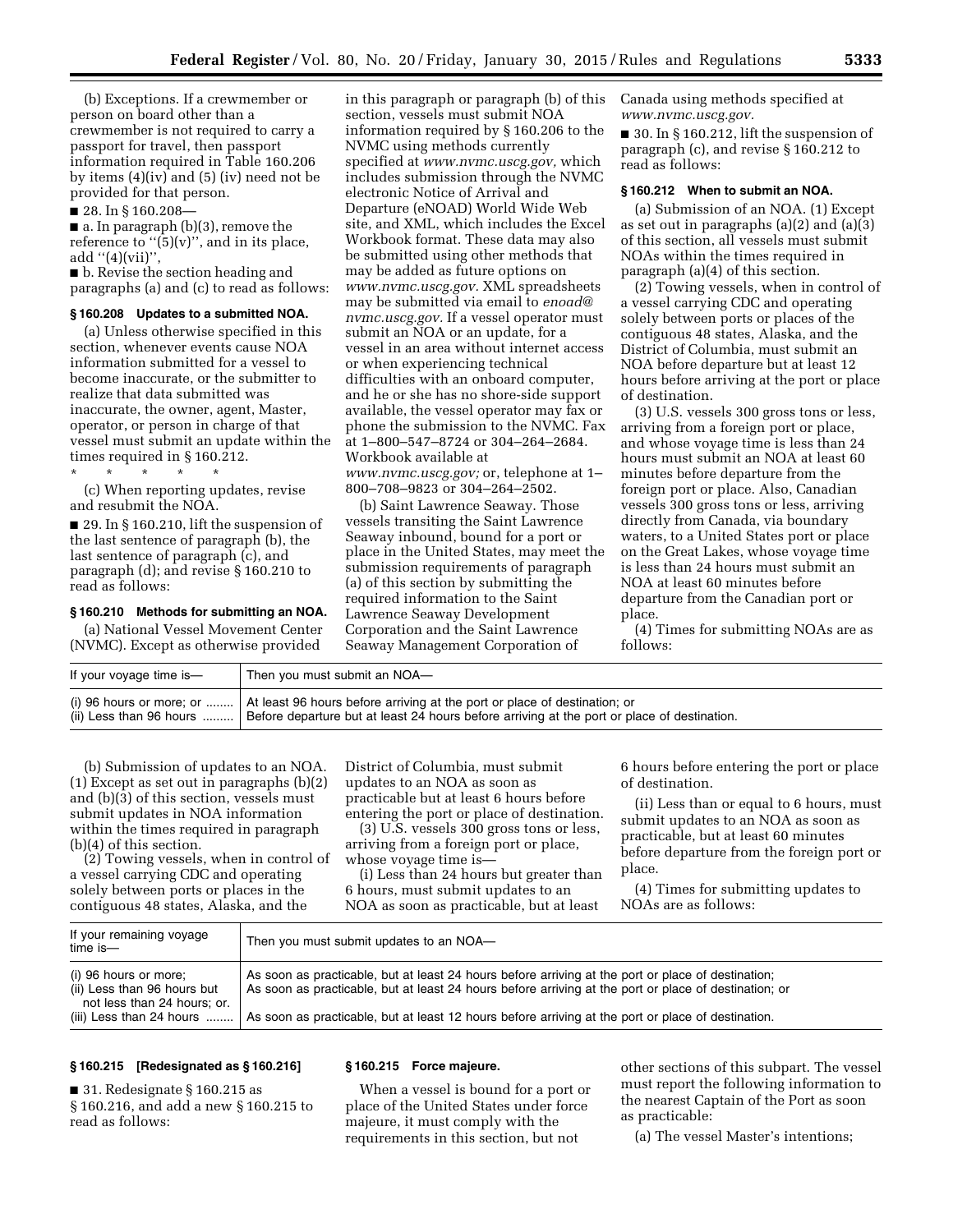(b) Exceptions. If a crewmember or person on board other than a crewmember is not required to carry a passport for travel, then passport information required in Table 160.206 by items (4)(iv) and (5) (iv) need not be provided for that person.

■ 28. In § 160.208—

■ a. In paragraph (b)(3), remove the reference to ''(5)(v)'', and in its place, add ''(4)(vii)'',

■ b. Revise the section heading and paragraphs (a) and (c) to read as follows:

#### § 160.208 Updates to a submitted NOA.

(a) Unless otherwise specified in this section, whenever events cause NOA information submitted for a vessel to become inaccurate, or the submitter to realize that data submitted was inaccurate, the owner, agent, Master, operator, or person in charge of that vessel must submit an update within the times required in § 160.212.

\* \* \* \* \*

(c) When reporting updates, revise and resubmit the NOA.

■ 29. In § 160.210, lift the suspension of the last sentence of paragraph (b), the last sentence of paragraph (c), and paragraph (d); and revise § 160.210 to read as follows:

#### § 160.210 Methods for submitting an NOA.

(a) National Vessel Movement Center (NVMC). Except as otherwise provided in this paragraph or paragraph (b) of this section, vessels must submit NOA information required by § 160.206 to the NVMC using methods currently specified at *www.nvmc.uscg.gov,* which includes submission through the NVMC electronic Notice of Arrival and Departure (eNOAD) World Wide Web site, and XML, which includes the Excel Workbook format. These data may also be submitted using other methods that may be added as future options on *www.nvmc.uscg.gov.* XML spreadsheets may be submitted via email to *enoad@nvmc.uscg.gov.* If a vessel operator must submit an NOA or an update, for a vessel in an area without internet access or when experiencing technical difficulties with an onboard computer, and he or she has no shore-side support available, the vessel operator may fax or phone the submission to the NVMC. Fax at 1–800–547–8724 or 304–264–2684. Workbook available at *www.nvmc.uscg.gov;* or, telephone at 1–800–708–9823 or 304–264–2502.

(b) Saint Lawrence Seaway. Those vessels transiting the Saint Lawrence Seaway inbound, bound for a port or place in the United States, may meet the submission requirements of paragraph (a) of this section by submitting the required information to the Saint Lawrence Seaway Development Corporation and the Saint Lawrence Seaway Management Corporation of Canada using methods specified at *www.nvmc.uscg.gov.*

■ 30. In § 160.212, lift the suspension of paragraph (c), and revise § 160.212 to read as follows:

#### § 160.212 When to submit an NOA.

(a) Submission of an NOA. (1) Except as set out in paragraphs (a)(2) and (a)(3) of this section, all vessels must submit NOAs within the times required in paragraph (a)(4) of this section.

(2) Towing vessels, when in control of a vessel carrying CDC and operating solely between ports or places of the contiguous 48 states, Alaska, and the District of Columbia, must submit an NOA before departure but at least 12 hours before arriving at the port or place of destination.

(3) U.S. vessels 300 gross tons or less, arriving from a foreign port or place, and whose voyage time is less than 24 hours must submit an NOA at least 60 minutes before departure from the foreign port or place. Also, Canadian vessels 300 gross tons or less, arriving directly from Canada, via boundary waters, to a United States port or place on the Great Lakes, whose voyage time is less than 24 hours must submit an NOA at least 60 minutes before departure from the Canadian port or place.

(4) Times for submitting NOAs are as follows:

| If your voyage time is— | Then you must submit an NOA— |
|---|---|
| (i) 96 hours or more; or | At least 96 hours before arriving at the port or place of destination; or |
| (ii) Less than 96 hours | Before departure but at least 24 hours before arriving at the port or place of destination. |

(b) Submission of updates to an NOA. (1) Except as set out in paragraphs (b)(2) and (b)(3) of this section, vessels must submit updates in NOA information within the times required in paragraph (b)(4) of this section.

(2) Towing vessels, when in control of a vessel carrying CDC and operating solely between ports or places in the contiguous 48 states, Alaska, and the District of Columbia, must submit updates to an NOA as soon as practicable but at least 6 hours before entering the port or place of destination.

(3) U.S. vessels 300 gross tons or less, arriving from a foreign port or place, whose voyage time is—

(i) Less than 24 hours but greater than 6 hours, must submit updates to an NOA as soon as practicable, but at least 6 hours before entering the port or place of destination.

(ii) Less than or equal to 6 hours, must submit updates to an NOA as soon as practicable, but at least 60 minutes before departure from the foreign port or place.

(4) Times for submitting updates to NOAs are as follows:

| If your remaining voyage time is— | Then you must submit updates to an NOA— |
|---|---|
| (i) 96 hours or more; | As soon as practicable, but at least 24 hours before arriving at the port or place of destination; |
| (ii) Less than 96 hours but not less than 24 hours; or. | As soon as practicable, but at least 24 hours before arriving at the port or place of destination; or |
| (iii) Less than 24 hours | As soon as practicable, but at least 12 hours before arriving at the port or place of destination. |

#### § 160.215 [Redesignated as § 160.216]

■ 31. Redesignate § 160.215 as § 160.216, and add a new § 160.215 to read as follows:

#### § 160.215 Force majeure.

When a vessel is bound for a port or place of the United States under force majeure, it must comply with the requirements in this section, but not other sections of this subpart. The vessel must report the following information to the nearest Captain of the Port as soon as practicable:

(a) The vessel Master's intentions;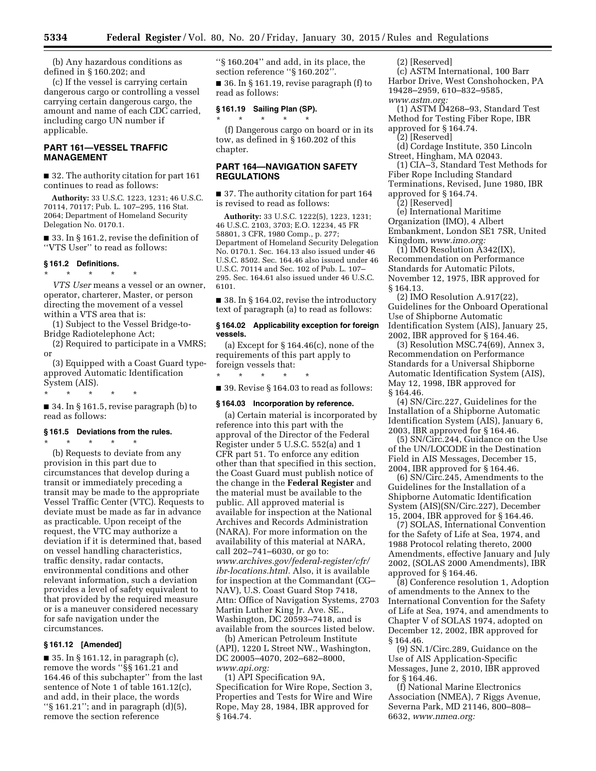(b) Any hazardous conditions as defined in § 160.202; and

(c) If the vessel is carrying certain dangerous cargo or controlling a vessel carrying certain dangerous cargo, the amount and name of each CDC carried, including cargo UN number if applicable.

## PART 161—VESSEL TRAFFIC MANAGEMENT

■ 32. The authority citation for part 161 continues to read as follows:

**Authority:** 33 U.S.C. 1223, 1231; 46 U.S.C. 70114, 70117; Pub. L. 107–295, 116 Stat. 2064; Department of Homeland Security Delegation No. 0170.1.

■ 33. In § 161.2, revise the definition of ''VTS User'' to read as follows:

### § 161.2 Definitions.

\* \* \* \* \*

*VTS User* means a vessel or an owner, operator, charterer, Master, or person directing the movement of a vessel within a VTS area that is:

(1) Subject to the Vessel Bridge-to-Bridge Radiotelephone Act;

(2) Required to participate in a VMRS; or

(3) Equipped with a Coast Guard type-approved Automatic Identification System (AIS).

\* \* \* \* \*

■ 34. In § 161.5, revise paragraph (b) to read as follows:

### § 161.5 Deviations from the rules.

\* \* \* \* \*

(b) Requests to deviate from any provision in this part due to circumstances that develop during a transit or immediately preceding a transit may be made to the appropriate Vessel Traffic Center (VTC). Requests to deviate must be made as far in advance as practicable. Upon receipt of the request, the VTC may authorize a deviation if it is determined that, based on vessel handling characteristics, traffic density, radar contacts, environmental conditions and other relevant information, such a deviation provides a level of safety equivalent to that provided by the required measure or is a maneuver considered necessary for safe navigation under the circumstances.

### § 161.12 [Amended]

■ 35. In § 161.12, in paragraph (c), remove the words ''§§ 161.21 and 164.46 of this subchapter'' from the last sentence of Note 1 of table 161.12(c), and add, in their place, the words ''§ 161.21''; and in paragraph (d)(5), remove the section reference ''§ 160.204'' and add, in its place, the section reference ''§ 160.202''.

■ 36. In § 161.19, revise paragraph (f) to read as follows:

### § 161.19 Sailing Plan (SP).

\* \* \* \* \*

(f) Dangerous cargo on board or in its tow, as defined in § 160.202 of this chapter.

## PART 164—NAVIGATION SAFETY REGULATIONS

■ 37. The authority citation for part 164 is revised to read as follows:

**Authority:** 33 U.S.C. 1222(5), 1223, 1231; 46 U.S.C. 2103, 3703; E.O. 12234, 45 FR 58801, 3 CFR, 1980 Comp., p. 277; Department of Homeland Security Delegation No. 0170.1. Sec. 164.13 also issued under 46 U.S.C. 8502. Sec. 164.46 also issued under 46 U.S.C. 70114 and Sec. 102 of Pub. L. 107–295. Sec. 164.61 also issued under 46 U.S.C. 6101.

■ 38. In § 164.02, revise the introductory text of paragraph (a) to read as follows:

### § 164.02 Applicability exception for foreign vessels.

(a) Except for § 164.46(c), none of the requirements of this part apply to foreign vessels that:

\* \* \* \* \*

■ 39. Revise § 164.03 to read as follows:

### § 164.03 Incorporation by reference.

(a) Certain material is incorporated by reference into this part with the approval of the Director of the Federal Register under 5 U.S.C. 552(a) and 1 CFR part 51. To enforce any edition other than that specified in this section, the Coast Guard must publish notice of the change in the **Federal Register** and the material must be available to the public. All approved material is available for inspection at the National Archives and Records Administration (NARA). For more information on the availability of this material at NARA, call 202–741–6030, or go to: *www.archives.gov/federal-register/cfr/ibr-locations.html.* Also, it is available for inspection at the Commandant (CG–NAV), U.S. Coast Guard Stop 7418, Attn: Office of Navigation Systems, 2703 Martin Luther King Jr. Ave. SE., Washington, DC 20593–7418, and is available from the sources listed below.

(b) American Petroleum Institute (API), 1220 L Street NW., Washington, DC 20005–4070, 202–682–8000, *www.api.org:*

(1) API Specification 9A, Specification for Wire Rope, Section 3, Properties and Tests for Wire and Wire Rope, May 28, 1984, IBR approved for § 164.74.

(2) [Reserved]

(c) ASTM International, 100 Barr Harbor Drive, West Conshohocken, PA 19428–2959, 610–832–9585, *www.astm.org:*

(1) ASTM D4268–93, Standard Test Method for Testing Fiber Rope, IBR approved for § 164.74.

(2) [Reserved]

(d) Cordage Institute, 350 Lincoln Street, Hingham, MA 02043.

(1) CIA–3, Standard Test Methods for Fiber Rope Including Standard Terminations, Revised, June 1980, IBR approved for § 164.74.

(2) [Reserved]

(e) International Maritime Organization (IMO), 4 Albert Embankment, London SE1 7SR, United Kingdom, *www.imo.org:*

(1) IMO Resolution A342(IX), Recommendation on Performance Standards for Automatic Pilots, November 12, 1975, IBR approved for § 164.13.

(2) IMO Resolution A.917(22), Guidelines for the Onboard Operational Use of Shipborne Automatic Identification System (AIS), January 25, 2002, IBR approved for § 164.46.

(3) Resolution MSC.74(69), Annex 3, Recommendation on Performance Standards for a Universal Shipborne Automatic Identification System (AIS), May 12, 1998, IBR approved for § 164.46.

(4) SN/Circ.227, Guidelines for the Installation of a Shipborne Automatic Identification System (AIS), January 6, 2003, IBR approved for § 164.46.

(5) SN/Circ.244, Guidance on the Use of the UN/LOCODE in the Destination Field in AIS Messages, December 15, 2004, IBR approved for § 164.46.

(6) SN/Circ.245, Amendments to the Guidelines for the Installation of a Shipborne Automatic Identification System (AIS)(SN/Circ.227), December 15, 2004, IBR approved for § 164.46.

(7) SOLAS, International Convention for the Safety of Life at Sea, 1974, and 1988 Protocol relating thereto, 2000 Amendments, effective January and July 2002, (SOLAS 2000 Amendments), IBR approved for § 164.46.

(8) Conference resolution 1, Adoption of amendments to the Annex to the International Convention for the Safety of Life at Sea, 1974, and amendments to Chapter V of SOLAS 1974, adopted on December 12, 2002, IBR approved for § 164.46.

(9) SN.1/Circ.289, Guidance on the Use of AIS Application-Specific Messages, June 2, 2010, IBR approved for § 164.46.

(f) National Marine Electronics Association (NMEA), 7 Riggs Avenue, Severna Park, MD 21146, 800–808–6632, *www.nmea.org:*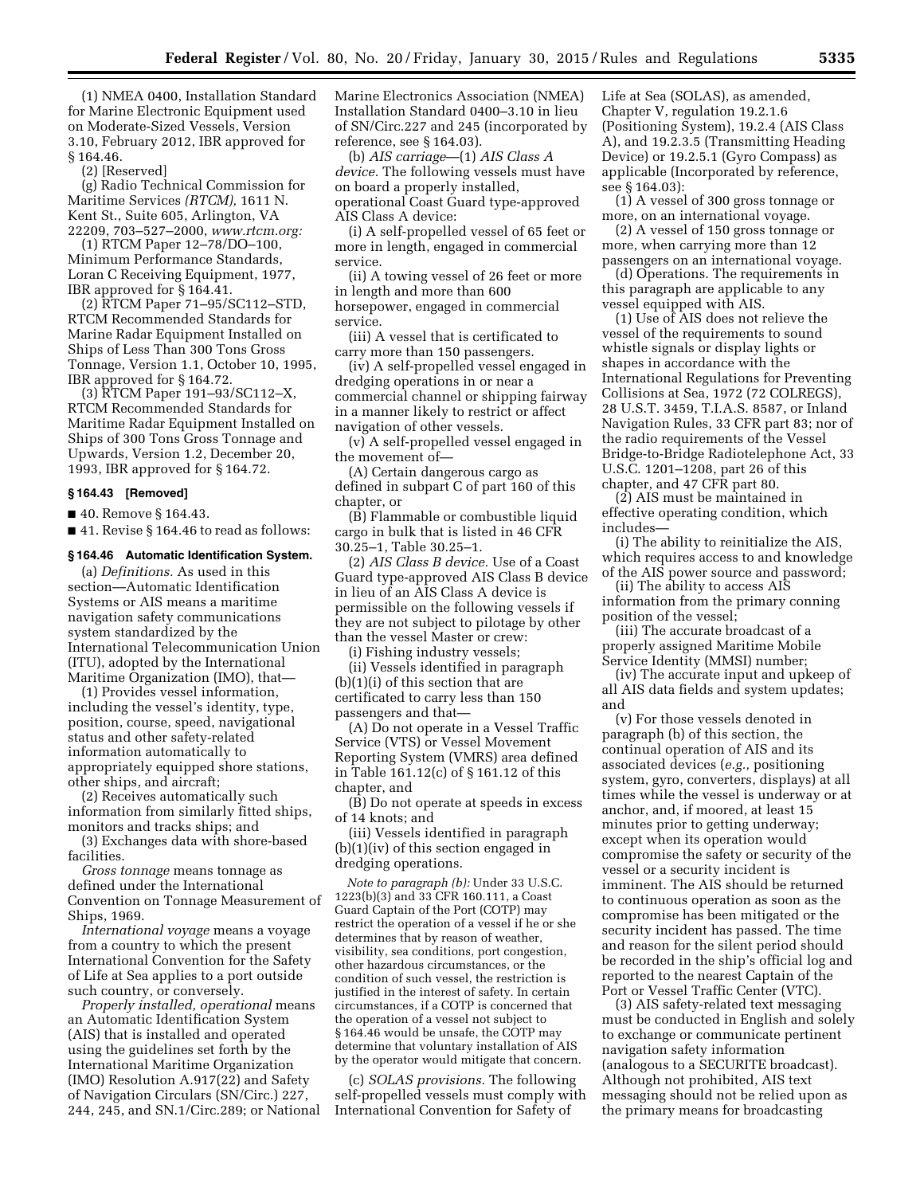(1) NMEA 0400, Installation Standard for Marine Electronic Equipment used on Moderate-Sized Vessels, Version 3.10, February 2012, IBR approved for § 164.46.

(2) [Reserved]

(g) Radio Technical Commission for Maritime Services *(RTCM),* 1611 N. Kent St., Suite 605, Arlington, VA 22209, 703–527–2000, *www.rtcm.org:*

(1) RTCM Paper 12–78/DO–100, Minimum Performance Standards, Loran C Receiving Equipment, 1977, IBR approved for § 164.41.

(2) RTCM Paper 71–95/SC112–STD, RTCM Recommended Standards for Marine Radar Equipment Installed on Ships of Less Than 300 Tons Gross Tonnage, Version 1.1, October 10, 1995, IBR approved for § 164.72.

(3) RTCM Paper 191–93/SC112–X, RTCM Recommended Standards for Maritime Radar Equipment Installed on Ships of 300 Tons Gross Tonnage and Upwards, Version 1.2, December 20, 1993, IBR approved for § 164.72.

#### § 164.43 [Removed]

■ 40. Remove § 164.43.

■ 41. Revise § 164.46 to read as follows:

#### § 164.46 Automatic Identification System.

(a) *Definitions.* As used in this section—Automatic Identification Systems or AIS means a maritime navigation safety communications system standardized by the International Telecommunication Union (ITU), adopted by the International Maritime Organization (IMO), that—

(1) Provides vessel information, including the vessel's identity, type, position, course, speed, navigational status and other safety-related information automatically to appropriately equipped shore stations, other ships, and aircraft;

(2) Receives automatically such information from similarly fitted ships, monitors and tracks ships; and

(3) Exchanges data with shore-based facilities.

*Gross tonnage* means tonnage as defined under the International Convention on Tonnage Measurement of Ships, 1969.

*International voyage* means a voyage from a country to which the present International Convention for the Safety of Life at Sea applies to a port outside such country, or conversely.

*Properly installed, operational* means an Automatic Identification System (AIS) that is installed and operated using the guidelines set forth by the International Maritime Organization (IMO) Resolution A.917(22) and Safety of Navigation Circulars (SN/Circ.) 227, 244, 245, and SN.1/Circ.289; or National Marine Electronics Association (NMEA) Installation Standard 0400–3.10 in lieu of SN/Circ.227 and 245 (incorporated by reference, see § 164.03).

(b) *AIS carriage*—(1) *AIS Class A device.* The following vessels must have on board a properly installed, operational Coast Guard type-approved AIS Class A device:

(i) A self-propelled vessel of 65 feet or more in length, engaged in commercial service.

(ii) A towing vessel of 26 feet or more in length and more than 600 horsepower, engaged in commercial service.

(iii) A vessel that is certificated to carry more than 150 passengers.

(iv) A self-propelled vessel engaged in dredging operations in or near a commercial channel or shipping fairway in a manner likely to restrict or affect navigation of other vessels.

(v) A self-propelled vessel engaged in the movement of—

(A) Certain dangerous cargo as defined in subpart C of part 160 of this chapter, or

(B) Flammable or combustible liquid cargo in bulk that is listed in 46 CFR 30.25–1, Table 30.25–1.

(2) *AIS Class B device.* Use of a Coast Guard type-approved AIS Class B device in lieu of an AIS Class A device is permissible on the following vessels if they are not subject to pilotage by other than the vessel Master or crew:

(i) Fishing industry vessels;

(ii) Vessels identified in paragraph (b)(1)(i) of this section that are certificated to carry less than 150 passengers and that—

(A) Do not operate in a Vessel Traffic Service (VTS) or Vessel Movement Reporting System (VMRS) area defined in Table 161.12(c) of § 161.12 of this chapter, and

(B) Do not operate at speeds in excess of 14 knots; and

(iii) Vessels identified in paragraph (b)(1)(iv) of this section engaged in dredging operations.

*Note to paragraph (b):* Under 33 U.S.C. 1223(b)(3) and 33 CFR 160.111, a Coast Guard Captain of the Port (COTP) may restrict the operation of a vessel if he or she determines that by reason of weather, visibility, sea conditions, port congestion, other hazardous circumstances, or the condition of such vessel, the restriction is justified in the interest of safety. In certain circumstances, if a COTP is concerned that the operation of a vessel not subject to § 164.46 would be unsafe, the COTP may determine that voluntary installation of AIS by the operator would mitigate that concern.

(c) *SOLAS provisions.* The following self-propelled vessels must comply with International Convention for Safety of Life at Sea (SOLAS), as amended, Chapter V, regulation 19.2.1.6 (Positioning System), 19.2.4 (AIS Class A), and 19.2.3.5 (Transmitting Heading Device) or 19.2.5.1 (Gyro Compass) as applicable (Incorporated by reference, see § 164.03):

(1) A vessel of 300 gross tonnage or more, on an international voyage.

(2) A vessel of 150 gross tonnage or more, when carrying more than 12 passengers on an international voyage.

(d) Operations. The requirements in this paragraph are applicable to any vessel equipped with AIS.

(1) Use of AIS does not relieve the vessel of the requirements to sound whistle signals or display lights or shapes in accordance with the International Regulations for Preventing Collisions at Sea, 1972 (72 COLREGS), 28 U.S.T. 3459, T.I.A.S. 8587, or Inland Navigation Rules, 33 CFR part 83; nor of the radio requirements of the Vessel Bridge-to-Bridge Radiotelephone Act, 33 U.S.C. 1201–1208, part 26 of this chapter, and 47 CFR part 80.

(2) AIS must be maintained in effective operating condition, which includes—

(i) The ability to reinitialize the AIS, which requires access to and knowledge of the AIS power source and password;

(ii) The ability to access AIS information from the primary conning position of the vessel;

(iii) The accurate broadcast of a properly assigned Maritime Mobile Service Identity (MMSI) number;

(iv) The accurate input and upkeep of all AIS data fields and system updates; and

(v) For those vessels denoted in paragraph (b) of this section, the continual operation of AIS and its associated devices (*e.g.,* positioning system, gyro, converters, displays) at all times while the vessel is underway or at anchor, and, if moored, at least 15 minutes prior to getting underway; except when its operation would compromise the safety or security of the vessel or a security incident is imminent. The AIS should be returned to continuous operation as soon as the compromise has been mitigated or the security incident has passed. The time and reason for the silent period should be recorded in the ship's official log and reported to the nearest Captain of the Port or Vessel Traffic Center (VTC).

(3) AIS safety-related text messaging must be conducted in English and solely to exchange or communicate pertinent navigation safety information (analogous to a SECURITE broadcast). Although not prohibited, AIS text messaging should not be relied upon as the primary means for broadcasting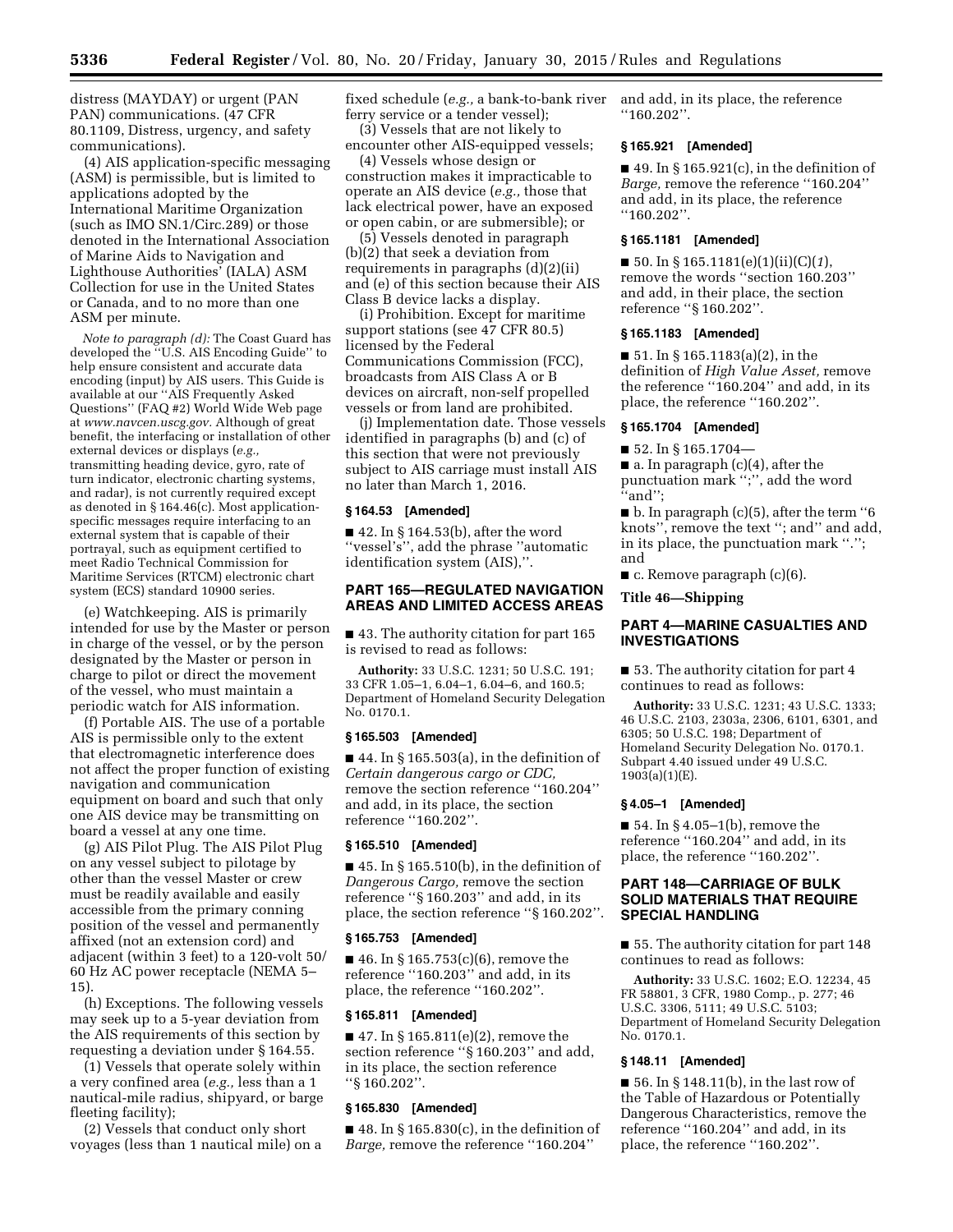distress (MAYDAY) or urgent (PAN PAN) communications. (47 CFR 80.1109, Distress, urgency, and safety communications).

(4) AIS application-specific messaging (ASM) is permissible, but is limited to applications adopted by the International Maritime Organization (such as IMO SN.1/Circ.289) or those denoted in the International Association of Marine Aids to Navigation and Lighthouse Authorities' (IALA) ASM Collection for use in the United States or Canada, and to no more than one ASM per minute.

*Note to paragraph (d):* The Coast Guard has developed the ''U.S. AIS Encoding Guide'' to help ensure consistent and accurate data encoding (input) by AIS users. This Guide is available at our ''AIS Frequently Asked Questions'' (FAQ #2) World Wide Web page at *www.navcen.uscg.gov.* Although of great benefit, the interfacing or installation of other external devices or displays (*e.g.,* transmitting heading device, gyro, rate of turn indicator, electronic charting systems, and radar), is not currently required except as denoted in § 164.46(c). Most application-specific messages require interfacing to an external system that is capable of their portrayal, such as equipment certified to meet Radio Technical Commission for Maritime Services (RTCM) electronic chart system (ECS) standard 10900 series.

(e) Watchkeeping. AIS is primarily intended for use by the Master or person in charge of the vessel, or by the person designated by the Master or person in charge to pilot or direct the movement of the vessel, who must maintain a periodic watch for AIS information.

(f) Portable AIS. The use of a portable AIS is permissible only to the extent that electromagnetic interference does not affect the proper function of existing navigation and communication equipment on board and such that only one AIS device may be transmitting on board a vessel at any one time.

(g) AIS Pilot Plug. The AIS Pilot Plug on any vessel subject to pilotage by other than the vessel Master or crew must be readily available and easily accessible from the primary conning position of the vessel and permanently affixed (not an extension cord) and adjacent (within 3 feet) to a 120-volt 50/60 Hz AC power receptacle (NEMA 5–15).

(h) Exceptions. The following vessels may seek up to a 5-year deviation from the AIS requirements of this section by requesting a deviation under § 164.55.

(1) Vessels that operate solely within a very confined area (*e.g.,* less than a 1 nautical-mile radius, shipyard, or barge fleeting facility);

(2) Vessels that conduct only short voyages (less than 1 nautical mile) on a fixed schedule (*e.g.,* a bank-to-bank river ferry service or a tender vessel);

(3) Vessels that are not likely to encounter other AIS-equipped vessels;

(4) Vessels whose design or construction makes it impracticable to operate an AIS device (*e.g.,* those that lack electrical power, have an exposed or open cabin, or are submersible); or

(5) Vessels denoted in paragraph (b)(2) that seek a deviation from requirements in paragraphs (d)(2)(ii) and (e) of this section because their AIS Class B device lacks a display.

(i) Prohibition. Except for maritime support stations (see 47 CFR 80.5) licensed by the Federal Communications Commission (FCC), broadcasts from AIS Class A or B devices on aircraft, non-self propelled vessels or from land are prohibited.

(j) Implementation date. Those vessels identified in paragraphs (b) and (c) of this section that were not previously subject to AIS carriage must install AIS no later than March 1, 2016.

**§ 164.53 [Amended]**

■ 42. In § 164.53(b), after the word ''vessel's'', add the phrase ''automatic identification system (AIS),''.

## PART 165—REGULATED NAVIGATION AREAS AND LIMITED ACCESS AREAS

■ 43. The authority citation for part 165 is revised to read as follows:

**Authority:** 33 U.S.C. 1231; 50 U.S.C. 191; 33 CFR 1.05–1, 6.04–1, 6.04–6, and 160.5; Department of Homeland Security Delegation No. 0170.1.

**§ 165.503 [Amended]**

■ 44. In § 165.503(a), in the definition of *Certain dangerous cargo or CDC,* remove the section reference ''160.204'' and add, in its place, the section reference ''160.202''.

**§ 165.510 [Amended]**

■ 45. In § 165.510(b), in the definition of *Dangerous Cargo,* remove the section reference ''§ 160.203'' and add, in its place, the section reference ''§ 160.202''.

**§ 165.753 [Amended]**

■ 46. In § 165.753(c)(6), remove the reference ''160.203'' and add, in its place, the reference ''160.202''.

**§ 165.811 [Amended]**

■ 47. In § 165.811(e)(2), remove the section reference ''§ 160.203'' and add, in its place, the section reference ''§ 160.202''.

**§ 165.830 [Amended]**

■ 48. In § 165.830(c), in the definition of *Barge,* remove the reference ''160.204'' and add, in its place, the reference ''160.202''.

**§ 165.921 [Amended]**

■ 49. In § 165.921(c), in the definition of *Barge,* remove the reference ''160.204'' and add, in its place, the reference ''160.202''.

**§ 165.1181 [Amended]**

■ 50. In § 165.1181(e)(1)(ii)(C)(*1*), remove the words ''section 160.203'' and add, in their place, the section reference ''§ 160.202''.

**§ 165.1183 [Amended]**

■ 51. In § 165.1183(a)(2), in the definition of *High Value Asset,* remove the reference ''160.204'' and add, in its place, the reference ''160.202''.

**§ 165.1704 [Amended]**

■ 52. In § 165.1704—

■ a. In paragraph (c)(4), after the punctuation mark '';'', add the word ''and'';

■ b. In paragraph (c)(5), after the term ''6 knots'', remove the text ''; and'' and add, in its place, the punctuation mark ''.''; and

■ c. Remove paragraph (c)(6).

**Title 46—Shipping**

## PART 4—MARINE CASUALTIES AND INVESTIGATIONS

■ 53. The authority citation for part 4 continues to read as follows:

**Authority:** 33 U.S.C. 1231; 43 U.S.C. 1333; 46 U.S.C. 2103, 2303a, 2306, 6101, 6301, and 6305; 50 U.S.C. 198; Department of Homeland Security Delegation No. 0170.1. Subpart 4.40 issued under 49 U.S.C. 1903(a)(1)(E).

**§ 4.05–1 [Amended]**

■ 54. In § 4.05–1(b), remove the reference ''160.204'' and add, in its place, the reference ''160.202''.

## PART 148—CARRIAGE OF BULK SOLID MATERIALS THAT REQUIRE SPECIAL HANDLING

■ 55. The authority citation for part 148 continues to read as follows:

**Authority:** 33 U.S.C. 1602; E.O. 12234, 45 FR 58801, 3 CFR, 1980 Comp., p. 277; 46 U.S.C. 3306, 5111; 49 U.S.C. 5103; Department of Homeland Security Delegation No. 0170.1.

**§ 148.11 [Amended]**

■ 56. In § 148.11(b), in the last row of the Table of Hazardous or Potentially Dangerous Characteristics, remove the reference ''160.204'' and add, in its place, the reference ''160.202''.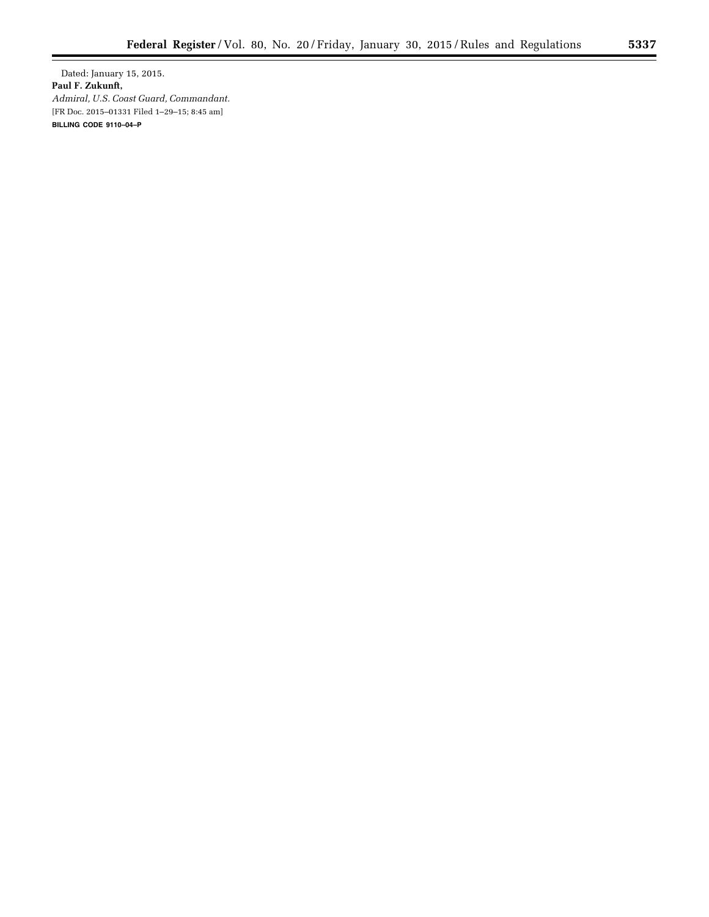Dated: January 15, 2015.

**Paul F. Zukunft,**

*Admiral, U.S. Coast Guard, Commandant.*

[FR Doc. 2015–01331 Filed 1–29–15; 8:45 am]

**BILLING CODE 9110–04–P**